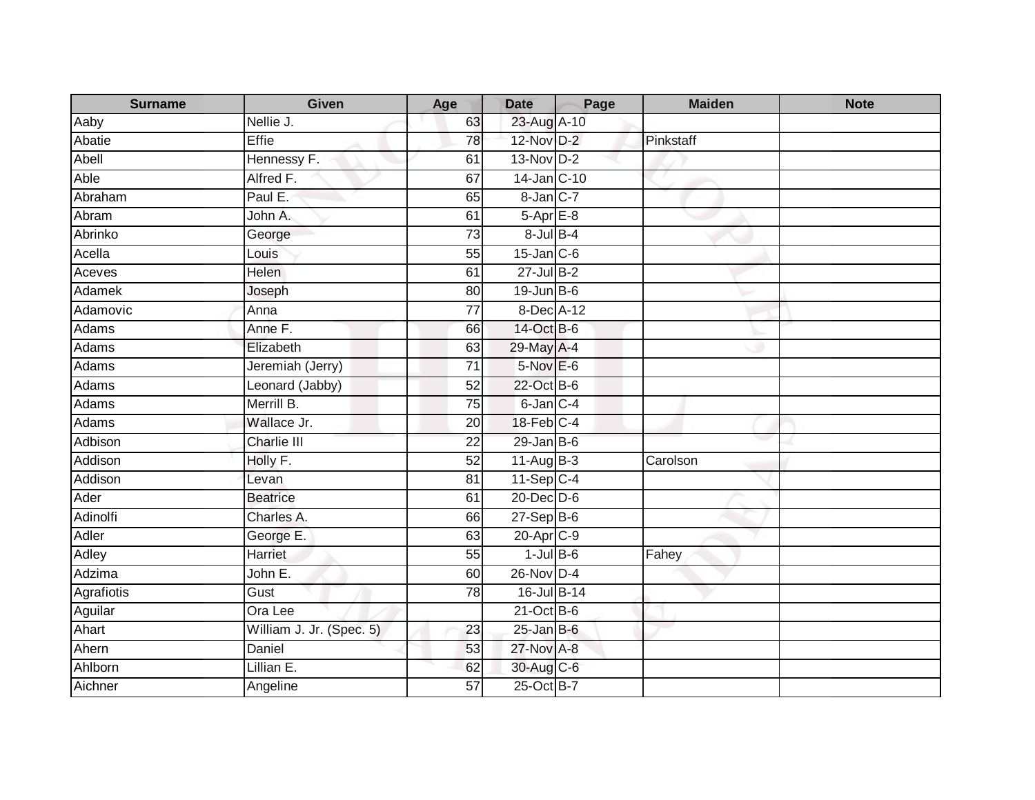| Surname | Given | Age | Date | Page | Maiden | Note |
|---|---|---|---|---|---|---|
| Aaby | Nellie J. | 63 | 23-Aug | A-10 | | |
| Abatie | Effie | 78 | 12-Nov | D-2 | Pinkstaff | |
| Abell | Hennessy F. | 61 | 13-Nov | D-2 | | |
| Able | Alfred F. | 67 | 14-Jan | C-10 | | |
| Abraham | Paul E. | 65 | 8-Jan | C-7 | | |
| Abram | John A. | 61 | 5-Apr | E-8 | | |
| Abrinko | George | 73 | 8-Jul | B-4 | | |
| Acella | Louis | 55 | 15-Jan | C-6 | | |
| Aceves | Helen | 61 | 27-Jul | B-2 | | |
| Adamek | Joseph | 80 | 19-Jun | B-6 | | |
| Adamovic | Anna | 77 | 8-Dec | A-12 | | |
| Adams | Anne F. | 66 | 14-Oct | B-6 | | |
| Adams | Elizabeth | 63 | 29-May | A-4 | | |
| Adams | Jeremiah (Jerry) | 71 | 5-Nov | E-6 | | |
| Adams | Leonard (Jabby) | 52 | 22-Oct | B-6 | | |
| Adams | Merrill B. | 75 | 6-Jan | C-4 | | |
| Adams | Wallace Jr. | 20 | 18-Feb | C-4 | | |
| Adbison | Charlie III | 22 | 29-Jan | B-6 | | |
| Addison | Holly F. | 52 | 11-Aug | B-3 | Carolson | |
| Addison | Levan | 81 | 11-Sep | C-4 | | |
| Ader | Beatrice | 61 | 20-Dec | D-6 | | |
| Adinolfi | Charles A. | 66 | 27-Sep | B-6 | | |
| Adler | George E. | 63 | 20-Apr | C-9 | | |
| Adley | Harriet | 55 | 1-Jul | B-6 | Fahey | |
| Adzima | John E. | 60 | 26-Nov | D-4 | | |
| Agrafiotis | Gust | 78 | 16-Jul | B-14 | | |
| Aguilar | Ora Lee | | 21-Oct | B-6 | | |
| Ahart | William J. Jr. (Spec. 5) | 23 | 25-Jan | B-6 | | |
| Ahern | Daniel | 53 | 27-Nov | A-8 | | |
| Ahlborn | Lillian E. | 62 | 30-Aug | C-6 | | |
| Aichner | Angeline | 57 | 25-Oct | B-7 | | |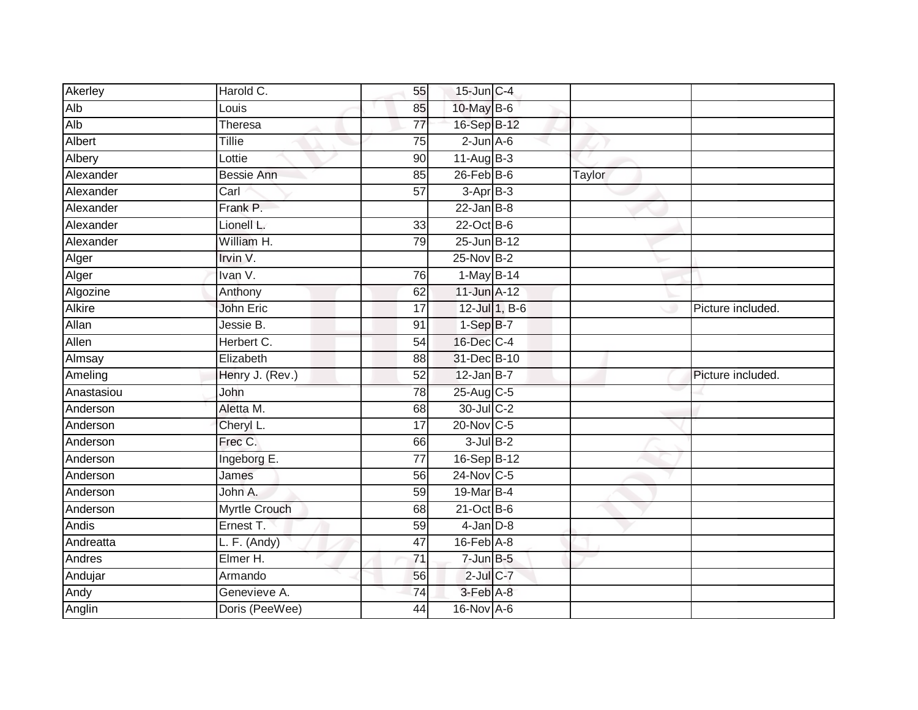| | | | | | | |
|---|---|---|---|---|---|---|
| Akerley | Harold C. | 55 | 15-Jun | C-4 | | |
| Alb | Louis | 85 | 10-May | B-6 | | |
| Alb | Theresa | 77 | 16-Sep | B-12 | | |
| Albert | Tillie | 75 | 2-Jun | A-6 | | |
| Albery | Lottie | 90 | 11-Aug | B-3 | | |
| Alexander | Bessie Ann | 85 | 26-Feb | B-6 | Taylor | |
| Alexander | Carl | 57 | 3-Apr | B-3 | | |
| Alexander | Frank P. | | 22-Jan | B-8 | | |
| Alexander | Lionell L. | 33 | 22-Oct | B-6 | | |
| Alexander | William H. | 79 | 25-Jun | B-12 | | |
| Alger | Irvin V. | | 25-Nov | B-2 | | |
| Alger | Ivan V. | 76 | 1-May | B-14 | | |
| Algozine | Anthony | 62 | 11-Jun | A-12 | | |
| Alkire | John Eric | 17 | 12-Jul | 1, B-6 | | Picture included. |
| Allan | Jessie B. | 91 | 1-Sep | B-7 | | |
| Allen | Herbert C. | 54 | 16-Dec | C-4 | | |
| Almsay | Elizabeth | 88 | 31-Dec | B-10 | | |
| Ameling | Henry J. (Rev.) | 52 | 12-Jan | B-7 | | Picture included. |
| Anastasiou | John | 78 | 25-Aug | C-5 | | |
| Anderson | Aletta M. | 68 | 30-Jul | C-2 | | |
| Anderson | Cheryl L. | 17 | 20-Nov | C-5 | | |
| Anderson | Frec C. | 66 | 3-Jul | B-2 | | |
| Anderson | Ingeborg E. | 77 | 16-Sep | B-12 | | |
| Anderson | James | 56 | 24-Nov | C-5 | | |
| Anderson | John A. | 59 | 19-Mar | B-4 | | |
| Anderson | Myrtle Crouch | 68 | 21-Oct | B-6 | | |
| Andis | Ernest T. | 59 | 4-Jan | D-8 | | |
| Andreatta | L. F. (Andy) | 47 | 16-Feb | A-8 | | |
| Andres | Elmer H. | 71 | 7-Jun | B-5 | | |
| Andujar | Armando | 56 | 2-Jul | C-7 | | |
| Andy | Genevieve A. | 74 | 3-Feb | A-8 | | |
| Anglin | Doris (PeeWee) | 44 | 16-Nov | A-6 | | |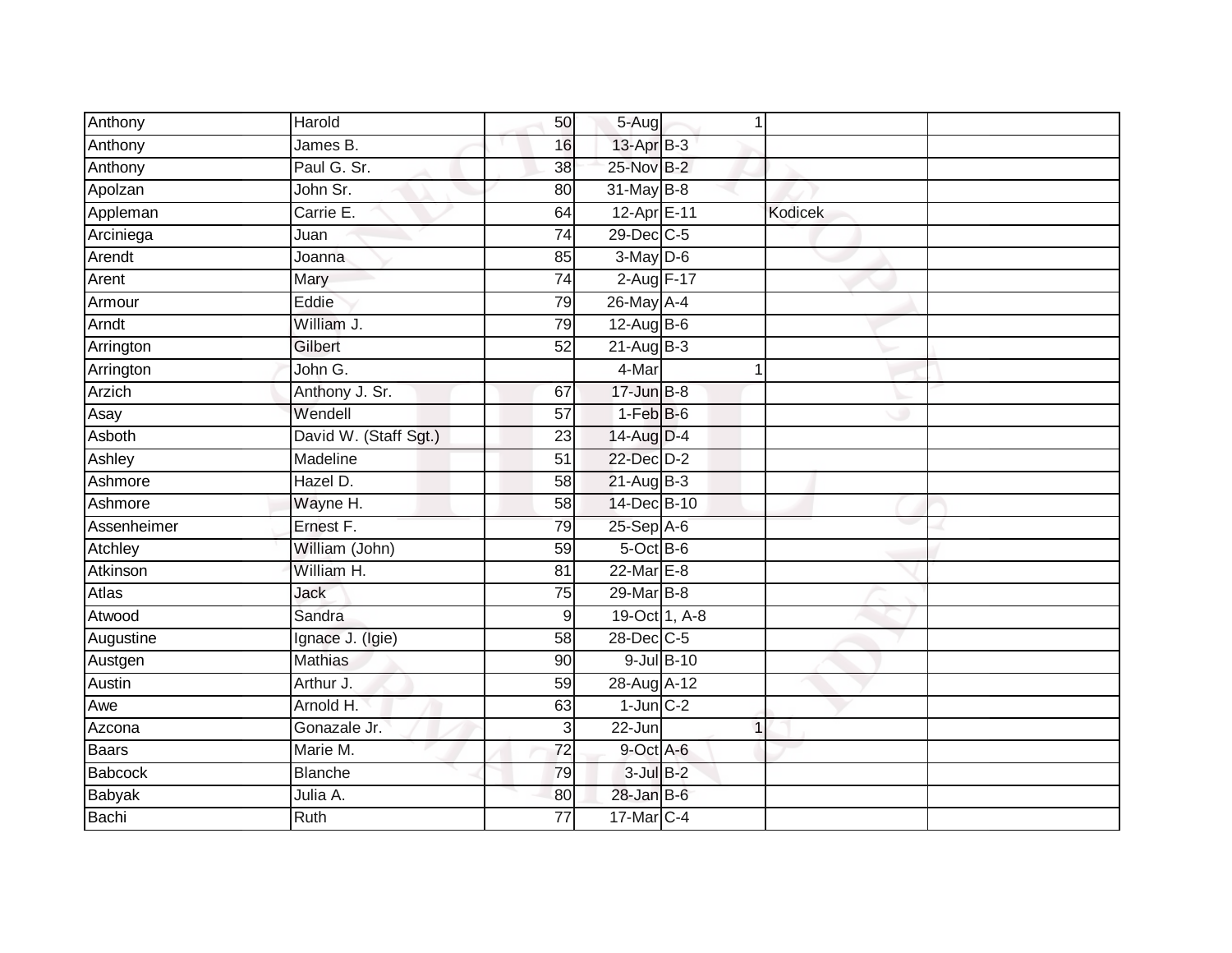| | | | | | | | |
|---|---|---|---|---|---|---|---|
| Anthony | Harold | 50 | 5-Aug | | 1 | | |
| Anthony | James B. | 16 | 13-Apr | B-3 | | | |
| Anthony | Paul G. Sr. | 38 | 25-Nov | B-2 | | | |
| Apolzan | John Sr. | 80 | 31-May | B-8 | | | |
| Appleman | Carrie E. | 64 | 12-Apr | E-11 | | Kodicek | |
| Arciniega | Juan | 74 | 29-Dec | C-5 | | | |
| Arendt | Joanna | 85 | 3-May | D-6 | | | |
| Arent | Mary | 74 | 2-Aug | F-17 | | | |
| Armour | Eddie | 79 | 26-May | A-4 | | | |
| Arndt | William J. | 79 | 12-Aug | B-6 | | | |
| Arrington | Gilbert | 52 | 21-Aug | B-3 | | | |
| Arrington | John G. | | 4-Mar | | 1 | | |
| Arzich | Anthony J. Sr. | 67 | 17-Jun | B-8 | | | |
| Asay | Wendell | 57 | 1-Feb | B-6 | | | |
| Asboth | David W. (Staff Sgt.) | 23 | 14-Aug | D-4 | | | |
| Ashley | Madeline | 51 | 22-Dec | D-2 | | | |
| Ashmore | Hazel D. | 58 | 21-Aug | B-3 | | | |
| Ashmore | Wayne H. | 58 | 14-Dec | B-10 | | | |
| Assenheimer | Ernest F. | 79 | 25-Sep | A-6 | | | |
| Atchley | William (John) | 59 | 5-Oct | B-6 | | | |
| Atkinson | William H. | 81 | 22-Mar | E-8 | | | |
| Atlas | Jack | 75 | 29-Mar | B-8 | | | |
| Atwood | Sandra | 9 | 19-Oct | 1, A-8 | | | |
| Augustine | Ignace J. (Igie) | 58 | 28-Dec | C-5 | | | |
| Austgen | Mathias | 90 | 9-Jul | B-10 | | | |
| Austin | Arthur J. | 59 | 28-Aug | A-12 | | | |
| Awe | Arnold H. | 63 | 1-Jun | C-2 | | | |
| Azcona | Gonazale Jr. | 3 | 22-Jun | | 1 | | |
| Baars | Marie M. | 72 | 9-Oct | A-6 | | | |
| Babcock | Blanche | 79 | 3-Jul | B-2 | | | |
| Babyak | Julia A. | 80 | 28-Jan | B-6 | | | |
| Bachi | Ruth | 77 | 17-Mar | C-4 | | | |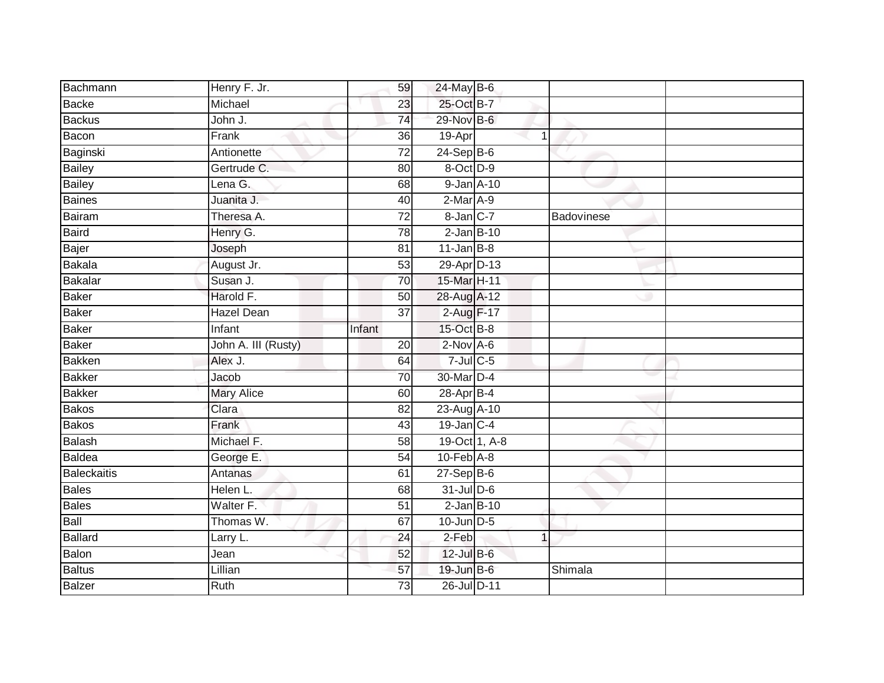| Bachmann | Henry F. Jr. | 59 | 24-May | B-6 | | | |
|---|---|---|---|---|---|---|---|
| Backe | Michael | 23 | 25-Oct | B-7 | | | |
| Backus | John J. | 74 | 29-Nov | B-6 | | | |
| Bacon | Frank | 36 | 19-Apr | | 1 | | |
| Baginski | Antionette | 72 | 24-Sep | B-6 | | | |
| Bailey | Gertrude C. | 80 | 8-Oct | D-9 | | | |
| Bailey | Lena G. | 68 | 9-Jan | A-10 | | | |
| Baines | Juanita J. | 40 | 2-Mar | A-9 | | | |
| Bairam | Theresa A. | 72 | 8-Jan | C-7 | | Badovinese | |
| Baird | Henry G. | 78 | 2-Jan | B-10 | | | |
| Bajer | Joseph | 81 | 11-Jan | B-8 | | | |
| Bakala | August Jr. | 53 | 29-Apr | D-13 | | | |
| Bakalar | Susan J. | 70 | 15-Mar | H-11 | | | |
| Baker | Harold F. | 50 | 28-Aug | A-12 | | | |
| Baker | Hazel Dean | 37 | 2-Aug | F-17 | | | |
| Baker | Infant | Infant | 15-Oct | B-8 | | | |
| Baker | John A. III (Rusty) | 20 | 2-Nov | A-6 | | | |
| Bakken | Alex J. | 64 | 7-Jul | C-5 | | | |
| Bakker | Jacob | 70 | 30-Mar | D-4 | | | |
| Bakker | Mary Alice | 60 | 28-Apr | B-4 | | | |
| Bakos | Clara | 82 | 23-Aug | A-10 | | | |
| Bakos | Frank | 43 | 19-Jan | C-4 | | | |
| Balash | Michael F. | 58 | 19-Oct | 1, A-8 | | | |
| Baldea | George E. | 54 | 10-Feb | A-8 | | | |
| Baleckaitis | Antanas | 61 | 27-Sep | B-6 | | | |
| Bales | Helen L. | 68 | 31-Jul | D-6 | | | |
| Bales | Walter F. | 51 | 2-Jan | B-10 | | | |
| Ball | Thomas W. | 67 | 10-Jun | D-5 | | | |
| Ballard | Larry L. | 24 | 2-Feb | | 1 | | |
| Balon | Jean | 52 | 12-Jul | B-6 | | | |
| Baltus | Lillian | 57 | 19-Jun | B-6 | | Shimala | |
| Balzer | Ruth | 73 | 26-Jul | D-11 | | | |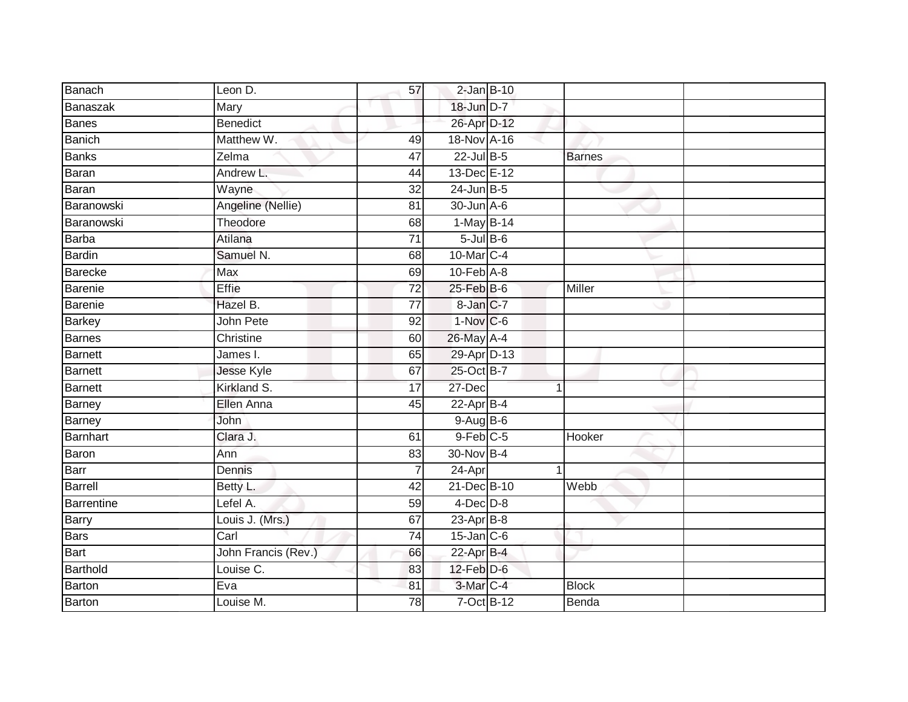| Banach | Leon D. | 57 | 2-Jan | B-10 | | |
|---|---|---|---|---|---|---|
| Banaszak | Mary | | 18-Jun | D-7 | | |
| Banes | Benedict | | 26-Apr | D-12 | | |
| Banich | Matthew W. | 49 | 18-Nov | A-16 | | |
| Banks | Zelma | 47 | 22-Jul | B-5 | Barnes | |
| Baran | Andrew L. | 44 | 13-Dec | E-12 | | |
| Baran | Wayne | 32 | 24-Jun | B-5 | | |
| Baranowski | Angeline (Nellie) | 81 | 30-Jun | A-6 | | |
| Baranowski | Theodore | 68 | 1-May | B-14 | | |
| Barba | Atilana | 71 | 5-Jul | B-6 | | |
| Bardin | Samuel N. | 68 | 10-Mar | C-4 | | |
| Barecke | Max | 69 | 10-Feb | A-8 | | |
| Barenie | Effie | 72 | 25-Feb | B-6 | Miller | |
| Barenie | Hazel B. | 77 | 8-Jan | C-7 | | |
| Barkey | John Pete | 92 | 1-Nov | C-6 | | |
| Barnes | Christine | 60 | 26-May | A-4 | | |
| Barnett | James I. | 65 | 29-Apr | D-13 | | |
| Barnett | Jesse Kyle | 67 | 25-Oct | B-7 | | |
| Barnett | Kirkland S. | 17 | 27-Dec | 1 | | |
| Barney | Ellen Anna | 45 | 22-Apr | B-4 | | |
| Barney | John | | 9-Aug | B-6 | | |
| Barnhart | Clara J. | 61 | 9-Feb | C-5 | Hooker | |
| Baron | Ann | 83 | 30-Nov | B-4 | | |
| Barr | Dennis | 7 | 24-Apr | 1 | | |
| Barrell | Betty L. | 42 | 21-Dec | B-10 | Webb | |
| Barrentine | Lefel A. | 59 | 4-Dec | D-8 | | |
| Barry | Louis J. (Mrs.) | 67 | 23-Apr | B-8 | | |
| Bars | Carl | 74 | 15-Jan | C-6 | | |
| Bart | John Francis (Rev.) | 66 | 22-Apr | B-4 | | |
| Barthold | Louise C. | 83 | 12-Feb | D-6 | | |
| Barton | Eva | 81 | 3-Mar | C-4 | Block | |
| Barton | Louise M. | 78 | 7-Oct | B-12 | Benda | |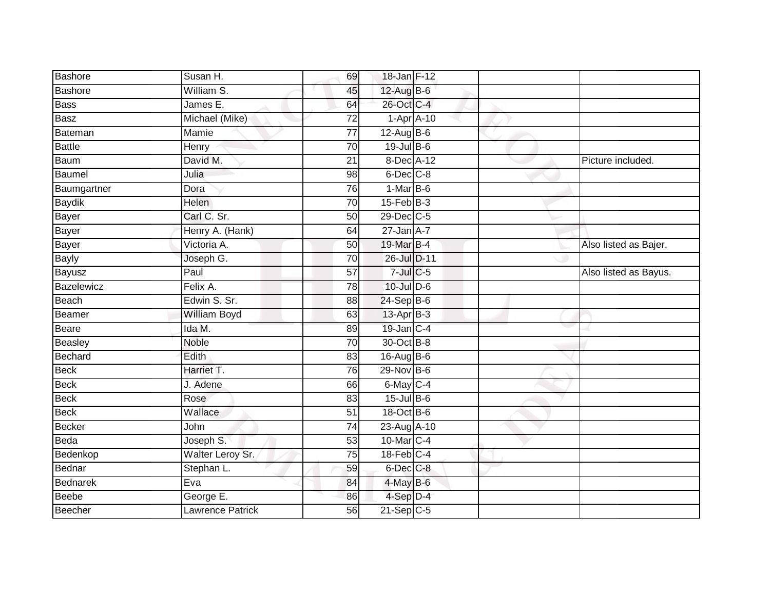| | | | | | | |
|---|---|---|---|---|---|---|
| Bashore | Susan H. | 69 | 18-Jan | F-12 | | |
| Bashore | William S. | 45 | 12-Aug | B-6 | | |
| Bass | James E. | 64 | 26-Oct | C-4 | | |
| Basz | Michael (Mike) | 72 | 1-Apr | A-10 | | |
| Bateman | Mamie | 77 | 12-Aug | B-6 | | |
| Battle | Henry | 70 | 19-Jul | B-6 | | |
| Baum | David M. | 21 | 8-Dec | A-12 | | Picture included. |
| Baumel | Julia | 98 | 6-Dec | C-8 | | |
| Baumgartner | Dora | 76 | 1-Mar | B-6 | | |
| Baydik | Helen | 70 | 15-Feb | B-3 | | |
| Bayer | Carl C. Sr. | 50 | 29-Dec | C-5 | | |
| Bayer | Henry A. (Hank) | 64 | 27-Jan | A-7 | | |
| Bayer | Victoria A. | 50 | 19-Mar | B-4 | | Also listed as Bajer. |
| Bayly | Joseph G. | 70 | 26-Jul | D-11 | | |
| Bayusz | Paul | 57 | 7-Jul | C-5 | | Also listed as Bayus. |
| Bazelewicz | Felix A. | 78 | 10-Jul | D-6 | | |
| Beach | Edwin S. Sr. | 88 | 24-Sep | B-6 | | |
| Beamer | William Boyd | 63 | 13-Apr | B-3 | | |
| Beare | Ida M. | 89 | 19-Jan | C-4 | | |
| Beasley | Noble | 70 | 30-Oct | B-8 | | |
| Bechard | Edith | 83 | 16-Aug | B-6 | | |
| Beck | Harriet T. | 76 | 29-Nov | B-6 | | |
| Beck | J. Adene | 66 | 6-May | C-4 | | |
| Beck | Rose | 83 | 15-Jul | B-6 | | |
| Beck | Wallace | 51 | 18-Oct | B-6 | | |
| Becker | John | 74 | 23-Aug | A-10 | | |
| Beda | Joseph S. | 53 | 10-Mar | C-4 | | |
| Bedenkop | Walter Leroy Sr. | 75 | 18-Feb | C-4 | | |
| Bednar | Stephan L. | 59 | 6-Dec | C-8 | | |
| Bednarek | Eva | 84 | 4-May | B-6 | | |
| Beebe | George E. | 86 | 4-Sep | D-4 | | |
| Beecher | Lawrence Patrick | 56 | 21-Sep | C-5 | | |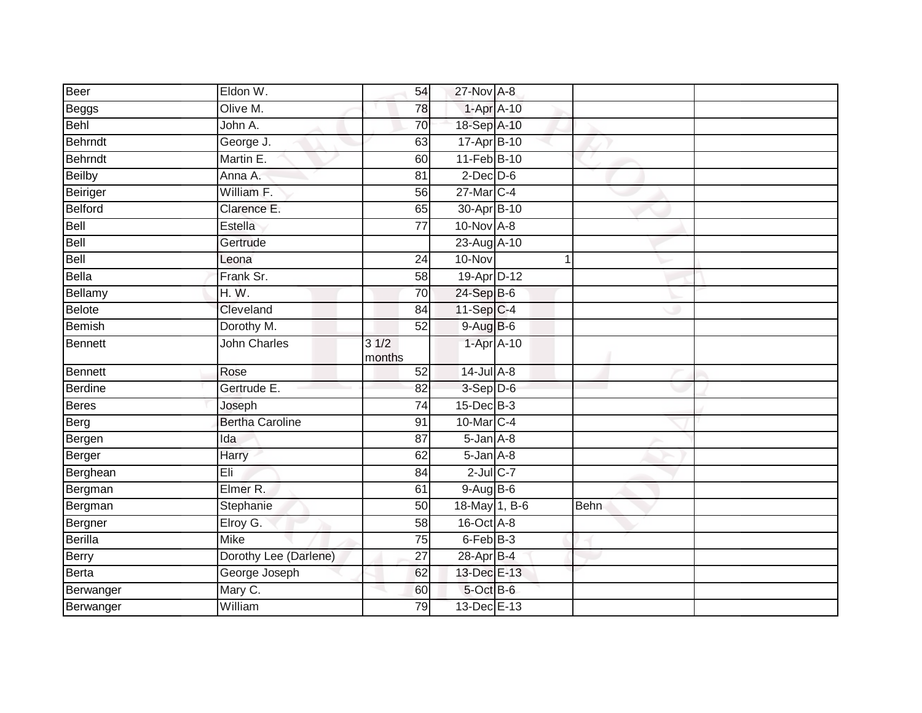| | | | | | | |
|---|---|---|---|---|---|---|
| Beer | Eldon W. | 54 | 27-Nov | A-8 | | |
| Beggs | Olive M. | 78 | 1-Apr | A-10 | | |
| Behl | John A. | 70 | 18-Sep | A-10 | | |
| Behrndt | George J. | 63 | 17-Apr | B-10 | | |
| Behrndt | Martin E. | 60 | 11-Feb | B-10 | | |
| Beilby | Anna A. | 81 | 2-Dec | D-6 | | |
| Beiriger | William F. | 56 | 27-Mar | C-4 | | |
| Belford | Clarence E. | 65 | 30-Apr | B-10 | | |
| Bell | Estella | 77 | 10-Nov | A-8 | | |
| Bell | Gertrude | | 23-Aug | A-10 | | |
| Bell | Leona | 24 | 10-Nov | 1 | | |
| Bella | Frank Sr. | 58 | 19-Apr | D-12 | | |
| Bellamy | H. W. | 70 | 24-Sep | B-6 | | |
| Belote | Cleveland | 84 | 11-Sep | C-4 | | |
| Bemish | Dorothy M. | 52 | 9-Aug | B-6 | | |
| Bennett | John Charles | 3 1/2 months | 1-Apr | A-10 | | |
| Bennett | Rose | 52 | 14-Jul | A-8 | | |
| Berdine | Gertrude E. | 82 | 3-Sep | D-6 | | |
| Beres | Joseph | 74 | 15-Dec | B-3 | | |
| Berg | Bertha Caroline | 91 | 10-Mar | C-4 | | |
| Bergen | Ida | 87 | 5-Jan | A-8 | | |
| Berger | Harry | 62 | 5-Jan | A-8 | | |
| Berghean | Eli | 84 | 2-Jul | C-7 | | |
| Bergman | Elmer R. | 61 | 9-Aug | B-6 | | |
| Bergman | Stephanie | 50 | 18-May | 1, B-6 | Behn | |
| Bergner | Elroy G. | 58 | 16-Oct | A-8 | | |
| Berilla | Mike | 75 | 6-Feb | B-3 | | |
| Berry | Dorothy Lee (Darlene) | 27 | 28-Apr | B-4 | | |
| Berta | George Joseph | 62 | 13-Dec | E-13 | | |
| Berwanger | Mary C. | 60 | 5-Oct | B-6 | | |
| Berwanger | William | 79 | 13-Dec | E-13 | | |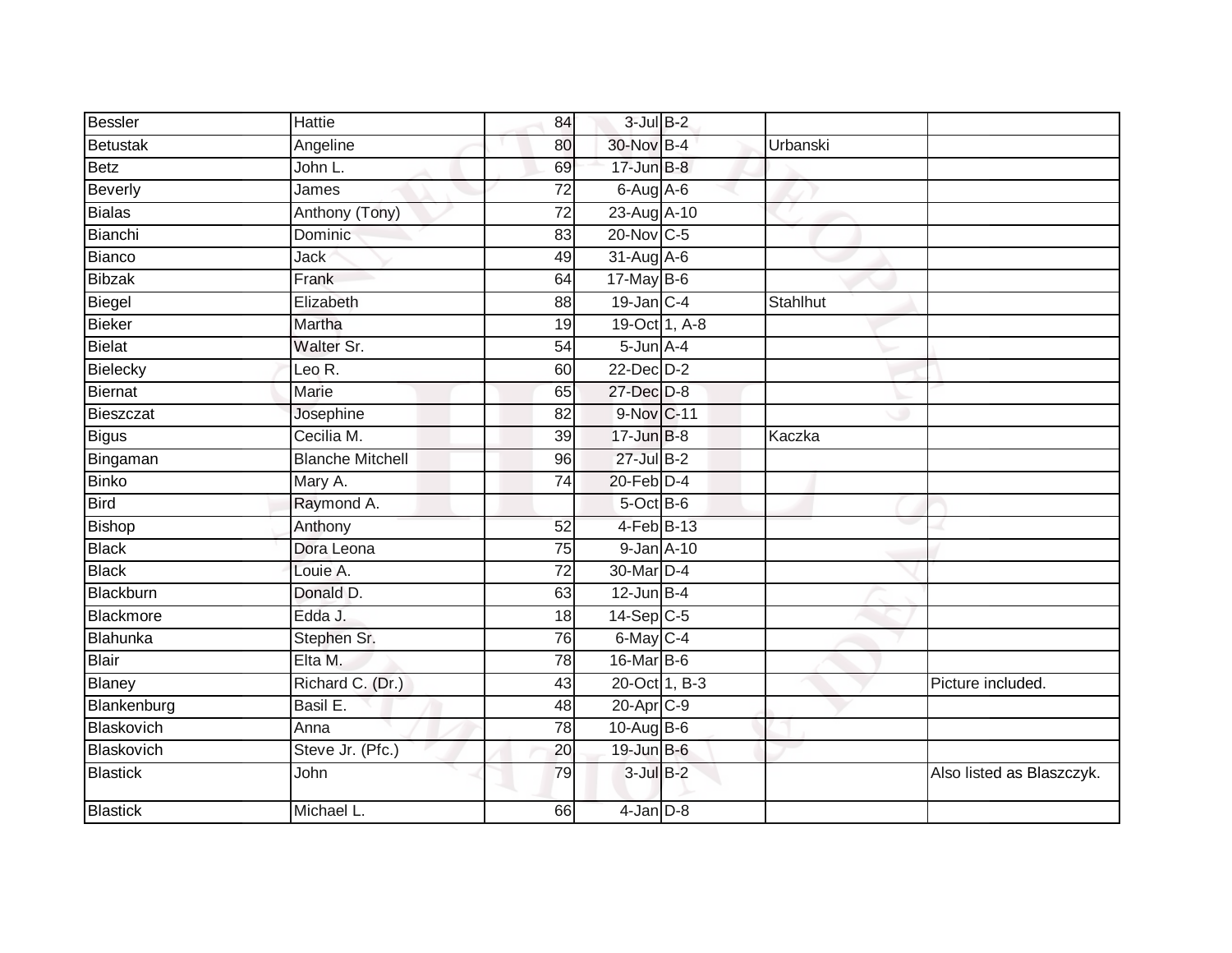| Bessler | Hattie | 84 | 3-Jul | B-2 | | |
|---|---|---|---|---|---|---|
| Betustak | Angeline | 80 | 30-Nov | B-4 | Urbanski | |
| Betz | John L. | 69 | 17-Jun | B-8 | | |
| Beverly | James | 72 | 6-Aug | A-6 | | |
| Bialas | Anthony (Tony) | 72 | 23-Aug | A-10 | | |
| Bianchi | Dominic | 83 | 20-Nov | C-5 | | |
| Bianco | Jack | 49 | 31-Aug | A-6 | | |
| Bibzak | Frank | 64 | 17-May | B-6 | | |
| Biegel | Elizabeth | 88 | 19-Jan | C-4 | Stahlhut | |
| Bieker | Martha | 19 | 19-Oct | 1, A-8 | | |
| Bielat | Walter Sr. | 54 | 5-Jun | A-4 | | |
| Bielecky | Leo R. | 60 | 22-Dec | D-2 | | |
| Biernat | Marie | 65 | 27-Dec | D-8 | | |
| Bieszczat | Josephine | 82 | 9-Nov | C-11 | | |
| Bigus | Cecilia M. | 39 | 17-Jun | B-8 | Kaczka | |
| Bingaman | Blanche Mitchell | 96 | 27-Jul | B-2 | | |
| Binko | Mary A. | 74 | 20-Feb | D-4 | | |
| Bird | Raymond A. | | 5-Oct | B-6 | | |
| Bishop | Anthony | 52 | 4-Feb | B-13 | | |
| Black | Dora Leona | 75 | 9-Jan | A-10 | | |
| Black | Louie A. | 72 | 30-Mar | D-4 | | |
| Blackburn | Donald D. | 63 | 12-Jun | B-4 | | |
| Blackmore | Edda J. | 18 | 14-Sep | C-5 | | |
| Blahunka | Stephen Sr. | 76 | 6-May | C-4 | | |
| Blair | Elta M. | 78 | 16-Mar | B-6 | | |
| Blaney | Richard C. (Dr.) | 43 | 20-Oct | 1, B-3 | | Picture included. |
| Blankenburg | Basil E. | 48 | 20-Apr | C-9 | | |
| Blaskovich | Anna | 78 | 10-Aug | B-6 | | |
| Blaskovich | Steve Jr. (Pfc.) | 20 | 19-Jun | B-6 | | |
| Blastick | John | 79 | 3-Jul | B-2 | | Also listed as Blaszczyk. |
| Blastick | Michael L. | 66 | 4-Jan | D-8 | | |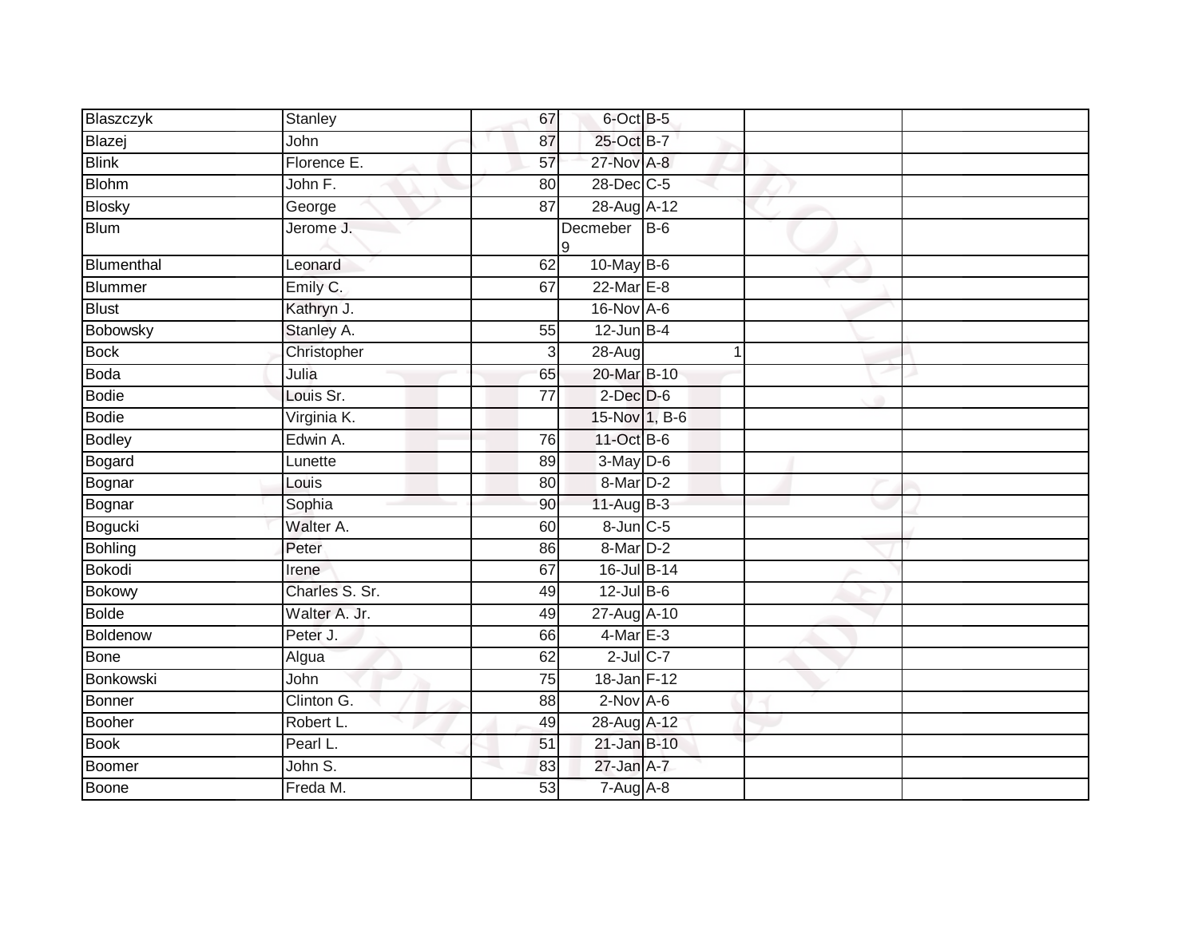| | | | | | | |
|---|---|---|---|---|---|---|
| Blaszczyk | Stanley | 67 | 6-Oct | B-5 | | |
| Blazej | John | 87 | 25-Oct | B-7 | | |
| Blink | Florence E. | 57 | 27-Nov | A-8 | | |
| Blohm | John F. | 80 | 28-Dec | C-5 | | |
| Blosky | George | 87 | 28-Aug | A-12 | | |
| Blum | Jerome J. | | Decmeber 9 | B-6 | | |
| Blumenthal | Leonard | 62 | 10-May | B-6 | | |
| Blummer | Emily C. | 67 | 22-Mar | E-8 | | |
| Blust | Kathryn J. | | 16-Nov | A-6 | | |
| Bobowsky | Stanley A. | 55 | 12-Jun | B-4 | | |
| Bock | Christopher | 3 | 28-Aug | 1 | | |
| Boda | Julia | 65 | 20-Mar | B-10 | | |
| Bodie | Louis Sr. | 77 | 2-Dec | D-6 | | |
| Bodie | Virginia K. | | 15-Nov | 1, B-6 | | |
| Bodley | Edwin A. | 76 | 11-Oct | B-6 | | |
| Bogard | Lunette | 89 | 3-May | D-6 | | |
| Bognar | Louis | 80 | 8-Mar | D-2 | | |
| Bognar | Sophia | 90 | 11-Aug | B-3 | | |
| Bogucki | Walter A. | 60 | 8-Jun | C-5 | | |
| Bohling | Peter | 86 | 8-Mar | D-2 | | |
| Bokodi | Irene | 67 | 16-Jul | B-14 | | |
| Bokowy | Charles S. Sr. | 49 | 12-Jul | B-6 | | |
| Bolde | Walter A. Jr. | 49 | 27-Aug | A-10 | | |
| Boldenow | Peter J. | 66 | 4-Mar | E-3 | | |
| Bone | Algua | 62 | 2-Jul | C-7 | | |
| Bonkowski | John | 75 | 18-Jan | F-12 | | |
| Bonner | Clinton G. | 88 | 2-Nov | A-6 | | |
| Booher | Robert L. | 49 | 28-Aug | A-12 | | |
| Book | Pearl L. | 51 | 21-Jan | B-10 | | |
| Boomer | John S. | 83 | 27-Jan | A-7 | | |
| Boone | Freda M. | 53 | 7-Aug | A-8 | | |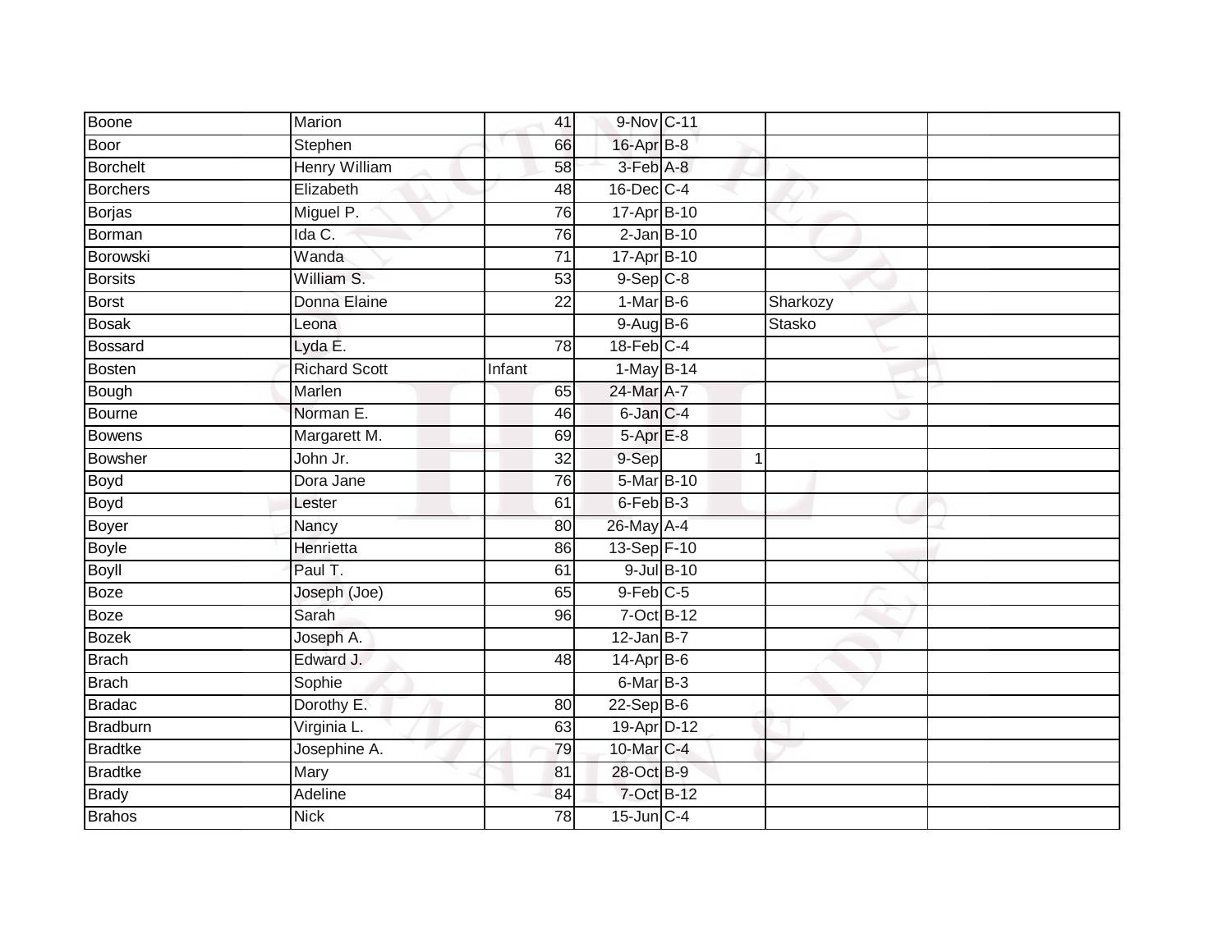| | | | | | | |
|---|---|---|---|---|---|---|
| Boone | Marion | 41 | 9-Nov | C-11 | | |
| Boor | Stephen | 66 | 16-Apr | B-8 | | |
| Borchelt | Henry William | 58 | 3-Feb | A-8 | | |
| Borchers | Elizabeth | 48 | 16-Dec | C-4 | | |
| Borjas | Miguel P. | 76 | 17-Apr | B-10 | | |
| Borman | Ida C. | 76 | 2-Jan | B-10 | | |
| Borowski | Wanda | 71 | 17-Apr | B-10 | | |
| Borsits | William S. | 53 | 9-Sep | C-8 | | |
| Borst | Donna Elaine | 22 | 1-Mar | B-6 | Sharkozy | |
| Bosak | Leona | | 9-Aug | B-6 | Stasko | |
| Bossard | Lyda E. | 78 | 18-Feb | C-4 | | |
| Bosten | Richard Scott | Infant | 1-May | B-14 | | |
| Bough | Marlen | 65 | 24-Mar | A-7 | | |
| Bourne | Norman E. | 46 | 6-Jan | C-4 | | |
| Bowens | Margarett M. | 69 | 5-Apr | E-8 | | |
| Bowsher | John Jr. | 32 | 9-Sep | 1 | | |
| Boyd | Dora Jane | 76 | 5-Mar | B-10 | | |
| Boyd | Lester | 61 | 6-Feb | B-3 | | |
| Boyer | Nancy | 80 | 26-May | A-4 | | |
| Boyle | Henrietta | 86 | 13-Sep | F-10 | | |
| Boyll | Paul T. | 61 | 9-Jul | B-10 | | |
| Boze | Joseph (Joe) | 65 | 9-Feb | C-5 | | |
| Boze | Sarah | 96 | 7-Oct | B-12 | | |
| Bozek | Joseph A. | | 12-Jan | B-7 | | |
| Brach | Edward J. | 48 | 14-Apr | B-6 | | |
| Brach | Sophie | | 6-Mar | B-3 | | |
| Bradac | Dorothy E. | 80 | 22-Sep | B-6 | | |
| Bradburn | Virginia L. | 63 | 19-Apr | D-12 | | |
| Bradtke | Josephine A. | 79 | 10-Mar | C-4 | | |
| Bradtke | Mary | 81 | 28-Oct | B-9 | | |
| Brady | Adeline | 84 | 7-Oct | B-12 | | |
| Brahos | Nick | 78 | 15-Jun | C-4 | | |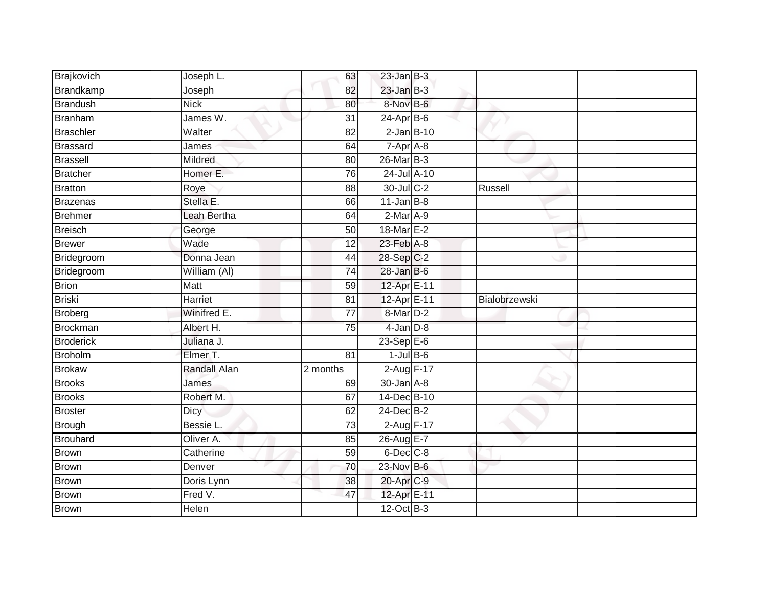| | | | | | | |
|---|---|---|---|---|---|---|
| Brajkovich | Joseph L. | 63 | 23-Jan | B-3 | | |
| Brandkamp | Joseph | 82 | 23-Jan | B-3 | | |
| Brandush | Nick | 80 | 8-Nov | B-6 | | |
| Branham | James W. | 31 | 24-Apr | B-6 | | |
| Braschler | Walter | 82 | 2-Jan | B-10 | | |
| Brassard | James | 64 | 7-Apr | A-8 | | |
| Brassell | Mildred | 80 | 26-Mar | B-3 | | |
| Bratcher | Homer E. | 76 | 24-Jul | A-10 | | |
| Bratton | Roye | 88 | 30-Jul | C-2 | Russell | |
| Brazenas | Stella E. | 66 | 11-Jan | B-8 | | |
| Brehmer | Leah Bertha | 64 | 2-Mar | A-9 | | |
| Breisch | George | 50 | 18-Mar | E-2 | | |
| Brewer | Wade | 12 | 23-Feb | A-8 | | |
| Bridegroom | Donna Jean | 44 | 28-Sep | C-2 | | |
| Bridegroom | William (Al) | 74 | 28-Jan | B-6 | | |
| Brion | Matt | 59 | 12-Apr | E-11 | | |
| Briski | Harriet | 81 | 12-Apr | E-11 | Bialobrzewski | |
| Broberg | Winifred E. | 77 | 8-Mar | D-2 | | |
| Brockman | Albert H. | 75 | 4-Jan | D-8 | | |
| Broderick | Juliana J. | | 23-Sep | E-6 | | |
| Broholm | Elmer T. | 81 | 1-Jul | B-6 | | |
| Brokaw | Randall Alan | 2 months | 2-Aug | F-17 | | |
| Brooks | James | 69 | 30-Jan | A-8 | | |
| Brooks | Robert M. | 67 | 14-Dec | B-10 | | |
| Broster | Dicy | 62 | 24-Dec | B-2 | | |
| Brough | Bessie L. | 73 | 2-Aug | F-17 | | |
| Brouhard | Oliver A. | 85 | 26-Aug | E-7 | | |
| Brown | Catherine | 59 | 6-Dec | C-8 | | |
| Brown | Denver | 70 | 23-Nov | B-6 | | |
| Brown | Doris Lynn | 38 | 20-Apr | C-9 | | |
| Brown | Fred V. | 47 | 12-Apr | E-11 | | |
| Brown | Helen | | 12-Oct | B-3 | | |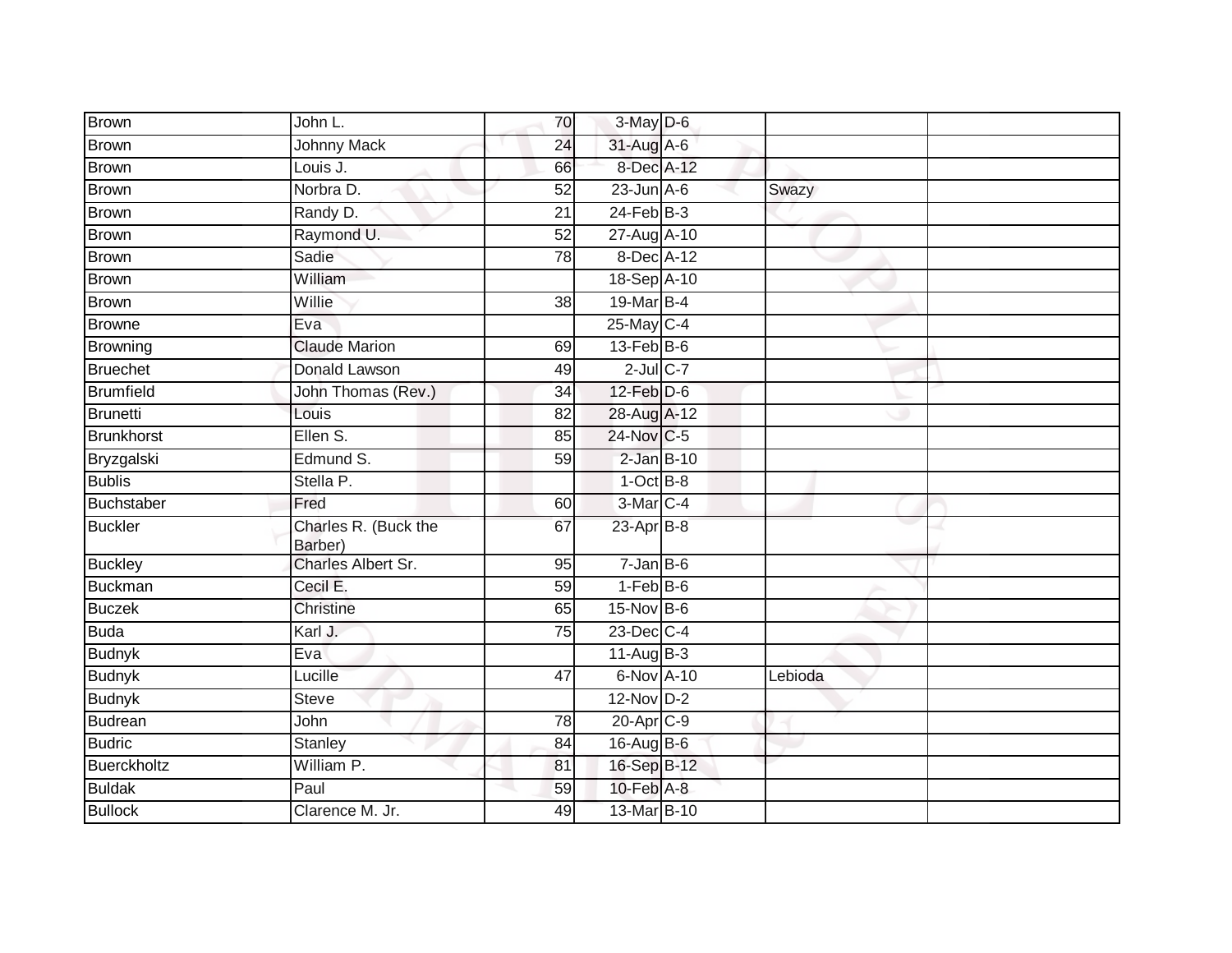| | | | | | | |
|---|---|---|---|---|---|---|
| Brown | John L. | 70 | 3-May | D-6 | | |
| Brown | Johnny Mack | 24 | 31-Aug | A-6 | | |
| Brown | Louis J. | 66 | 8-Dec | A-12 | | |
| Brown | Norbra D. | 52 | 23-Jun | A-6 | Swazy | |
| Brown | Randy D. | 21 | 24-Feb | B-3 | | |
| Brown | Raymond U. | 52 | 27-Aug | A-10 | | |
| Brown | Sadie | 78 | 8-Dec | A-12 | | |
| Brown | William | | 18-Sep | A-10 | | |
| Brown | Willie | 38 | 19-Mar | B-4 | | |
| Browne | Eva | | 25-May | C-4 | | |
| Browning | Claude Marion | 69 | 13-Feb | B-6 | | |
| Bruechet | Donald Lawson | 49 | 2-Jul | C-7 | | |
| Brumfield | John Thomas (Rev.) | 34 | 12-Feb | D-6 | | |
| Brunetti | Louis | 82 | 28-Aug | A-12 | | |
| Brunkhorst | Ellen S. | 85 | 24-Nov | C-5 | | |
| Bryzgalski | Edmund S. | 59 | 2-Jan | B-10 | | |
| Bublis | Stella P. | | 1-Oct | B-8 | | |
| Buchstaber | Fred | 60 | 3-Mar | C-4 | | |
| Buckler | Charles R. (Buck the Barber) | 67 | 23-Apr | B-8 | | |
| Buckley | Charles Albert Sr. | 95 | 7-Jan | B-6 | | |
| Buckman | Cecil E. | 59 | 1-Feb | B-6 | | |
| Buczek | Christine | 65 | 15-Nov | B-6 | | |
| Buda | Karl J. | 75 | 23-Dec | C-4 | | |
| Budnyk | Eva | | 11-Aug | B-3 | | |
| Budnyk | Lucille | 47 | 6-Nov | A-10 | Lebioda | |
| Budnyk | Steve | | 12-Nov | D-2 | | |
| Budrean | John | 78 | 20-Apr | C-9 | | |
| Budric | Stanley | 84 | 16-Aug | B-6 | | |
| Buerckholtz | William P. | 81 | 16-Sep | B-12 | | |
| Buldak | Paul | 59 | 10-Feb | A-8 | | |
| Bullock | Clarence M. Jr. | 49 | 13-Mar | B-10 | | |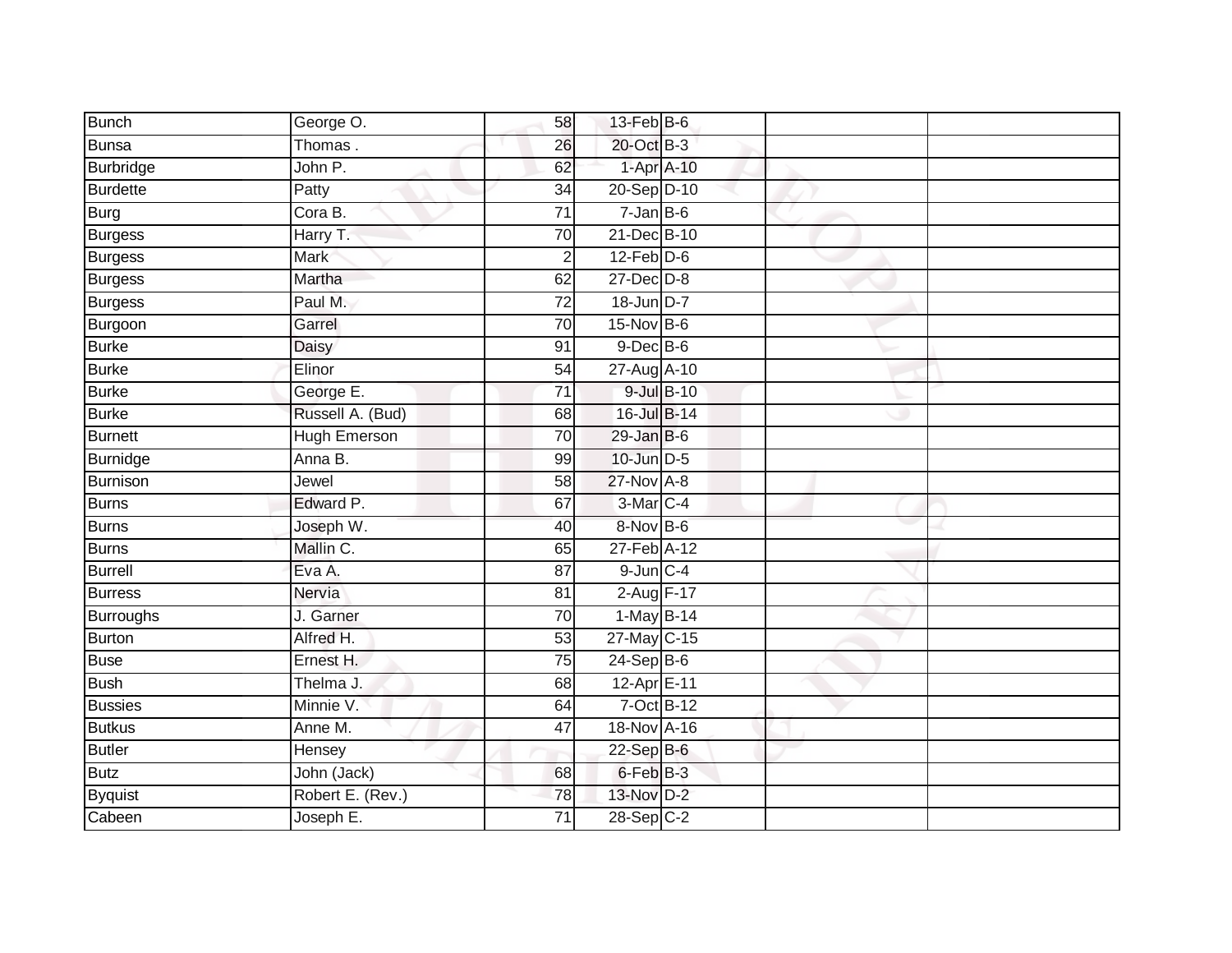| | | | | | | |
|---|---|---|---|---|---|---|
| Bunch | George O. | 58 | 13-Feb | B-6 | | |
| Bunsa | Thomas . | 26 | 20-Oct | B-3 | | |
| Burbridge | John P. | 62 | 1-Apr | A-10 | | |
| Burdette | Patty | 34 | 20-Sep | D-10 | | |
| Burg | Cora B. | 71 | 7-Jan | B-6 | | |
| Burgess | Harry T. | 70 | 21-Dec | B-10 | | |
| Burgess | Mark | 2 | 12-Feb | D-6 | | |
| Burgess | Martha | 62 | 27-Dec | D-8 | | |
| Burgess | Paul M. | 72 | 18-Jun | D-7 | | |
| Burgoon | Garrel | 70 | 15-Nov | B-6 | | |
| Burke | Daisy | 91 | 9-Dec | B-6 | | |
| Burke | Elinor | 54 | 27-Aug | A-10 | | |
| Burke | George E. | 71 | 9-Jul | B-10 | | |
| Burke | Russell A. (Bud) | 68 | 16-Jul | B-14 | | |
| Burnett | Hugh Emerson | 70 | 29-Jan | B-6 | | |
| Burnidge | Anna B. | 99 | 10-Jun | D-5 | | |
| Burnison | Jewel | 58 | 27-Nov | A-8 | | |
| Burns | Edward P. | 67 | 3-Mar | C-4 | | |
| Burns | Joseph W. | 40 | 8-Nov | B-6 | | |
| Burns | Mallin C. | 65 | 27-Feb | A-12 | | |
| Burrell | Eva A. | 87 | 9-Jun | C-4 | | |
| Burress | Nervia | 81 | 2-Aug | F-17 | | |
| Burroughs | J. Garner | 70 | 1-May | B-14 | | |
| Burton | Alfred H. | 53 | 27-May | C-15 | | |
| Buse | Ernest H. | 75 | 24-Sep | B-6 | | |
| Bush | Thelma J. | 68 | 12-Apr | E-11 | | |
| Bussies | Minnie V. | 64 | 7-Oct | B-12 | | |
| Butkus | Anne M. | 47 | 18-Nov | A-16 | | |
| Butler | Hensey | | 22-Sep | B-6 | | |
| Butz | John (Jack) | 68 | 6-Feb | B-3 | | |
| Byquist | Robert E. (Rev.) | 78 | 13-Nov | D-2 | | |
| Cabeen | Joseph E. | 71 | 28-Sep | C-2 | | |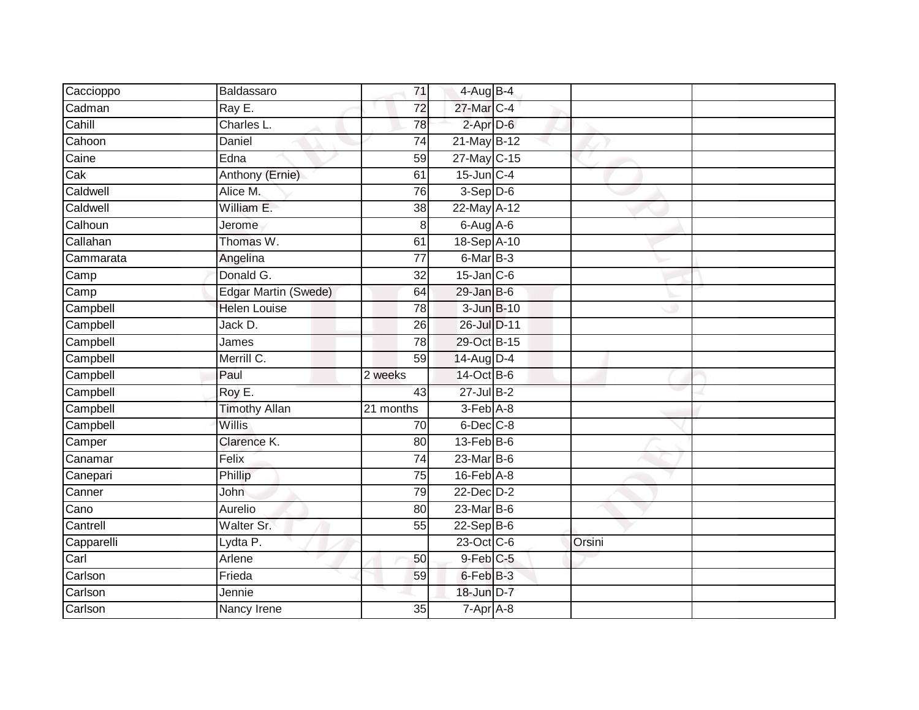| Caccioppo | Baldassaro | 71 | 4-Aug | B-4 | | |
|---|---|---|---|---|---|---|
| Cadman | Ray E. | 72 | 27-Mar | C-4 | | |
| Cahill | Charles L. | 78 | 2-Apr | D-6 | | |
| Cahoon | Daniel | 74 | 21-May | B-12 | | |
| Caine | Edna | 59 | 27-May | C-15 | | |
| Cak | Anthony (Ernie) | 61 | 15-Jun | C-4 | | |
| Caldwell | Alice M. | 76 | 3-Sep | D-6 | | |
| Caldwell | William E. | 38 | 22-May | A-12 | | |
| Calhoun | Jerome | 8 | 6-Aug | A-6 | | |
| Callahan | Thomas W. | 61 | 18-Sep | A-10 | | |
| Cammarata | Angelina | 77 | 6-Mar | B-3 | | |
| Camp | Donald G. | 32 | 15-Jan | C-6 | | |
| Camp | Edgar Martin (Swede) | 64 | 29-Jan | B-6 | | |
| Campbell | Helen Louise | 78 | 3-Jun | B-10 | | |
| Campbell | Jack D. | 26 | 26-Jul | D-11 | | |
| Campbell | James | 78 | 29-Oct | B-15 | | |
| Campbell | Merrill C. | 59 | 14-Aug | D-4 | | |
| Campbell | Paul | 2 weeks | 14-Oct | B-6 | | |
| Campbell | Roy E. | 43 | 27-Jul | B-2 | | |
| Campbell | Timothy Allan | 21 months | 3-Feb | A-8 | | |
| Campbell | Willis | 70 | 6-Dec | C-8 | | |
| Camper | Clarence K. | 80 | 13-Feb | B-6 | | |
| Canamar | Felix | 74 | 23-Mar | B-6 | | |
| Canepari | Phillip | 75 | 16-Feb | A-8 | | |
| Canner | John | 79 | 22-Dec | D-2 | | |
| Cano | Aurelio | 80 | 23-Mar | B-6 | | |
| Cantrell | Walter Sr. | 55 | 22-Sep | B-6 | | |
| Capparelli | Lydta P. | | 23-Oct | C-6 | Orsini | |
| Carl | Arlene | 50 | 9-Feb | C-5 | | |
| Carlson | Frieda | 59 | 6-Feb | B-3 | | |
| Carlson | Jennie | | 18-Jun | D-7 | | |
| Carlson | Nancy Irene | 35 | 7-Apr | A-8 | | |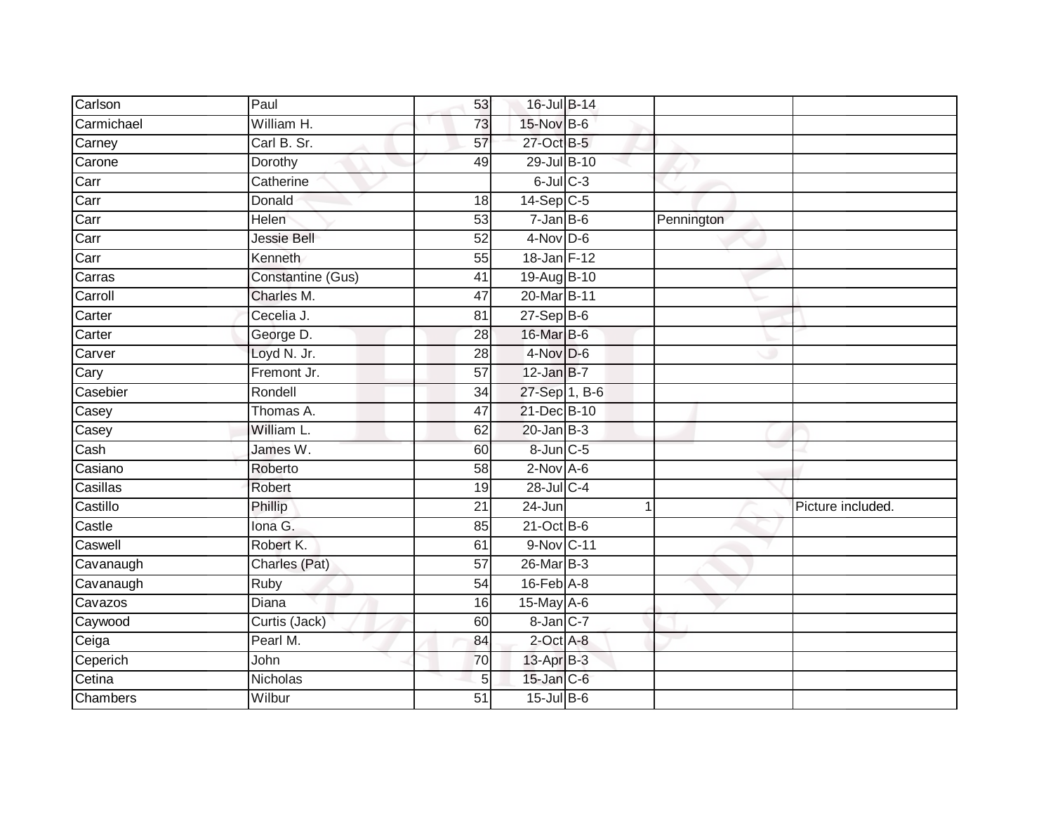| | | | | | | |
|---|---|---|---|---|---|---|
| Carlson | Paul | 53 | 16-Jul | B-14 | | |
| Carmichael | William H. | 73 | 15-Nov | B-6 | | |
| Carney | Carl B. Sr. | 57 | 27-Oct | B-5 | | |
| Carone | Dorothy | 49 | 29-Jul | B-10 | | |
| Carr | Catherine | | 6-Jul | C-3 | | |
| Carr | Donald | 18 | 14-Sep | C-5 | | |
| Carr | Helen | 53 | 7-Jan | B-6 | Pennington | |
| Carr | Jessie Bell | 52 | 4-Nov | D-6 | | |
| Carr | Kenneth | 55 | 18-Jan | F-12 | | |
| Carras | Constantine (Gus) | 41 | 19-Aug | B-10 | | |
| Carroll | Charles M. | 47 | 20-Mar | B-11 | | |
| Carter | Cecelia J. | 81 | 27-Sep | B-6 | | |
| Carter | George D. | 28 | 16-Mar | B-6 | | |
| Carver | Loyd N. Jr. | 28 | 4-Nov | D-6 | | |
| Cary | Fremont Jr. | 57 | 12-Jan | B-7 | | |
| Casebier | Rondell | 34 | 27-Sep | 1, B-6 | | |
| Casey | Thomas A. | 47 | 21-Dec | B-10 | | |
| Casey | William L. | 62 | 20-Jan | B-3 | | |
| Cash | James W. | 60 | 8-Jun | C-5 | | |
| Casiano | Roberto | 58 | 2-Nov | A-6 | | |
| Casillas | Robert | 19 | 28-Jul | C-4 | | |
| Castillo | Phillip | 21 | 24-Jun | 1 | | Picture included. |
| Castle | Iona G. | 85 | 21-Oct | B-6 | | |
| Caswell | Robert K. | 61 | 9-Nov | C-11 | | |
| Cavanaugh | Charles (Pat) | 57 | 26-Mar | B-3 | | |
| Cavanaugh | Ruby | 54 | 16-Feb | A-8 | | |
| Cavazos | Diana | 16 | 15-May | A-6 | | |
| Caywood | Curtis (Jack) | 60 | 8-Jan | C-7 | | |
| Ceiga | Pearl M. | 84 | 2-Oct | A-8 | | |
| Ceperich | John | 70 | 13-Apr | B-3 | | |
| Cetina | Nicholas | 5 | 15-Jan | C-6 | | |
| Chambers | Wilbur | 51 | 15-Jul | B-6 | | |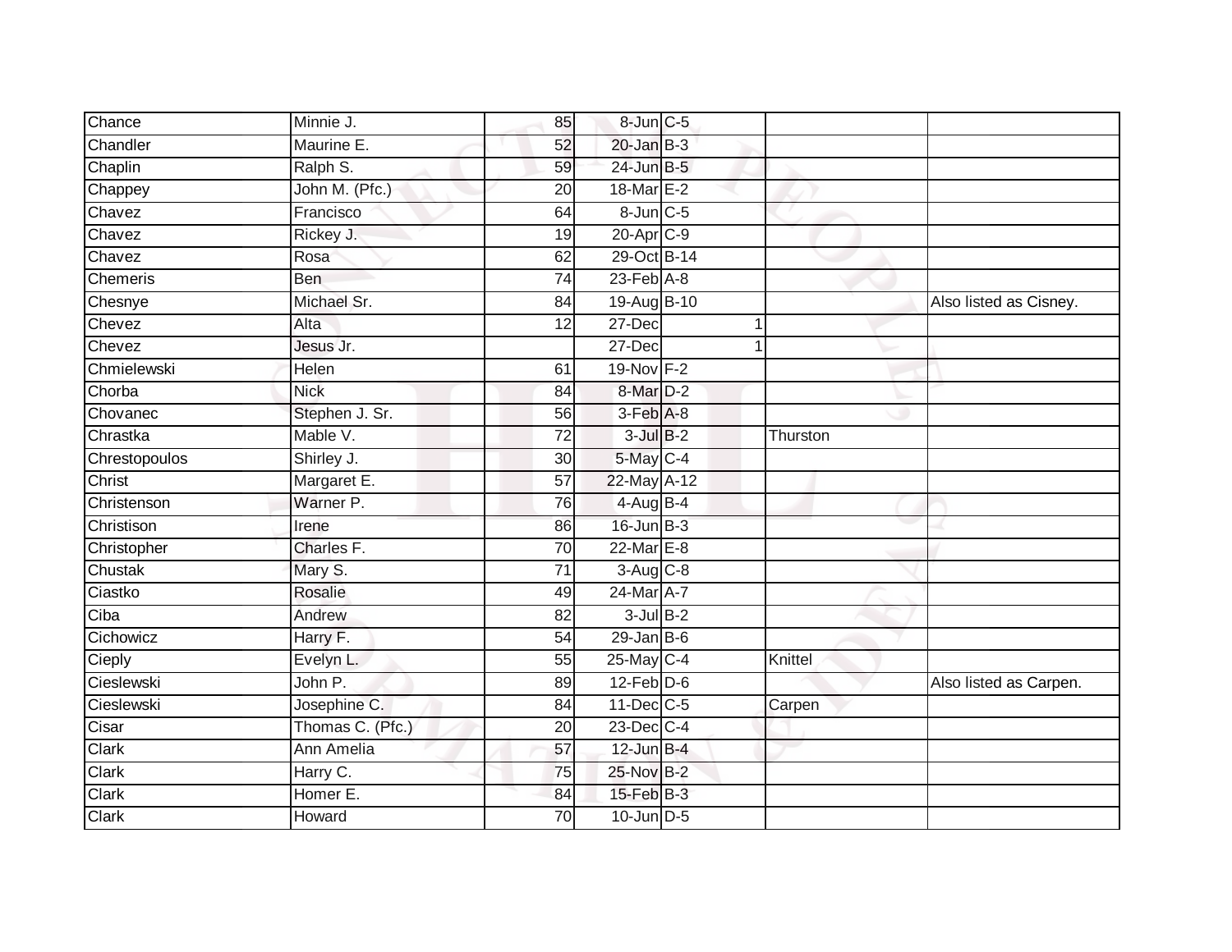| | | | | | | |
|---|---|---|---|---|---|---|
| Chance | Minnie J. | 85 | 8-Jun | C-5 | | |
| Chandler | Maurine E. | 52 | 20-Jan | B-3 | | |
| Chaplin | Ralph S. | 59 | 24-Jun | B-5 | | |
| Chappey | John M. (Pfc.) | 20 | 18-Mar | E-2 | | |
| Chavez | Francisco | 64 | 8-Jun | C-5 | | |
| Chavez | Rickey J. | 19 | 20-Apr | C-9 | | |
| Chavez | Rosa | 62 | 29-Oct | B-14 | | |
| Chemeris | Ben | 74 | 23-Feb | A-8 | | |
| Chesnye | Michael Sr. | 84 | 19-Aug | B-10 | | Also listed as Cisney. |
| Chevez | Alta | 12 | 27-Dec | 1 | | |
| Chevez | Jesus Jr. | | 27-Dec | 1 | | |
| Chmielewski | Helen | 61 | 19-Nov | F-2 | | |
| Chorba | Nick | 84 | 8-Mar | D-2 | | |
| Chovanec | Stephen J. Sr. | 56 | 3-Feb | A-8 | | |
| Chrastka | Mable V. | 72 | 3-Jul | B-2 | Thurston | |
| Chrestopoulos | Shirley J. | 30 | 5-May | C-4 | | |
| Christ | Margaret E. | 57 | 22-May | A-12 | | |
| Christenson | Warner P. | 76 | 4-Aug | B-4 | | |
| Christison | Irene | 86 | 16-Jun | B-3 | | |
| Christopher | Charles F. | 70 | 22-Mar | E-8 | | |
| Chustak | Mary S. | 71 | 3-Aug | C-8 | | |
| Ciastko | Rosalie | 49 | 24-Mar | A-7 | | |
| Ciba | Andrew | 82 | 3-Jul | B-2 | | |
| Cichowicz | Harry F. | 54 | 29-Jan | B-6 | | |
| Cieply | Evelyn L. | 55 | 25-May | C-4 | Knittel | |
| Cieslewski | John P. | 89 | 12-Feb | D-6 | | Also listed as Carpen. |
| Cieslewski | Josephine C. | 84 | 11-Dec | C-5 | Carpen | |
| Cisar | Thomas C. (Pfc.) | 20 | 23-Dec | C-4 | | |
| Clark | Ann Amelia | 57 | 12-Jun | B-4 | | |
| Clark | Harry C. | 75 | 25-Nov | B-2 | | |
| Clark | Homer E. | 84 | 15-Feb | B-3 | | |
| Clark | Howard | 70 | 10-Jun | D-5 | | |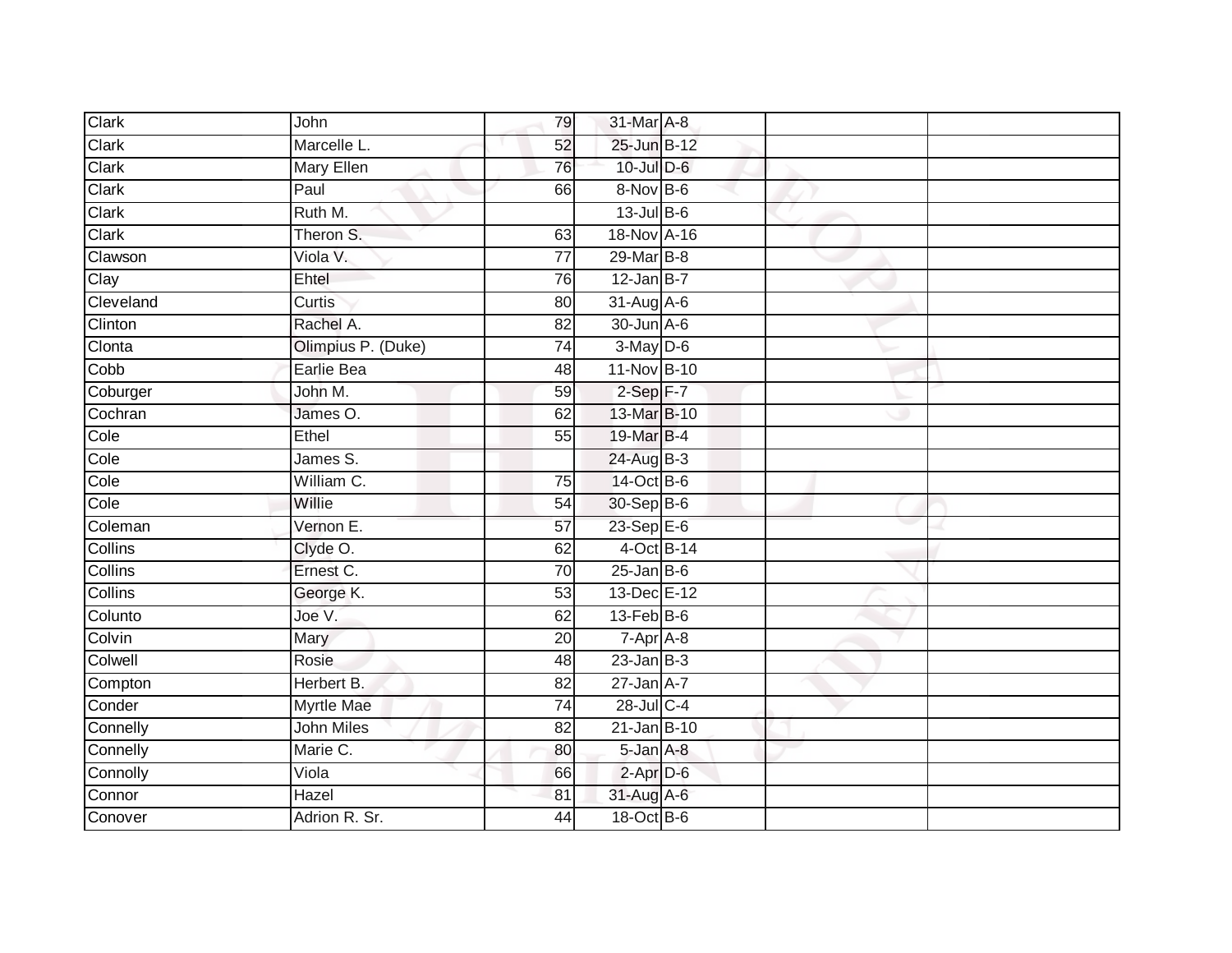| | | | | | | |
|---|---|---|---|---|---|---|
| Clark | John | 79 | 31-Mar | A-8 | | |
| Clark | Marcelle L. | 52 | 25-Jun | B-12 | | |
| Clark | Mary Ellen | 76 | 10-Jul | D-6 | | |
| Clark | Paul | 66 | 8-Nov | B-6 | | |
| Clark | Ruth M. | | 13-Jul | B-6 | | |
| Clark | Theron S. | 63 | 18-Nov | A-16 | | |
| Clawson | Viola V. | 77 | 29-Mar | B-8 | | |
| Clay | Ehtel | 76 | 12-Jan | B-7 | | |
| Cleveland | Curtis | 80 | 31-Aug | A-6 | | |
| Clinton | Rachel A. | 82 | 30-Jun | A-6 | | |
| Clonta | Olimpius P. (Duke) | 74 | 3-May | D-6 | | |
| Cobb | Earlie Bea | 48 | 11-Nov | B-10 | | |
| Coburger | John M. | 59 | 2-Sep | F-7 | | |
| Cochran | James O. | 62 | 13-Mar | B-10 | | |
| Cole | Ethel | 55 | 19-Mar | B-4 | | |
| Cole | James S. | | 24-Aug | B-3 | | |
| Cole | William C. | 75 | 14-Oct | B-6 | | |
| Cole | Willie | 54 | 30-Sep | B-6 | | |
| Coleman | Vernon E. | 57 | 23-Sep | E-6 | | |
| Collins | Clyde O. | 62 | 4-Oct | B-14 | | |
| Collins | Ernest C. | 70 | 25-Jan | B-6 | | |
| Collins | George K. | 53 | 13-Dec | E-12 | | |
| Colunto | Joe V. | 62 | 13-Feb | B-6 | | |
| Colvin | Mary | 20 | 7-Apr | A-8 | | |
| Colwell | Rosie | 48 | 23-Jan | B-3 | | |
| Compton | Herbert B. | 82 | 27-Jan | A-7 | | |
| Conder | Myrtle Mae | 74 | 28-Jul | C-4 | | |
| Connelly | John Miles | 82 | 21-Jan | B-10 | | |
| Connelly | Marie C. | 80 | 5-Jan | A-8 | | |
| Connolly | Viola | 66 | 2-Apr | D-6 | | |
| Connor | Hazel | 81 | 31-Aug | A-6 | | |
| Conover | Adrion R. Sr. | 44 | 18-Oct | B-6 | | |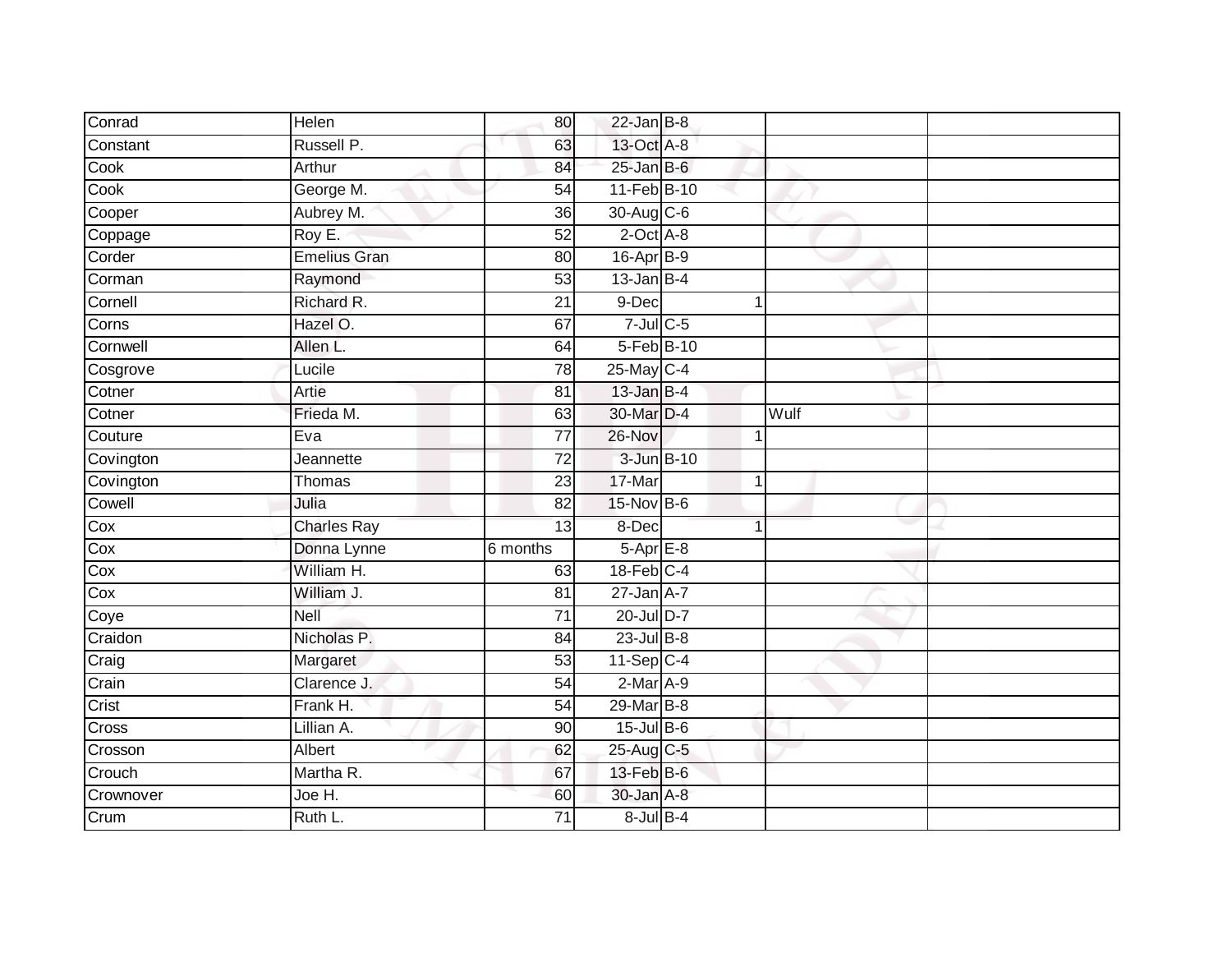| | | | | | | | |
|---|---|---|---|---|---|---|---|
| Conrad | Helen | 80 | 22-Jan | B-8 | | | |
| Constant | Russell P. | 63 | 13-Oct | A-8 | | | |
| Cook | Arthur | 84 | 25-Jan | B-6 | | | |
| Cook | George M. | 54 | 11-Feb | B-10 | | | |
| Cooper | Aubrey M. | 36 | 30-Aug | C-6 | | | |
| Coppage | Roy E. | 52 | 2-Oct | A-8 | | | |
| Corder | Emelius Gran | 80 | 16-Apr | B-9 | | | |
| Corman | Raymond | 53 | 13-Jan | B-4 | | | |
| Cornell | Richard R. | 21 | 9-Dec | | 1 | | |
| Corns | Hazel O. | 67 | 7-Jul | C-5 | | | |
| Cornwell | Allen L. | 64 | 5-Feb | B-10 | | | |
| Cosgrove | Lucile | 78 | 25-May | C-4 | | | |
| Cotner | Artie | 81 | 13-Jan | B-4 | | | |
| Cotner | Frieda M. | 63 | 30-Mar | D-4 | | Wulf | |
| Couture | Eva | 77 | 26-Nov | | 1 | | |
| Covington | Jeannette | 72 | 3-Jun | B-10 | | | |
| Covington | Thomas | 23 | 17-Mar | | 1 | | |
| Cowell | Julia | 82 | 15-Nov | B-6 | | | |
| Cox | Charles Ray | 13 | 8-Dec | | 1 | | |
| Cox | Donna Lynne | 6 months | 5-Apr | E-8 | | | |
| Cox | William H. | 63 | 18-Feb | C-4 | | | |
| Cox | William J. | 81 | 27-Jan | A-7 | | | |
| Coye | Nell | 71 | 20-Jul | D-7 | | | |
| Craidon | Nicholas P. | 84 | 23-Jul | B-8 | | | |
| Craig | Margaret | 53 | 11-Sep | C-4 | | | |
| Crain | Clarence J. | 54 | 2-Mar | A-9 | | | |
| Crist | Frank H. | 54 | 29-Mar | B-8 | | | |
| Cross | Lillian A. | 90 | 15-Jul | B-6 | | | |
| Crosson | Albert | 62 | 25-Aug | C-5 | | | |
| Crouch | Martha R. | 67 | 13-Feb | B-6 | | | |
| Crownover | Joe H. | 60 | 30-Jan | A-8 | | | |
| Crum | Ruth L. | 71 | 8-Jul | B-4 | | | |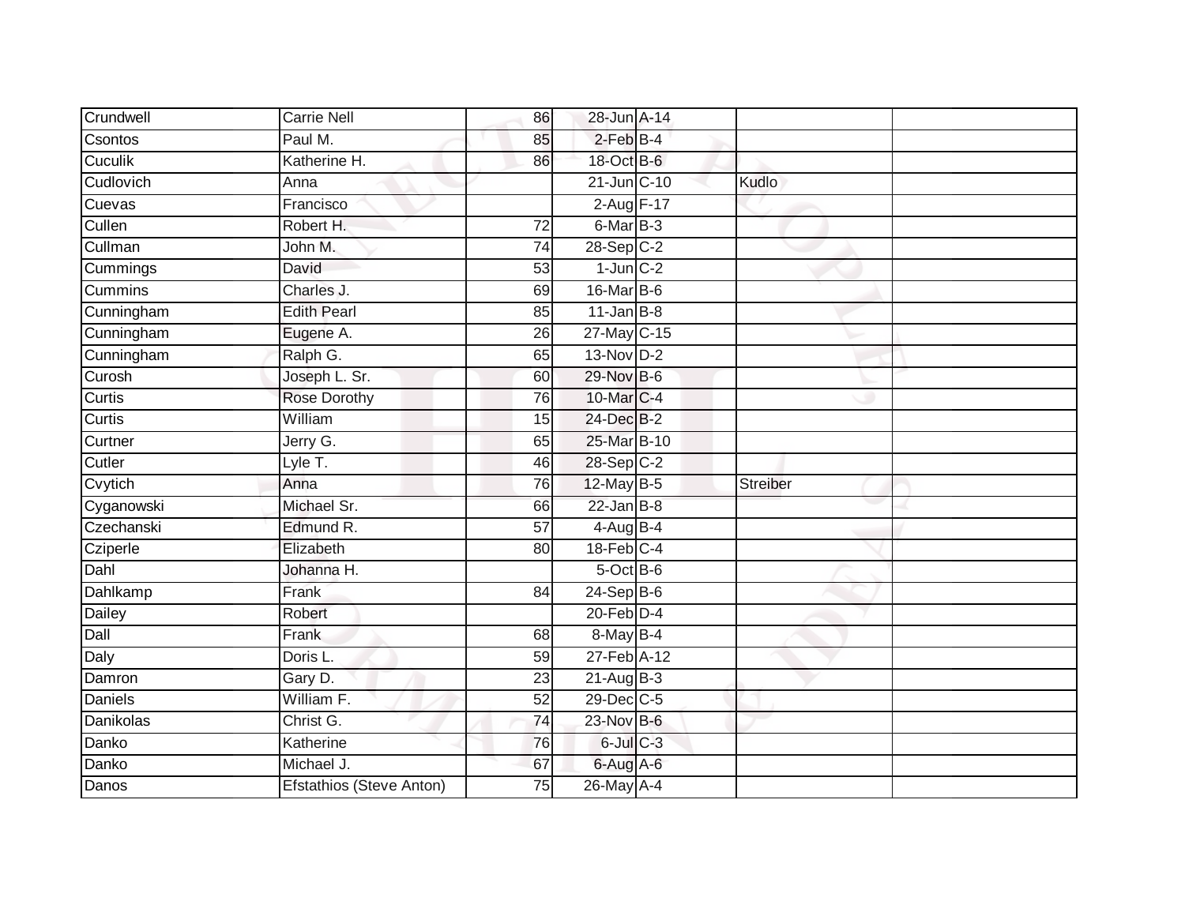| Crundwell | Carrie Nell | 86 | 28-Jun | A-14 | | |
|---|---|---|---|---|---|---|
| Csontos | Paul M. | 85 | 2-Feb | B-4 | | |
| Cuculik | Katherine H. | 86 | 18-Oct | B-6 | | |
| Cudlovich | Anna | | 21-Jun | C-10 | Kudlo | |
| Cuevas | Francisco | | 2-Aug | F-17 | | |
| Cullen | Robert H. | 72 | 6-Mar | B-3 | | |
| Cullman | John M. | 74 | 28-Sep | C-2 | | |
| Cummings | David | 53 | 1-Jun | C-2 | | |
| Cummins | Charles J. | 69 | 16-Mar | B-6 | | |
| Cunningham | Edith Pearl | 85 | 11-Jan | B-8 | | |
| Cunningham | Eugene A. | 26 | 27-May | C-15 | | |
| Cunningham | Ralph G. | 65 | 13-Nov | D-2 | | |
| Curosh | Joseph L. Sr. | 60 | 29-Nov | B-6 | | |
| Curtis | Rose Dorothy | 76 | 10-Mar | C-4 | | |
| Curtis | William | 15 | 24-Dec | B-2 | | |
| Curtner | Jerry G. | 65 | 25-Mar | B-10 | | |
| Cutler | Lyle T. | 46 | 28-Sep | C-2 | | |
| Cvytich | Anna | 76 | 12-May | B-5 | Streiber | |
| Cyganowski | Michael Sr. | 66 | 22-Jan | B-8 | | |
| Czechanski | Edmund R. | 57 | 4-Aug | B-4 | | |
| Cziperle | Elizabeth | 80 | 18-Feb | C-4 | | |
| Dahl | Johanna H. | | 5-Oct | B-6 | | |
| Dahlkamp | Frank | 84 | 24-Sep | B-6 | | |
| Dailey | Robert | | 20-Feb | D-4 | | |
| Dall | Frank | 68 | 8-May | B-4 | | |
| Daly | Doris L. | 59 | 27-Feb | A-12 | | |
| Damron | Gary D. | 23 | 21-Aug | B-3 | | |
| Daniels | William F. | 52 | 29-Dec | C-5 | | |
| Danikolas | Christ G. | 74 | 23-Nov | B-6 | | |
| Danko | Katherine | 76 | 6-Jul | C-3 | | |
| Danko | Michael J. | 67 | 6-Aug | A-6 | | |
| Danos | Efstathios (Steve Anton) | 75 | 26-May | A-4 | | |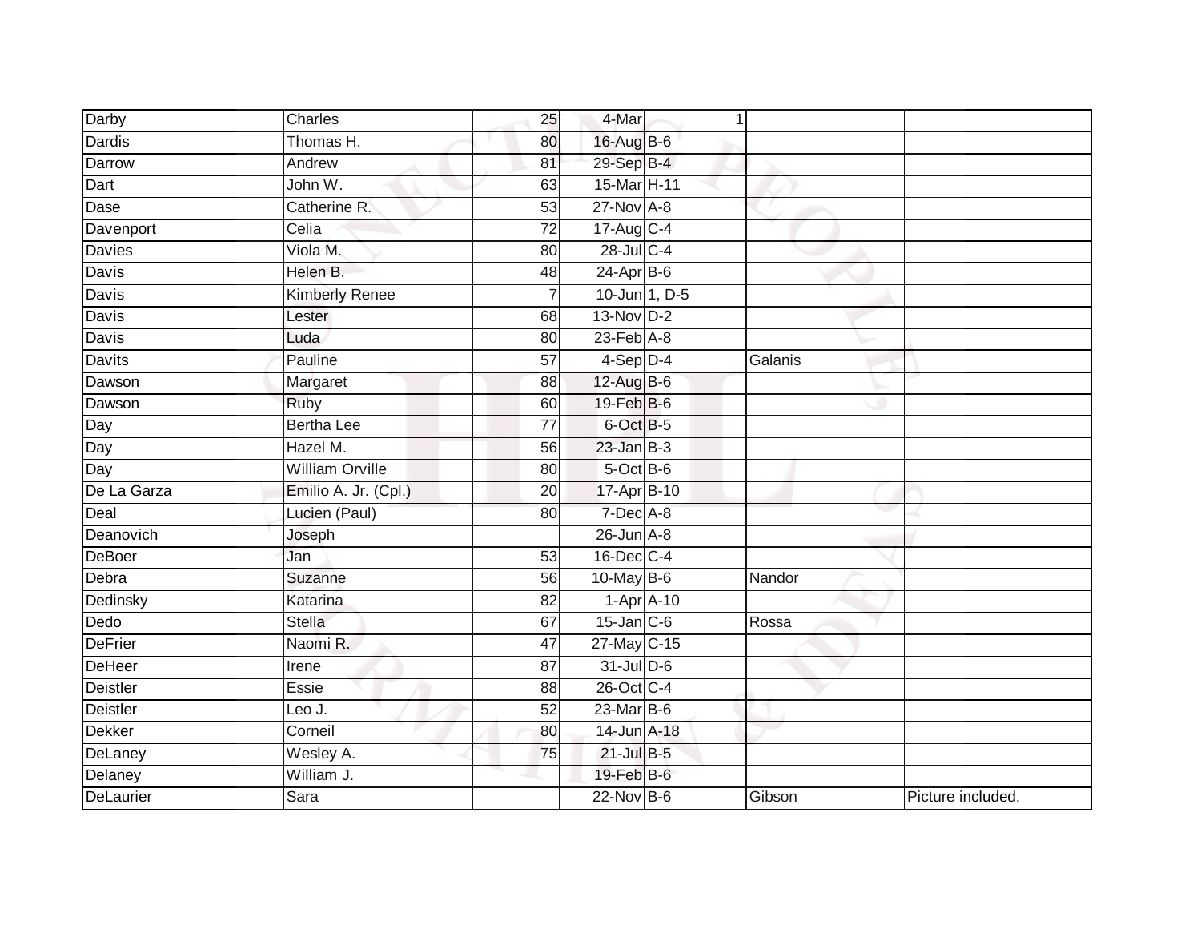| | | | | | | |
|---|---|---|---|---|---|---|
| Darby | Charles | 25 | 4-Mar | 1 | | |
| Dardis | Thomas H. | 80 | 16-Aug | B-6 | | |
| Darrow | Andrew | 81 | 29-Sep | B-4 | | |
| Dart | John W. | 63 | 15-Mar | H-11 | | |
| Dase | Catherine R. | 53 | 27-Nov | A-8 | | |
| Davenport | Celia | 72 | 17-Aug | C-4 | | |
| Davies | Viola M. | 80 | 28-Jul | C-4 | | |
| Davis | Helen B. | 48 | 24-Apr | B-6 | | |
| Davis | Kimberly Renee | 7 | 10-Jun | 1, D-5 | | |
| Davis | Lester | 68 | 13-Nov | D-2 | | |
| Davis | Luda | 80 | 23-Feb | A-8 | | |
| Davits | Pauline | 57 | 4-Sep | D-4 | Galanis | |
| Dawson | Margaret | 88 | 12-Aug | B-6 | | |
| Dawson | Ruby | 60 | 19-Feb | B-6 | | |
| Day | Bertha Lee | 77 | 6-Oct | B-5 | | |
| Day | Hazel M. | 56 | 23-Jan | B-3 | | |
| Day | William Orville | 80 | 5-Oct | B-6 | | |
| De La Garza | Emilio A. Jr. (Cpl.) | 20 | 17-Apr | B-10 | | |
| Deal | Lucien (Paul) | 80 | 7-Dec | A-8 | | |
| Deanovich | Joseph | | 26-Jun | A-8 | | |
| DeBoer | Jan | 53 | 16-Dec | C-4 | | |
| Debra | Suzanne | 56 | 10-May | B-6 | Nandor | |
| Dedinsky | Katarina | 82 | 1-Apr | A-10 | | |
| Dedo | Stella | 67 | 15-Jan | C-6 | Rossa | |
| DeFrier | Naomi R. | 47 | 27-May | C-15 | | |
| DeHeer | Irene | 87 | 31-Jul | D-6 | | |
| Deistler | Essie | 88 | 26-Oct | C-4 | | |
| Deistler | Leo J. | 52 | 23-Mar | B-6 | | |
| Dekker | Corneil | 80 | 14-Jun | A-18 | | |
| DeLaney | Wesley A. | 75 | 21-Jul | B-5 | | |
| Delaney | William J. | | 19-Feb | B-6 | | |
| DeLaurier | Sara | | 22-Nov | B-6 | Gibson | Picture included. |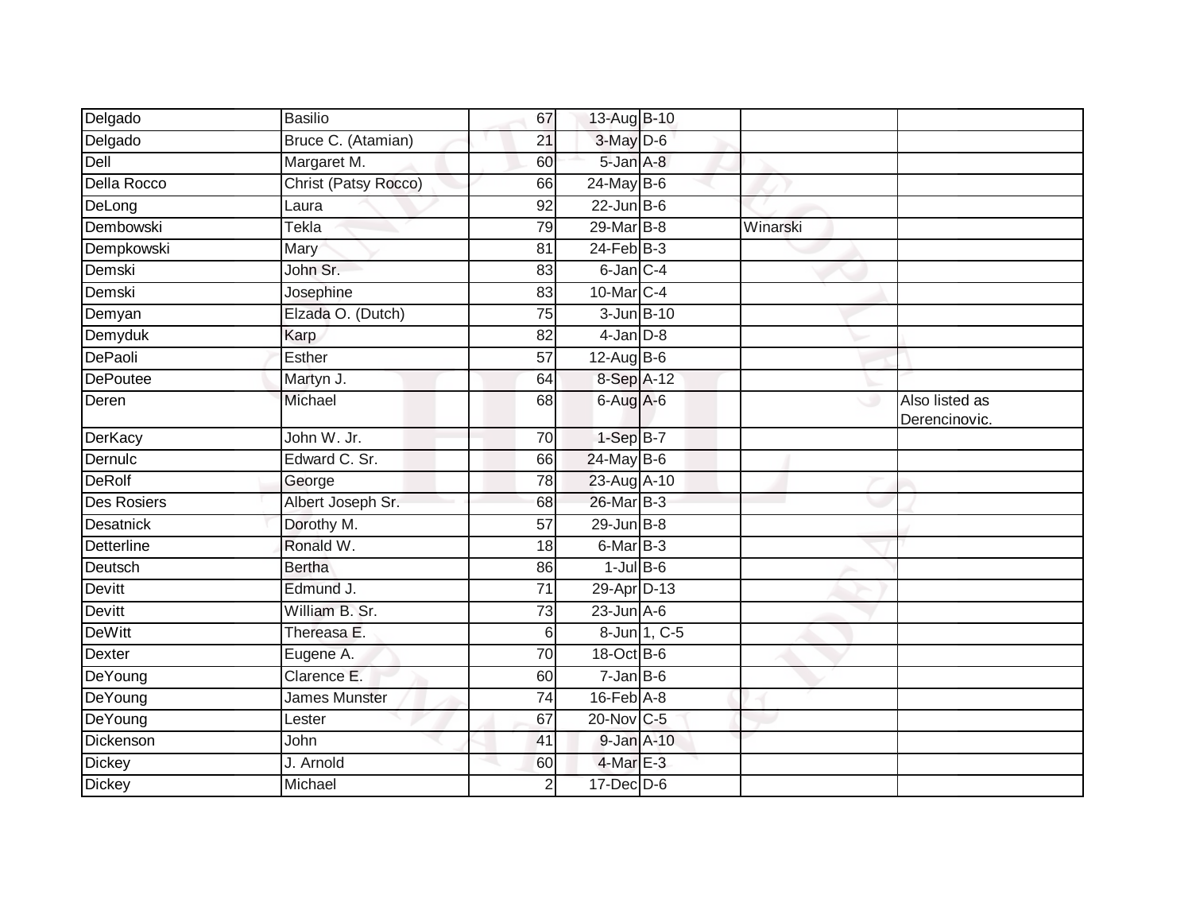| Delgado | Basilio | 67 | 13-Aug | B-10 | | |
|---|---|---|---|---|---|---|
| Delgado | Bruce C. (Atamian) | 21 | 3-May | D-6 | | |
| Dell | Margaret M. | 60 | 5-Jan | A-8 | | |
| Della Rocco | Christ (Patsy Rocco) | 66 | 24-May | B-6 | | |
| DeLong | Laura | 92 | 22-Jun | B-6 | | |
| Dembowski | Tekla | 79 | 29-Mar | B-8 | Winarski | |
| Dempkowski | Mary | 81 | 24-Feb | B-3 | | |
| Demski | John Sr. | 83 | 6-Jan | C-4 | | |
| Demski | Josephine | 83 | 10-Mar | C-4 | | |
| Demyan | Elzada O. (Dutch) | 75 | 3-Jun | B-10 | | |
| Demyduk | Karp | 82 | 4-Jan | D-8 | | |
| DePaoli | Esther | 57 | 12-Aug | B-6 | | |
| DePoutee | Martyn J. | 64 | 8-Sep | A-12 | | |
| Deren | Michael | 68 | 6-Aug | A-6 | | Also listed as Derencinovic. |
| DerKacy | John W. Jr. | 70 | 1-Sep | B-7 | | |
| Dernulc | Edward C. Sr. | 66 | 24-May | B-6 | | |
| DeRolf | George | 78 | 23-Aug | A-10 | | |
| Des Rosiers | Albert Joseph Sr. | 68 | 26-Mar | B-3 | | |
| Desatnick | Dorothy M. | 57 | 29-Jun | B-8 | | |
| Detterline | Ronald W. | 18 | 6-Mar | B-3 | | |
| Deutsch | Bertha | 86 | 1-Jul | B-6 | | |
| Devitt | Edmund J. | 71 | 29-Apr | D-13 | | |
| Devitt | William B. Sr. | 73 | 23-Jun | A-6 | | |
| DeWitt | Thereasa E. | 6 | 8-Jun | 1, C-5 | | |
| Dexter | Eugene A. | 70 | 18-Oct | B-6 | | |
| DeYoung | Clarence E. | 60 | 7-Jan | B-6 | | |
| DeYoung | James Munster | 74 | 16-Feb | A-8 | | |
| DeYoung | Lester | 67 | 20-Nov | C-5 | | |
| Dickenson | John | 41 | 9-Jan | A-10 | | |
| Dickey | J. Arnold | 60 | 4-Mar | E-3 | | |
| Dickey | Michael | 2 | 17-Dec | D-6 | | |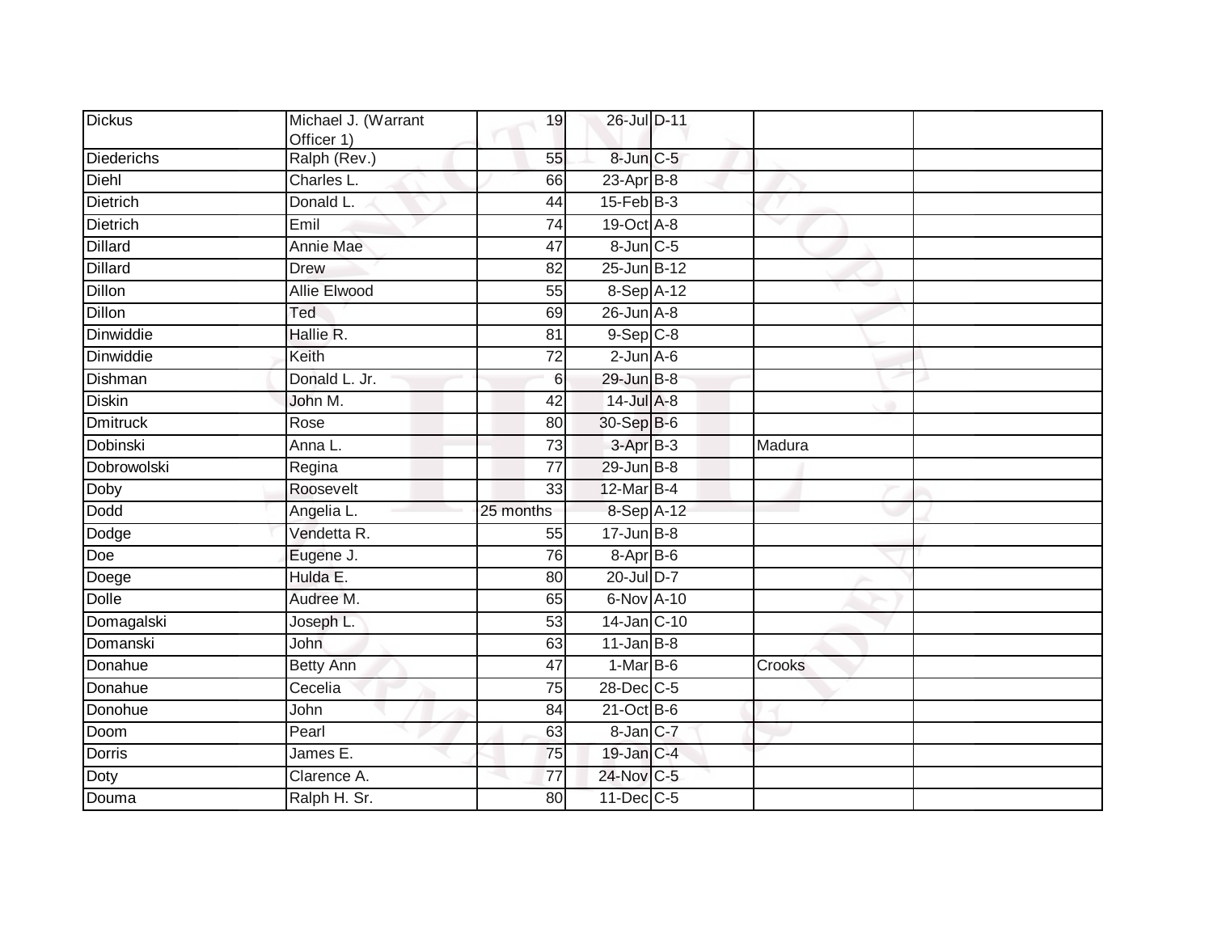| | | | | | | |
|---|---|---|---|---|---|---|
| Dickus | Michael J. (Warrant Officer 1) | 19 | 26-Jul | D-11 | | |
| Diederichs | Ralph (Rev.) | 55 | 8-Jun | C-5 | | |
| Diehl | Charles L. | 66 | 23-Apr | B-8 | | |
| Dietrich | Donald L. | 44 | 15-Feb | B-3 | | |
| Dietrich | Emil | 74 | 19-Oct | A-8 | | |
| Dillard | Annie Mae | 47 | 8-Jun | C-5 | | |
| Dillard | Drew | 82 | 25-Jun | B-12 | | |
| Dillon | Allie Elwood | 55 | 8-Sep | A-12 | | |
| Dillon | Ted | 69 | 26-Jun | A-8 | | |
| Dinwiddie | Hallie R. | 81 | 9-Sep | C-8 | | |
| Dinwiddie | Keith | 72 | 2-Jun | A-6 | | |
| Dishman | Donald L. Jr. | 6 | 29-Jun | B-8 | | |
| Diskin | John M. | 42 | 14-Jul | A-8 | | |
| Dmitruck | Rose | 80 | 30-Sep | B-6 | | |
| Dobinski | Anna L. | 73 | 3-Apr | B-3 | Madura | |
| Dobrowolski | Regina | 77 | 29-Jun | B-8 | | |
| Doby | Roosevelt | 33 | 12-Mar | B-4 | | |
| Dodd | Angelia L. | 25 months | 8-Sep | A-12 | | |
| Dodge | Vendetta R. | 55 | 17-Jun | B-8 | | |
| Doe | Eugene J. | 76 | 8-Apr | B-6 | | |
| Doege | Hulda E. | 80 | 20-Jul | D-7 | | |
| Dolle | Audree M. | 65 | 6-Nov | A-10 | | |
| Domagalski | Joseph L. | 53 | 14-Jan | C-10 | | |
| Domanski | John | 63 | 11-Jan | B-8 | | |
| Donahue | Betty Ann | 47 | 1-Mar | B-6 | Crooks | |
| Donahue | Cecelia | 75 | 28-Dec | C-5 | | |
| Donohue | John | 84 | 21-Oct | B-6 | | |
| Doom | Pearl | 63 | 8-Jan | C-7 | | |
| Dorris | James E. | 75 | 19-Jan | C-4 | | |
| Doty | Clarence A. | 77 | 24-Nov | C-5 | | |
| Douma | Ralph H. Sr. | 80 | 11-Dec | C-5 | | |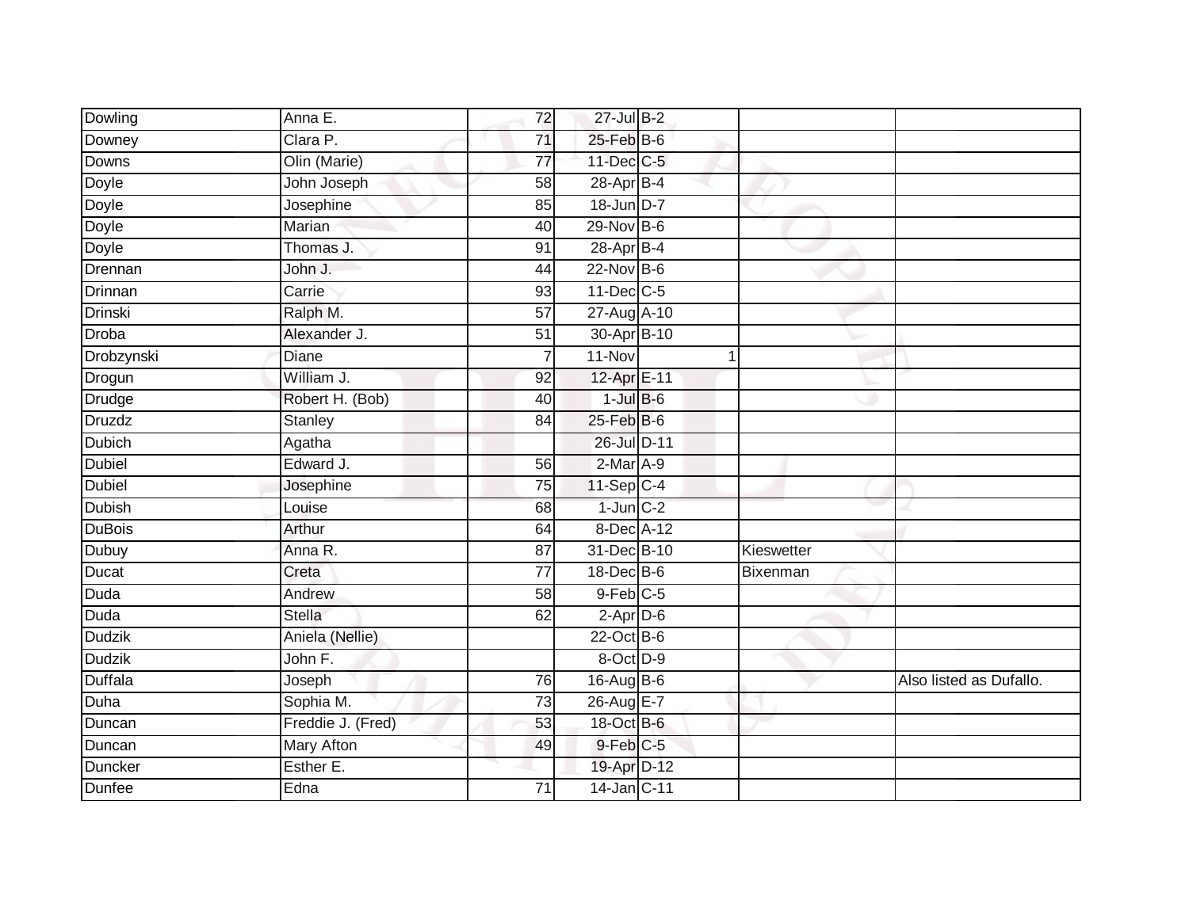| Dowling | Anna E. | 72 | 27-Jul | B-2 | | |
|---|---|---|---|---|---|---|
| Downey | Clara P. | 71 | 25-Feb | B-6 | | |
| Downs | Olin (Marie) | 77 | 11-Dec | C-5 | | |
| Doyle | John Joseph | 58 | 28-Apr | B-4 | | |
| Doyle | Josephine | 85 | 18-Jun | D-7 | | |
| Doyle | Marian | 40 | 29-Nov | B-6 | | |
| Doyle | Thomas J. | 91 | 28-Apr | B-4 | | |
| Drennan | John J. | 44 | 22-Nov | B-6 | | |
| Drinnan | Carrie | 93 | 11-Dec | C-5 | | |
| Drinski | Ralph M. | 57 | 27-Aug | A-10 | | |
| Droba | Alexander J. | 51 | 30-Apr | B-10 | | |
| Drobzynski | Diane | 7 | 11-Nov | 1 | | |
| Drogun | William J. | 92 | 12-Apr | E-11 | | |
| Drudge | Robert H. (Bob) | 40 | 1-Jul | B-6 | | |
| Druzdz | Stanley | 84 | 25-Feb | B-6 | | |
| Dubich | Agatha | | 26-Jul | D-11 | | |
| Dubiel | Edward J. | 56 | 2-Mar | A-9 | | |
| Dubiel | Josephine | 75 | 11-Sep | C-4 | | |
| Dubish | Louise | 68 | 1-Jun | C-2 | | |
| DuBois | Arthur | 64 | 8-Dec | A-12 | | |
| Dubuy | Anna R. | 87 | 31-Dec | B-10 | Kieswetter | |
| Ducat | Creta | 77 | 18-Dec | B-6 | Bixenman | |
| Duda | Andrew | 58 | 9-Feb | C-5 | | |
| Duda | Stella | 62 | 2-Apr | D-6 | | |
| Dudzik | Aniela (Nellie) | | 22-Oct | B-6 | | |
| Dudzik | John F. | | 8-Oct | D-9 | | |
| Duffala | Joseph | 76 | 16-Aug | B-6 | | Also listed as Dufallo. |
| Duha | Sophia M. | 73 | 26-Aug | E-7 | | |
| Duncan | Freddie J. (Fred) | 53 | 18-Oct | B-6 | | |
| Duncan | Mary Afton | 49 | 9-Feb | C-5 | | |
| Duncker | Esther E. | | 19-Apr | D-12 | | |
| Dunfee | Edna | 71 | 14-Jan | C-11 | | |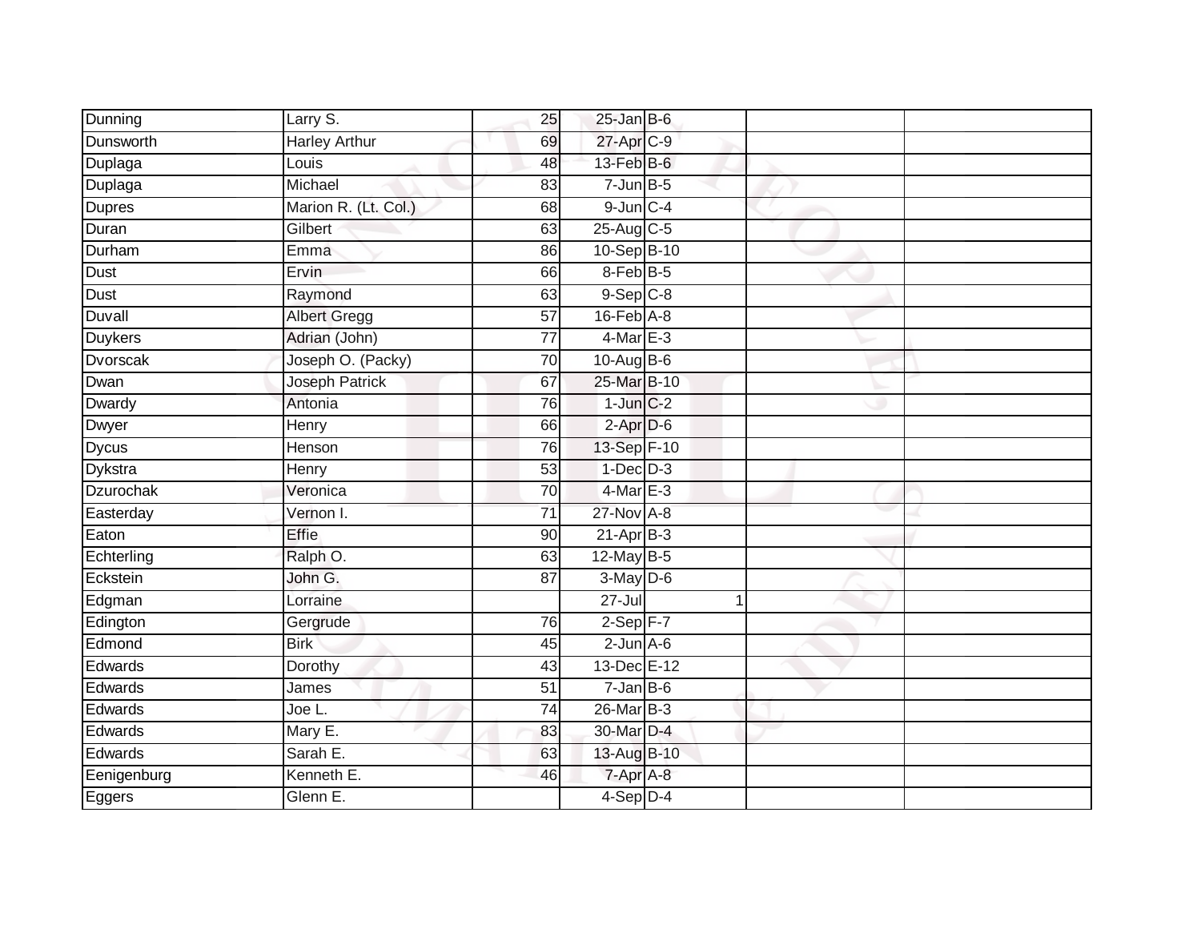| Dunning | Larry S. | 25 | 25-Jan | B-6 | | | |
|---|---|---|---|---|---|---|---|
| Dunsworth | Harley Arthur | 69 | 27-Apr | C-9 | | | |
| Duplaga | Louis | 48 | 13-Feb | B-6 | | | |
| Duplaga | Michael | 83 | 7-Jun | B-5 | | | |
| Dupres | Marion R. (Lt. Col.) | 68 | 9-Jun | C-4 | | | |
| Duran | Gilbert | 63 | 25-Aug | C-5 | | | |
| Durham | Emma | 86 | 10-Sep | B-10 | | | |
| Dust | Ervin | 66 | 8-Feb | B-5 | | | |
| Dust | Raymond | 63 | 9-Sep | C-8 | | | |
| Duvall | Albert Gregg | 57 | 16-Feb | A-8 | | | |
| Duykers | Adrian (John) | 77 | 4-Mar | E-3 | | | |
| Dvorscak | Joseph O. (Packy) | 70 | 10-Aug | B-6 | | | |
| Dwan | Joseph Patrick | 67 | 25-Mar | B-10 | | | |
| Dwardy | Antonia | 76 | 1-Jun | C-2 | | | |
| Dwyer | Henry | 66 | 2-Apr | D-6 | | | |
| Dycus | Henson | 76 | 13-Sep | F-10 | | | |
| Dykstra | Henry | 53 | 1-Dec | D-3 | | | |
| Dzurochak | Veronica | 70 | 4-Mar | E-3 | | | |
| Easterday | Vernon I. | 71 | 27-Nov | A-8 | | | |
| Eaton | Effie | 90 | 21-Apr | B-3 | | | |
| Echterling | Ralph O. | 63 | 12-May | B-5 | | | |
| Eckstein | John G. | 87 | 3-May | D-6 | | | |
| Edgman | Lorraine | | 27-Jul | | 1 | | |
| Edington | Gergrude | 76 | 2-Sep | F-7 | | | |
| Edmond | Birk | 45 | 2-Jun | A-6 | | | |
| Edwards | Dorothy | 43 | 13-Dec | E-12 | | | |
| Edwards | James | 51 | 7-Jan | B-6 | | | |
| Edwards | Joe L. | 74 | 26-Mar | B-3 | | | |
| Edwards | Mary E. | 83 | 30-Mar | D-4 | | | |
| Edwards | Sarah E. | 63 | 13-Aug | B-10 | | | |
| Eenigenburg | Kenneth E. | 46 | 7-Apr | A-8 | | | |
| Eggers | Glenn E. | | 4-Sep | D-4 | | | |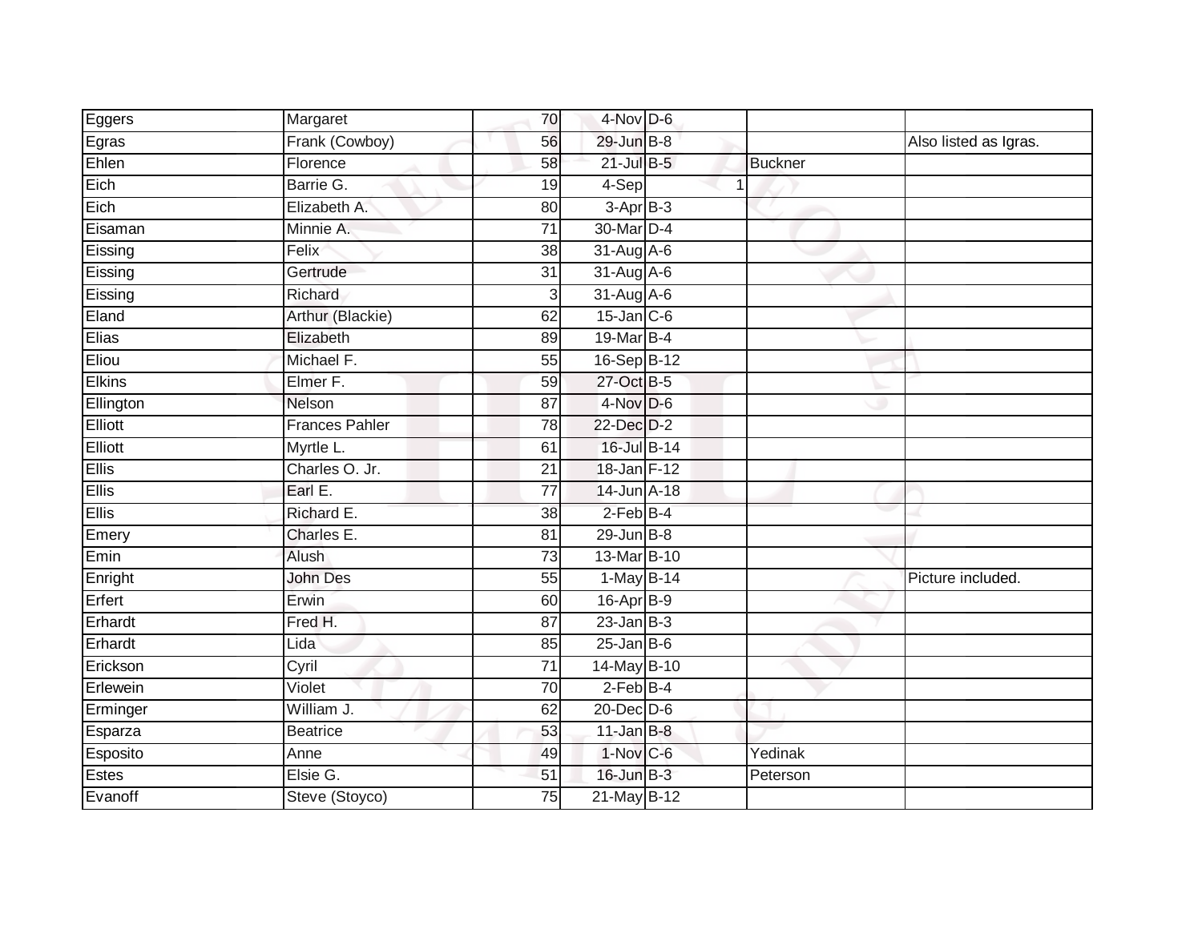| | | | | | | |
|---|---|---|---|---|---|---|
| Eggers | Margaret | 70 | 4-Nov | D-6 | | |
| Egras | Frank (Cowboy) | 56 | 29-Jun | B-8 | | Also listed as Igras. |
| Ehlen | Florence | 58 | 21-Jul | B-5 | Buckner | |
| Eich | Barrie G. | 19 | 4-Sep | 1 | | |
| Eich | Elizabeth A. | 80 | 3-Apr | B-3 | | |
| Eisaman | Minnie A. | 71 | 30-Mar | D-4 | | |
| Eissing | Felix | 38 | 31-Aug | A-6 | | |
| Eissing | Gertrude | 31 | 31-Aug | A-6 | | |
| Eissing | Richard | 3 | 31-Aug | A-6 | | |
| Eland | Arthur (Blackie) | 62 | 15-Jan | C-6 | | |
| Elias | Elizabeth | 89 | 19-Mar | B-4 | | |
| Eliou | Michael F. | 55 | 16-Sep | B-12 | | |
| Elkins | Elmer F. | 59 | 27-Oct | B-5 | | |
| Ellington | Nelson | 87 | 4-Nov | D-6 | | |
| Elliott | Frances Pahler | 78 | 22-Dec | D-2 | | |
| Elliott | Myrtle L. | 61 | 16-Jul | B-14 | | |
| Ellis | Charles O. Jr. | 21 | 18-Jan | F-12 | | |
| Ellis | Earl E. | 77 | 14-Jun | A-18 | | |
| Ellis | Richard E. | 38 | 2-Feb | B-4 | | |
| Emery | Charles E. | 81 | 29-Jun | B-8 | | |
| Emin | Alush | 73 | 13-Mar | B-10 | | |
| Enright | John Des | 55 | 1-May | B-14 | | Picture included. |
| Erfert | Erwin | 60 | 16-Apr | B-9 | | |
| Erhardt | Fred H. | 87 | 23-Jan | B-3 | | |
| Erhardt | Lida | 85 | 25-Jan | B-6 | | |
| Erickson | Cyril | 71 | 14-May | B-10 | | |
| Erlewein | Violet | 70 | 2-Feb | B-4 | | |
| Erminger | William J. | 62 | 20-Dec | D-6 | | |
| Esparza | Beatrice | 53 | 11-Jan | B-8 | | |
| Esposito | Anne | 49 | 1-Nov | C-6 | Yedinak | |
| Estes | Elsie G. | 51 | 16-Jun | B-3 | Peterson | |
| Evanoff | Steve (Stoyco) | 75 | 21-May | B-12 | | |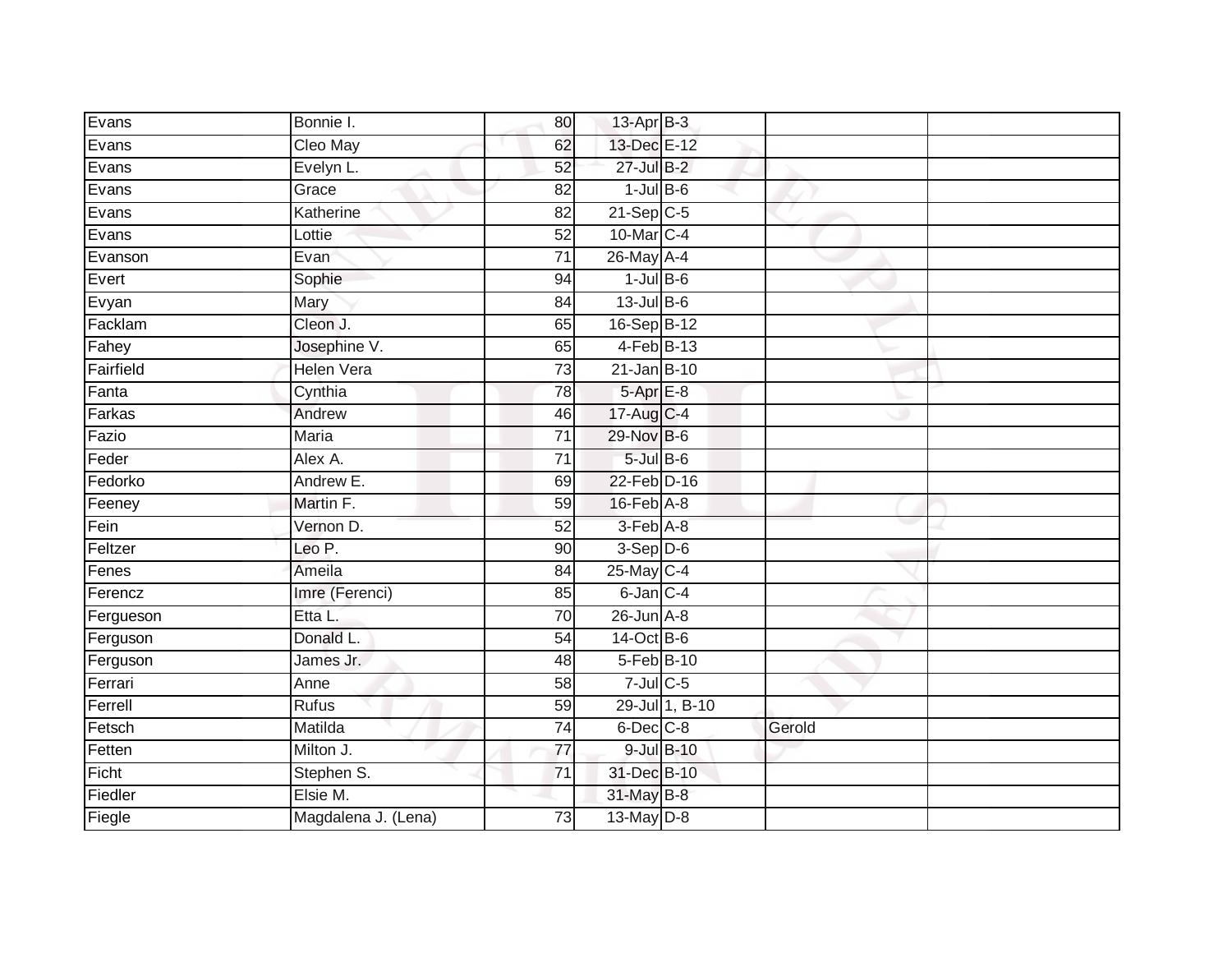| | | | | | | |
|---|---|---|---|---|---|---|
| Evans | Bonnie I. | 80 | 13-Apr | B-3 | | |
| Evans | Cleo May | 62 | 13-Dec | E-12 | | |
| Evans | Evelyn L. | 52 | 27-Jul | B-2 | | |
| Evans | Grace | 82 | 1-Jul | B-6 | | |
| Evans | Katherine | 82 | 21-Sep | C-5 | | |
| Evans | Lottie | 52 | 10-Mar | C-4 | | |
| Evanson | Evan | 71 | 26-May | A-4 | | |
| Evert | Sophie | 94 | 1-Jul | B-6 | | |
| Evyan | Mary | 84 | 13-Jul | B-6 | | |
| Facklam | Cleon J. | 65 | 16-Sep | B-12 | | |
| Fahey | Josephine V. | 65 | 4-Feb | B-13 | | |
| Fairfield | Helen Vera | 73 | 21-Jan | B-10 | | |
| Fanta | Cynthia | 78 | 5-Apr | E-8 | | |
| Farkas | Andrew | 46 | 17-Aug | C-4 | | |
| Fazio | Maria | 71 | 29-Nov | B-6 | | |
| Feder | Alex A. | 71 | 5-Jul | B-6 | | |
| Fedorko | Andrew E. | 69 | 22-Feb | D-16 | | |
| Feeney | Martin F. | 59 | 16-Feb | A-8 | | |
| Fein | Vernon D. | 52 | 3-Feb | A-8 | | |
| Feltzer | Leo P. | 90 | 3-Sep | D-6 | | |
| Fenes | Ameila | 84 | 25-May | C-4 | | |
| Ferencz | Imre (Ferenci) | 85 | 6-Jan | C-4 | | |
| Fergueson | Etta L. | 70 | 26-Jun | A-8 | | |
| Ferguson | Donald L. | 54 | 14-Oct | B-6 | | |
| Ferguson | James Jr. | 48 | 5-Feb | B-10 | | |
| Ferrari | Anne | 58 | 7-Jul | C-5 | | |
| Ferrell | Rufus | 59 | 29-Jul | 1, B-10 | | |
| Fetsch | Matilda | 74 | 6-Dec | C-8 | Gerold | |
| Fetten | Milton J. | 77 | 9-Jul | B-10 | | |
| Ficht | Stephen S. | 71 | 31-Dec | B-10 | | |
| Fiedler | Elsie M. | | 31-May | B-8 | | |
| Fiegle | Magdalena J. (Lena) | 73 | 13-May | D-8 | | |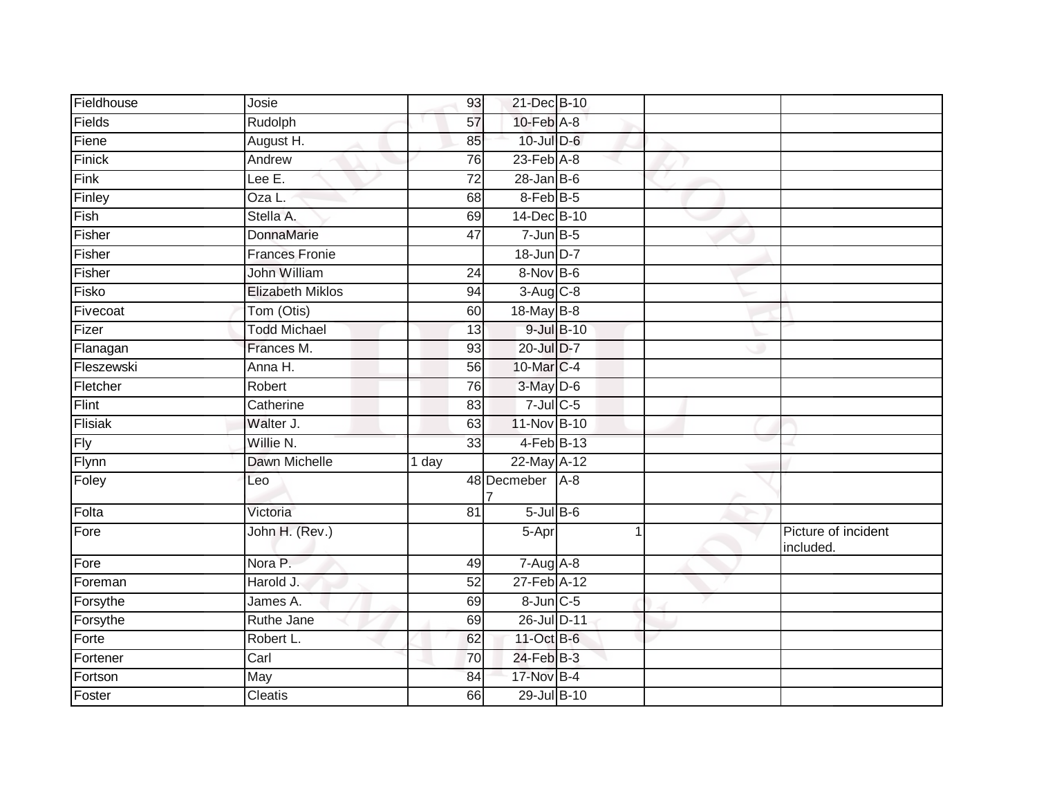| Fieldhouse | Josie | 93 | 21-Dec | B-10 | | |
|---|---|---|---|---|---|---|
| Fields | Rudolph | 57 | 10-Feb | A-8 | | |
| Fiene | August H. | 85 | 10-Jul | D-6 | | |
| Finick | Andrew | 76 | 23-Feb | A-8 | | |
| Fink | Lee E. | 72 | 28-Jan | B-6 | | |
| Finley | Oza L. | 68 | 8-Feb | B-5 | | |
| Fish | Stella A. | 69 | 14-Dec | B-10 | | |
| Fisher | DonnaMarie | 47 | 7-Jun | B-5 | | |
| Fisher | Frances Fronie | | 18-Jun | D-7 | | |
| Fisher | John William | 24 | 8-Nov | B-6 | | |
| Fisko | Elizabeth Miklos | 94 | 3-Aug | C-8 | | |
| Fivecoat | Tom (Otis) | 60 | 18-May | B-8 | | |
| Fizer | Todd Michael | 13 | 9-Jul | B-10 | | |
| Flanagan | Frances M. | 93 | 20-Jul | D-7 | | |
| Fleszewski | Anna H. | 56 | 10-Mar | C-4 | | |
| Fletcher | Robert | 76 | 3-May | D-6 | | |
| Flint | Catherine | 83 | 7-Jul | C-5 | | |
| Flisiak | Walter J. | 63 | 11-Nov | B-10 | | |
| Fly | Willie N. | 33 | 4-Feb | B-13 | | |
| Flynn | Dawn Michelle | 1 day | 22-May | A-12 | | |
| Foley | Leo | 48 | Decmeber 7 | A-8 | | |
| Folta | Victoria | 81 | 5-Jul | B-6 | | |
| Fore | John H. (Rev.) | | 5-Apr | 1 | | Picture of incident included. |
| Fore | Nora P. | 49 | 7-Aug | A-8 | | |
| Foreman | Harold J. | 52 | 27-Feb | A-12 | | |
| Forsythe | James A. | 69 | 8-Jun | C-5 | | |
| Forsythe | Ruthe Jane | 69 | 26-Jul | D-11 | | |
| Forte | Robert L. | 62 | 11-Oct | B-6 | | |
| Fortener | Carl | 70 | 24-Feb | B-3 | | |
| Fortson | May | 84 | 17-Nov | B-4 | | |
| Foster | Cleatis | 66 | 29-Jul | B-10 | | |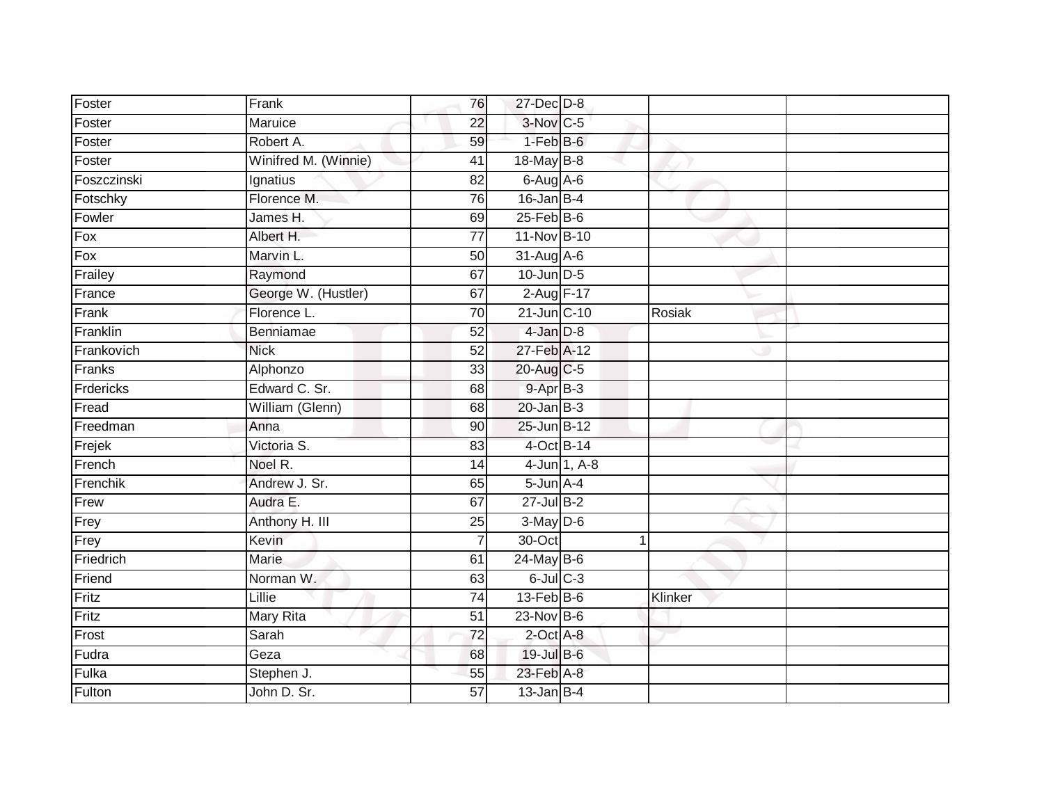| Foster | Frank | 76 | 27-Dec | D-8 | | |
|---|---|---|---|---|---|---|
| Foster | Maruice | 22 | 3-Nov | C-5 | | |
| Foster | Robert A. | 59 | 1-Feb | B-6 | | |
| Foster | Winifred M. (Winnie) | 41 | 18-May | B-8 | | |
| Foszczinski | Ignatius | 82 | 6-Aug | A-6 | | |
| Fotschky | Florence M. | 76 | 16-Jan | B-4 | | |
| Fowler | James H. | 69 | 25-Feb | B-6 | | |
| Fox | Albert H. | 77 | 11-Nov | B-10 | | |
| Fox | Marvin L. | 50 | 31-Aug | A-6 | | |
| Frailey | Raymond | 67 | 10-Jun | D-5 | | |
| France | George W. (Hustler) | 67 | 2-Aug | F-17 | | |
| Frank | Florence L. | 70 | 21-Jun | C-10 | Rosiak | |
| Franklin | Benniamae | 52 | 4-Jan | D-8 | | |
| Frankovich | Nick | 52 | 27-Feb | A-12 | | |
| Franks | Alphonzo | 33 | 20-Aug | C-5 | | |
| Frdericks | Edward C. Sr. | 68 | 9-Apr | B-3 | | |
| Fread | William (Glenn) | 68 | 20-Jan | B-3 | | |
| Freedman | Anna | 90 | 25-Jun | B-12 | | |
| Frejek | Victoria S. | 83 | 4-Oct | B-14 | | |
| French | Noel R. | 14 | 4-Jun | 1, A-8 | | |
| Frenchik | Andrew J. Sr. | 65 | 5-Jun | A-4 | | |
| Frew | Audra E. | 67 | 27-Jul | B-2 | | |
| Frey | Anthony H. III | 25 | 3-May | D-6 | | |
| Frey | Kevin | 7 | 30-Oct | 1 | | |
| Friedrich | Marie | 61 | 24-May | B-6 | | |
| Friend | Norman W. | 63 | 6-Jul | C-3 | | |
| Fritz | Lillie | 74 | 13-Feb | B-6 | Klinker | |
| Fritz | Mary Rita | 51 | 23-Nov | B-6 | | |
| Frost | Sarah | 72 | 2-Oct | A-8 | | |
| Fudra | Geza | 68 | 19-Jul | B-6 | | |
| Fulka | Stephen J. | 55 | 23-Feb | A-8 | | |
| Fulton | John D. Sr. | 57 | 13-Jan | B-4 | | |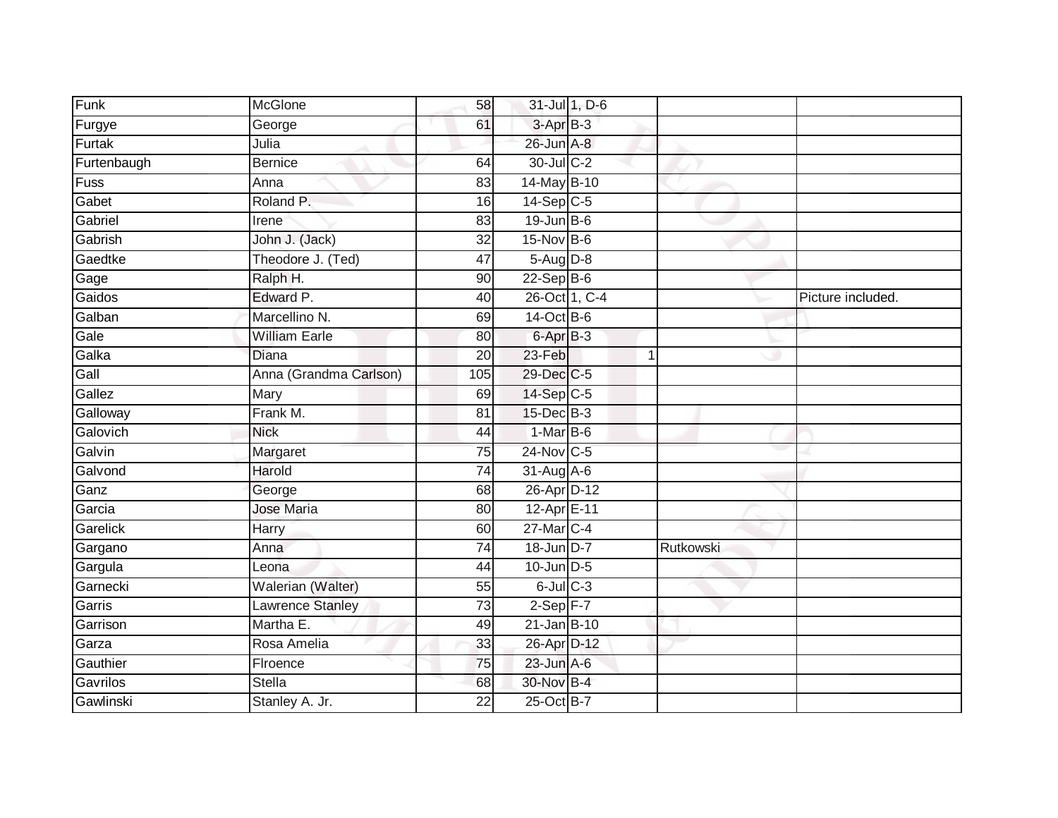| | | | | | | | |
|---|---|---|---|---|---|---|---|
| Funk | McGlone | 58 | 31-Jul | 1, D-6 | | | |
| Furgye | George | 61 | 3-Apr | B-3 | | | |
| Furtak | Julia | | 26-Jun | A-8 | | | |
| Furtenbaugh | Bernice | 64 | 30-Jul | C-2 | | | |
| Fuss | Anna | 83 | 14-May | B-10 | | | |
| Gabet | Roland P. | 16 | 14-Sep | C-5 | | | |
| Gabriel | Irene | 83 | 19-Jun | B-6 | | | |
| Gabrish | John J. (Jack) | 32 | 15-Nov | B-6 | | | |
| Gaedtke | Theodore J. (Ted) | 47 | 5-Aug | D-8 | | | |
| Gage | Ralph H. | 90 | 22-Sep | B-6 | | | |
| Gaidos | Edward P. | 40 | 26-Oct | 1, C-4 | | | Picture included. |
| Galban | Marcellino N. | 69 | 14-Oct | B-6 | | | |
| Gale | William Earle | 80 | 6-Apr | B-3 | | | |
| Galka | Diana | 20 | 23-Feb | | 1 | | |
| Gall | Anna (Grandma Carlson) | 105 | 29-Dec | C-5 | | | |
| Gallez | Mary | 69 | 14-Sep | C-5 | | | |
| Galloway | Frank M. | 81 | 15-Dec | B-3 | | | |
| Galovich | Nick | 44 | 1-Mar | B-6 | | | |
| Galvin | Margaret | 75 | 24-Nov | C-5 | | | |
| Galvond | Harold | 74 | 31-Aug | A-6 | | | |
| Ganz | George | 68 | 26-Apr | D-12 | | | |
| Garcia | Jose Maria | 80 | 12-Apr | E-11 | | | |
| Garelick | Harry | 60 | 27-Mar | C-4 | | | |
| Gargano | Anna | 74 | 18-Jun | D-7 | | Rutkowski | |
| Gargula | Leona | 44 | 10-Jun | D-5 | | | |
| Garnecki | Walerian (Walter) | 55 | 6-Jul | C-3 | | | |
| Garris | Lawrence Stanley | 73 | 2-Sep | F-7 | | | |
| Garrison | Martha E. | 49 | 21-Jan | B-10 | | | |
| Garza | Rosa Amelia | 33 | 26-Apr | D-12 | | | |
| Gauthier | Flroence | 75 | 23-Jun | A-6 | | | |
| Gavrilos | Stella | 68 | 30-Nov | B-4 | | | |
| Gawlinski | Stanley A. Jr. | 22 | 25-Oct | B-7 | | | |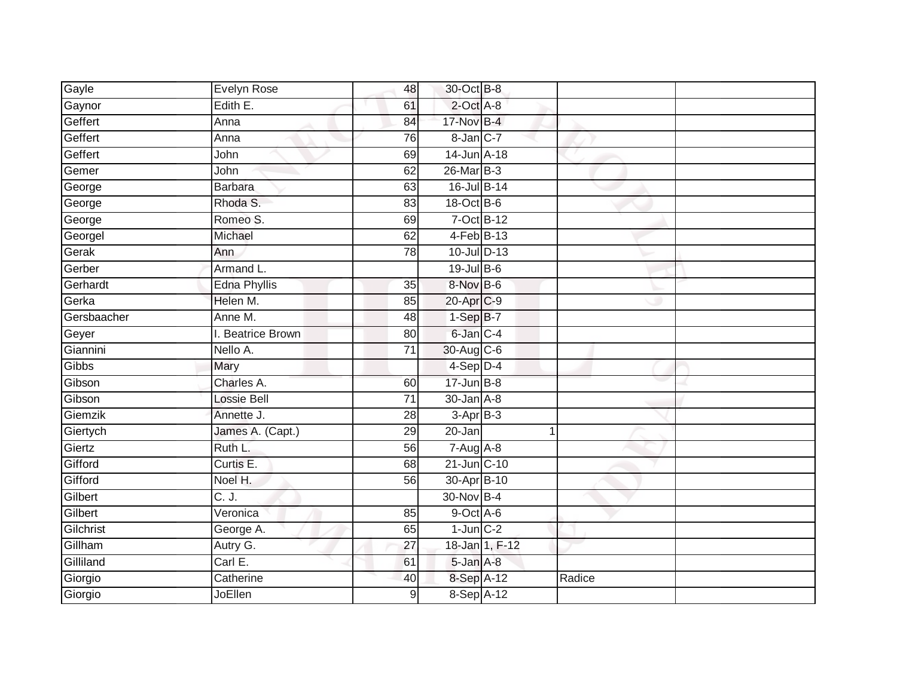| | | | | | | |
|---|---|---|---|---|---|---|
| Gayle | Evelyn Rose | 48 | 30-Oct | B-8 | | |
| Gaynor | Edith E. | 61 | 2-Oct | A-8 | | |
| Geffert | Anna | 84 | 17-Nov | B-4 | | |
| Geffert | Anna | 76 | 8-Jan | C-7 | | |
| Geffert | John | 69 | 14-Jun | A-18 | | |
| Gemer | John | 62 | 26-Mar | B-3 | | |
| George | Barbara | 63 | 16-Jul | B-14 | | |
| George | Rhoda S. | 83 | 18-Oct | B-6 | | |
| George | Romeo S. | 69 | 7-Oct | B-12 | | |
| Georgel | Michael | 62 | 4-Feb | B-13 | | |
| Gerak | Ann | 78 | 10-Jul | D-13 | | |
| Gerber | Armand L. | | 19-Jul | B-6 | | |
| Gerhardt | Edna Phyllis | 35 | 8-Nov | B-6 | | |
| Gerka | Helen M. | 85 | 20-Apr | C-9 | | |
| Gersbaacher | Anne M. | 48 | 1-Sep | B-7 | | |
| Geyer | I. Beatrice Brown | 80 | 6-Jan | C-4 | | |
| Giannini | Nello A. | 71 | 30-Aug | C-6 | | |
| Gibbs | Mary | | 4-Sep | D-4 | | |
| Gibson | Charles A. | 60 | 17-Jun | B-8 | | |
| Gibson | Lossie Bell | 71 | 30-Jan | A-8 | | |
| Giemzik | Annette J. | 28 | 3-Apr | B-3 | | |
| Giertych | James A. (Capt.) | 29 | 20-Jan | 1 | | |
| Giertz | Ruth L. | 56 | 7-Aug | A-8 | | |
| Gifford | Curtis E. | 68 | 21-Jun | C-10 | | |
| Gifford | Noel H. | 56 | 30-Apr | B-10 | | |
| Gilbert | C. J. | | 30-Nov | B-4 | | |
| Gilbert | Veronica | 85 | 9-Oct | A-6 | | |
| Gilchrist | George A. | 65 | 1-Jun | C-2 | | |
| Gillham | Autry G. | 27 | 18-Jan | 1, F-12 | | |
| Gilliland | Carl E. | 61 | 5-Jan | A-8 | | |
| Giorgio | Catherine | 40 | 8-Sep | A-12 | Radice | |
| Giorgio | JoEllen | 9 | 8-Sep | A-12 | | |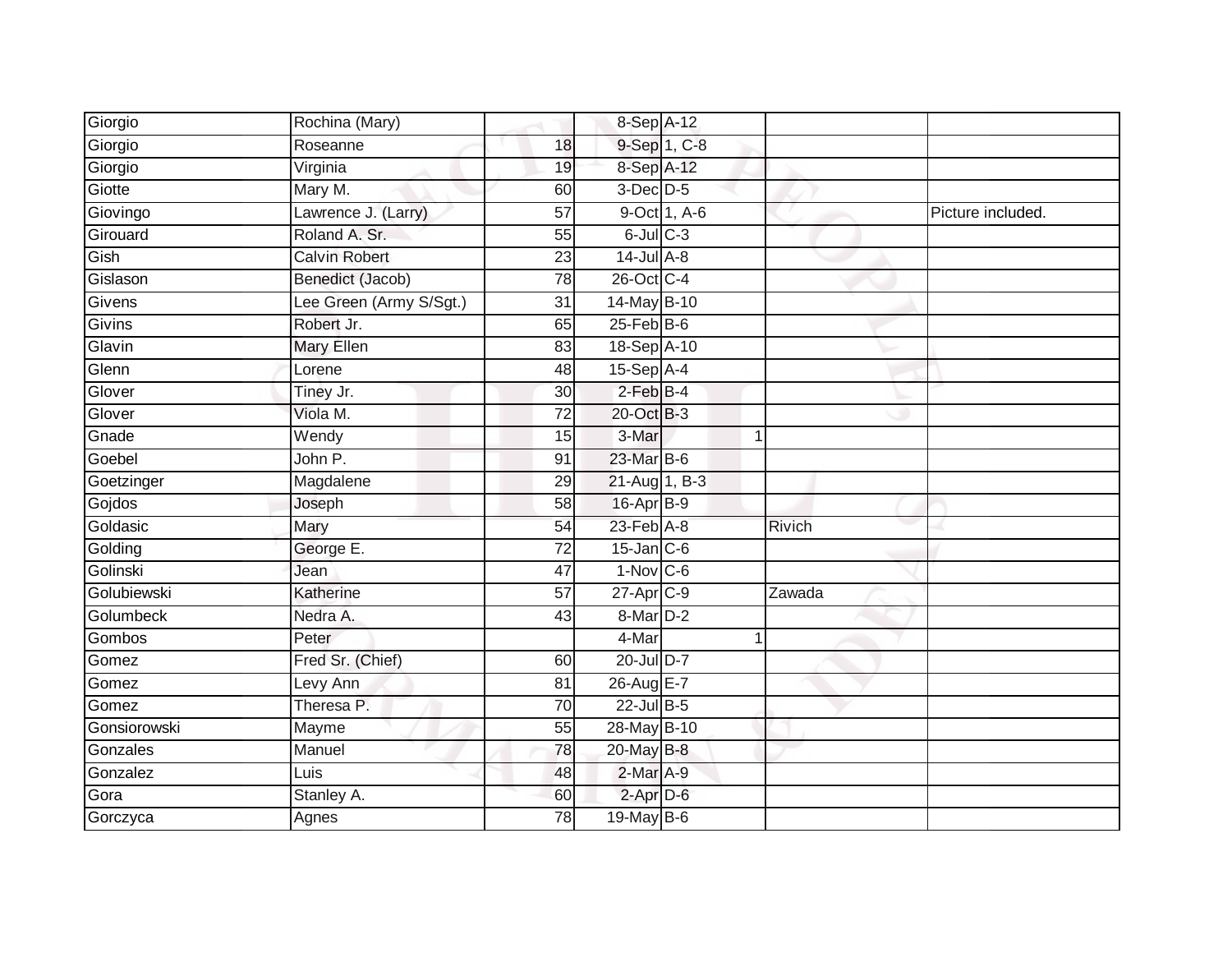| | | | | | | | |
|---|---|---|---|---|---|---|---|
| Giorgio | Rochina (Mary) | | 8-Sep | A-12 | | | |
| Giorgio | Roseanne | 18 | 9-Sep | 1, C-8 | | | |
| Giorgio | Virginia | 19 | 8-Sep | A-12 | | | |
| Giotte | Mary M. | 60 | 3-Dec | D-5 | | | |
| Giovingo | Lawrence J. (Larry) | 57 | 9-Oct | 1, A-6 | | | Picture included. |
| Girouard | Roland A. Sr. | 55 | 6-Jul | C-3 | | | |
| Gish | Calvin Robert | 23 | 14-Jul | A-8 | | | |
| Gislason | Benedict (Jacob) | 78 | 26-Oct | C-4 | | | |
| Givens | Lee Green (Army S/Sgt.) | 31 | 14-May | B-10 | | | |
| Givins | Robert Jr. | 65 | 25-Feb | B-6 | | | |
| Glavin | Mary Ellen | 83 | 18-Sep | A-10 | | | |
| Glenn | Lorene | 48 | 15-Sep | A-4 | | | |
| Glover | Tiney Jr. | 30 | 2-Feb | B-4 | | | |
| Glover | Viola M. | 72 | 20-Oct | B-3 | | | |
| Gnade | Wendy | 15 | 3-Mar | | 1 | | |
| Goebel | John P. | 91 | 23-Mar | B-6 | | | |
| Goetzinger | Magdalene | 29 | 21-Aug | 1, B-3 | | | |
| Gojdos | Joseph | 58 | 16-Apr | B-9 | | | |
| Goldasic | Mary | 54 | 23-Feb | A-8 | | Rivich | |
| Golding | George E. | 72 | 15-Jan | C-6 | | | |
| Golinski | Jean | 47 | 1-Nov | C-6 | | | |
| Golubiewski | Katherine | 57 | 27-Apr | C-9 | | Zawada | |
| Golumbeck | Nedra A. | 43 | 8-Mar | D-2 | | | |
| Gombos | Peter | | 4-Mar | | 1 | | |
| Gomez | Fred Sr. (Chief) | 60 | 20-Jul | D-7 | | | |
| Gomez | Levy Ann | 81 | 26-Aug | E-7 | | | |
| Gomez | Theresa P. | 70 | 22-Jul | B-5 | | | |
| Gonsiorowski | Mayme | 55 | 28-May | B-10 | | | |
| Gonzales | Manuel | 78 | 20-May | B-8 | | | |
| Gonzalez | Luis | 48 | 2-Mar | A-9 | | | |
| Gora | Stanley A. | 60 | 2-Apr | D-6 | | | |
| Gorczyca | Agnes | 78 | 19-May | B-6 | | | |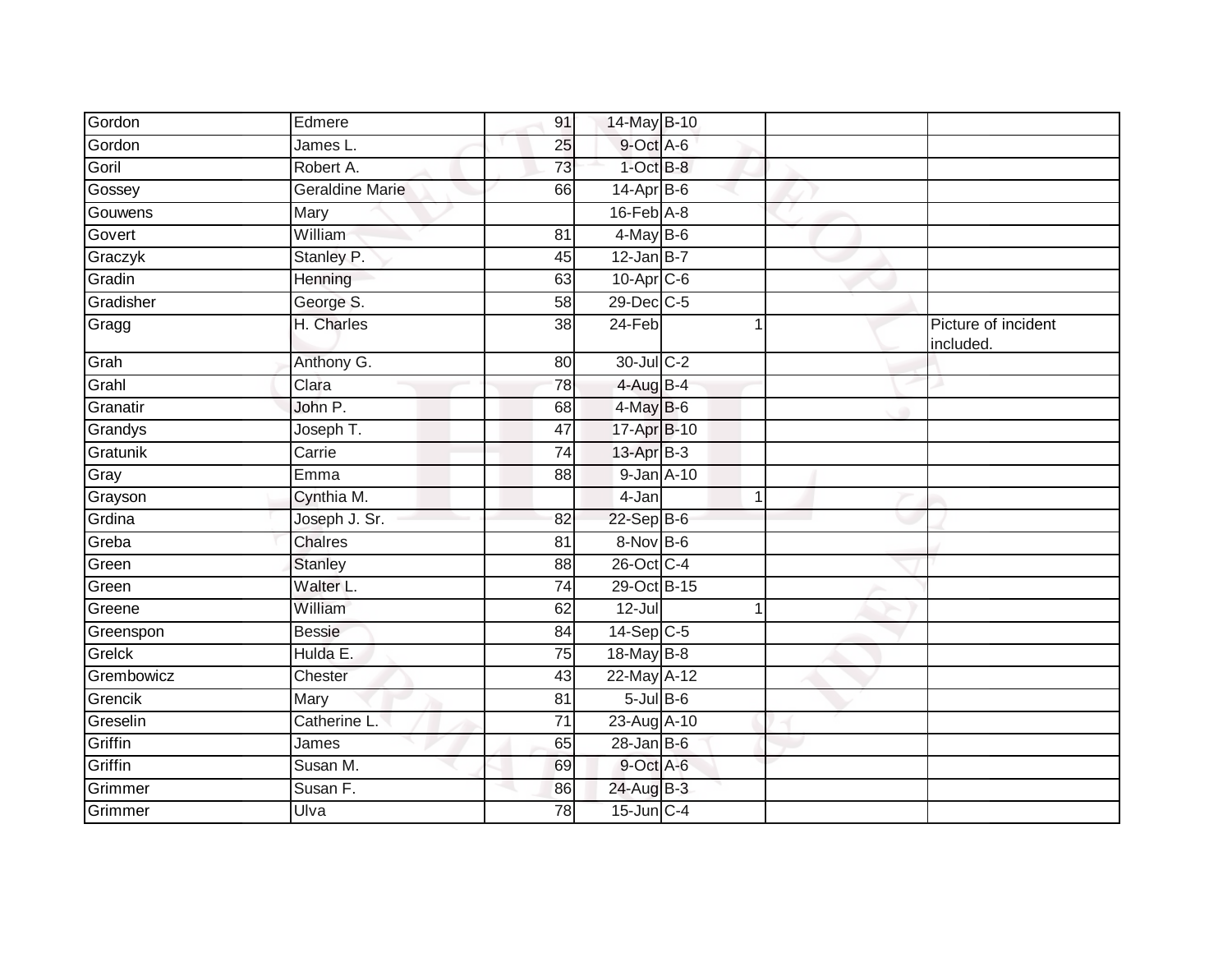| | | | | | | | |
|---|---|---|---|---|---|---|---|
| Gordon | Edmere | 91 | 14-May | B-10 | | | |
| Gordon | James L. | 25 | 9-Oct | A-6 | | | |
| Goril | Robert A. | 73 | 1-Oct | B-8 | | | |
| Gossey | Geraldine Marie | 66 | 14-Apr | B-6 | | | |
| Gouwens | Mary | | 16-Feb | A-8 | | | |
| Govert | William | 81 | 4-May | B-6 | | | |
| Graczyk | Stanley P. | 45 | 12-Jan | B-7 | | | |
| Gradin | Henning | 63 | 10-Apr | C-6 | | | |
| Gradisher | George S. | 58 | 29-Dec | C-5 | | | |
| Gragg | H. Charles | 38 | 24-Feb | | 1 | | Picture of incident included. |
| Grah | Anthony G. | 80 | 30-Jul | C-2 | | | |
| Grahl | Clara | 78 | 4-Aug | B-4 | | | |
| Granatir | John P. | 68 | 4-May | B-6 | | | |
| Grandys | Joseph T. | 47 | 17-Apr | B-10 | | | |
| Gratunik | Carrie | 74 | 13-Apr | B-3 | | | |
| Gray | Emma | 88 | 9-Jan | A-10 | | | |
| Grayson | Cynthia M. | | 4-Jan | | 1 | | |
| Grdina | Joseph J. Sr. | 82 | 22-Sep | B-6 | | | |
| Greba | Chalres | 81 | 8-Nov | B-6 | | | |
| Green | Stanley | 88 | 26-Oct | C-4 | | | |
| Green | Walter L. | 74 | 29-Oct | B-15 | | | |
| Greene | William | 62 | 12-Jul | | 1 | | |
| Greenspon | Bessie | 84 | 14-Sep | C-5 | | | |
| Grelck | Hulda E. | 75 | 18-May | B-8 | | | |
| Grembowicz | Chester | 43 | 22-May | A-12 | | | |
| Grencik | Mary | 81 | 5-Jul | B-6 | | | |
| Greselin | Catherine L. | 71 | 23-Aug | A-10 | | | |
| Griffin | James | 65 | 28-Jan | B-6 | | | |
| Griffin | Susan M. | 69 | 9-Oct | A-6 | | | |
| Grimmer | Susan F. | 86 | 24-Aug | B-3 | | | |
| Grimmer | Ulva | 78 | 15-Jun | C-4 | | | |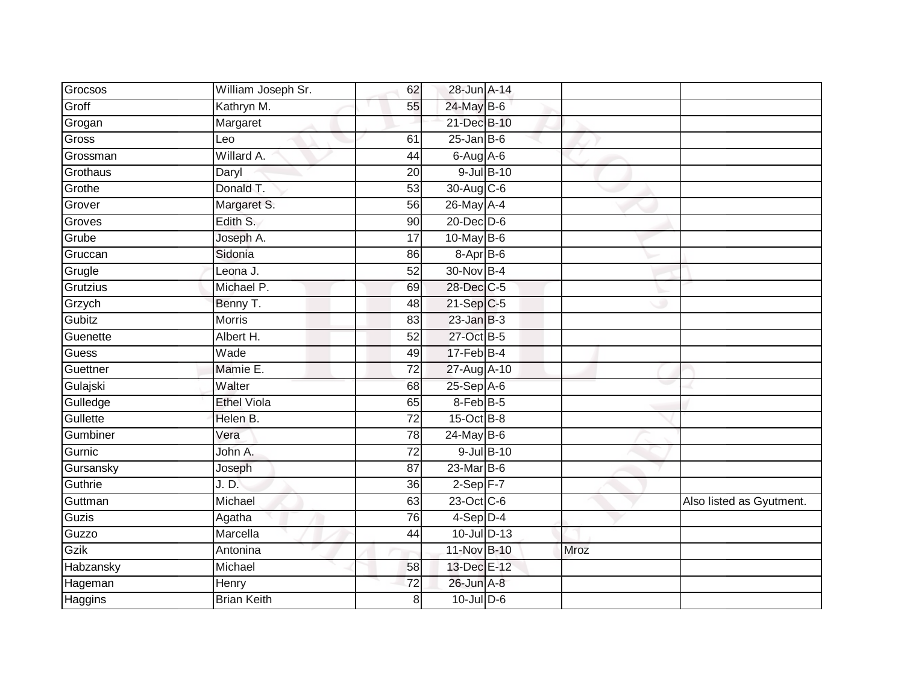| Grocsos | William Joseph Sr. | 62 | 28-Jun | A-14 | | |
|---|---|---|---|---|---|---|
| Groff | Kathryn M. | 55 | 24-May | B-6 | | |
| Grogan | Margaret | | 21-Dec | B-10 | | |
| Gross | Leo | 61 | 25-Jan | B-6 | | |
| Grossman | Willard A. | 44 | 6-Aug | A-6 | | |
| Grothaus | Daryl | 20 | 9-Jul | B-10 | | |
| Grothe | Donald T. | 53 | 30-Aug | C-6 | | |
| Grover | Margaret S. | 56 | 26-May | A-4 | | |
| Groves | Edith S. | 90 | 20-Dec | D-6 | | |
| Grube | Joseph A. | 17 | 10-May | B-6 | | |
| Gruccan | Sidonia | 86 | 8-Apr | B-6 | | |
| Grugle | Leona J. | 52 | 30-Nov | B-4 | | |
| Grutzius | Michael P. | 69 | 28-Dec | C-5 | | |
| Grzych | Benny T. | 48 | 21-Sep | C-5 | | |
| Gubitz | Morris | 83 | 23-Jan | B-3 | | |
| Guenette | Albert H. | 52 | 27-Oct | B-5 | | |
| Guess | Wade | 49 | 17-Feb | B-4 | | |
| Guettner | Mamie E. | 72 | 27-Aug | A-10 | | |
| Gulajski | Walter | 68 | 25-Sep | A-6 | | |
| Gulledge | Ethel Viola | 65 | 8-Feb | B-5 | | |
| Gullette | Helen B. | 72 | 15-Oct | B-8 | | |
| Gumbiner | Vera | 78 | 24-May | B-6 | | |
| Gurnic | John A. | 72 | 9-Jul | B-10 | | |
| Gursansky | Joseph | 87 | 23-Mar | B-6 | | |
| Guthrie | J. D. | 36 | 2-Sep | F-7 | | |
| Guttman | Michael | 63 | 23-Oct | C-6 | | Also listed as Gyutment. |
| Guzis | Agatha | 76 | 4-Sep | D-4 | | |
| Guzzo | Marcella | 44 | 10-Jul | D-13 | | |
| Gzik | Antonina | | 11-Nov | B-10 | Mroz | |
| Habzansky | Michael | 58 | 13-Dec | E-12 | | |
| Hageman | Henry | 72 | 26-Jun | A-8 | | |
| Haggins | Brian Keith | 8 | 10-Jul | D-6 | | |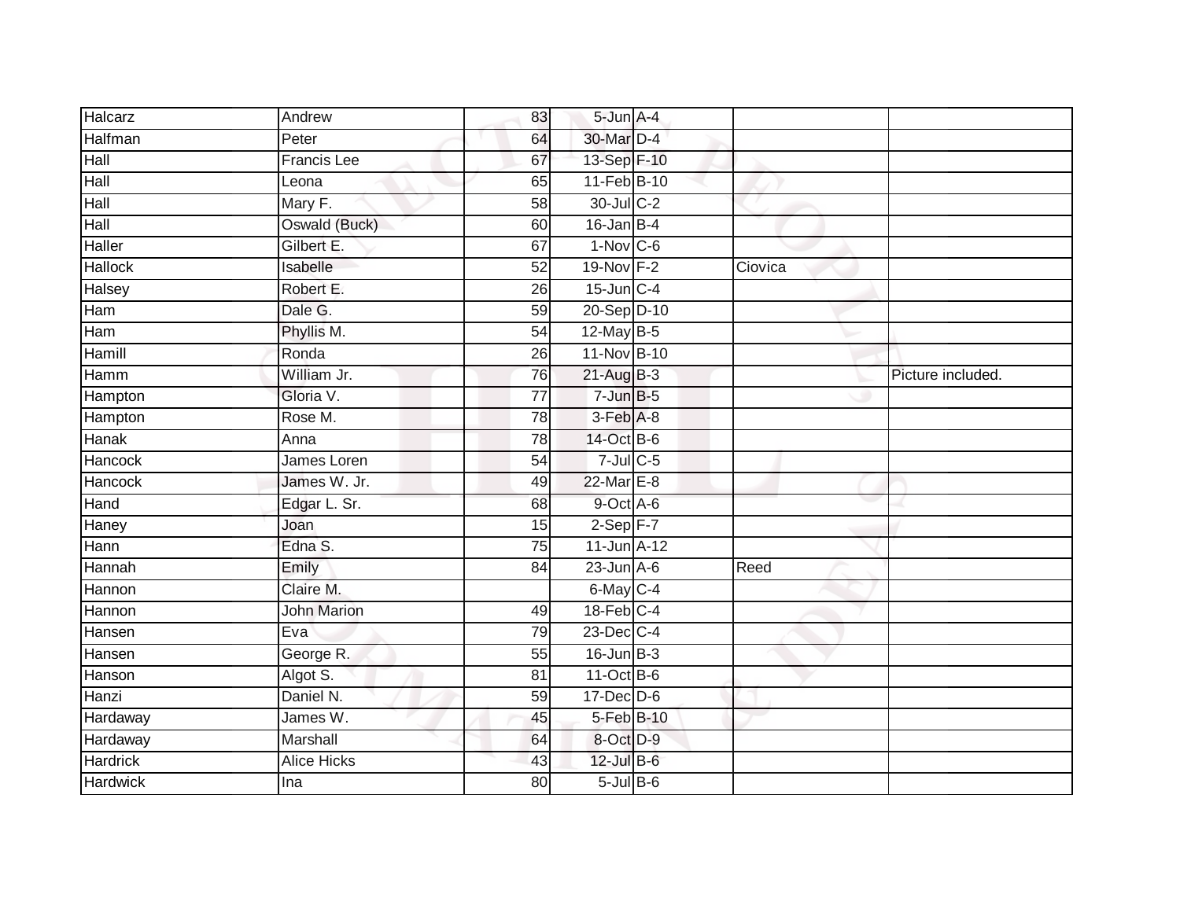| | | | | | | |
|---|---|---|---|---|---|---|
| Halcarz | Andrew | 83 | 5-Jun | A-4 | | |
| Halfman | Peter | 64 | 30-Mar | D-4 | | |
| Hall | Francis Lee | 67 | 13-Sep | F-10 | | |
| Hall | Leona | 65 | 11-Feb | B-10 | | |
| Hall | Mary F. | 58 | 30-Jul | C-2 | | |
| Hall | Oswald (Buck) | 60 | 16-Jan | B-4 | | |
| Haller | Gilbert E. | 67 | 1-Nov | C-6 | | |
| Hallock | Isabelle | 52 | 19-Nov | F-2 | Ciovica | |
| Halsey | Robert E. | 26 | 15-Jun | C-4 | | |
| Ham | Dale G. | 59 | 20-Sep | D-10 | | |
| Ham | Phyllis M. | 54 | 12-May | B-5 | | |
| Hamill | Ronda | 26 | 11-Nov | B-10 | | |
| Hamm | William Jr. | 76 | 21-Aug | B-3 | | Picture included. |
| Hampton | Gloria V. | 77 | 7-Jun | B-5 | | |
| Hampton | Rose M. | 78 | 3-Feb | A-8 | | |
| Hanak | Anna | 78 | 14-Oct | B-6 | | |
| Hancock | James Loren | 54 | 7-Jul | C-5 | | |
| Hancock | James W. Jr. | 49 | 22-Mar | E-8 | | |
| Hand | Edgar L. Sr. | 68 | 9-Oct | A-6 | | |
| Haney | Joan | 15 | 2-Sep | F-7 | | |
| Hann | Edna S. | 75 | 11-Jun | A-12 | | |
| Hannah | Emily | 84 | 23-Jun | A-6 | Reed | |
| Hannon | Claire M. | | 6-May | C-4 | | |
| Hannon | John Marion | 49 | 18-Feb | C-4 | | |
| Hansen | Eva | 79 | 23-Dec | C-4 | | |
| Hansen | George R. | 55 | 16-Jun | B-3 | | |
| Hanson | Algot S. | 81 | 11-Oct | B-6 | | |
| Hanzi | Daniel N. | 59 | 17-Dec | D-6 | | |
| Hardaway | James W. | 45 | 5-Feb | B-10 | | |
| Hardaway | Marshall | 64 | 8-Oct | D-9 | | |
| Hardrick | Alice Hicks | 43 | 12-Jul | B-6 | | |
| Hardwick | Ina | 80 | 5-Jul | B-6 | | |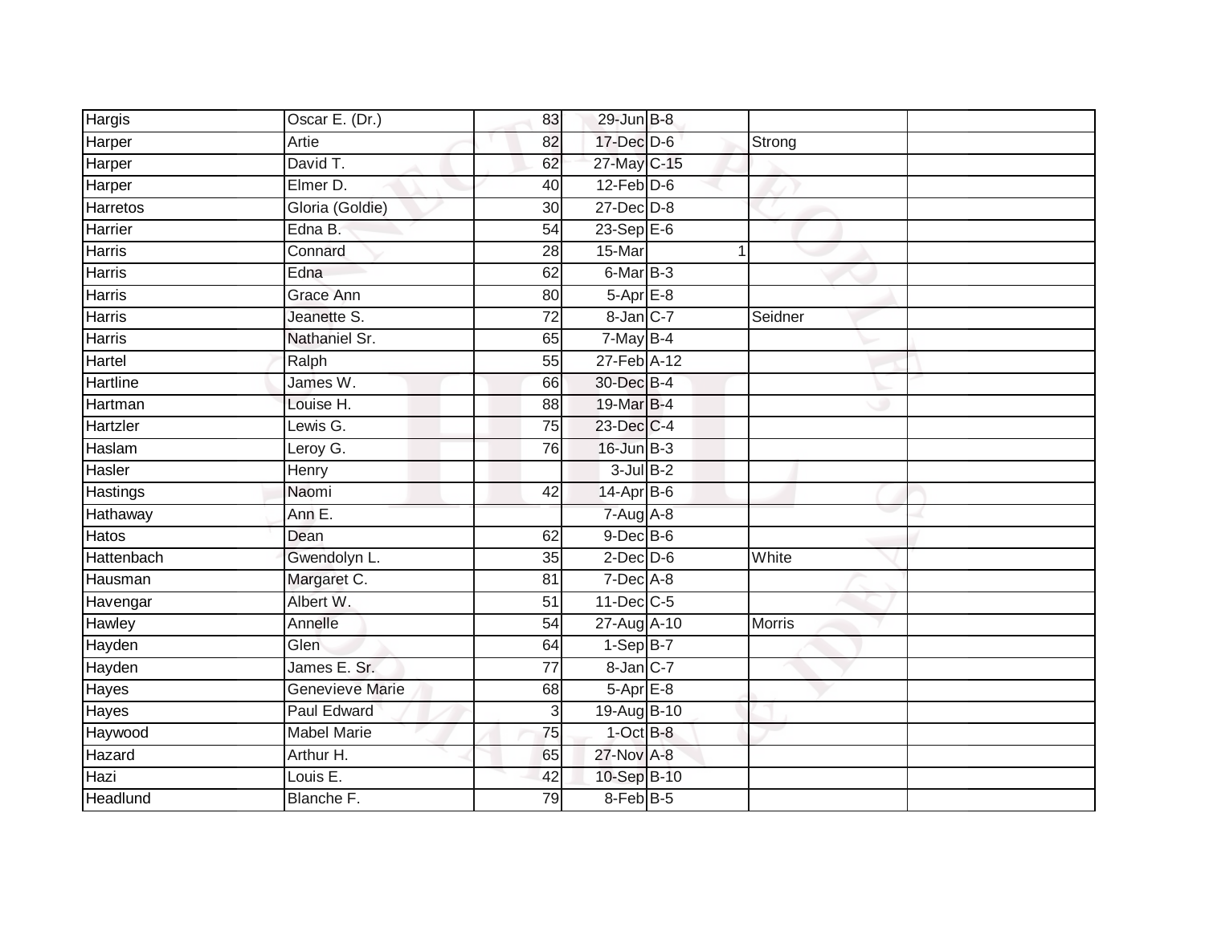| Hargis | Oscar E. (Dr.) | 83 | 29-Jun | B-8 | | | |
|---|---|---|---|---|---|---|---|
| Harper | Artie | 82 | 17-Dec | D-6 | | Strong | |
| Harper | David T. | 62 | 27-May | C-15 | | | |
| Harper | Elmer D. | 40 | 12-Feb | D-6 | | | |
| Harretos | Gloria (Goldie) | 30 | 27-Dec | D-8 | | | |
| Harrier | Edna B. | 54 | 23-Sep | E-6 | | | |
| Harris | Connard | 28 | 15-Mar | | 1 | | |
| Harris | Edna | 62 | 6-Mar | B-3 | | | |
| Harris | Grace Ann | 80 | 5-Apr | E-8 | | | |
| Harris | Jeanette S. | 72 | 8-Jan | C-7 | | Seidner | |
| Harris | Nathaniel Sr. | 65 | 7-May | B-4 | | | |
| Hartel | Ralph | 55 | 27-Feb | A-12 | | | |
| Hartline | James W. | 66 | 30-Dec | B-4 | | | |
| Hartman | Louise H. | 88 | 19-Mar | B-4 | | | |
| Hartzler | Lewis G. | 75 | 23-Dec | C-4 | | | |
| Haslam | Leroy G. | 76 | 16-Jun | B-3 | | | |
| Hasler | Henry | | 3-Jul | B-2 | | | |
| Hastings | Naomi | 42 | 14-Apr | B-6 | | | |
| Hathaway | Ann E. | | 7-Aug | A-8 | | | |
| Hatos | Dean | 62 | 9-Dec | B-6 | | | |
| Hattenbach | Gwendolyn L. | 35 | 2-Dec | D-6 | | White | |
| Hausman | Margaret C. | 81 | 7-Dec | A-8 | | | |
| Havengar | Albert W. | 51 | 11-Dec | C-5 | | | |
| Hawley | Annelle | 54 | 27-Aug | A-10 | | Morris | |
| Hayden | Glen | 64 | 1-Sep | B-7 | | | |
| Hayden | James E. Sr. | 77 | 8-Jan | C-7 | | | |
| Hayes | Genevieve Marie | 68 | 5-Apr | E-8 | | | |
| Hayes | Paul Edward | 3 | 19-Aug | B-10 | | | |
| Haywood | Mabel Marie | 75 | 1-Oct | B-8 | | | |
| Hazard | Arthur H. | 65 | 27-Nov | A-8 | | | |
| Hazi | Louis E. | 42 | 10-Sep | B-10 | | | |
| Headlund | Blanche F. | 79 | 8-Feb | B-5 | | | |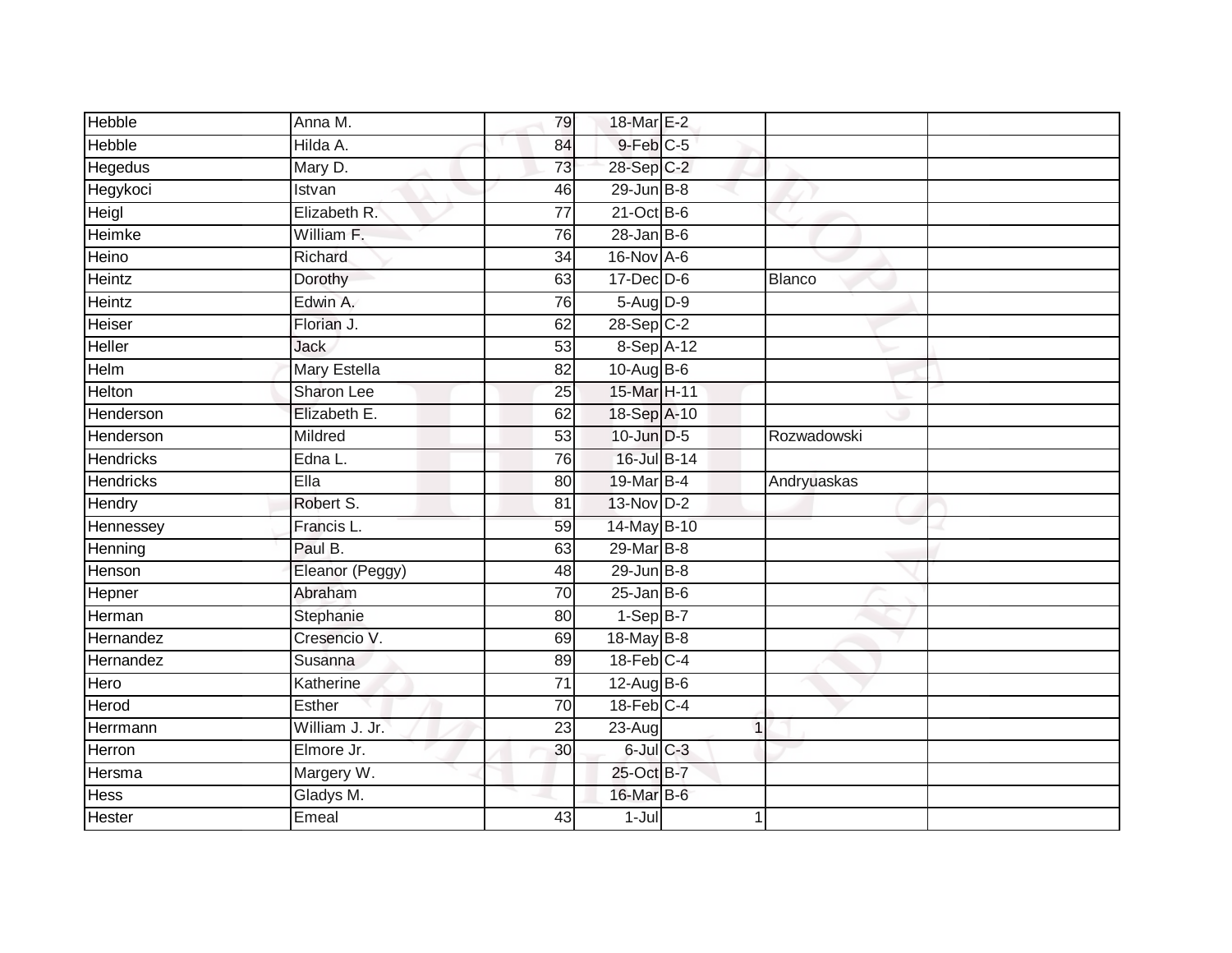| | | | | | | |
|---|---|---|---|---|---|---|
| Hebble | Anna M. | 79 | 18-Mar | E-2 | | |
| Hebble | Hilda A. | 84 | 9-Feb | C-5 | | |
| Hegedus | Mary D. | 73 | 28-Sep | C-2 | | |
| Hegykoci | Istvan | 46 | 29-Jun | B-8 | | |
| Heigl | Elizabeth R. | 77 | 21-Oct | B-6 | | |
| Heimke | William F. | 76 | 28-Jan | B-6 | | |
| Heino | Richard | 34 | 16-Nov | A-6 | | |
| Heintz | Dorothy | 63 | 17-Dec | D-6 | Blanco | |
| Heintz | Edwin A. | 76 | 5-Aug | D-9 | | |
| Heiser | Florian J. | 62 | 28-Sep | C-2 | | |
| Heller | Jack | 53 | 8-Sep | A-12 | | |
| Helm | Mary Estella | 82 | 10-Aug | B-6 | | |
| Helton | Sharon Lee | 25 | 15-Mar | H-11 | | |
| Henderson | Elizabeth E. | 62 | 18-Sep | A-10 | | |
| Henderson | Mildred | 53 | 10-Jun | D-5 | Rozwadowski | |
| Hendricks | Edna L. | 76 | 16-Jul | B-14 | | |
| Hendricks | Ella | 80 | 19-Mar | B-4 | Andryuaskas | |
| Hendry | Robert S. | 81 | 13-Nov | D-2 | | |
| Hennessey | Francis L. | 59 | 14-May | B-10 | | |
| Henning | Paul B. | 63 | 29-Mar | B-8 | | |
| Henson | Eleanor (Peggy) | 48 | 29-Jun | B-8 | | |
| Hepner | Abraham | 70 | 25-Jan | B-6 | | |
| Herman | Stephanie | 80 | 1-Sep | B-7 | | |
| Hernandez | Cresencio V. | 69 | 18-May | B-8 | | |
| Hernandez | Susanna | 89 | 18-Feb | C-4 | | |
| Hero | Katherine | 71 | 12-Aug | B-6 | | |
| Herod | Esther | 70 | 18-Feb | C-4 | | |
| Herrmann | William J. Jr. | 23 | 23-Aug | 1 | | |
| Herron | Elmore Jr. | 30 | 6-Jul | C-3 | | |
| Hersma | Margery W. | | 25-Oct | B-7 | | |
| Hess | Gladys M. | | 16-Mar | B-6 | | |
| Hester | Emeal | 43 | 1-Jul | 1 | | |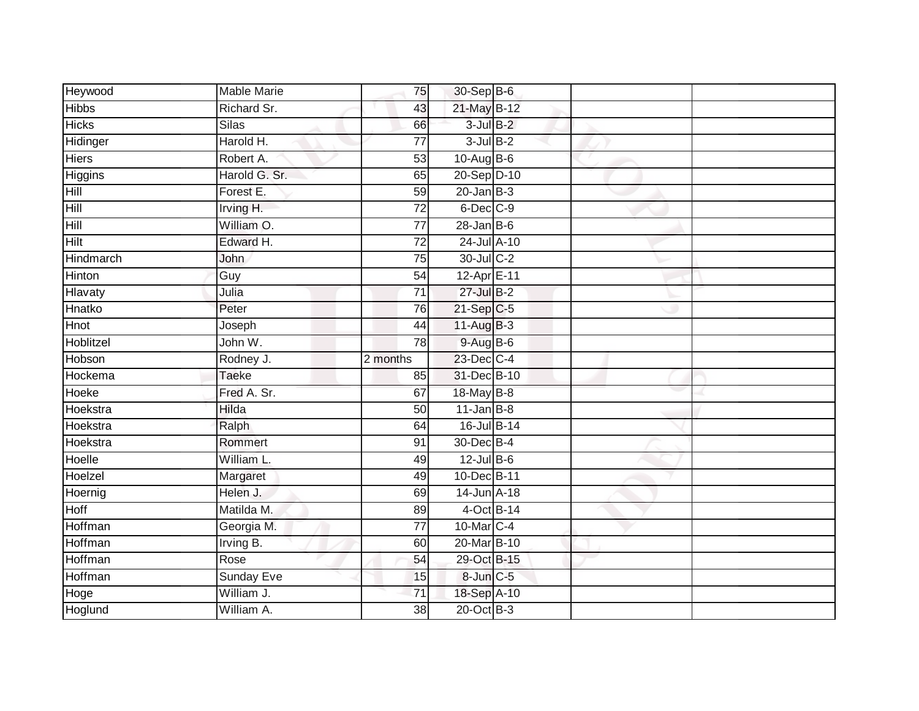| | | | | | | |
|---|---|---|---|---|---|---|
| Heywood | Mable Marie | 75 | 30-Sep | B-6 | | |
| Hibbs | Richard Sr. | 43 | 21-May | B-12 | | |
| Hicks | Silas | 66 | 3-Jul | B-2 | | |
| Hidinger | Harold H. | 77 | 3-Jul | B-2 | | |
| Hiers | Robert A. | 53 | 10-Aug | B-6 | | |
| Higgins | Harold G. Sr. | 65 | 20-Sep | D-10 | | |
| Hill | Forest E. | 59 | 20-Jan | B-3 | | |
| Hill | Irving H. | 72 | 6-Dec | C-9 | | |
| Hill | William O. | 77 | 28-Jan | B-6 | | |
| Hilt | Edward H. | 72 | 24-Jul | A-10 | | |
| Hindmarch | John | 75 | 30-Jul | C-2 | | |
| Hinton | Guy | 54 | 12-Apr | E-11 | | |
| Hlavaty | Julia | 71 | 27-Jul | B-2 | | |
| Hnatko | Peter | 76 | 21-Sep | C-5 | | |
| Hnot | Joseph | 44 | 11-Aug | B-3 | | |
| Hoblitzel | John W. | 78 | 9-Aug | B-6 | | |
| Hobson | Rodney J. | 2 months | 23-Dec | C-4 | | |
| Hockema | Taeke | 85 | 31-Dec | B-10 | | |
| Hoeke | Fred A. Sr. | 67 | 18-May | B-8 | | |
| Hoekstra | Hilda | 50 | 11-Jan | B-8 | | |
| Hoekstra | Ralph | 64 | 16-Jul | B-14 | | |
| Hoekstra | Rommert | 91 | 30-Dec | B-4 | | |
| Hoelle | William L. | 49 | 12-Jul | B-6 | | |
| Hoelzel | Margaret | 49 | 10-Dec | B-11 | | |
| Hoernig | Helen J. | 69 | 14-Jun | A-18 | | |
| Hoff | Matilda M. | 89 | 4-Oct | B-14 | | |
| Hoffman | Georgia M. | 77 | 10-Mar | C-4 | | |
| Hoffman | Irving B. | 60 | 20-Mar | B-10 | | |
| Hoffman | Rose | 54 | 29-Oct | B-15 | | |
| Hoffman | Sunday Eve | 15 | 8-Jun | C-5 | | |
| Hoge | William J. | 71 | 18-Sep | A-10 | | |
| Hoglund | William A. | 38 | 20-Oct | B-3 | | |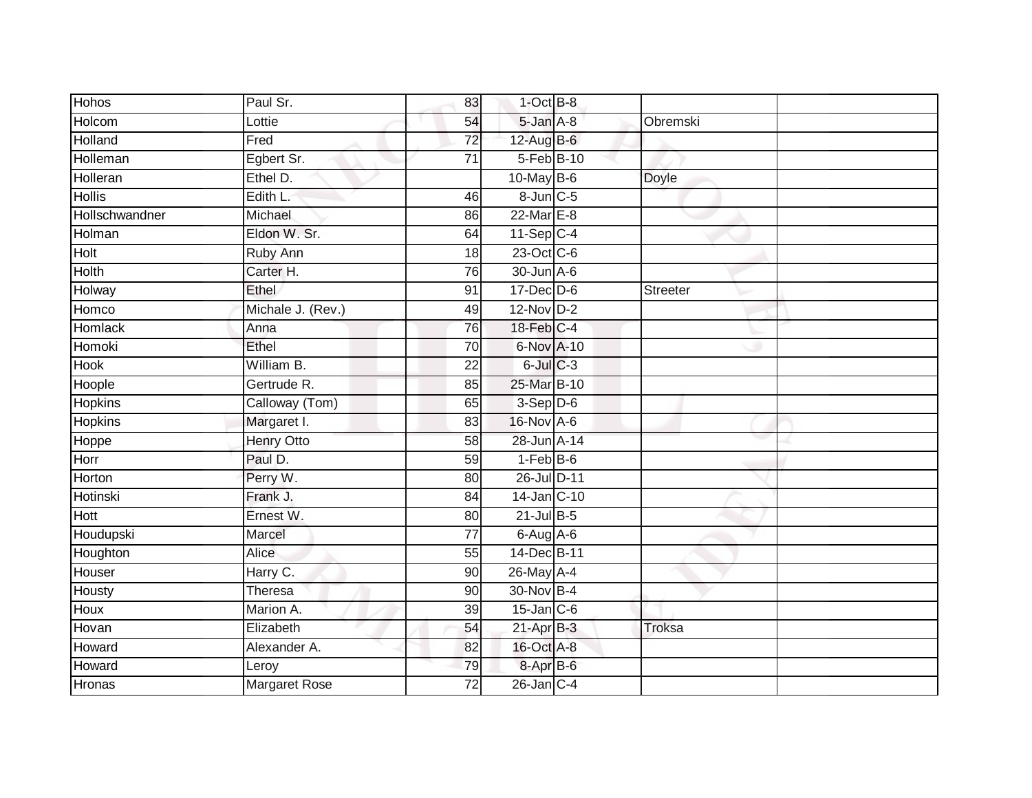| | | | | | | |
|---|---|---|---|---|---|---|
| Hohos | Paul Sr. | 83 | 1-Oct | B-8 | | |
| Holcom | Lottie | 54 | 5-Jan | A-8 | Obremski | |
| Holland | Fred | 72 | 12-Aug | B-6 | | |
| Holleman | Egbert Sr. | 71 | 5-Feb | B-10 | | |
| Holleran | Ethel D. | | 10-May | B-6 | Doyle | |
| Hollis | Edith L. | 46 | 8-Jun | C-5 | | |
| Hollschwandner | Michael | 86 | 22-Mar | E-8 | | |
| Holman | Eldon W. Sr. | 64 | 11-Sep | C-4 | | |
| Holt | Ruby Ann | 18 | 23-Oct | C-6 | | |
| Holth | Carter H. | 76 | 30-Jun | A-6 | | |
| Holway | Ethel | 91 | 17-Dec | D-6 | Streeter | |
| Homco | Michale J. (Rev.) | 49 | 12-Nov | D-2 | | |
| Homlack | Anna | 76 | 18-Feb | C-4 | | |
| Homoki | Ethel | 70 | 6-Nov | A-10 | | |
| Hook | William B. | 22 | 6-Jul | C-3 | | |
| Hoople | Gertrude R. | 85 | 25-Mar | B-10 | | |
| Hopkins | Calloway (Tom) | 65 | 3-Sep | D-6 | | |
| Hopkins | Margaret I. | 83 | 16-Nov | A-6 | | |
| Hoppe | Henry Otto | 58 | 28-Jun | A-14 | | |
| Horr | Paul D. | 59 | 1-Feb | B-6 | | |
| Horton | Perry W. | 80 | 26-Jul | D-11 | | |
| Hotinski | Frank J. | 84 | 14-Jan | C-10 | | |
| Hott | Ernest W. | 80 | 21-Jul | B-5 | | |
| Houdupski | Marcel | 77 | 6-Aug | A-6 | | |
| Houghton | Alice | 55 | 14-Dec | B-11 | | |
| Houser | Harry C. | 90 | 26-May | A-4 | | |
| Housty | Theresa | 90 | 30-Nov | B-4 | | |
| Houx | Marion A. | 39 | 15-Jan | C-6 | | |
| Hovan | Elizabeth | 54 | 21-Apr | B-3 | Troksa | |
| Howard | Alexander A. | 82 | 16-Oct | A-8 | | |
| Howard | Leroy | 79 | 8-Apr | B-6 | | |
| Hronas | Margaret Rose | 72 | 26-Jan | C-4 | | |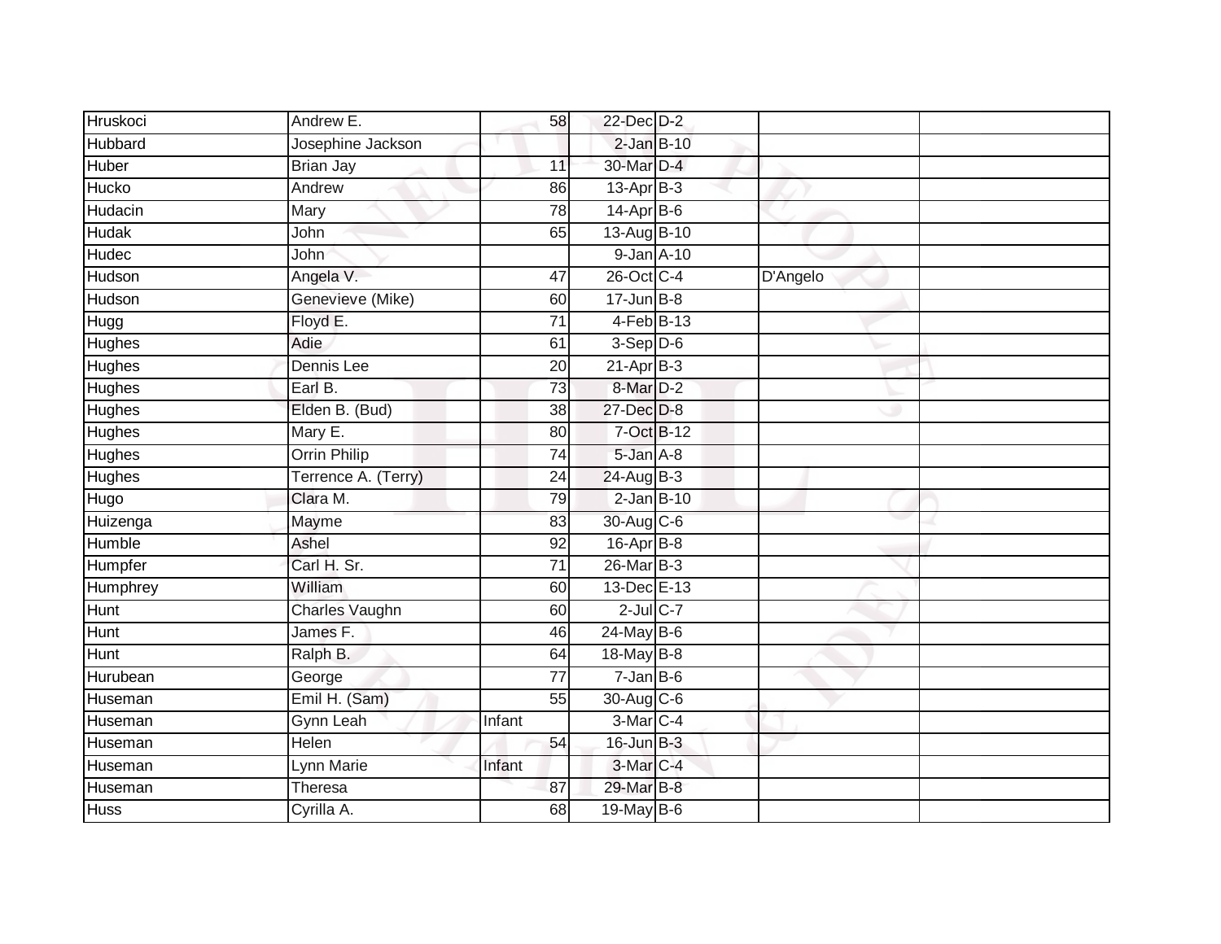| | | | | | | |
|---|---|---|---|---|---|---|
| Hruskoci | Andrew E. | 58 | 22-Dec | D-2 | | |
| Hubbard | Josephine Jackson | | 2-Jan | B-10 | | |
| Huber | Brian Jay | 11 | 30-Mar | D-4 | | |
| Hucko | Andrew | 86 | 13-Apr | B-3 | | |
| Hudacin | Mary | 78 | 14-Apr | B-6 | | |
| Hudak | John | 65 | 13-Aug | B-10 | | |
| Hudec | John | | 9-Jan | A-10 | | |
| Hudson | Angela V. | 47 | 26-Oct | C-4 | D'Angelo | |
| Hudson | Genevieve (Mike) | 60 | 17-Jun | B-8 | | |
| Hugg | Floyd E. | 71 | 4-Feb | B-13 | | |
| Hughes | Adie | 61 | 3-Sep | D-6 | | |
| Hughes | Dennis Lee | 20 | 21-Apr | B-3 | | |
| Hughes | Earl B. | 73 | 8-Mar | D-2 | | |
| Hughes | Elden B. (Bud) | 38 | 27-Dec | D-8 | | |
| Hughes | Mary E. | 80 | 7-Oct | B-12 | | |
| Hughes | Orrin Philip | 74 | 5-Jan | A-8 | | |
| Hughes | Terrence A. (Terry) | 24 | 24-Aug | B-3 | | |
| Hugo | Clara M. | 79 | 2-Jan | B-10 | | |
| Huizenga | Mayme | 83 | 30-Aug | C-6 | | |
| Humble | Ashel | 92 | 16-Apr | B-8 | | |
| Humpfer | Carl H. Sr. | 71 | 26-Mar | B-3 | | |
| Humphrey | William | 60 | 13-Dec | E-13 | | |
| Hunt | Charles Vaughn | 60 | 2-Jul | C-7 | | |
| Hunt | James F. | 46 | 24-May | B-6 | | |
| Hunt | Ralph B. | 64 | 18-May | B-8 | | |
| Hurubean | George | 77 | 7-Jan | B-6 | | |
| Huseman | Emil H. (Sam) | 55 | 30-Aug | C-6 | | |
| Huseman | Gynn Leah | Infant | 3-Mar | C-4 | | |
| Huseman | Helen | 54 | 16-Jun | B-3 | | |
| Huseman | Lynn Marie | Infant | 3-Mar | C-4 | | |
| Huseman | Theresa | 87 | 29-Mar | B-8 | | |
| Huss | Cyrilla A. | 68 | 19-May | B-6 | | |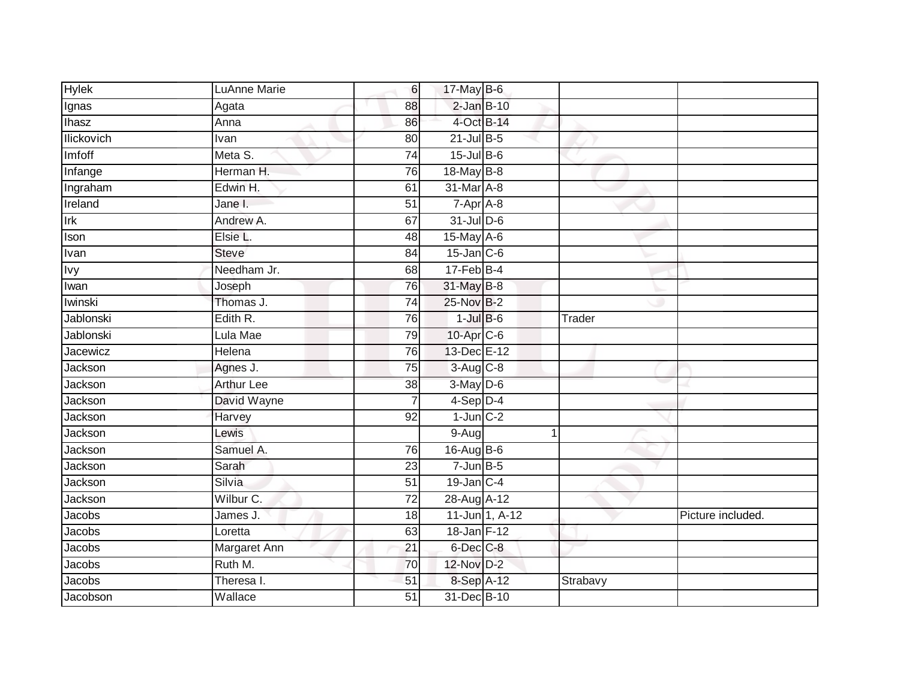| | | | | | | |
|---|---|---|---|---|---|---|
| Hylek | LuAnne Marie | 6 | 17-May | B-6 | | |
| Ignas | Agata | 88 | 2-Jan | B-10 | | |
| Ihasz | Anna | 86 | 4-Oct | B-14 | | |
| Ilickovich | Ivan | 80 | 21-Jul | B-5 | | |
| Imfoff | Meta S. | 74 | 15-Jul | B-6 | | |
| Infange | Herman H. | 76 | 18-May | B-8 | | |
| Ingraham | Edwin H. | 61 | 31-Mar | A-8 | | |
| Ireland | Jane I. | 51 | 7-Apr | A-8 | | |
| Irk | Andrew A. | 67 | 31-Jul | D-6 | | |
| Ison | Elsie L. | 48 | 15-May | A-6 | | |
| Ivan | Steve | 84 | 15-Jan | C-6 | | |
| Ivy | Needham Jr. | 68 | 17-Feb | B-4 | | |
| Iwan | Joseph | 76 | 31-May | B-8 | | |
| Iwinski | Thomas J. | 74 | 25-Nov | B-2 | | |
| Jablonski | Edith R. | 76 | 1-Jul | B-6 | Trader | |
| Jablonski | Lula Mae | 79 | 10-Apr | C-6 | | |
| Jacewicz | Helena | 76 | 13-Dec | E-12 | | |
| Jackson | Agnes J. | 75 | 3-Aug | C-8 | | |
| Jackson | Arthur Lee | 38 | 3-May | D-6 | | |
| Jackson | David Wayne | 7 | 4-Sep | D-4 | | |
| Jackson | Harvey | 92 | 1-Jun | C-2 | | |
| Jackson | Lewis | | 9-Aug | 1 | | |
| Jackson | Samuel A. | 76 | 16-Aug | B-6 | | |
| Jackson | Sarah | 23 | 7-Jun | B-5 | | |
| Jackson | Silvia | 51 | 19-Jan | C-4 | | |
| Jackson | Wilbur C. | 72 | 28-Aug | A-12 | | |
| Jacobs | James J. | 18 | 11-Jun | 1, A-12 | | Picture included. |
| Jacobs | Loretta | 63 | 18-Jan | F-12 | | |
| Jacobs | Margaret Ann | 21 | 6-Dec | C-8 | | |
| Jacobs | Ruth M. | 70 | 12-Nov | D-2 | | |
| Jacobs | Theresa I. | 51 | 8-Sep | A-12 | Strabavy | |
| Jacobson | Wallace | 51 | 31-Dec | B-10 | | |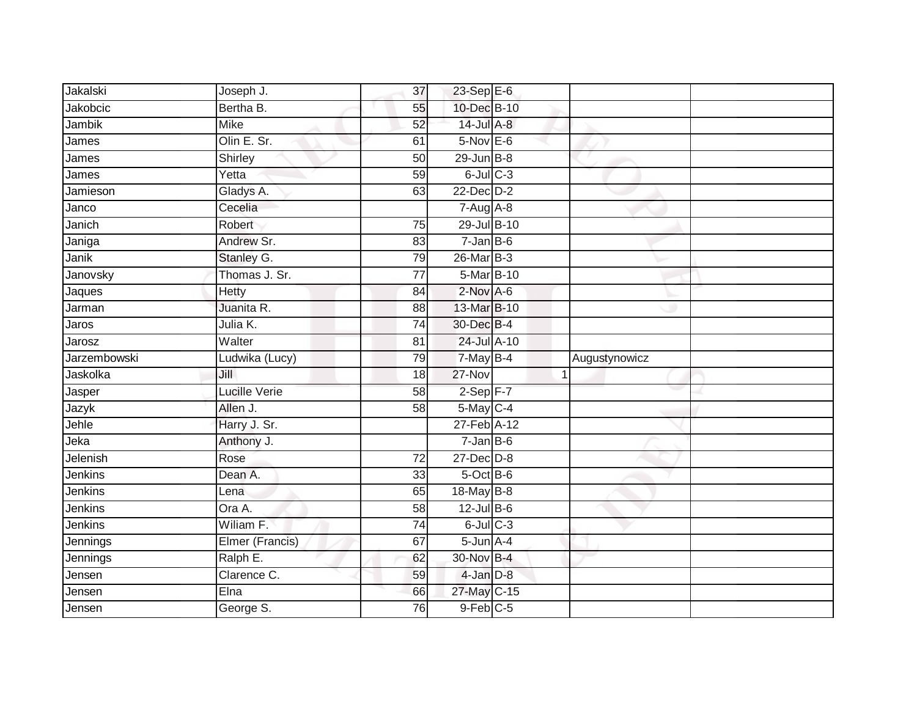| | | | | | | |
|---|---|---|---|---|---|---|
| Jakalski | Joseph J. | 37 | 23-Sep | E-6 | | |
| Jakobcic | Bertha B. | 55 | 10-Dec | B-10 | | |
| Jambik | Mike | 52 | 14-Jul | A-8 | | |
| James | Olin E. Sr. | 61 | 5-Nov | E-6 | | |
| James | Shirley | 50 | 29-Jun | B-8 | | |
| James | Yetta | 59 | 6-Jul | C-3 | | |
| Jamieson | Gladys A. | 63 | 22-Dec | D-2 | | |
| Janco | Cecelia | | 7-Aug | A-8 | | |
| Janich | Robert | 75 | 29-Jul | B-10 | | |
| Janiga | Andrew Sr. | 83 | 7-Jan | B-6 | | |
| Janik | Stanley G. | 79 | 26-Mar | B-3 | | |
| Janovsky | Thomas J. Sr. | 77 | 5-Mar | B-10 | | |
| Jaques | Hetty | 84 | 2-Nov | A-6 | | |
| Jarman | Juanita R. | 88 | 13-Mar | B-10 | | |
| Jaros | Julia K. | 74 | 30-Dec | B-4 | | |
| Jarosz | Walter | 81 | 24-Jul | A-10 | | |
| Jarzembowski | Ludwika (Lucy) | 79 | 7-May | B-4 | Augustynowicz | |
| Jaskolka | Jill | 18 | 27-Nov | 1 | | |
| Jasper | Lucille Verie | 58 | 2-Sep | F-7 | | |
| Jazyk | Allen J. | 58 | 5-May | C-4 | | |
| Jehle | Harry J. Sr. | | 27-Feb | A-12 | | |
| Jeka | Anthony J. | | 7-Jan | B-6 | | |
| Jelenish | Rose | 72 | 27-Dec | D-8 | | |
| Jenkins | Dean A. | 33 | 5-Oct | B-6 | | |
| Jenkins | Lena | 65 | 18-May | B-8 | | |
| Jenkins | Ora A. | 58 | 12-Jul | B-6 | | |
| Jenkins | Wiliam F. | 74 | 6-Jul | C-3 | | |
| Jennings | Elmer (Francis) | 67 | 5-Jun | A-4 | | |
| Jennings | Ralph E. | 62 | 30-Nov | B-4 | | |
| Jensen | Clarence C. | 59 | 4-Jan | D-8 | | |
| Jensen | Elna | 66 | 27-May | C-15 | | |
| Jensen | George S. | 76 | 9-Feb | C-5 | | |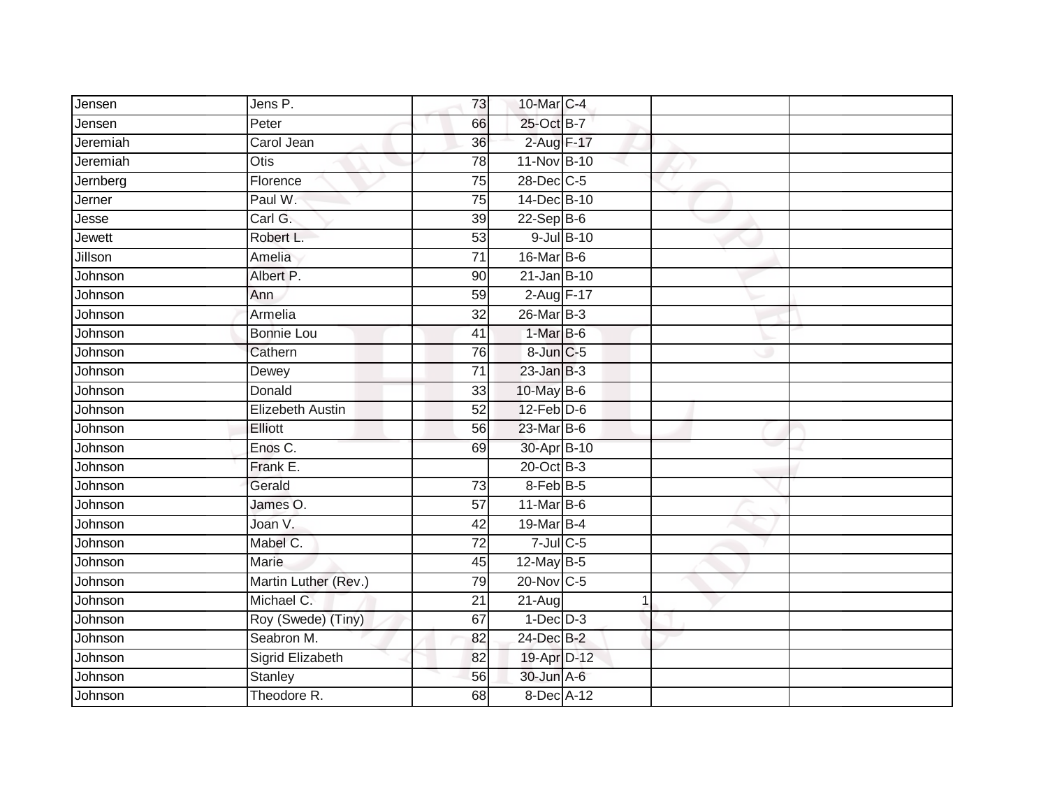| | | | | | | |
|---|---|---|---|---|---|---|
| Jensen | Jens P. | 73 | 10-Mar | C-4 | | |
| Jensen | Peter | 66 | 25-Oct | B-7 | | |
| Jeremiah | Carol Jean | 36 | 2-Aug | F-17 | | |
| Jeremiah | Otis | 78 | 11-Nov | B-10 | | |
| Jernberg | Florence | 75 | 28-Dec | C-5 | | |
| Jerner | Paul W. | 75 | 14-Dec | B-10 | | |
| Jesse | Carl G. | 39 | 22-Sep | B-6 | | |
| Jewett | Robert L. | 53 | 9-Jul | B-10 | | |
| Jillson | Amelia | 71 | 16-Mar | B-6 | | |
| Johnson | Albert P. | 90 | 21-Jan | B-10 | | |
| Johnson | Ann | 59 | 2-Aug | F-17 | | |
| Johnson | Armelia | 32 | 26-Mar | B-3 | | |
| Johnson | Bonnie Lou | 41 | 1-Mar | B-6 | | |
| Johnson | Cathern | 76 | 8-Jun | C-5 | | |
| Johnson | Dewey | 71 | 23-Jan | B-3 | | |
| Johnson | Donald | 33 | 10-May | B-6 | | |
| Johnson | Elizebeth Austin | 52 | 12-Feb | D-6 | | |
| Johnson | Elliott | 56 | 23-Mar | B-6 | | |
| Johnson | Enos C. | 69 | 30-Apr | B-10 | | |
| Johnson | Frank E. | | 20-Oct | B-3 | | |
| Johnson | Gerald | 73 | 8-Feb | B-5 | | |
| Johnson | James O. | 57 | 11-Mar | B-6 | | |
| Johnson | Joan V. | 42 | 19-Mar | B-4 | | |
| Johnson | Mabel C. | 72 | 7-Jul | C-5 | | |
| Johnson | Marie | 45 | 12-May | B-5 | | |
| Johnson | Martin Luther (Rev.) | 79 | 20-Nov | C-5 | | |
| Johnson | Michael C. | 21 | 21-Aug | 1 | | |
| Johnson | Roy (Swede) (Tiny) | 67 | 1-Dec | D-3 | | |
| Johnson | Seabron M. | 82 | 24-Dec | B-2 | | |
| Johnson | Sigrid Elizabeth | 82 | 19-Apr | D-12 | | |
| Johnson | Stanley | 56 | 30-Jun | A-6 | | |
| Johnson | Theodore R. | 68 | 8-Dec | A-12 | | |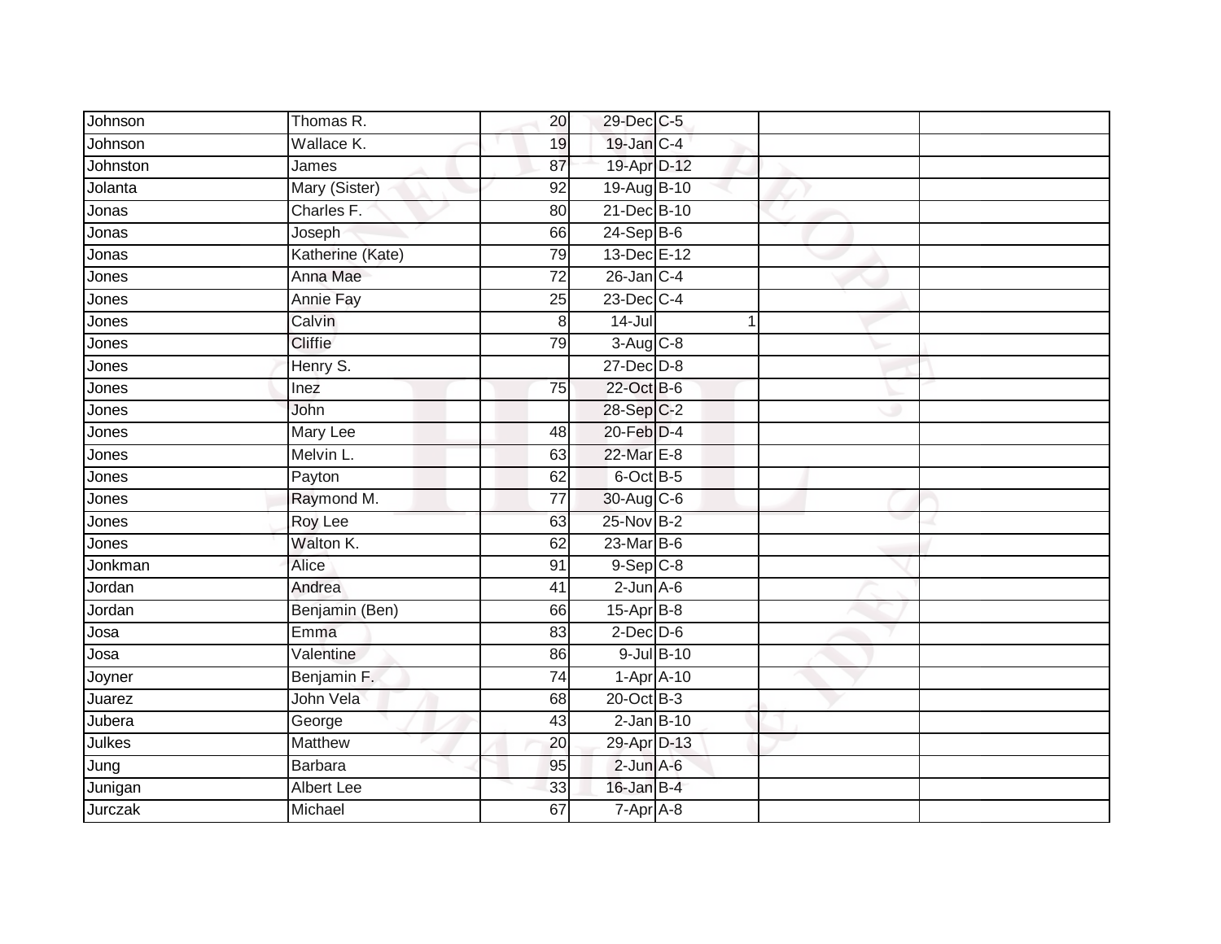| Johnson | Thomas R. | 20 | 29-Dec | C-5 | | |
|---|---|---|---|---|---|---|
| Johnson | Wallace K. | 19 | 19-Jan | C-4 | | |
| Johnston | James | 87 | 19-Apr | D-12 | | |
| Jolanta | Mary (Sister) | 92 | 19-Aug | B-10 | | |
| Jonas | Charles F. | 80 | 21-Dec | B-10 | | |
| Jonas | Joseph | 66 | 24-Sep | B-6 | | |
| Jonas | Katherine (Kate) | 79 | 13-Dec | E-12 | | |
| Jones | Anna Mae | 72 | 26-Jan | C-4 | | |
| Jones | Annie Fay | 25 | 23-Dec | C-4 | | |
| Jones | Calvin | 8 | 14-Jul | 1 | | |
| Jones | Cliffie | 79 | 3-Aug | C-8 | | |
| Jones | Henry S. | | 27-Dec | D-8 | | |
| Jones | Inez | 75 | 22-Oct | B-6 | | |
| Jones | John | | 28-Sep | C-2 | | |
| Jones | Mary Lee | 48 | 20-Feb | D-4 | | |
| Jones | Melvin L. | 63 | 22-Mar | E-8 | | |
| Jones | Payton | 62 | 6-Oct | B-5 | | |
| Jones | Raymond M. | 77 | 30-Aug | C-6 | | |
| Jones | Roy Lee | 63 | 25-Nov | B-2 | | |
| Jones | Walton K. | 62 | 23-Mar | B-6 | | |
| Jonkman | Alice | 91 | 9-Sep | C-8 | | |
| Jordan | Andrea | 41 | 2-Jun | A-6 | | |
| Jordan | Benjamin (Ben) | 66 | 15-Apr | B-8 | | |
| Josa | Emma | 83 | 2-Dec | D-6 | | |
| Josa | Valentine | 86 | 9-Jul | B-10 | | |
| Joyner | Benjamin F. | 74 | 1-Apr | A-10 | | |
| Juarez | John Vela | 68 | 20-Oct | B-3 | | |
| Jubera | George | 43 | 2-Jan | B-10 | | |
| Julkes | Matthew | 20 | 29-Apr | D-13 | | |
| Jung | Barbara | 95 | 2-Jun | A-6 | | |
| Junigan | Albert Lee | 33 | 16-Jan | B-4 | | |
| Jurczak | Michael | 67 | 7-Apr | A-8 | | |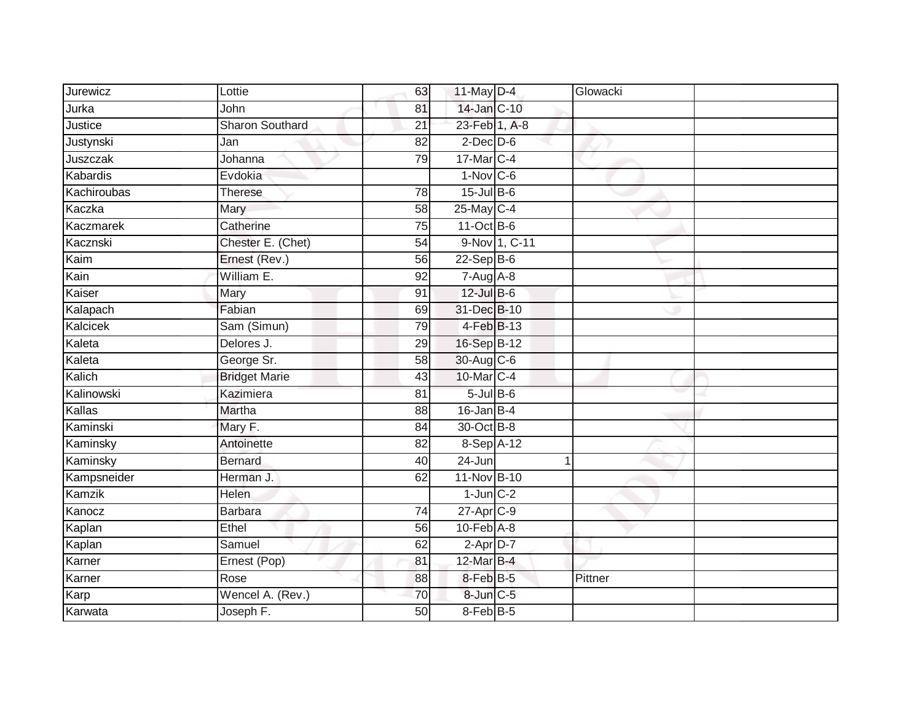| Jurewicz | Lottie | 63 | 11-May | D-4 | Glowacki | |
|---|---|---|---|---|---|---|
| Jurka | John | 81 | 14-Jan | C-10 | | |
| Justice | Sharon Southard | 21 | 23-Feb | 1, A-8 | | |
| Justynski | Jan | 82 | 2-Dec | D-6 | | |
| Juszczak | Johanna | 79 | 17-Mar | C-4 | | |
| Kabardis | Evdokia | | 1-Nov | C-6 | | |
| Kachiroubas | Therese | 78 | 15-Jul | B-6 | | |
| Kaczka | Mary | 58 | 25-May | C-4 | | |
| Kaczmarek | Catherine | 75 | 11-Oct | B-6 | | |
| Kacznski | Chester E. (Chet) | 54 | 9-Nov | 1, C-11 | | |
| Kaim | Ernest (Rev.) | 56 | 22-Sep | B-6 | | |
| Kain | William E. | 92 | 7-Aug | A-8 | | |
| Kaiser | Mary | 91 | 12-Jul | B-6 | | |
| Kalapach | Fabian | 69 | 31-Dec | B-10 | | |
| Kalcicek | Sam (Simun) | 79 | 4-Feb | B-13 | | |
| Kaleta | Delores J. | 29 | 16-Sep | B-12 | | |
| Kaleta | George Sr. | 58 | 30-Aug | C-6 | | |
| Kalich | Bridget Marie | 43 | 10-Mar | C-4 | | |
| Kalinowski | Kazimiera | 81 | 5-Jul | B-6 | | |
| Kallas | Martha | 88 | 16-Jan | B-4 | | |
| Kaminski | Mary F. | 84 | 30-Oct | B-8 | | |
| Kaminsky | Antoinette | 82 | 8-Sep | A-12 | | |
| Kaminsky | Bernard | 40 | 24-Jun | 1 | | |
| Kampsneider | Herman J. | 62 | 11-Nov | B-10 | | |
| Kamzik | Helen | | 1-Jun | C-2 | | |
| Kanocz | Barbara | 74 | 27-Apr | C-9 | | |
| Kaplan | Ethel | 56 | 10-Feb | A-8 | | |
| Kaplan | Samuel | 62 | 2-Apr | D-7 | | |
| Karner | Ernest (Pop) | 81 | 12-Mar | B-4 | | |
| Karner | Rose | 88 | 8-Feb | B-5 | Pittner | |
| Karp | Wencel A. (Rev.) | 70 | 8-Jun | C-5 | | |
| Karwata | Joseph F. | 50 | 8-Feb | B-5 | | |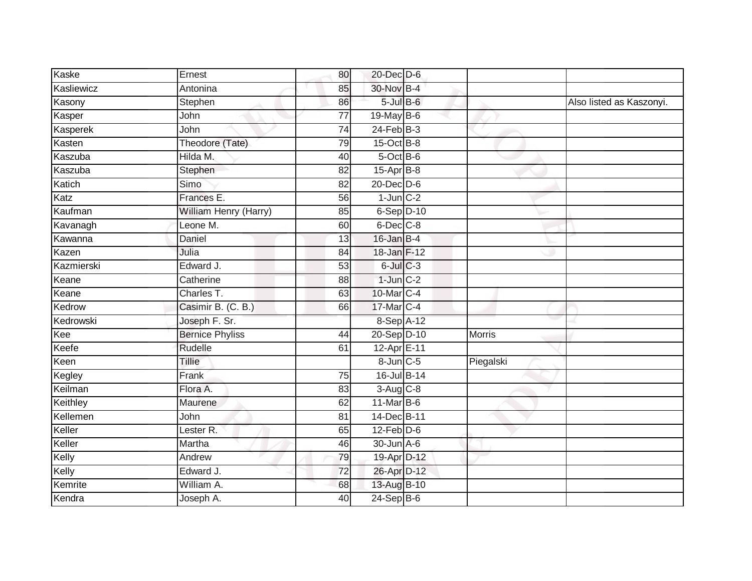| Kaske | Ernest | 80 | 20-Dec | D-6 | | |
|---|---|---|---|---|---|---|
| Kasliewicz | Antonina | 85 | 30-Nov | B-4 | | |
| Kasony | Stephen | 86 | 5-Jul | B-6 | | Also listed as Kaszonyi. |
| Kasper | John | 77 | 19-May | B-6 | | |
| Kasperek | John | 74 | 24-Feb | B-3 | | |
| Kasten | Theodore (Tate) | 79 | 15-Oct | B-8 | | |
| Kaszuba | Hilda M. | 40 | 5-Oct | B-6 | | |
| Kaszuba | Stephen | 82 | 15-Apr | B-8 | | |
| Katich | Simo | 82 | 20-Dec | D-6 | | |
| Katz | Frances E. | 56 | 1-Jun | C-2 | | |
| Kaufman | William Henry (Harry) | 85 | 6-Sep | D-10 | | |
| Kavanagh | Leone M. | 60 | 6-Dec | C-8 | | |
| Kawanna | Daniel | 13 | 16-Jan | B-4 | | |
| Kazen | Julia | 84 | 18-Jan | F-12 | | |
| Kazmierski | Edward J. | 53 | 6-Jul | C-3 | | |
| Keane | Catherine | 88 | 1-Jun | C-2 | | |
| Keane | Charles T. | 63 | 10-Mar | C-4 | | |
| Kedrow | Casimir B. (C. B.) | 66 | 17-Mar | C-4 | | |
| Kedrowski | Joseph F. Sr. | | 8-Sep | A-12 | | |
| Kee | Bernice Phyliss | 44 | 20-Sep | D-10 | Morris | |
| Keefe | Rudelle | 61 | 12-Apr | E-11 | | |
| Keen | Tillie | | 8-Jun | C-5 | Piegalski | |
| Kegley | Frank | 75 | 16-Jul | B-14 | | |
| Keilman | Flora A. | 83 | 3-Aug | C-8 | | |
| Keithley | Maurene | 62 | 11-Mar | B-6 | | |
| Kellemen | John | 81 | 14-Dec | B-11 | | |
| Keller | Lester R. | 65 | 12-Feb | D-6 | | |
| Keller | Martha | 46 | 30-Jun | A-6 | | |
| Kelly | Andrew | 79 | 19-Apr | D-12 | | |
| Kelly | Edward J. | 72 | 26-Apr | D-12 | | |
| Kemrite | William A. | 68 | 13-Aug | B-10 | | |
| Kendra | Joseph A. | 40 | 24-Sep | B-6 | | |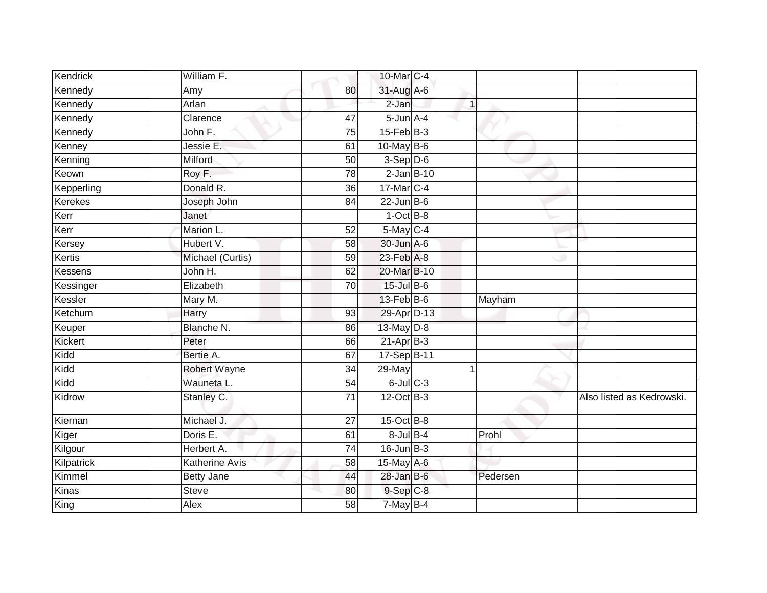| | | | | | | | |
|---|---|---|---|---|---|---|---|
| Kendrick | William F. | | 10-Mar | C-4 | | | |
| Kennedy | Amy | 80 | 31-Aug | A-6 | | | |
| Kennedy | Arlan | | 2-Jan | | 1 | | |
| Kennedy | Clarence | 47 | 5-Jun | A-4 | | | |
| Kennedy | John F. | 75 | 15-Feb | B-3 | | | |
| Kenney | Jessie E. | 61 | 10-May | B-6 | | | |
| Kenning | Milford | 50 | 3-Sep | D-6 | | | |
| Keown | Roy F. | 78 | 2-Jan | B-10 | | | |
| Kepperling | Donald R. | 36 | 17-Mar | C-4 | | | |
| Kerekes | Joseph John | 84 | 22-Jun | B-6 | | | |
| Kerr | Janet | | 1-Oct | B-8 | | | |
| Kerr | Marion L. | 52 | 5-May | C-4 | | | |
| Kersey | Hubert V. | 58 | 30-Jun | A-6 | | | |
| Kertis | Michael (Curtis) | 59 | 23-Feb | A-8 | | | |
| Kessens | John H. | 62 | 20-Mar | B-10 | | | |
| Kessinger | Elizabeth | 70 | 15-Jul | B-6 | | | |
| Kessler | Mary M. | | 13-Feb | B-6 | | Mayham | |
| Ketchum | Harry | 93 | 29-Apr | D-13 | | | |
| Keuper | Blanche N. | 86 | 13-May | D-8 | | | |
| Kickert | Peter | 66 | 21-Apr | B-3 | | | |
| Kidd | Bertie A. | 67 | 17-Sep | B-11 | | | |
| Kidd | Robert Wayne | 34 | 29-May | | 1 | | |
| Kidd | Wauneta L. | 54 | 6-Jul | C-3 | | | |
| Kidrow | Stanley C. | 71 | 12-Oct | B-3 | | | Also listed as Kedrowski. |
| Kiernan | Michael J. | 27 | 15-Oct | B-8 | | | |
| Kiger | Doris E. | 61 | 8-Jul | B-4 | | Prohl | |
| Kilgour | Herbert A. | 74 | 16-Jun | B-3 | | | |
| Kilpatrick | Katherine Avis | 58 | 15-May | A-6 | | | |
| Kimmel | Betty Jane | 44 | 28-Jan | B-6 | | Pedersen | |
| Kinas | Steve | 80 | 9-Sep | C-8 | | | |
| King | Alex | 58 | 7-May | B-4 | | | |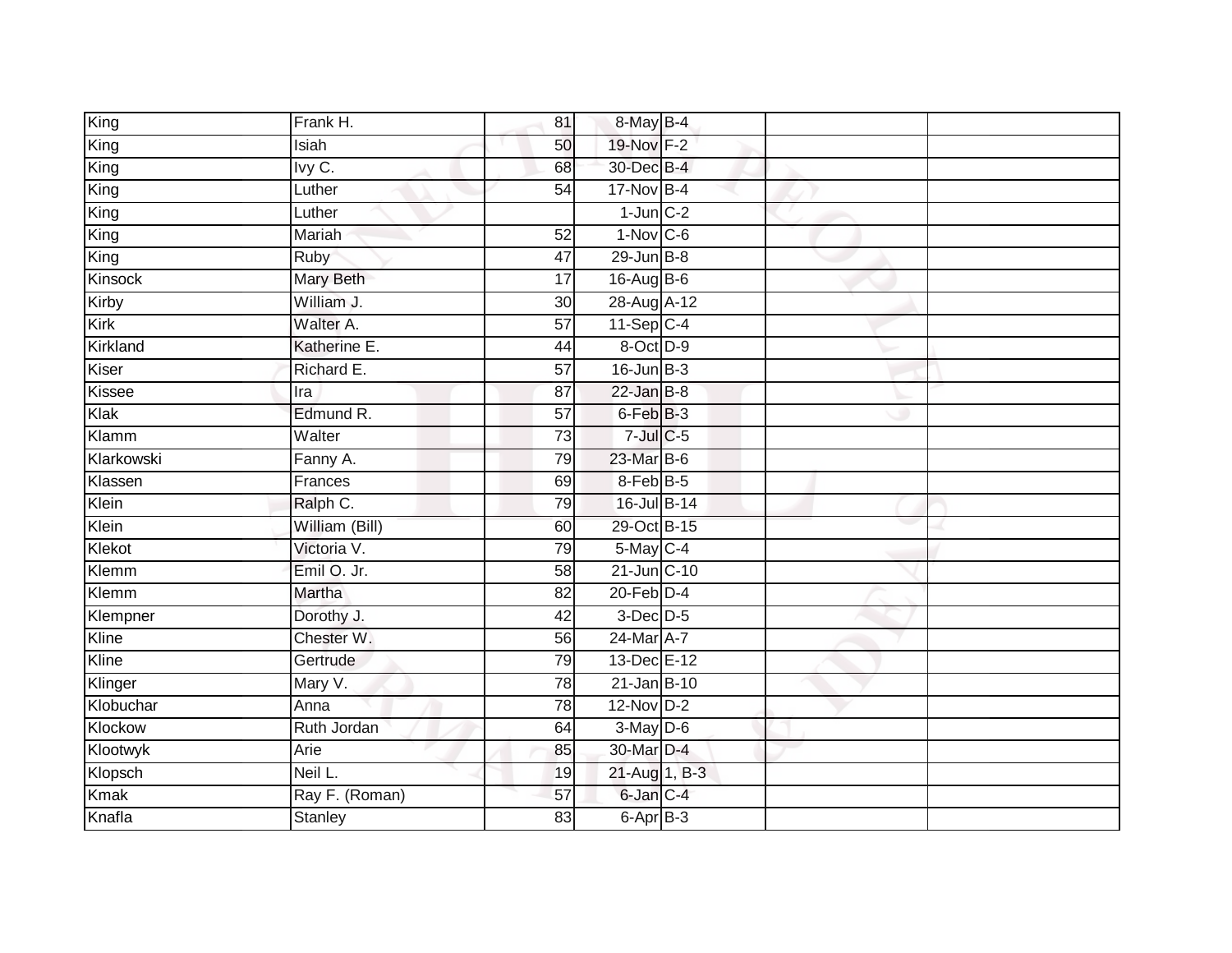| | | | | | | |
|---|---|---|---|---|---|---|
| King | Frank H. | 81 | 8-May | B-4 | | |
| King | Isiah | 50 | 19-Nov | F-2 | | |
| King | Ivy C. | 68 | 30-Dec | B-4 | | |
| King | Luther | 54 | 17-Nov | B-4 | | |
| King | Luther | | 1-Jun | C-2 | | |
| King | Mariah | 52 | 1-Nov | C-6 | | |
| King | Ruby | 47 | 29-Jun | B-8 | | |
| Kinsock | Mary Beth | 17 | 16-Aug | B-6 | | |
| Kirby | William J. | 30 | 28-Aug | A-12 | | |
| Kirk | Walter A. | 57 | 11-Sep | C-4 | | |
| Kirkland | Katherine E. | 44 | 8-Oct | D-9 | | |
| Kiser | Richard E. | 57 | 16-Jun | B-3 | | |
| Kissee | Ira | 87 | 22-Jan | B-8 | | |
| Klak | Edmund R. | 57 | 6-Feb | B-3 | | |
| Klamm | Walter | 73 | 7-Jul | C-5 | | |
| Klarkowski | Fanny A. | 79 | 23-Mar | B-6 | | |
| Klassen | Frances | 69 | 8-Feb | B-5 | | |
| Klein | Ralph C. | 79 | 16-Jul | B-14 | | |
| Klein | William (Bill) | 60 | 29-Oct | B-15 | | |
| Klekot | Victoria V. | 79 | 5-May | C-4 | | |
| Klemm | Emil O. Jr. | 58 | 21-Jun | C-10 | | |
| Klemm | Martha | 82 | 20-Feb | D-4 | | |
| Klempner | Dorothy J. | 42 | 3-Dec | D-5 | | |
| Kline | Chester W. | 56 | 24-Mar | A-7 | | |
| Kline | Gertrude | 79 | 13-Dec | E-12 | | |
| Klinger | Mary V. | 78 | 21-Jan | B-10 | | |
| Klobuchar | Anna | 78 | 12-Nov | D-2 | | |
| Klockow | Ruth Jordan | 64 | 3-May | D-6 | | |
| Klootwyk | Arie | 85 | 30-Mar | D-4 | | |
| Klopsch | Neil L. | 19 | 21-Aug | 1, B-3 | | |
| Kmak | Ray F. (Roman) | 57 | 6-Jan | C-4 | | |
| Knafla | Stanley | 83 | 6-Apr | B-3 | | |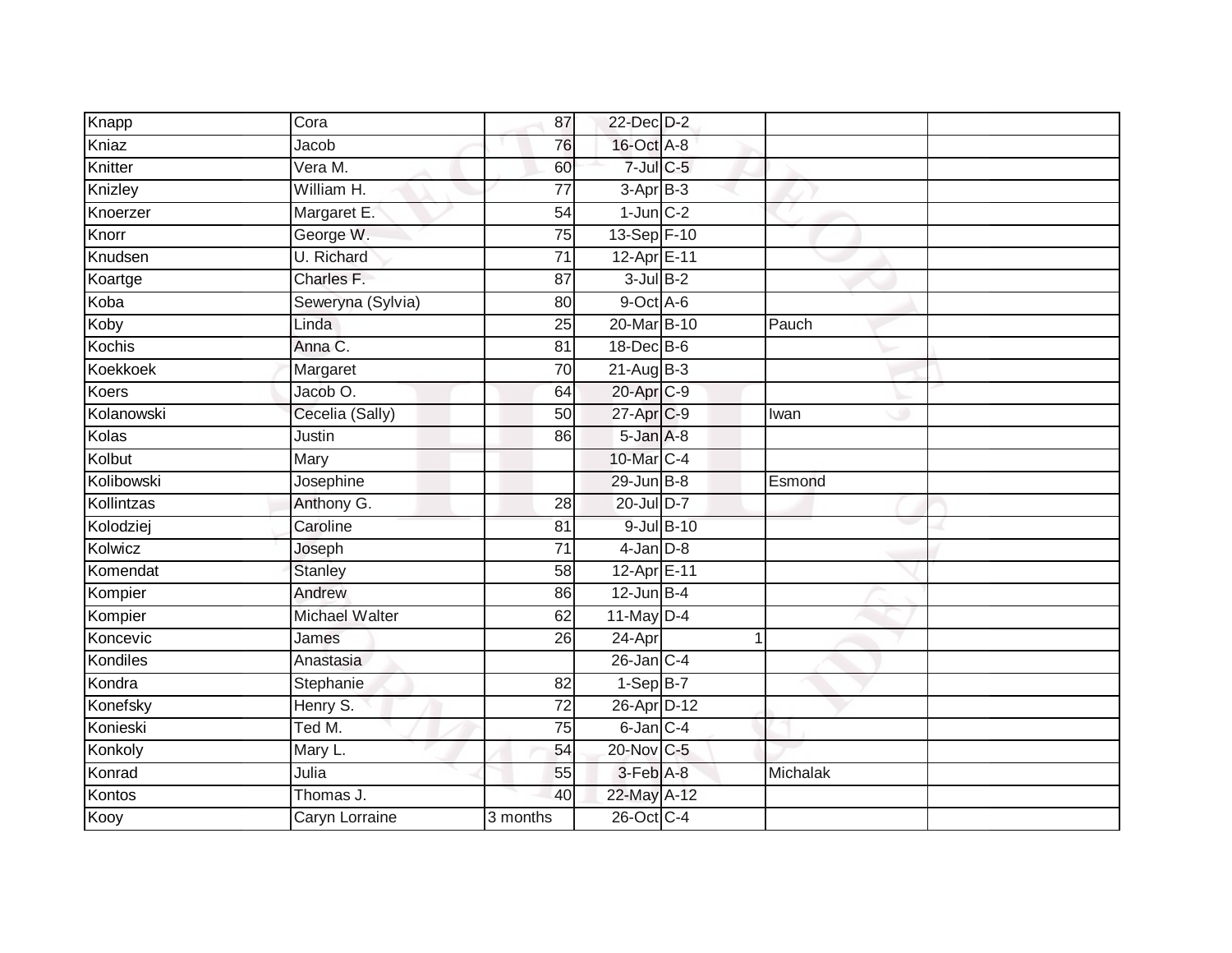| Knapp | Cora | 87 | 22-Dec | D-2 | | |
|---|---|---|---|---|---|---|
| Kniaz | Jacob | 76 | 16-Oct | A-8 | | |
| Knitter | Vera M. | 60 | 7-Jul | C-5 | | |
| Knizley | William H. | 77 | 3-Apr | B-3 | | |
| Knoerzer | Margaret E. | 54 | 1-Jun | C-2 | | |
| Knorr | George W. | 75 | 13-Sep | F-10 | | |
| Knudsen | U. Richard | 71 | 12-Apr | E-11 | | |
| Koartge | Charles F. | 87 | 3-Jul | B-2 | | |
| Koba | Seweryna (Sylvia) | 80 | 9-Oct | A-6 | | |
| Koby | Linda | 25 | 20-Mar | B-10 | Pauch | |
| Kochis | Anna C. | 81 | 18-Dec | B-6 | | |
| Koekkoek | Margaret | 70 | 21-Aug | B-3 | | |
| Koers | Jacob O. | 64 | 20-Apr | C-9 | | |
| Kolanowski | Cecelia (Sally) | 50 | 27-Apr | C-9 | Iwan | |
| Kolas | Justin | 86 | 5-Jan | A-8 | | |
| Kolbut | Mary | | 10-Mar | C-4 | | |
| Kolibowski | Josephine | | 29-Jun | B-8 | Esmond | |
| Kollintzas | Anthony G. | 28 | 20-Jul | D-7 | | |
| Kolodziej | Caroline | 81 | 9-Jul | B-10 | | |
| Kolwicz | Joseph | 71 | 4-Jan | D-8 | | |
| Komendat | Stanley | 58 | 12-Apr | E-11 | | |
| Kompier | Andrew | 86 | 12-Jun | B-4 | | |
| Kompier | Michael Walter | 62 | 11-May | D-4 | | |
| Koncevic | James | 26 | 24-Apr | 1 | | |
| Kondiles | Anastasia | | 26-Jan | C-4 | | |
| Kondra | Stephanie | 82 | 1-Sep | B-7 | | |
| Konefsky | Henry S. | 72 | 26-Apr | D-12 | | |
| Konieski | Ted M. | 75 | 6-Jan | C-4 | | |
| Konkoly | Mary L. | 54 | 20-Nov | C-5 | | |
| Konrad | Julia | 55 | 3-Feb | A-8 | Michalak | |
| Kontos | Thomas J. | 40 | 22-May | A-12 | | |
| Kooy | Caryn Lorraine | 3 months | 26-Oct | C-4 | | |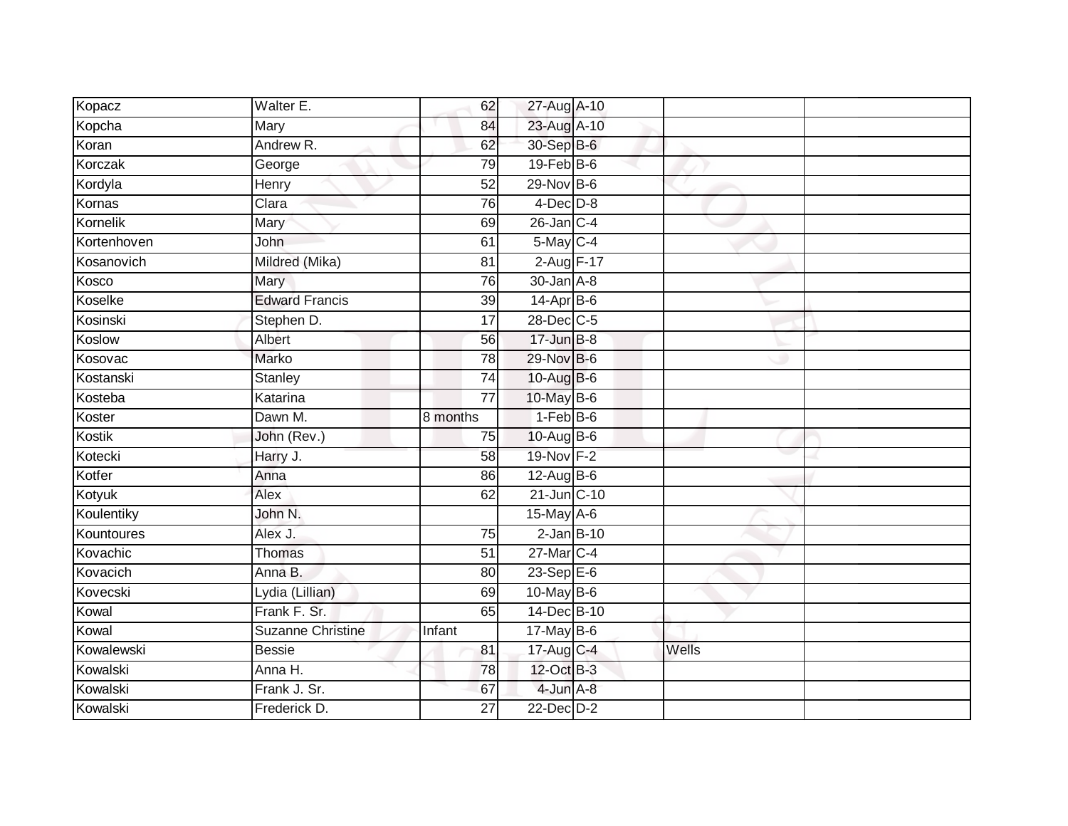| | | | | | | |
|---|---|---|---|---|---|---|
| Kopacz | Walter E. | 62 | 27-Aug | A-10 | | |
| Kopcha | Mary | 84 | 23-Aug | A-10 | | |
| Koran | Andrew R. | 62 | 30-Sep | B-6 | | |
| Korczak | George | 79 | 19-Feb | B-6 | | |
| Kordyla | Henry | 52 | 29-Nov | B-6 | | |
| Kornas | Clara | 76 | 4-Dec | D-8 | | |
| Kornelik | Mary | 69 | 26-Jan | C-4 | | |
| Kortenhoven | John | 61 | 5-May | C-4 | | |
| Kosanovich | Mildred (Mika) | 81 | 2-Aug | F-17 | | |
| Kosco | Mary | 76 | 30-Jan | A-8 | | |
| Koselke | Edward Francis | 39 | 14-Apr | B-6 | | |
| Kosinski | Stephen D. | 17 | 28-Dec | C-5 | | |
| Koslow | Albert | 56 | 17-Jun | B-8 | | |
| Kosovac | Marko | 78 | 29-Nov | B-6 | | |
| Kostanski | Stanley | 74 | 10-Aug | B-6 | | |
| Kosteba | Katarina | 77 | 10-May | B-6 | | |
| Koster | Dawn M. | 8 months | 1-Feb | B-6 | | |
| Kostik | John (Rev.) | 75 | 10-Aug | B-6 | | |
| Kotecki | Harry J. | 58 | 19-Nov | F-2 | | |
| Kotfer | Anna | 86 | 12-Aug | B-6 | | |
| Kotyuk | Alex | 62 | 21-Jun | C-10 | | |
| Koulentiky | John N. | | 15-May | A-6 | | |
| Kountoures | Alex J. | 75 | 2-Jan | B-10 | | |
| Kovachic | Thomas | 51 | 27-Mar | C-4 | | |
| Kovacich | Anna B. | 80 | 23-Sep | E-6 | | |
| Kovecski | Lydia (Lillian) | 69 | 10-May | B-6 | | |
| Kowal | Frank F. Sr. | 65 | 14-Dec | B-10 | | |
| Kowal | Suzanne Christine | Infant | 17-May | B-6 | | |
| Kowalewski | Bessie | 81 | 17-Aug | C-4 | Wells | |
| Kowalski | Anna H. | 78 | 12-Oct | B-3 | | |
| Kowalski | Frank J. Sr. | 67 | 4-Jun | A-8 | | |
| Kowalski | Frederick D. | 27 | 22-Dec | D-2 | | |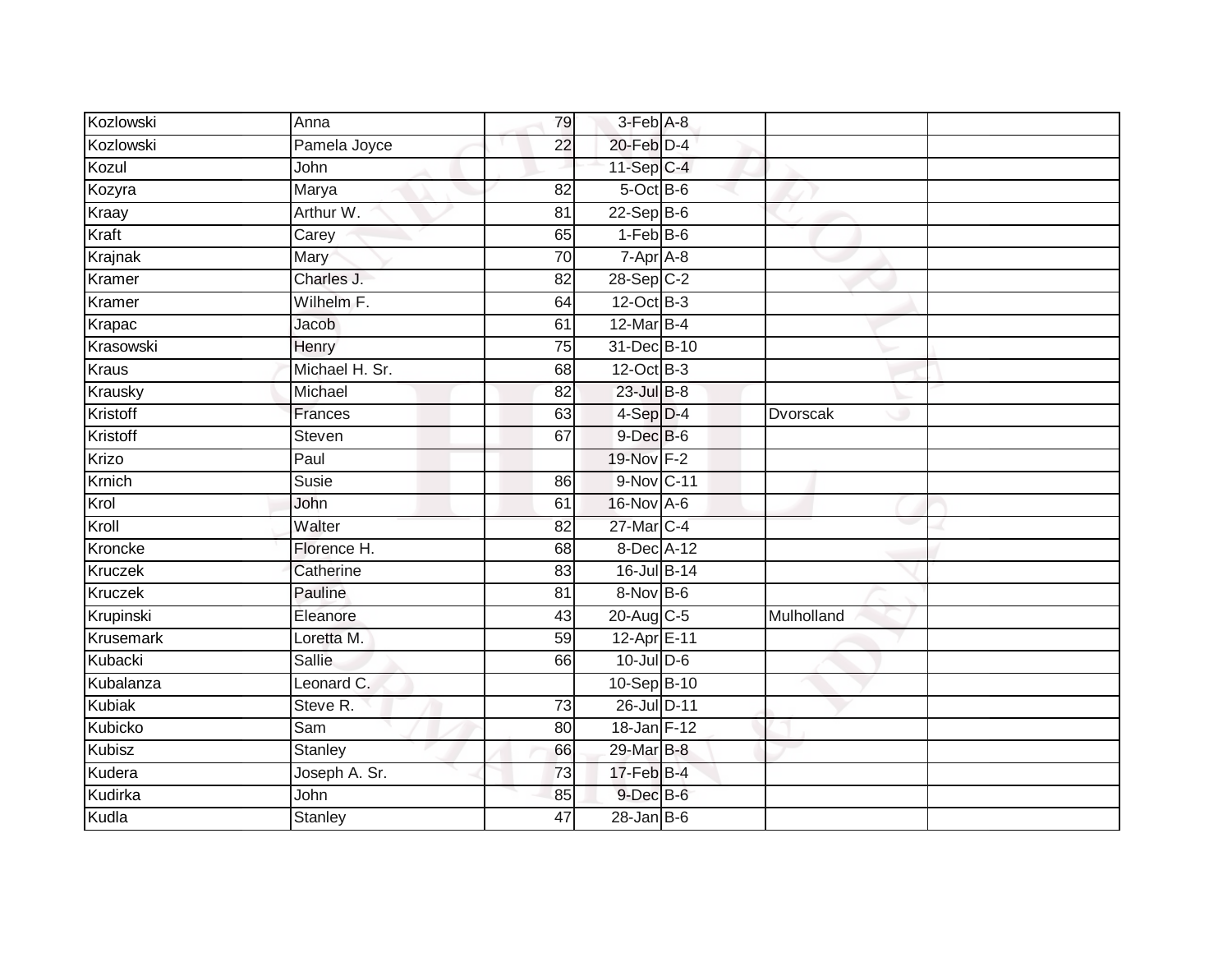| Kozlowski | Anna | 79 | 3-Feb | A-8 | | |
|---|---|---|---|---|---|---|
| Kozlowski | Pamela Joyce | 22 | 20-Feb | D-4 | | |
| Kozul | John | | 11-Sep | C-4 | | |
| Kozyra | Marya | 82 | 5-Oct | B-6 | | |
| Kraay | Arthur W. | 81 | 22-Sep | B-6 | | |
| Kraft | Carey | 65 | 1-Feb | B-6 | | |
| Krajnak | Mary | 70 | 7-Apr | A-8 | | |
| Kramer | Charles J. | 82 | 28-Sep | C-2 | | |
| Kramer | Wilhelm F. | 64 | 12-Oct | B-3 | | |
| Krapac | Jacob | 61 | 12-Mar | B-4 | | |
| Krasowski | Henry | 75 | 31-Dec | B-10 | | |
| Kraus | Michael H. Sr. | 68 | 12-Oct | B-3 | | |
| Krausky | Michael | 82 | 23-Jul | B-8 | | |
| Kristoff | Frances | 63 | 4-Sep | D-4 | Dvorscak | |
| Kristoff | Steven | 67 | 9-Dec | B-6 | | |
| Krizo | Paul | | 19-Nov | F-2 | | |
| Krnich | Susie | 86 | 9-Nov | C-11 | | |
| Krol | John | 61 | 16-Nov | A-6 | | |
| Kroll | Walter | 82 | 27-Mar | C-4 | | |
| Kroncke | Florence H. | 68 | 8-Dec | A-12 | | |
| Kruczek | Catherine | 83 | 16-Jul | B-14 | | |
| Kruczek | Pauline | 81 | 8-Nov | B-6 | | |
| Krupinski | Eleanore | 43 | 20-Aug | C-5 | Mulholland | |
| Krusemark | Loretta M. | 59 | 12-Apr | E-11 | | |
| Kubacki | Sallie | 66 | 10-Jul | D-6 | | |
| Kubalanza | Leonard C. | | 10-Sep | B-10 | | |
| Kubiak | Steve R. | 73 | 26-Jul | D-11 | | |
| Kubicko | Sam | 80 | 18-Jan | F-12 | | |
| Kubisz | Stanley | 66 | 29-Mar | B-8 | | |
| Kudera | Joseph A. Sr. | 73 | 17-Feb | B-4 | | |
| Kudirka | John | 85 | 9-Dec | B-6 | | |
| Kudla | Stanley | 47 | 28-Jan | B-6 | | |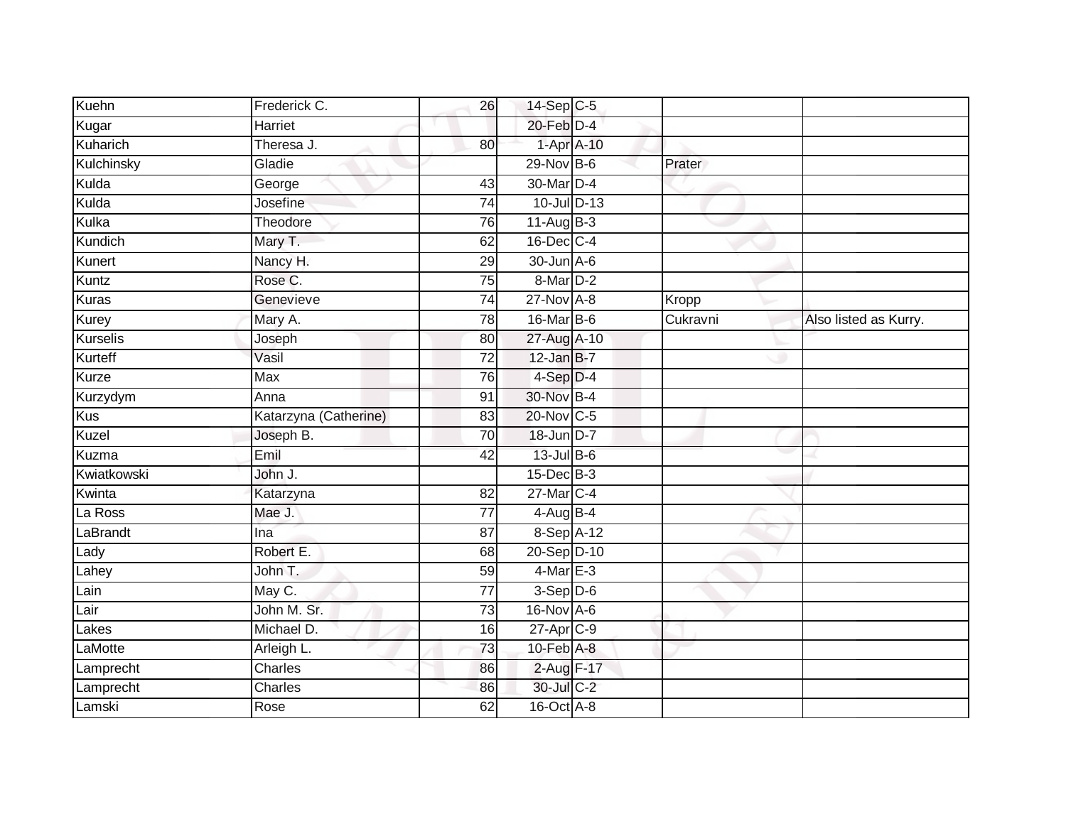| | | | | | | |
|---|---|---|---|---|---|---|
| Kuehn | Frederick C. | 26 | 14-Sep | C-5 | | |
| Kugar | Harriet | | 20-Feb | D-4 | | |
| Kuharich | Theresa J. | 80 | 1-Apr | A-10 | | |
| Kulchinsky | Gladie | | 29-Nov | B-6 | Prater | |
| Kulda | George | 43 | 30-Mar | D-4 | | |
| Kulda | Josefine | 74 | 10-Jul | D-13 | | |
| Kulka | Theodore | 76 | 11-Aug | B-3 | | |
| Kundich | Mary T. | 62 | 16-Dec | C-4 | | |
| Kunert | Nancy H. | 29 | 30-Jun | A-6 | | |
| Kuntz | Rose C. | 75 | 8-Mar | D-2 | | |
| Kuras | Genevieve | 74 | 27-Nov | A-8 | Kropp | |
| Kurey | Mary A. | 78 | 16-Mar | B-6 | Cukravni | Also listed as Kurry. |
| Kurselis | Joseph | 80 | 27-Aug | A-10 | | |
| Kurteff | Vasil | 72 | 12-Jan | B-7 | | |
| Kurze | Max | 76 | 4-Sep | D-4 | | |
| Kurzydym | Anna | 91 | 30-Nov | B-4 | | |
| Kus | Katarzyna (Catherine) | 83 | 20-Nov | C-5 | | |
| Kuzel | Joseph B. | 70 | 18-Jun | D-7 | | |
| Kuzma | Emil | 42 | 13-Jul | B-6 | | |
| Kwiatkowski | John J. | | 15-Dec | B-3 | | |
| Kwinta | Katarzyna | 82 | 27-Mar | C-4 | | |
| La Ross | Mae J. | 77 | 4-Aug | B-4 | | |
| LaBrandt | Ina | 87 | 8-Sep | A-12 | | |
| Lady | Robert E. | 68 | 20-Sep | D-10 | | |
| Lahey | John T. | 59 | 4-Mar | E-3 | | |
| Lain | May C. | 77 | 3-Sep | D-6 | | |
| Lair | John M. Sr. | 73 | 16-Nov | A-6 | | |
| Lakes | Michael D. | 16 | 27-Apr | C-9 | | |
| LaMotte | Arleigh L. | 73 | 10-Feb | A-8 | | |
| Lamprecht | Charles | 86 | 2-Aug | F-17 | | |
| Lamprecht | Charles | 86 | 30-Jul | C-2 | | |
| Lamski | Rose | 62 | 16-Oct | A-8 | | |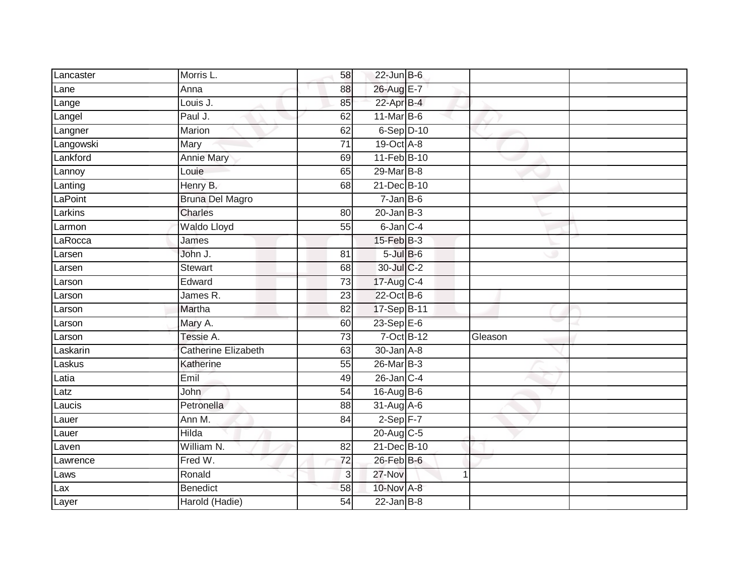| | | | | | | |
|---|---|---|---|---|---|---|
| Lancaster | Morris L. | 58 | 22-Jun | B-6 | | |
| Lane | Anna | 88 | 26-Aug | E-7 | | |
| Lange | Louis J. | 85 | 22-Apr | B-4 | | |
| Langel | Paul J. | 62 | 11-Mar | B-6 | | |
| Langner | Marion | 62 | 6-Sep | D-10 | | |
| Langowski | Mary | 71 | 19-Oct | A-8 | | |
| Lankford | Annie Mary | 69 | 11-Feb | B-10 | | |
| Lannoy | Louie | 65 | 29-Mar | B-8 | | |
| Lanting | Henry B. | 68 | 21-Dec | B-10 | | |
| LaPoint | Bruna Del Magro | | 7-Jan | B-6 | | |
| Larkins | Charles | 80 | 20-Jan | B-3 | | |
| Larmon | Waldo Lloyd | 55 | 6-Jan | C-4 | | |
| LaRocca | James | | 15-Feb | B-3 | | |
| Larsen | John J. | 81 | 5-Jul | B-6 | | |
| Larsen | Stewart | 68 | 30-Jul | C-2 | | |
| Larson | Edward | 73 | 17-Aug | C-4 | | |
| Larson | James R. | 23 | 22-Oct | B-6 | | |
| Larson | Martha | 82 | 17-Sep | B-11 | | |
| Larson | Mary A. | 60 | 23-Sep | E-6 | | |
| Larson | Tessie A. | 73 | 7-Oct | B-12 | Gleason | |
| Laskarin | Catherine Elizabeth | 63 | 30-Jan | A-8 | | |
| Laskus | Katherine | 55 | 26-Mar | B-3 | | |
| Latia | Emil | 49 | 26-Jan | C-4 | | |
| Latz | John | 54 | 16-Aug | B-6 | | |
| Laucis | Petronella | 88 | 31-Aug | A-6 | | |
| Lauer | Ann M. | 84 | 2-Sep | F-7 | | |
| Lauer | Hilda | | 20-Aug | C-5 | | |
| Laven | William N. | 82 | 21-Dec | B-10 | | |
| Lawrence | Fred W. | 72 | 26-Feb | B-6 | | |
| Laws | Ronald | 3 | 27-Nov | 1 | | |
| Lax | Benedict | 58 | 10-Nov | A-8 | | |
| Layer | Harold (Hadie) | 54 | 22-Jan | B-8 | | |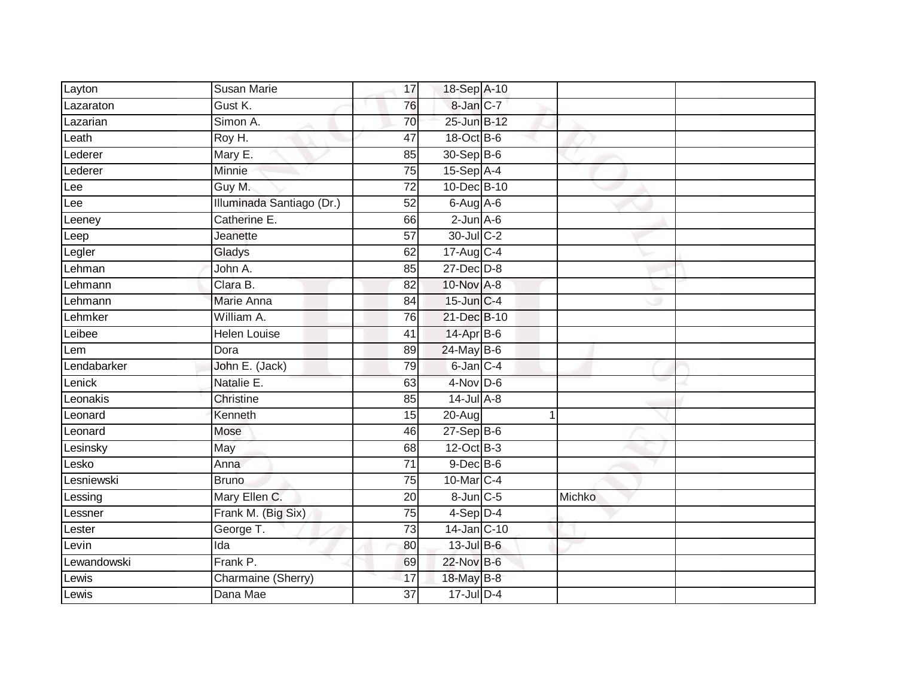| Layton | Susan Marie | 17 | 18-Sep | A-10 | | |
|---|---|---|---|---|---|---|
| Lazaraton | Gust K. | 76 | 8-Jan | C-7 | | |
| Lazarian | Simon A. | 70 | 25-Jun | B-12 | | |
| Leath | Roy H. | 47 | 18-Oct | B-6 | | |
| Lederer | Mary E. | 85 | 30-Sep | B-6 | | |
| Lederer | Minnie | 75 | 15-Sep | A-4 | | |
| Lee | Guy M. | 72 | 10-Dec | B-10 | | |
| Lee | Illuminada Santiago (Dr.) | 52 | 6-Aug | A-6 | | |
| Leeney | Catherine E. | 66 | 2-Jun | A-6 | | |
| Leep | Jeanette | 57 | 30-Jul | C-2 | | |
| Legler | Gladys | 62 | 17-Aug | C-4 | | |
| Lehman | John A. | 85 | 27-Dec | D-8 | | |
| Lehmann | Clara B. | 82 | 10-Nov | A-8 | | |
| Lehmann | Marie Anna | 84 | 15-Jun | C-4 | | |
| Lehmker | William A. | 76 | 21-Dec | B-10 | | |
| Leibee | Helen Louise | 41 | 14-Apr | B-6 | | |
| Lem | Dora | 89 | 24-May | B-6 | | |
| Lendabarker | John E. (Jack) | 79 | 6-Jan | C-4 | | |
| Lenick | Natalie E. | 63 | 4-Nov | D-6 | | |
| Leonakis | Christine | 85 | 14-Jul | A-8 | | |
| Leonard | Kenneth | 15 | 20-Aug | 1 | | |
| Leonard | Mose | 46 | 27-Sep | B-6 | | |
| Lesinsky | May | 68 | 12-Oct | B-3 | | |
| Lesko | Anna | 71 | 9-Dec | B-6 | | |
| Lesniewski | Bruno | 75 | 10-Mar | C-4 | | |
| Lessing | Mary Ellen C. | 20 | 8-Jun | C-5 | Michko | |
| Lessner | Frank M. (Big Six) | 75 | 4-Sep | D-4 | | |
| Lester | George T. | 73 | 14-Jan | C-10 | | |
| Levin | Ida | 80 | 13-Jul | B-6 | | |
| Lewandowski | Frank P. | 69 | 22-Nov | B-6 | | |
| Lewis | Charmaine (Sherry) | 17 | 18-May | B-8 | | |
| Lewis | Dana Mae | 37 | 17-Jul | D-4 | | |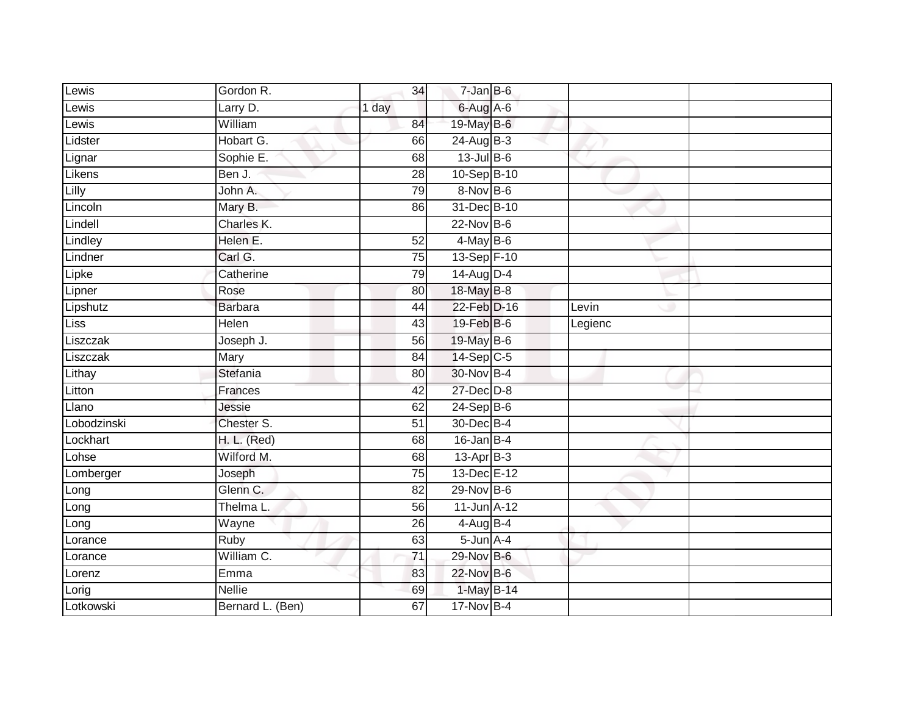| | | | | | | |
|---|---|---|---|---|---|---|
| Lewis | Gordon R. | 34 | 7-Jan | B-6 | | |
| Lewis | Larry D. | 1 day | 6-Aug | A-6 | | |
| Lewis | William | 84 | 19-May | B-6 | | |
| Lidster | Hobart G. | 66 | 24-Aug | B-3 | | |
| Lignar | Sophie E. | 68 | 13-Jul | B-6 | | |
| Likens | Ben J. | 28 | 10-Sep | B-10 | | |
| Lilly | John A. | 79 | 8-Nov | B-6 | | |
| Lincoln | Mary B. | 86 | 31-Dec | B-10 | | |
| Lindell | Charles K. | | 22-Nov | B-6 | | |
| Lindley | Helen E. | 52 | 4-May | B-6 | | |
| Lindner | Carl G. | 75 | 13-Sep | F-10 | | |
| Lipke | Catherine | 79 | 14-Aug | D-4 | | |
| Lipner | Rose | 80 | 18-May | B-8 | | |
| Lipshutz | Barbara | 44 | 22-Feb | D-16 | Levin | |
| Liss | Helen | 43 | 19-Feb | B-6 | Legienc | |
| Liszczak | Joseph J. | 56 | 19-May | B-6 | | |
| Liszczak | Mary | 84 | 14-Sep | C-5 | | |
| Lithay | Stefania | 80 | 30-Nov | B-4 | | |
| Litton | Frances | 42 | 27-Dec | D-8 | | |
| Llano | Jessie | 62 | 24-Sep | B-6 | | |
| Lobodzinski | Chester S. | 51 | 30-Dec | B-4 | | |
| Lockhart | H. L. (Red) | 68 | 16-Jan | B-4 | | |
| Lohse | Wilford M. | 68 | 13-Apr | B-3 | | |
| Lomberger | Joseph | 75 | 13-Dec | E-12 | | |
| Long | Glenn C. | 82 | 29-Nov | B-6 | | |
| Long | Thelma L. | 56 | 11-Jun | A-12 | | |
| Long | Wayne | 26 | 4-Aug | B-4 | | |
| Lorance | Ruby | 63 | 5-Jun | A-4 | | |
| Lorance | William C. | 71 | 29-Nov | B-6 | | |
| Lorenz | Emma | 83 | 22-Nov | B-6 | | |
| Lorig | Nellie | 69 | 1-May | B-14 | | |
| Lotkowski | Bernard L. (Ben) | 67 | 17-Nov | B-4 | | |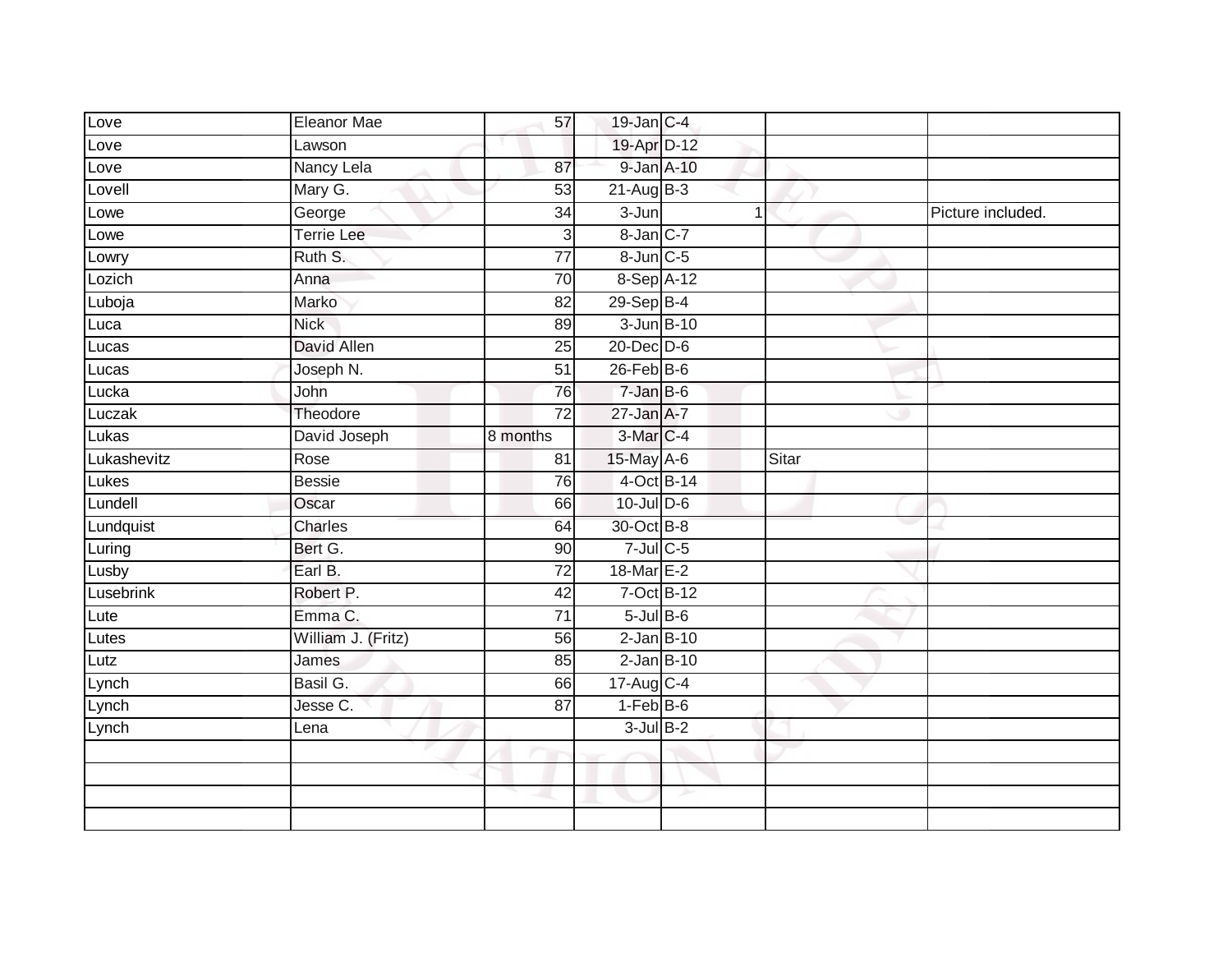| Love | Eleanor Mae | 57 | 19-Jan | C-4 | | | |
|---|---|---|---|---|---|---|---|
| Love | Lawson | | 19-Apr | D-12 | | | |
| Love | Nancy Lela | 87 | 9-Jan | A-10 | | | |
| Lovell | Mary G. | 53 | 21-Aug | B-3 | | | |
| Lowe | George | 34 | 3-Jun | | 1 | | Picture included. |
| Lowe | Terrie Lee | 3 | 8-Jan | C-7 | | | |
| Lowry | Ruth S. | 77 | 8-Jun | C-5 | | | |
| Lozich | Anna | 70 | 8-Sep | A-12 | | | |
| Luboja | Marko | 82 | 29-Sep | B-4 | | | |
| Luca | Nick | 89 | 3-Jun | B-10 | | | |
| Lucas | David Allen | 25 | 20-Dec | D-6 | | | |
| Lucas | Joseph N. | 51 | 26-Feb | B-6 | | | |
| Lucka | John | 76 | 7-Jan | B-6 | | | |
| Luczak | Theodore | 72 | 27-Jan | A-7 | | | |
| Lukas | David Joseph | 8 months | 3-Mar | C-4 | | | |
| Lukashevitz | Rose | 81 | 15-May | A-6 | | Sitar | |
| Lukes | Bessie | 76 | 4-Oct | B-14 | | | |
| Lundell | Oscar | 66 | 10-Jul | D-6 | | | |
| Lundquist | Charles | 64 | 30-Oct | B-8 | | | |
| Luring | Bert G. | 90 | 7-Jul | C-5 | | | |
| Lusby | Earl B. | 72 | 18-Mar | E-2 | | | |
| Lusebrink | Robert P. | 42 | 7-Oct | B-12 | | | |
| Lute | Emma C. | 71 | 5-Jul | B-6 | | | |
| Lutes | William J. (Fritz) | 56 | 2-Jan | B-10 | | | |
| Lutz | James | 85 | 2-Jan | B-10 | | | |
| Lynch | Basil G. | 66 | 17-Aug | C-4 | | | |
| Lynch | Jesse C. | 87 | 1-Feb | B-6 | | | |
| Lynch | Lena | | 3-Jul | B-2 | | | |
| | | | | | | | |
| | | | | | | | |
| | | | | | | | |
| | | | | | | | |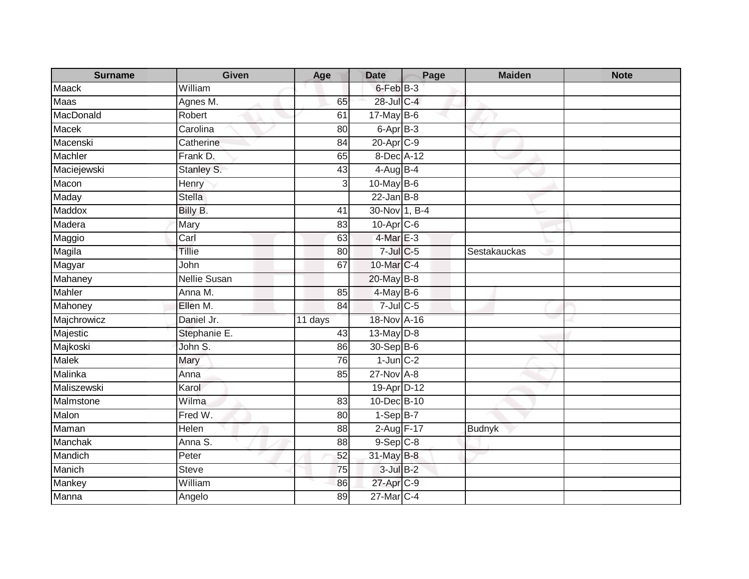| Surname | Given | Age | Date | Page | Maiden | Note |
| --- | --- | --- | --- | --- | --- | --- |
| Maack | William | | 6-Feb | B-3 | | |
| Maas | Agnes M. | 65 | 28-Jul | C-4 | | |
| MacDonald | Robert | 61 | 17-May | B-6 | | |
| Macek | Carolina | 80 | 6-Apr | B-3 | | |
| Macenski | Catherine | 84 | 20-Apr | C-9 | | |
| Machler | Frank D. | 65 | 8-Dec | A-12 | | |
| Maciejewski | Stanley S. | 43 | 4-Aug | B-4 | | |
| Macon | Henry | 3 | 10-May | B-6 | | |
| Maday | Stella | | 22-Jan | B-8 | | |
| Maddox | Billy B. | 41 | 30-Nov | 1, B-4 | | |
| Madera | Mary | 83 | 10-Apr | C-6 | | |
| Maggio | Carl | 63 | 4-Mar | E-3 | | |
| Magila | Tillie | 80 | 7-Jul | C-5 | Sestakauckas | |
| Magyar | John | 67 | 10-Mar | C-4 | | |
| Mahaney | Nellie Susan | | 20-May | B-8 | | |
| Mahler | Anna M. | 85 | 4-May | B-6 | | |
| Mahoney | Ellen M. | 84 | 7-Jul | C-5 | | |
| Majchrowicz | Daniel Jr. | 11 days | 18-Nov | A-16 | | |
| Majestic | Stephanie E. | 43 | 13-May | D-8 | | |
| Majkoski | John S. | 86 | 30-Sep | B-6 | | |
| Malek | Mary | 76 | 1-Jun | C-2 | | |
| Malinka | Anna | 85 | 27-Nov | A-8 | | |
| Maliszewski | Karol | | 19-Apr | D-12 | | |
| Malmstone | Wilma | 83 | 10-Dec | B-10 | | |
| Malon | Fred W. | 80 | 1-Sep | B-7 | | |
| Maman | Helen | 88 | 2-Aug | F-17 | Budnyk | |
| Manchak | Anna S. | 88 | 9-Sep | C-8 | | |
| Mandich | Peter | 52 | 31-May | B-8 | | |
| Manich | Steve | 75 | 3-Jul | B-2 | | |
| Mankey | William | 86 | 27-Apr | C-9 | | |
| Manna | Angelo | 89 | 27-Mar | C-4 | | |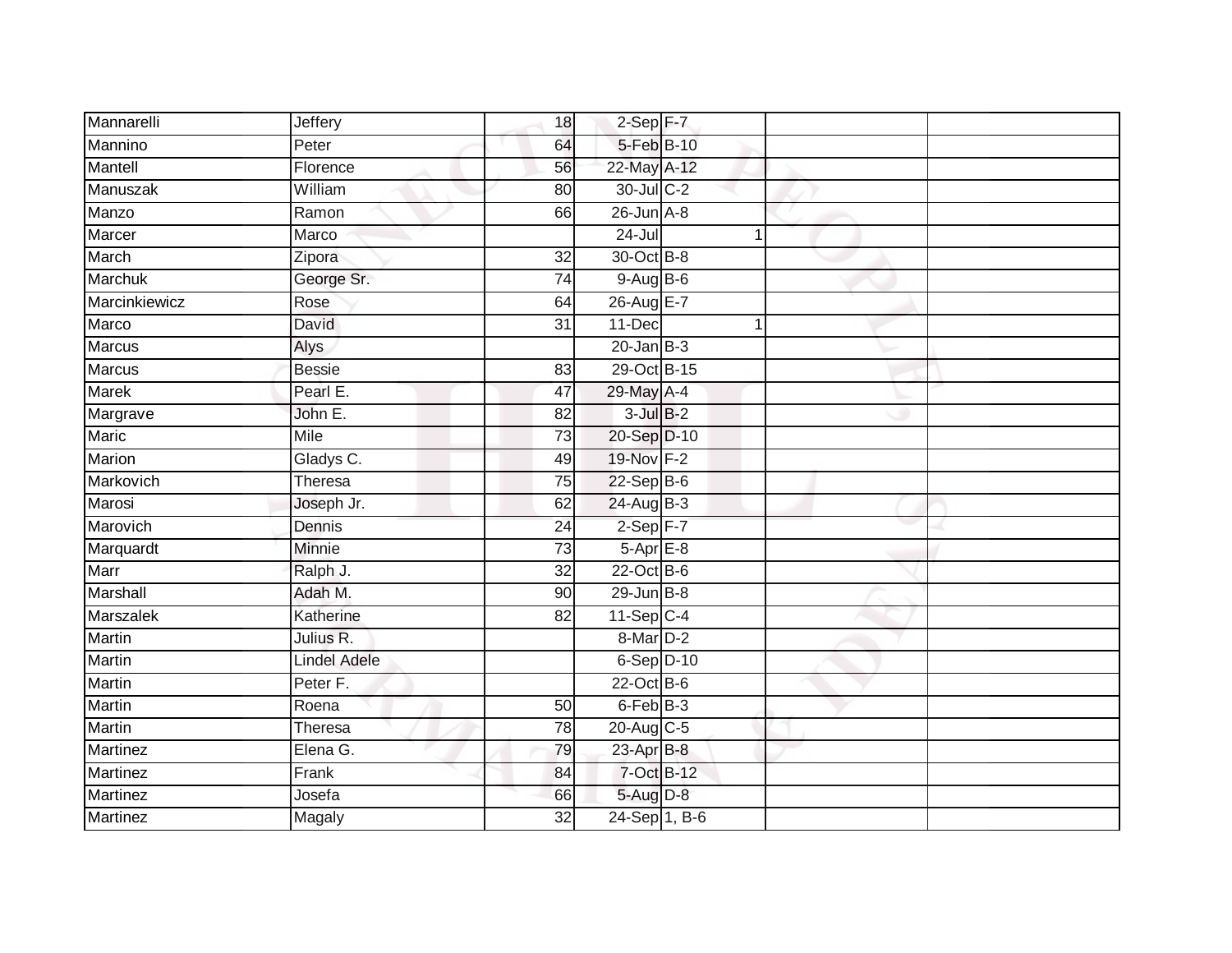| | | | | | | |
|---|---|---|---|---|---|---|
| Mannarelli | Jeffery | 18 | 2-Sep | F-7 | | |
| Mannino | Peter | 64 | 5-Feb | B-10 | | |
| Mantell | Florence | 56 | 22-May | A-12 | | |
| Manuszak | William | 80 | 30-Jul | C-2 | | |
| Manzo | Ramon | 66 | 26-Jun | A-8 | | |
| Marcer | Marco | | 24-Jul | 1 | | |
| March | Zipora | 32 | 30-Oct | B-8 | | |
| Marchuk | George Sr. | 74 | 9-Aug | B-6 | | |
| Marcinkiewicz | Rose | 64 | 26-Aug | E-7 | | |
| Marco | David | 31 | 11-Dec | 1 | | |
| Marcus | Alys | | 20-Jan | B-3 | | |
| Marcus | Bessie | 83 | 29-Oct | B-15 | | |
| Marek | Pearl E. | 47 | 29-May | A-4 | | |
| Margrave | John E. | 82 | 3-Jul | B-2 | | |
| Maric | Mile | 73 | 20-Sep | D-10 | | |
| Marion | Gladys C. | 49 | 19-Nov | F-2 | | |
| Markovich | Theresa | 75 | 22-Sep | B-6 | | |
| Marosi | Joseph Jr. | 62 | 24-Aug | B-3 | | |
| Marovich | Dennis | 24 | 2-Sep | F-7 | | |
| Marquardt | Minnie | 73 | 5-Apr | E-8 | | |
| Marr | Ralph J. | 32 | 22-Oct | B-6 | | |
| Marshall | Adah M. | 90 | 29-Jun | B-8 | | |
| Marszalek | Katherine | 82 | 11-Sep | C-4 | | |
| Martin | Julius R. | | 8-Mar | D-2 | | |
| Martin | Lindel Adele | | 6-Sep | D-10 | | |
| Martin | Peter F. | | 22-Oct | B-6 | | |
| Martin | Roena | 50 | 6-Feb | B-3 | | |
| Martin | Theresa | 78 | 20-Aug | C-5 | | |
| Martinez | Elena G. | 79 | 23-Apr | B-8 | | |
| Martinez | Frank | 84 | 7-Oct | B-12 | | |
| Martinez | Josefa | 66 | 5-Aug | D-8 | | |
| Martinez | Magaly | 32 | 24-Sep | 1, B-6 | | |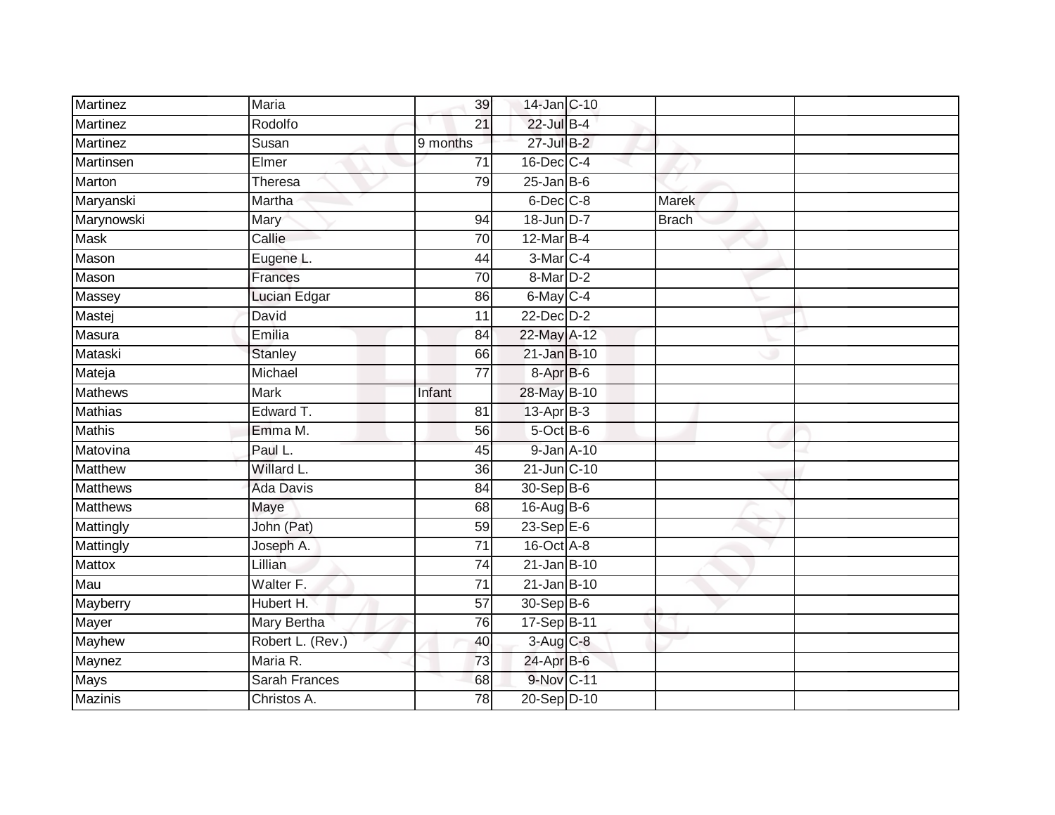| | | | | | | |
|---|---|---|---|---|---|---|
| Martinez | Maria | 39 | 14-Jan | C-10 | | |
| Martinez | Rodolfo | 21 | 22-Jul | B-4 | | |
| Martinez | Susan | 9 months | 27-Jul | B-2 | | |
| Martinsen | Elmer | 71 | 16-Dec | C-4 | | |
| Marton | Theresa | 79 | 25-Jan | B-6 | | |
| Maryanski | Martha | | 6-Dec | C-8 | Marek | |
| Marynowski | Mary | 94 | 18-Jun | D-7 | Brach | |
| Mask | Callie | 70 | 12-Mar | B-4 | | |
| Mason | Eugene L. | 44 | 3-Mar | C-4 | | |
| Mason | Frances | 70 | 8-Mar | D-2 | | |
| Massey | Lucian Edgar | 86 | 6-May | C-4 | | |
| Mastej | David | 11 | 22-Dec | D-2 | | |
| Masura | Emilia | 84 | 22-May | A-12 | | |
| Mataski | Stanley | 66 | 21-Jan | B-10 | | |
| Mateja | Michael | 77 | 8-Apr | B-6 | | |
| Mathews | Mark | Infant | 28-May | B-10 | | |
| Mathias | Edward T. | 81 | 13-Apr | B-3 | | |
| Mathis | Emma M. | 56 | 5-Oct | B-6 | | |
| Matovina | Paul L. | 45 | 9-Jan | A-10 | | |
| Matthew | Willard L. | 36 | 21-Jun | C-10 | | |
| Matthews | Ada Davis | 84 | 30-Sep | B-6 | | |
| Matthews | Maye | 68 | 16-Aug | B-6 | | |
| Mattingly | John (Pat) | 59 | 23-Sep | E-6 | | |
| Mattingly | Joseph A. | 71 | 16-Oct | A-8 | | |
| Mattox | Lillian | 74 | 21-Jan | B-10 | | |
| Mau | Walter F. | 71 | 21-Jan | B-10 | | |
| Mayberry | Hubert H. | 57 | 30-Sep | B-6 | | |
| Mayer | Mary Bertha | 76 | 17-Sep | B-11 | | |
| Mayhew | Robert L. (Rev.) | 40 | 3-Aug | C-8 | | |
| Maynez | Maria R. | 73 | 24-Apr | B-6 | | |
| Mays | Sarah Frances | 68 | 9-Nov | C-11 | | |
| Mazinis | Christos A. | 78 | 20-Sep | D-10 | | |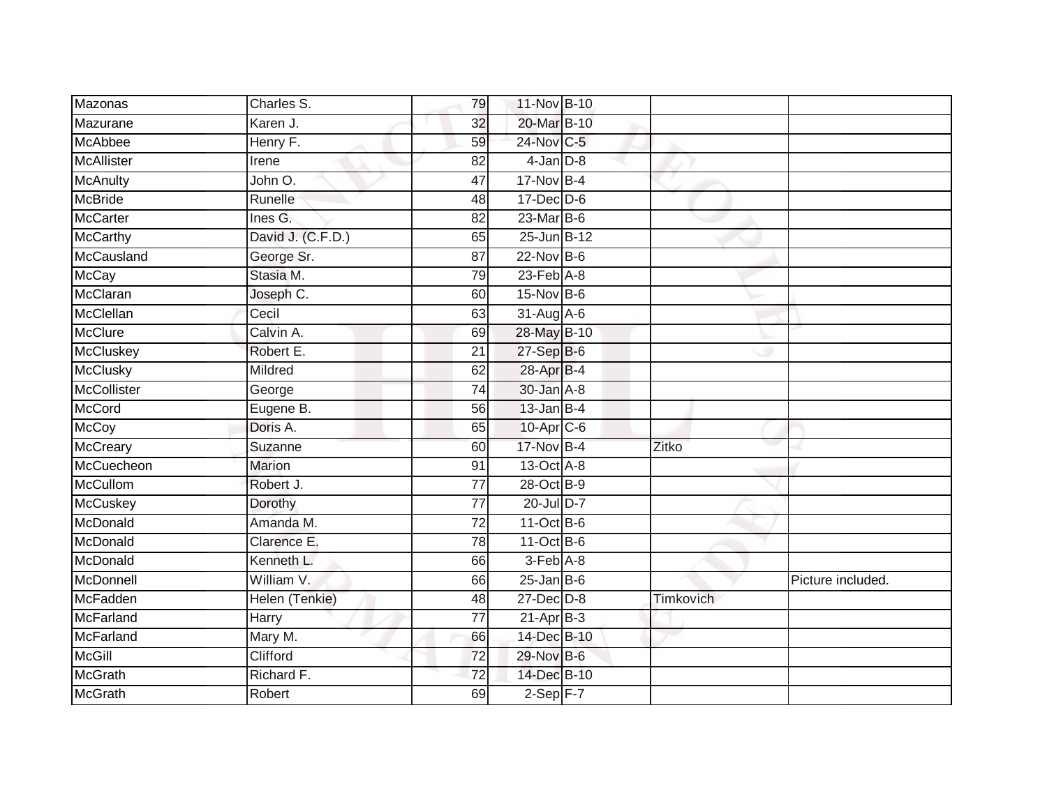| | | | | | | |
|---|---|---|---|---|---|---|
| Mazonas | Charles S. | 79 | 11-Nov | B-10 | | |
| Mazurane | Karen J. | 32 | 20-Mar | B-10 | | |
| McAbbee | Henry F. | 59 | 24-Nov | C-5 | | |
| McAllister | Irene | 82 | 4-Jan | D-8 | | |
| McAnulty | John O. | 47 | 17-Nov | B-4 | | |
| McBride | Runelle | 48 | 17-Dec | D-6 | | |
| McCarter | Ines G. | 82 | 23-Mar | B-6 | | |
| McCarthy | David J. (C.F.D.) | 65 | 25-Jun | B-12 | | |
| McCausland | George Sr. | 87 | 22-Nov | B-6 | | |
| McCay | Stasia M. | 79 | 23-Feb | A-8 | | |
| McClaran | Joseph C. | 60 | 15-Nov | B-6 | | |
| McClellan | Cecil | 63 | 31-Aug | A-6 | | |
| McClure | Calvin A. | 69 | 28-May | B-10 | | |
| McCluskey | Robert E. | 21 | 27-Sep | B-6 | | |
| McClusky | Mildred | 62 | 28-Apr | B-4 | | |
| McCollister | George | 74 | 30-Jan | A-8 | | |
| McCord | Eugene B. | 56 | 13-Jan | B-4 | | |
| McCoy | Doris A. | 65 | 10-Apr | C-6 | | |
| McCreary | Suzanne | 60 | 17-Nov | B-4 | Zitko | |
| McCuecheon | Marion | 91 | 13-Oct | A-8 | | |
| McCullom | Robert J. | 77 | 28-Oct | B-9 | | |
| McCuskey | Dorothy | 77 | 20-Jul | D-7 | | |
| McDonald | Amanda M. | 72 | 11-Oct | B-6 | | |
| McDonald | Clarence E. | 78 | 11-Oct | B-6 | | |
| McDonald | Kenneth L. | 66 | 3-Feb | A-8 | | |
| McDonnell | William V. | 66 | 25-Jan | B-6 | | Picture included. |
| McFadden | Helen (Tenkie) | 48 | 27-Dec | D-8 | Timkovich | |
| McFarland | Harry | 77 | 21-Apr | B-3 | | |
| McFarland | Mary M. | 66 | 14-Dec | B-10 | | |
| McGill | Clifford | 72 | 29-Nov | B-6 | | |
| McGrath | Richard F. | 72 | 14-Dec | B-10 | | |
| McGrath | Robert | 69 | 2-Sep | F-7 | | |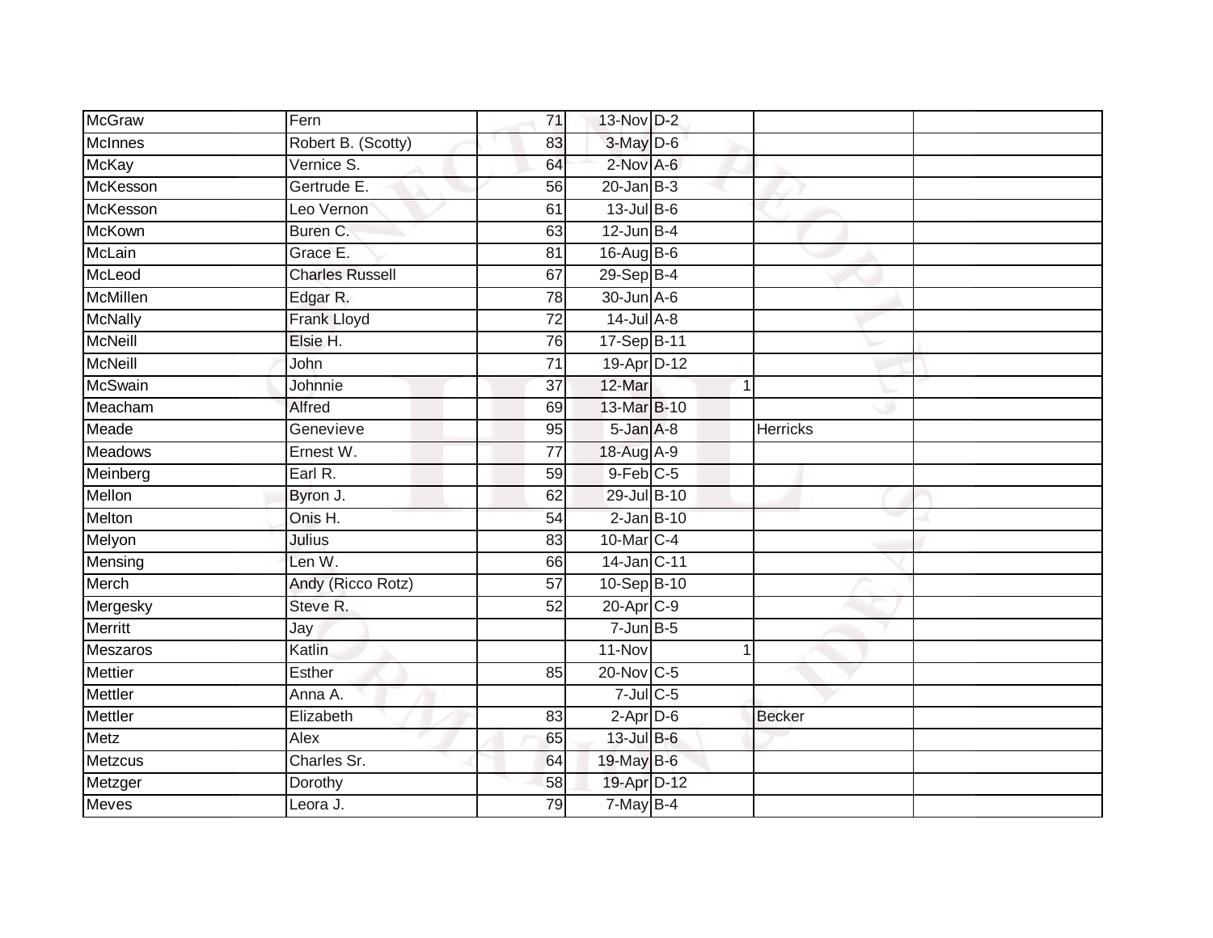| | | | | | | | |
|---|---|---|---|---|---|---|---|
| McGraw | Fern | 71 | 13-Nov | D-2 | | | |
| McInnes | Robert B. (Scotty) | 83 | 3-May | D-6 | | | |
| McKay | Vernice S. | 64 | 2-Nov | A-6 | | | |
| McKesson | Gertrude E. | 56 | 20-Jan | B-3 | | | |
| McKesson | Leo Vernon | 61 | 13-Jul | B-6 | | | |
| McKown | Buren C. | 63 | 12-Jun | B-4 | | | |
| McLain | Grace E. | 81 | 16-Aug | B-6 | | | |
| McLeod | Charles Russell | 67 | 29-Sep | B-4 | | | |
| McMillen | Edgar R. | 78 | 30-Jun | A-6 | | | |
| McNally | Frank Lloyd | 72 | 14-Jul | A-8 | | | |
| McNeill | Elsie H. | 76 | 17-Sep | B-11 | | | |
| McNeill | John | 71 | 19-Apr | D-12 | | | |
| McSwain | Johnnie | 37 | 12-Mar | | 1 | | |
| Meacham | Alfred | 69 | 13-Mar | B-10 | | | |
| Meade | Genevieve | 95 | 5-Jan | A-8 | | Herricks | |
| Meadows | Ernest W. | 77 | 18-Aug | A-9 | | | |
| Meinberg | Earl R. | 59 | 9-Feb | C-5 | | | |
| Mellon | Byron J. | 62 | 29-Jul | B-10 | | | |
| Melton | Onis H. | 54 | 2-Jan | B-10 | | | |
| Melyon | Julius | 83 | 10-Mar | C-4 | | | |
| Mensing | Len W. | 66 | 14-Jan | C-11 | | | |
| Merch | Andy (Ricco Rotz) | 57 | 10-Sep | B-10 | | | |
| Mergesky | Steve R. | 52 | 20-Apr | C-9 | | | |
| Merritt | Jay | | 7-Jun | B-5 | | | |
| Meszaros | Katlin | | 11-Nov | | 1 | | |
| Mettier | Esther | 85 | 20-Nov | C-5 | | | |
| Mettler | Anna A. | | 7-Jul | C-5 | | | |
| Mettler | Elizabeth | 83 | 2-Apr | D-6 | | Becker | |
| Metz | Alex | 65 | 13-Jul | B-6 | | | |
| Metzcus | Charles Sr. | 64 | 19-May | B-6 | | | |
| Metzger | Dorothy | 58 | 19-Apr | D-12 | | | |
| Meves | Leora J. | 79 | 7-May | B-4 | | | |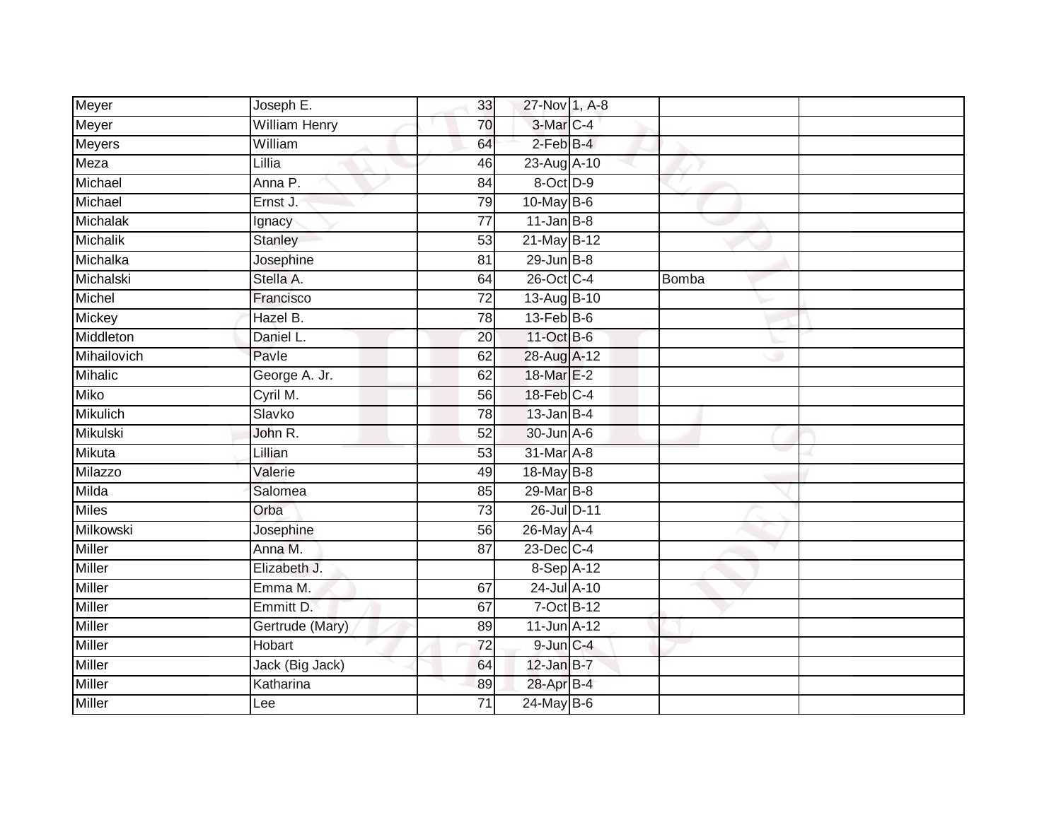| Meyer | Joseph E. | 33 | 27-Nov | 1, A-8 | | |
|---|---|---|---|---|---|---|
| Meyer | William Henry | 70 | 3-Mar | C-4 | | |
| Meyers | William | 64 | 2-Feb | B-4 | | |
| Meza | Lillia | 46 | 23-Aug | A-10 | | |
| Michael | Anna P. | 84 | 8-Oct | D-9 | | |
| Michael | Ernst J. | 79 | 10-May | B-6 | | |
| Michalak | Ignacy | 77 | 11-Jan | B-8 | | |
| Michalik | Stanley | 53 | 21-May | B-12 | | |
| Michalka | Josephine | 81 | 29-Jun | B-8 | | |
| Michalski | Stella A. | 64 | 26-Oct | C-4 | Bomba | |
| Michel | Francisco | 72 | 13-Aug | B-10 | | |
| Mickey | Hazel B. | 78 | 13-Feb | B-6 | | |
| Middleton | Daniel L. | 20 | 11-Oct | B-6 | | |
| Mihailovich | Pavle | 62 | 28-Aug | A-12 | | |
| Mihalic | George A. Jr. | 62 | 18-Mar | E-2 | | |
| Miko | Cyril M. | 56 | 18-Feb | C-4 | | |
| Mikulich | Slavko | 78 | 13-Jan | B-4 | | |
| Mikulski | John R. | 52 | 30-Jun | A-6 | | |
| Mikuta | Lillian | 53 | 31-Mar | A-8 | | |
| Milazzo | Valerie | 49 | 18-May | B-8 | | |
| Milda | Salomea | 85 | 29-Mar | B-8 | | |
| Miles | Orba | 73 | 26-Jul | D-11 | | |
| Milkowski | Josephine | 56 | 26-May | A-4 | | |
| Miller | Anna M. | 87 | 23-Dec | C-4 | | |
| Miller | Elizabeth J. | | 8-Sep | A-12 | | |
| Miller | Emma M. | 67 | 24-Jul | A-10 | | |
| Miller | Emmitt D. | 67 | 7-Oct | B-12 | | |
| Miller | Gertrude (Mary) | 89 | 11-Jun | A-12 | | |
| Miller | Hobart | 72 | 9-Jun | C-4 | | |
| Miller | Jack (Big Jack) | 64 | 12-Jan | B-7 | | |
| Miller | Katharina | 89 | 28-Apr | B-4 | | |
| Miller | Lee | 71 | 24-May | B-6 | | |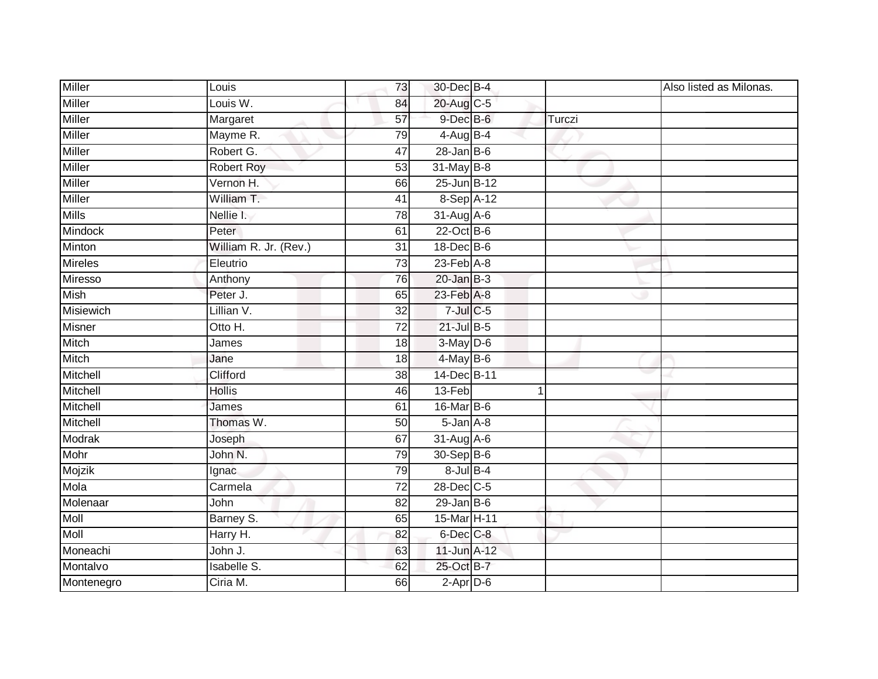| Miller | Louis | 73 | 30-Dec | B-4 | | | Also listed as Milonas. |
|---|---|---|---|---|---|---|---|
| Miller | Louis W. | 84 | 20-Aug | C-5 | | | |
| Miller | Margaret | 57 | 9-Dec | B-6 | | Turczi | |
| Miller | Mayme R. | 79 | 4-Aug | B-4 | | | |
| Miller | Robert G. | 47 | 28-Jan | B-6 | | | |
| Miller | Robert Roy | 53 | 31-May | B-8 | | | |
| Miller | Vernon H. | 66 | 25-Jun | B-12 | | | |
| Miller | William T. | 41 | 8-Sep | A-12 | | | |
| Mills | Nellie I. | 78 | 31-Aug | A-6 | | | |
| Mindock | Peter | 61 | 22-Oct | B-6 | | | |
| Minton | William R. Jr. (Rev.) | 31 | 18-Dec | B-6 | | | |
| Mireles | Eleutrio | 73 | 23-Feb | A-8 | | | |
| Miresso | Anthony | 76 | 20-Jan | B-3 | | | |
| Mish | Peter J. | 65 | 23-Feb | A-8 | | | |
| Misiewich | Lillian V. | 32 | 7-Jul | C-5 | | | |
| Misner | Otto H. | 72 | 21-Jul | B-5 | | | |
| Mitch | James | 18 | 3-May | D-6 | | | |
| Mitch | Jane | 18 | 4-May | B-6 | | | |
| Mitchell | Clifford | 38 | 14-Dec | B-11 | | | |
| Mitchell | Hollis | 46 | 13-Feb | | 1 | | |
| Mitchell | James | 61 | 16-Mar | B-6 | | | |
| Mitchell | Thomas W. | 50 | 5-Jan | A-8 | | | |
| Modrak | Joseph | 67 | 31-Aug | A-6 | | | |
| Mohr | John N. | 79 | 30-Sep | B-6 | | | |
| Mojzik | Ignac | 79 | 8-Jul | B-4 | | | |
| Mola | Carmela | 72 | 28-Dec | C-5 | | | |
| Molenaar | John | 82 | 29-Jan | B-6 | | | |
| Moll | Barney S. | 65 | 15-Mar | H-11 | | | |
| Moll | Harry H. | 82 | 6-Dec | C-8 | | | |
| Moneachi | John J. | 63 | 11-Jun | A-12 | | | |
| Montalvo | Isabelle S. | 62 | 25-Oct | B-7 | | | |
| Montenegro | Ciria M. | 66 | 2-Apr | D-6 | | | |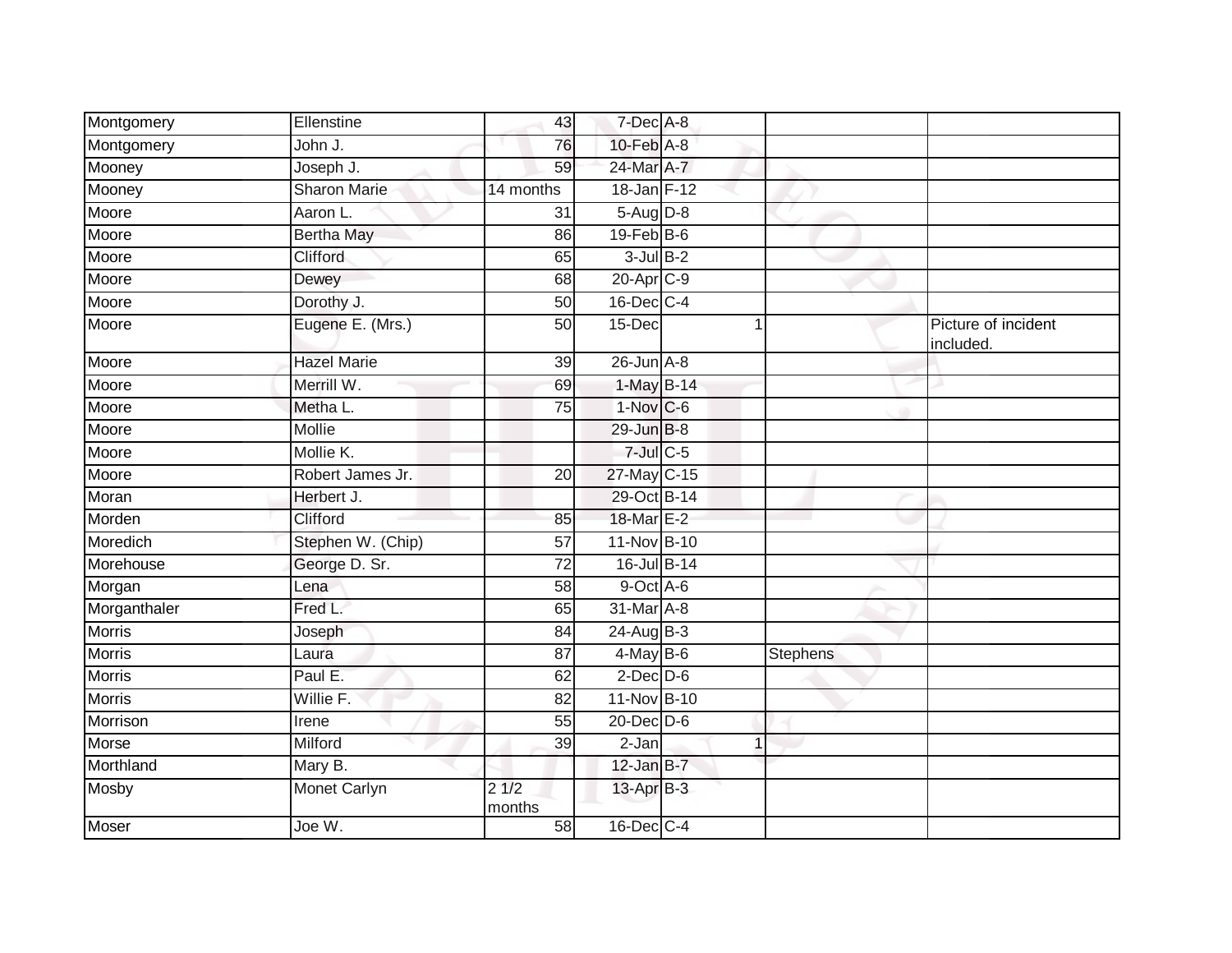| | | | | | | |
|---|---|---|---|---|---|---|
| Montgomery | Ellenstine | 43 | 7-Dec | A-8 | | |
| Montgomery | John J. | 76 | 10-Feb | A-8 | | |
| Mooney | Joseph J. | 59 | 24-Mar | A-7 | | |
| Mooney | Sharon Marie | 14 months | 18-Jan | F-12 | | |
| Moore | Aaron L. | 31 | 5-Aug | D-8 | | |
| Moore | Bertha May | 86 | 19-Feb | B-6 | | |
| Moore | Clifford | 65 | 3-Jul | B-2 | | |
| Moore | Dewey | 68 | 20-Apr | C-9 | | |
| Moore | Dorothy J. | 50 | 16-Dec | C-4 | | |
| Moore | Eugene E. (Mrs.) | 50 | 15-Dec | 1 | | Picture of incident included. |
| Moore | Hazel Marie | 39 | 26-Jun | A-8 | | |
| Moore | Merrill W. | 69 | 1-May | B-14 | | |
| Moore | Metha L. | 75 | 1-Nov | C-6 | | |
| Moore | Mollie | | 29-Jun | B-8 | | |
| Moore | Mollie K. | | 7-Jul | C-5 | | |
| Moore | Robert James Jr. | 20 | 27-May | C-15 | | |
| Moran | Herbert J. | | 29-Oct | B-14 | | |
| Morden | Clifford | 85 | 18-Mar | E-2 | | |
| Moredich | Stephen W. (Chip) | 57 | 11-Nov | B-10 | | |
| Morehouse | George D. Sr. | 72 | 16-Jul | B-14 | | |
| Morgan | Lena | 58 | 9-Oct | A-6 | | |
| Morganthaler | Fred L. | 65 | 31-Mar | A-8 | | |
| Morris | Joseph | 84 | 24-Aug | B-3 | | |
| Morris | Laura | 87 | 4-May | B-6 | Stephens | |
| Morris | Paul E. | 62 | 2-Dec | D-6 | | |
| Morris | Willie F. | 82 | 11-Nov | B-10 | | |
| Morrison | Irene | 55 | 20-Dec | D-6 | | |
| Morse | Milford | 39 | 2-Jan | 1 | | |
| Morthland | Mary B. | | 12-Jan | B-7 | | |
| Mosby | Monet Carlyn | 2 1/2 months | 13-Apr | B-3 | | |
| Moser | Joe W. | 58 | 16-Dec | C-4 | | |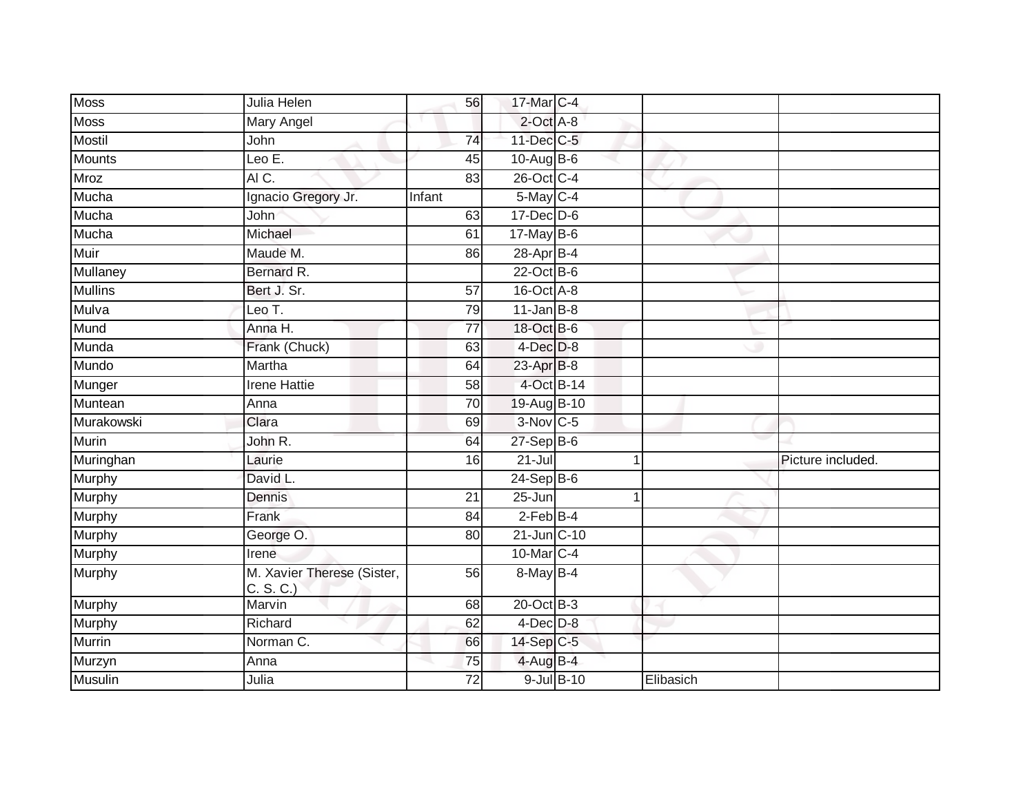| | | | | | | |
|---|---|---|---|---|---|---|
| Moss | Julia Helen | 56 | 17-Mar | C-4 | | |
| Moss | Mary Angel | | 2-Oct | A-8 | | |
| Mostil | John | 74 | 11-Dec | C-5 | | |
| Mounts | Leo E. | 45 | 10-Aug | B-6 | | |
| Mroz | Al C. | 83 | 26-Oct | C-4 | | |
| Mucha | Ignacio Gregory Jr. | Infant | 5-May | C-4 | | |
| Mucha | John | 63 | 17-Dec | D-6 | | |
| Mucha | Michael | 61 | 17-May | B-6 | | |
| Muir | Maude M. | 86 | 28-Apr | B-4 | | |
| Mullaney | Bernard R. | | 22-Oct | B-6 | | |
| Mullins | Bert J. Sr. | 57 | 16-Oct | A-8 | | |
| Mulva | Leo T. | 79 | 11-Jan | B-8 | | |
| Mund | Anna H. | 77 | 18-Oct | B-6 | | |
| Munda | Frank (Chuck) | 63 | 4-Dec | D-8 | | |
| Mundo | Martha | 64 | 23-Apr | B-8 | | |
| Munger | Irene Hattie | 58 | 4-Oct | B-14 | | |
| Muntean | Anna | 70 | 19-Aug | B-10 | | |
| Murakowski | Clara | 69 | 3-Nov | C-5 | | |
| Murin | John R. | 64 | 27-Sep | B-6 | | |
| Muringhan | Laurie | 16 | 21-Jul | 1 | | Picture included. |
| Murphy | David L. | | 24-Sep | B-6 | | |
| Murphy | Dennis | 21 | 25-Jun | 1 | | |
| Murphy | Frank | 84 | 2-Feb | B-4 | | |
| Murphy | George O. | 80 | 21-Jun | C-10 | | |
| Murphy | Irene | | 10-Mar | C-4 | | |
| Murphy | M. Xavier Therese (Sister, C. S. C.) | 56 | 8-May | B-4 | | |
| Murphy | Marvin | 68 | 20-Oct | B-3 | | |
| Murphy | Richard | 62 | 4-Dec | D-8 | | |
| Murrin | Norman C. | 66 | 14-Sep | C-5 | | |
| Murzyn | Anna | 75 | 4-Aug | B-4 | | |
| Musulin | Julia | 72 | 9-Jul | B-10 | Elibasich | |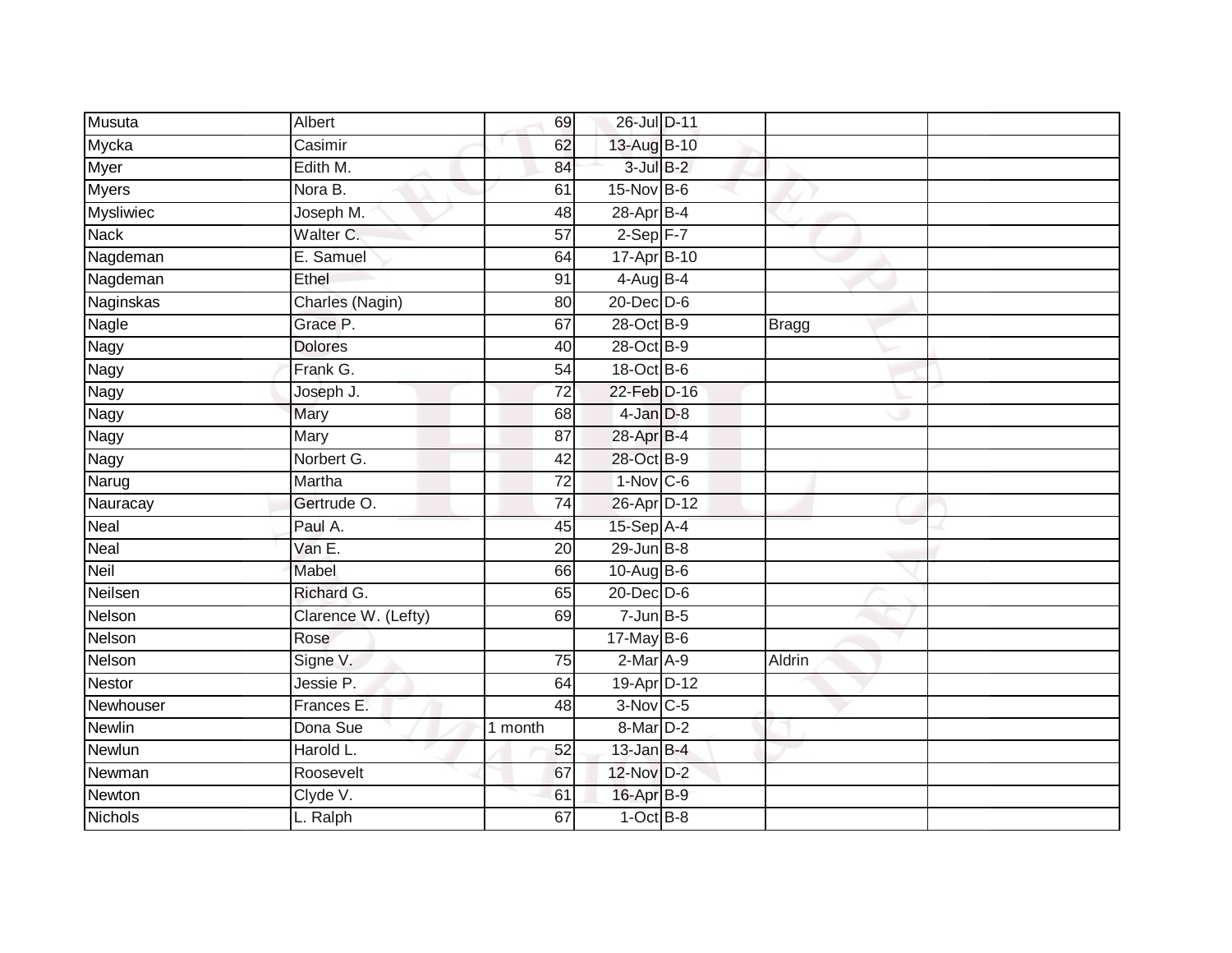| | | | | | | |
|---|---|---|---|---|---|---|
| Musuta | Albert | 69 | 26-Jul | D-11 | | |
| Mycka | Casimir | 62 | 13-Aug | B-10 | | |
| Myer | Edith M. | 84 | 3-Jul | B-2 | | |
| Myers | Nora B. | 61 | 15-Nov | B-6 | | |
| Mysliwiec | Joseph M. | 48 | 28-Apr | B-4 | | |
| Nack | Walter C. | 57 | 2-Sep | F-7 | | |
| Nagdeman | E. Samuel | 64 | 17-Apr | B-10 | | |
| Nagdeman | Ethel | 91 | 4-Aug | B-4 | | |
| Naginskas | Charles (Nagin) | 80 | 20-Dec | D-6 | | |
| Nagle | Grace P. | 67 | 28-Oct | B-9 | Bragg | |
| Nagy | Dolores | 40 | 28-Oct | B-9 | | |
| Nagy | Frank G. | 54 | 18-Oct | B-6 | | |
| Nagy | Joseph J. | 72 | 22-Feb | D-16 | | |
| Nagy | Mary | 68 | 4-Jan | D-8 | | |
| Nagy | Mary | 87 | 28-Apr | B-4 | | |
| Nagy | Norbert G. | 42 | 28-Oct | B-9 | | |
| Narug | Martha | 72 | 1-Nov | C-6 | | |
| Nauracay | Gertrude O. | 74 | 26-Apr | D-12 | | |
| Neal | Paul A. | 45 | 15-Sep | A-4 | | |
| Neal | Van E. | 20 | 29-Jun | B-8 | | |
| Neil | Mabel | 66 | 10-Aug | B-6 | | |
| Neilsen | Richard G. | 65 | 20-Dec | D-6 | | |
| Nelson | Clarence W. (Lefty) | 69 | 7-Jun | B-5 | | |
| Nelson | Rose | | 17-May | B-6 | | |
| Nelson | Signe V. | 75 | 2-Mar | A-9 | Aldrin | |
| Nestor | Jessie P. | 64 | 19-Apr | D-12 | | |
| Newhouser | Frances E. | 48 | 3-Nov | C-5 | | |
| Newlin | Dona Sue | 1 month | 8-Mar | D-2 | | |
| Newlun | Harold L. | 52 | 13-Jan | B-4 | | |
| Newman | Roosevelt | 67 | 12-Nov | D-2 | | |
| Newton | Clyde V. | 61 | 16-Apr | B-9 | | |
| Nichols | L. Ralph | 67 | 1-Oct | B-8 | | |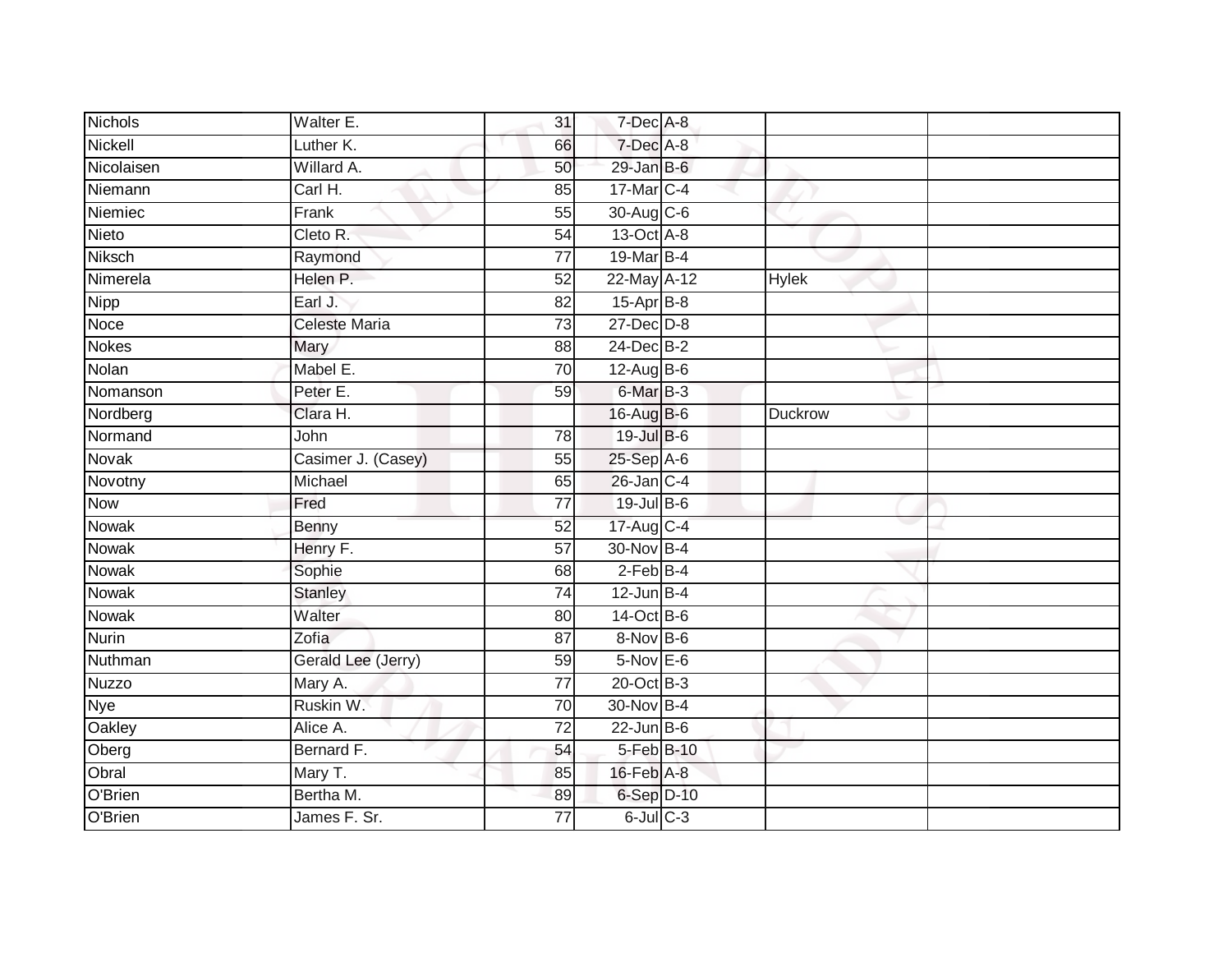| | | | | | | |
|---|---|---|---|---|---|---|
| Nichols | Walter E. | 31 | 7-Dec | A-8 | | |
| Nickell | Luther K. | 66 | 7-Dec | A-8 | | |
| Nicolaisen | Willard A. | 50 | 29-Jan | B-6 | | |
| Niemann | Carl H. | 85 | 17-Mar | C-4 | | |
| Niemiec | Frank | 55 | 30-Aug | C-6 | | |
| Nieto | Cleto R. | 54 | 13-Oct | A-8 | | |
| Niksch | Raymond | 77 | 19-Mar | B-4 | | |
| Nimerela | Helen P. | 52 | 22-May | A-12 | Hylek | |
| Nipp | Earl J. | 82 | 15-Apr | B-8 | | |
| Noce | Celeste Maria | 73 | 27-Dec | D-8 | | |
| Nokes | Mary | 88 | 24-Dec | B-2 | | |
| Nolan | Mabel E. | 70 | 12-Aug | B-6 | | |
| Nomanson | Peter E. | 59 | 6-Mar | B-3 | | |
| Nordberg | Clara H. | | 16-Aug | B-6 | Duckrow | |
| Normand | John | 78 | 19-Jul | B-6 | | |
| Novak | Casimer J. (Casey) | 55 | 25-Sep | A-6 | | |
| Novotny | Michael | 65 | 26-Jan | C-4 | | |
| Now | Fred | 77 | 19-Jul | B-6 | | |
| Nowak | Benny | 52 | 17-Aug | C-4 | | |
| Nowak | Henry F. | 57 | 30-Nov | B-4 | | |
| Nowak | Sophie | 68 | 2-Feb | B-4 | | |
| Nowak | Stanley | 74 | 12-Jun | B-4 | | |
| Nowak | Walter | 80 | 14-Oct | B-6 | | |
| Nurin | Zofia | 87 | 8-Nov | B-6 | | |
| Nuthman | Gerald Lee (Jerry) | 59 | 5-Nov | E-6 | | |
| Nuzzo | Mary A. | 77 | 20-Oct | B-3 | | |
| Nye | Ruskin W. | 70 | 30-Nov | B-4 | | |
| Oakley | Alice A. | 72 | 22-Jun | B-6 | | |
| Oberg | Bernard F. | 54 | 5-Feb | B-10 | | |
| Obral | Mary T. | 85 | 16-Feb | A-8 | | |
| O'Brien | Bertha M. | 89 | 6-Sep | D-10 | | |
| O'Brien | James F. Sr. | 77 | 6-Jul | C-3 | | |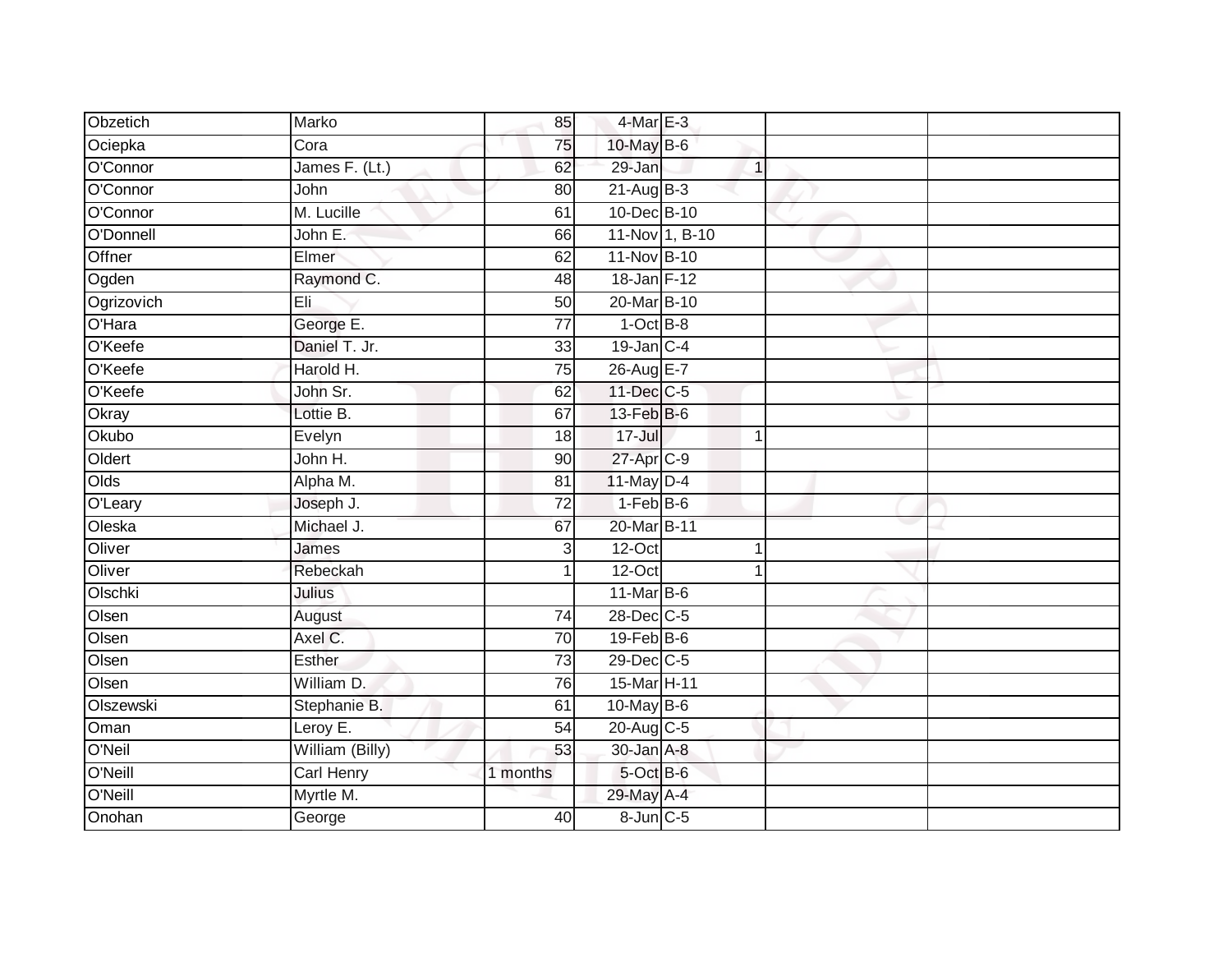| | | | | | | |
|---|---|---|---|---|---|---|
| Obzetich | Marko | 85 | 4-Mar | E-3 | | |
| Ociepka | Cora | 75 | 10-May | B-6 | | |
| O'Connor | James F. (Lt.) | 62 | 29-Jan | 1 | | |
| O'Connor | John | 80 | 21-Aug | B-3 | | |
| O'Connor | M. Lucille | 61 | 10-Dec | B-10 | | |
| O'Donnell | John E. | 66 | 11-Nov | 1, B-10 | | |
| Offner | Elmer | 62 | 11-Nov | B-10 | | |
| Ogden | Raymond C. | 48 | 18-Jan | F-12 | | |
| Ogrizovich | Eli | 50 | 20-Mar | B-10 | | |
| O'Hara | George E. | 77 | 1-Oct | B-8 | | |
| O'Keefe | Daniel T. Jr. | 33 | 19-Jan | C-4 | | |
| O'Keefe | Harold H. | 75 | 26-Aug | E-7 | | |
| O'Keefe | John Sr. | 62 | 11-Dec | C-5 | | |
| Okray | Lottie B. | 67 | 13-Feb | B-6 | | |
| Okubo | Evelyn | 18 | 17-Jul | 1 | | |
| Oldert | John H. | 90 | 27-Apr | C-9 | | |
| Olds | Alpha M. | 81 | 11-May | D-4 | | |
| O'Leary | Joseph J. | 72 | 1-Feb | B-6 | | |
| Oleska | Michael J. | 67 | 20-Mar | B-11 | | |
| Oliver | James | 3 | 12-Oct | 1 | | |
| Oliver | Rebeckah | 1 | 12-Oct | 1 | | |
| Olschki | Julius | | 11-Mar | B-6 | | |
| Olsen | August | 74 | 28-Dec | C-5 | | |
| Olsen | Axel C. | 70 | 19-Feb | B-6 | | |
| Olsen | Esther | 73 | 29-Dec | C-5 | | |
| Olsen | William D. | 76 | 15-Mar | H-11 | | |
| Olszewski | Stephanie B. | 61 | 10-May | B-6 | | |
| Oman | Leroy E. | 54 | 20-Aug | C-5 | | |
| O'Neil | William (Billy) | 53 | 30-Jan | A-8 | | |
| O'Neill | Carl Henry | 1 months | 5-Oct | B-6 | | |
| O'Neill | Myrtle M. | | 29-May | A-4 | | |
| Onohan | George | 40 | 8-Jun | C-5 | | |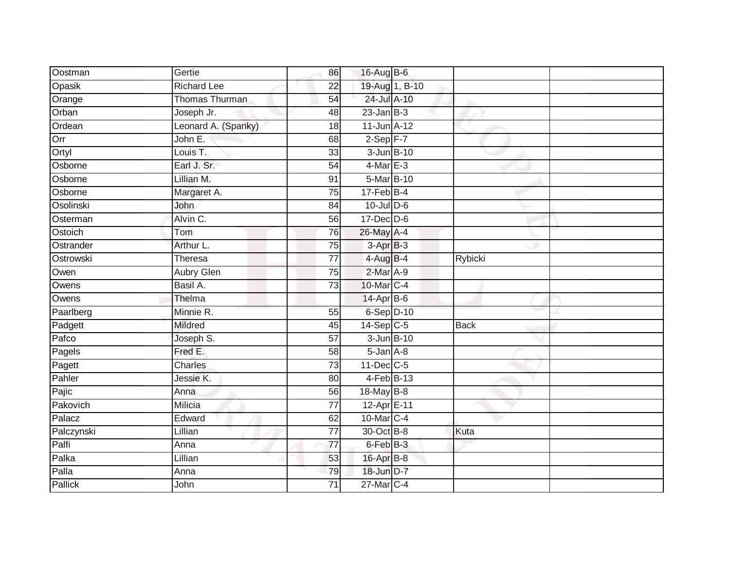| | | | | | | |
|---|---|---|---|---|---|---|
| Oostman | Gertie | 86 | 16-Aug | B-6 | | |
| Opasik | Richard Lee | 22 | 19-Aug | 1, B-10 | | |
| Orange | Thomas Thurman | 54 | 24-Jul | A-10 | | |
| Orban | Joseph Jr. | 48 | 23-Jan | B-3 | | |
| Ordean | Leonard A. (Spanky) | 18 | 11-Jun | A-12 | | |
| Orr | John E. | 68 | 2-Sep | F-7 | | |
| Ortyl | Louis T. | 33 | 3-Jun | B-10 | | |
| Osborne | Earl J. Sr. | 54 | 4-Mar | E-3 | | |
| Osborne | Lillian M. | 91 | 5-Mar | B-10 | | |
| Osborne | Margaret A. | 75 | 17-Feb | B-4 | | |
| Osolinski | John | 84 | 10-Jul | D-6 | | |
| Osterman | Alvin C. | 56 | 17-Dec | D-6 | | |
| Ostoich | Tom | 76 | 26-May | A-4 | | |
| Ostrander | Arthur L. | 75 | 3-Apr | B-3 | | |
| Ostrowski | Theresa | 77 | 4-Aug | B-4 | Rybicki | |
| Owen | Aubry Glen | 75 | 2-Mar | A-9 | | |
| Owens | Basil A. | 73 | 10-Mar | C-4 | | |
| Owens | Thelma | | 14-Apr | B-6 | | |
| Paarlberg | Minnie R. | 55 | 6-Sep | D-10 | | |
| Padgett | Mildred | 45 | 14-Sep | C-5 | Back | |
| Pafco | Joseph S. | 57 | 3-Jun | B-10 | | |
| Pagels | Fred E. | 58 | 5-Jan | A-8 | | |
| Pagett | Charles | 73 | 11-Dec | C-5 | | |
| Pahler | Jessie K. | 80 | 4-Feb | B-13 | | |
| Pajic | Anna | 56 | 18-May | B-8 | | |
| Pakovich | Milicia | 77 | 12-Apr | E-11 | | |
| Palacz | Edward | 62 | 10-Mar | C-4 | | |
| Palczynski | Lillian | 77 | 30-Oct | B-8 | Kuta | |
| Palfi | Anna | 77 | 6-Feb | B-3 | | |
| Palka | Lillian | 53 | 16-Apr | B-8 | | |
| Palla | Anna | 79 | 18-Jun | D-7 | | |
| Pallick | John | 71 | 27-Mar | C-4 | | |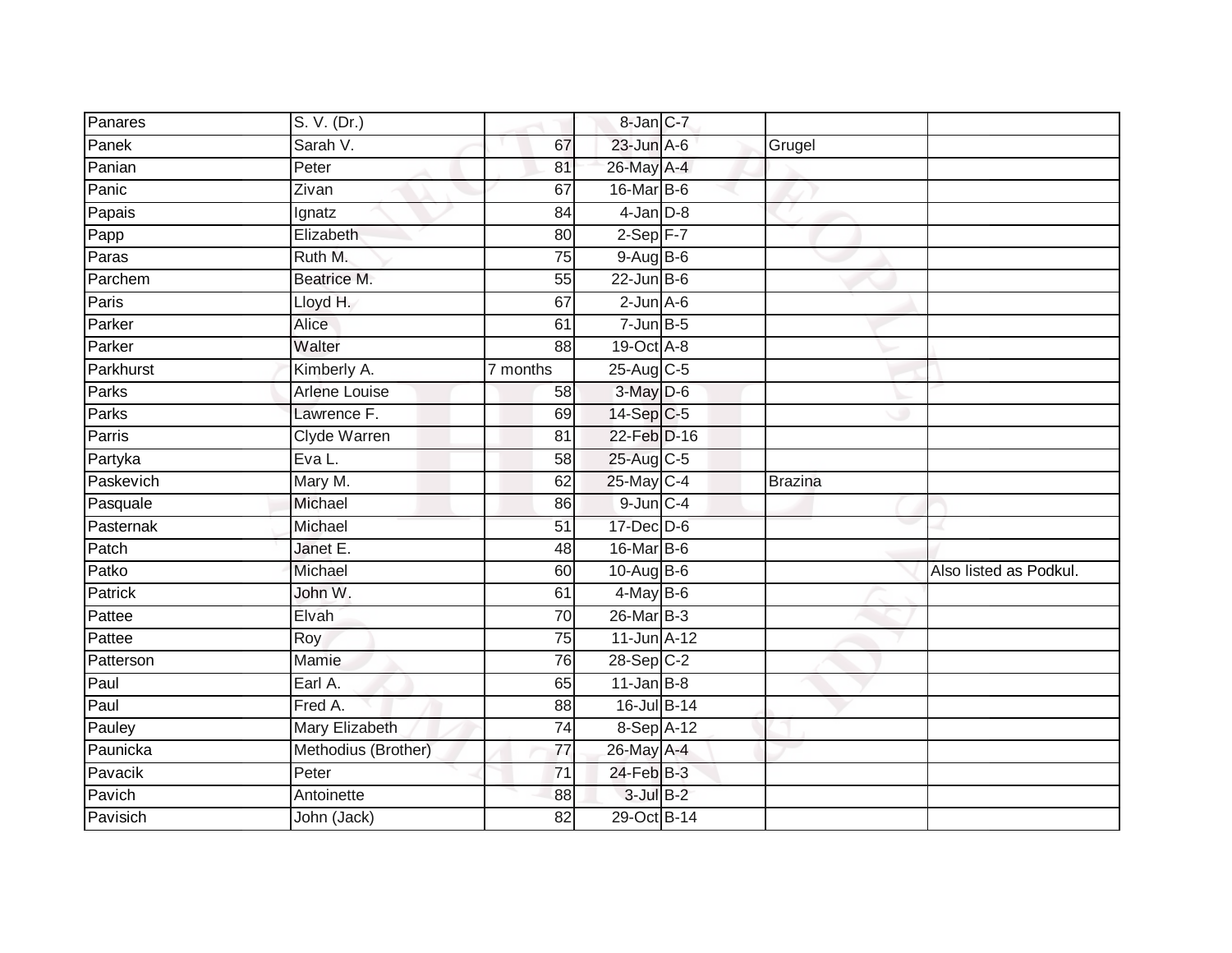| | | | | | | |
|---|---|---|---|---|---|---|
| Panares | S. V. (Dr.) | | 8-Jan | C-7 | | |
| Panek | Sarah V. | 67 | 23-Jun | A-6 | Grugel | |
| Panian | Peter | 81 | 26-May | A-4 | | |
| Panic | Zivan | 67 | 16-Mar | B-6 | | |
| Papais | Ignatz | 84 | 4-Jan | D-8 | | |
| Papp | Elizabeth | 80 | 2-Sep | F-7 | | |
| Paras | Ruth M. | 75 | 9-Aug | B-6 | | |
| Parchem | Beatrice M. | 55 | 22-Jun | B-6 | | |
| Paris | Lloyd H. | 67 | 2-Jun | A-6 | | |
| Parker | Alice | 61 | 7-Jun | B-5 | | |
| Parker | Walter | 88 | 19-Oct | A-8 | | |
| Parkhurst | Kimberly A. | 7 months | 25-Aug | C-5 | | |
| Parks | Arlene Louise | 58 | 3-May | D-6 | | |
| Parks | Lawrence F. | 69 | 14-Sep | C-5 | | |
| Parris | Clyde Warren | 81 | 22-Feb | D-16 | | |
| Partyka | Eva L. | 58 | 25-Aug | C-5 | | |
| Paskevich | Mary M. | 62 | 25-May | C-4 | Brazina | |
| Pasquale | Michael | 86 | 9-Jun | C-4 | | |
| Pasternak | Michael | 51 | 17-Dec | D-6 | | |
| Patch | Janet E. | 48 | 16-Mar | B-6 | | |
| Patko | Michael | 60 | 10-Aug | B-6 | | Also listed as Podkul. |
| Patrick | John W. | 61 | 4-May | B-6 | | |
| Pattee | Elvah | 70 | 26-Mar | B-3 | | |
| Pattee | Roy | 75 | 11-Jun | A-12 | | |
| Patterson | Mamie | 76 | 28-Sep | C-2 | | |
| Paul | Earl A. | 65 | 11-Jan | B-8 | | |
| Paul | Fred A. | 88 | 16-Jul | B-14 | | |
| Pauley | Mary Elizabeth | 74 | 8-Sep | A-12 | | |
| Paunicka | Methodius (Brother) | 77 | 26-May | A-4 | | |
| Pavacik | Peter | 71 | 24-Feb | B-3 | | |
| Pavich | Antoinette | 88 | 3-Jul | B-2 | | |
| Pavisich | John (Jack) | 82 | 29-Oct | B-14 | | |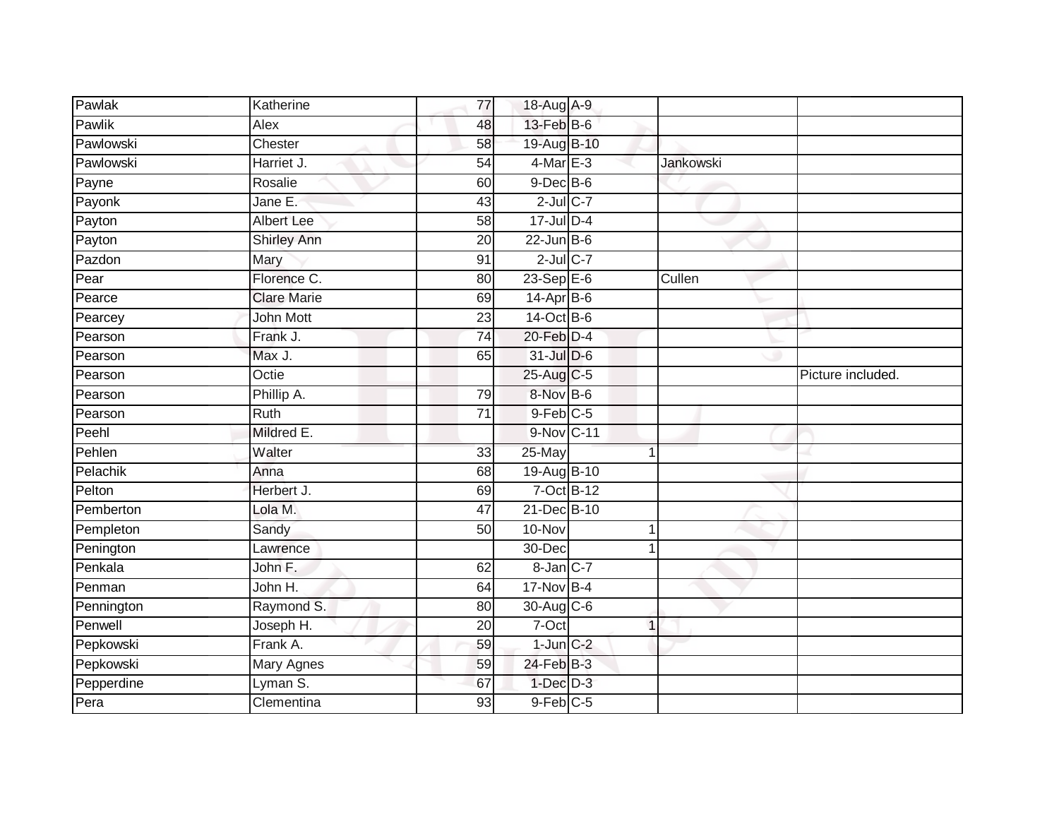| | | | | | | | |
|---|---|---|---|---|---|---|---|
| Pawlak | Katherine | 77 | 18-Aug | A-9 | | | |
| Pawlik | Alex | 48 | 13-Feb | B-6 | | | |
| Pawlowski | Chester | 58 | 19-Aug | B-10 | | | |
| Pawlowski | Harriet J. | 54 | 4-Mar | E-3 | | Jankowski | |
| Payne | Rosalie | 60 | 9-Dec | B-6 | | | |
| Payonk | Jane E. | 43 | 2-Jul | C-7 | | | |
| Payton | Albert Lee | 58 | 17-Jul | D-4 | | | |
| Payton | Shirley Ann | 20 | 22-Jun | B-6 | | | |
| Pazdon | Mary | 91 | 2-Jul | C-7 | | | |
| Pear | Florence C. | 80 | 23-Sep | E-6 | | Cullen | |
| Pearce | Clare Marie | 69 | 14-Apr | B-6 | | | |
| Pearcey | John Mott | 23 | 14-Oct | B-6 | | | |
| Pearson | Frank J. | 74 | 20-Feb | D-4 | | | |
| Pearson | Max J. | 65 | 31-Jul | D-6 | | | |
| Pearson | Octie | | 25-Aug | C-5 | | | Picture included. |
| Pearson | Phillip A. | 79 | 8-Nov | B-6 | | | |
| Pearson | Ruth | 71 | 9-Feb | C-5 | | | |
| Peehl | Mildred E. | | 9-Nov | C-11 | | | |
| Pehlen | Walter | 33 | 25-May | | 1 | | |
| Pelachik | Anna | 68 | 19-Aug | B-10 | | | |
| Pelton | Herbert J. | 69 | 7-Oct | B-12 | | | |
| Pemberton | Lola M. | 47 | 21-Dec | B-10 | | | |
| Pempleton | Sandy | 50 | 10-Nov | | 1 | | |
| Penington | Lawrence | | 30-Dec | | 1 | | |
| Penkala | John F. | 62 | 8-Jan | C-7 | | | |
| Penman | John H. | 64 | 17-Nov | B-4 | | | |
| Pennington | Raymond S. | 80 | 30-Aug | C-6 | | | |
| Penwell | Joseph H. | 20 | 7-Oct | | 1 | | |
| Pepkowski | Frank A. | 59 | 1-Jun | C-2 | | | |
| Pepkowski | Mary Agnes | 59 | 24-Feb | B-3 | | | |
| Pepperdine | Lyman S. | 67 | 1-Dec | D-3 | | | |
| Pera | Clementina | 93 | 9-Feb | C-5 | | | |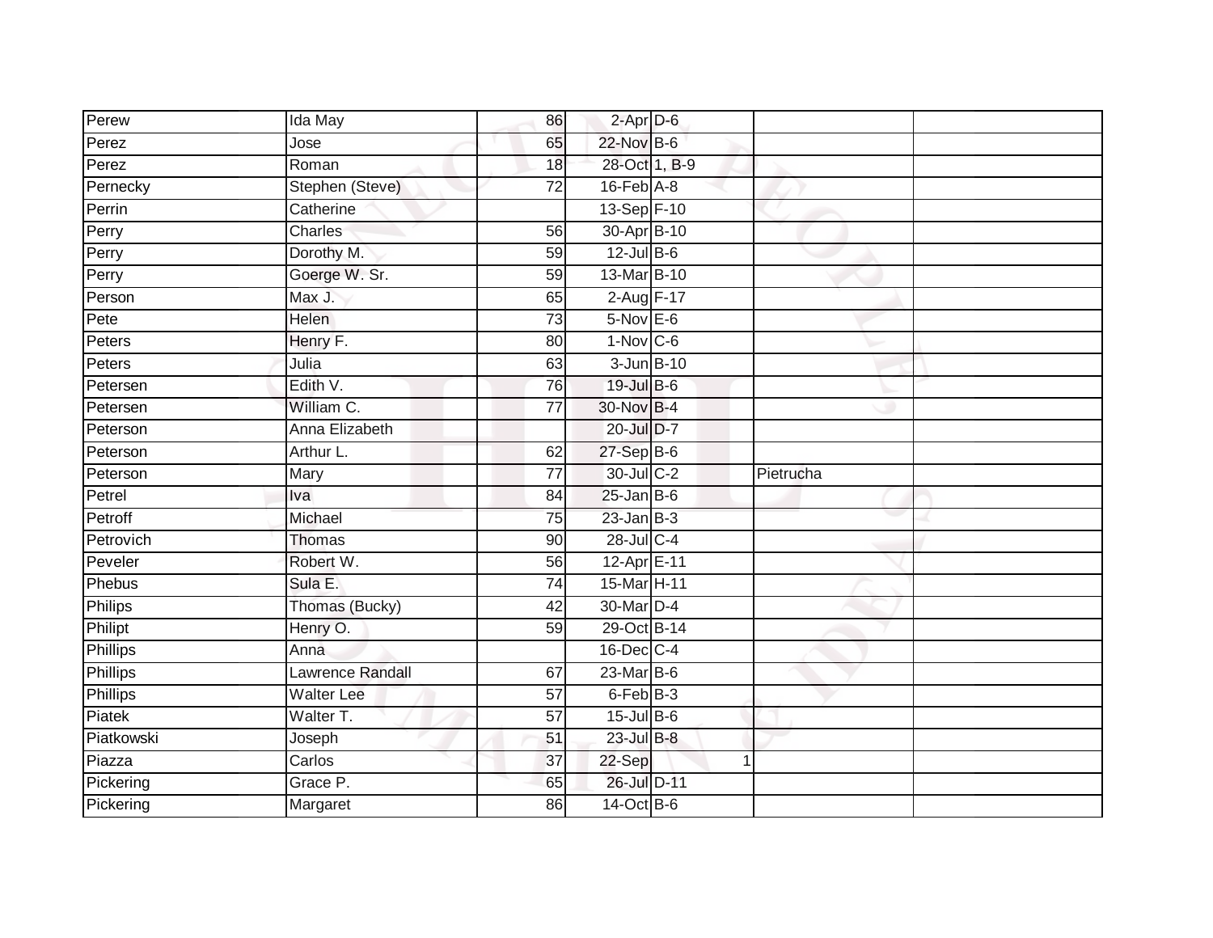| Perew | Ida May | 86 | 2-Apr | D-6 | | | |
|---|---|---|---|---|---|---|---|
| Perez | Jose | 65 | 22-Nov | B-6 | | | |
| Perez | Roman | 18 | 28-Oct | 1, B-9 | | | |
| Pernecky | Stephen (Steve) | 72 | 16-Feb | A-8 | | | |
| Perrin | Catherine | | 13-Sep | F-10 | | | |
| Perry | Charles | 56 | 30-Apr | B-10 | | | |
| Perry | Dorothy M. | 59 | 12-Jul | B-6 | | | |
| Perry | Goerge W. Sr. | 59 | 13-Mar | B-10 | | | |
| Person | Max J. | 65 | 2-Aug | F-17 | | | |
| Pete | Helen | 73 | 5-Nov | E-6 | | | |
| Peters | Henry F. | 80 | 1-Nov | C-6 | | | |
| Peters | Julia | 63 | 3-Jun | B-10 | | | |
| Petersen | Edith V. | 76 | 19-Jul | B-6 | | | |
| Petersen | William C. | 77 | 30-Nov | B-4 | | | |
| Peterson | Anna Elizabeth | | 20-Jul | D-7 | | | |
| Peterson | Arthur L. | 62 | 27-Sep | B-6 | | | |
| Peterson | Mary | 77 | 30-Jul | C-2 | | Pietrucha | |
| Petrel | Iva | 84 | 25-Jan | B-6 | | | |
| Petroff | Michael | 75 | 23-Jan | B-3 | | | |
| Petrovich | Thomas | 90 | 28-Jul | C-4 | | | |
| Peveler | Robert W. | 56 | 12-Apr | E-11 | | | |
| Phebus | Sula E. | 74 | 15-Mar | H-11 | | | |
| Philips | Thomas (Bucky) | 42 | 30-Mar | D-4 | | | |
| Philipt | Henry O. | 59 | 29-Oct | B-14 | | | |
| Phillips | Anna | | 16-Dec | C-4 | | | |
| Phillips | Lawrence Randall | 67 | 23-Mar | B-6 | | | |
| Phillips | Walter Lee | 57 | 6-Feb | B-3 | | | |
| Piatek | Walter T. | 57 | 15-Jul | B-6 | | | |
| Piatkowski | Joseph | 51 | 23-Jul | B-8 | | | |
| Piazza | Carlos | 37 | 22-Sep | | 1 | | |
| Pickering | Grace P. | 65 | 26-Jul | D-11 | | | |
| Pickering | Margaret | 86 | 14-Oct | B-6 | | | |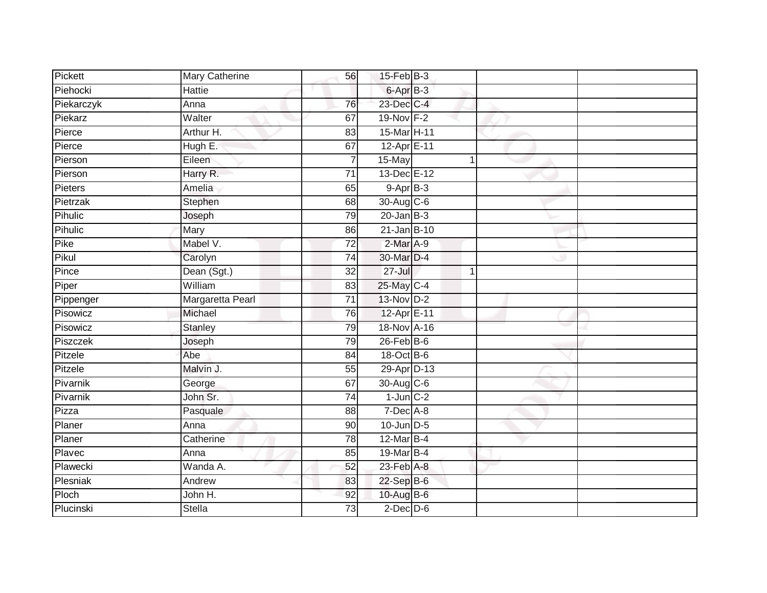| | | | | | | | |
|---|---|---|---|---|---|---|---|
| Pickett | Mary Catherine | 56 | 15-Feb | B-3 | | | |
| Piehocki | Hattie | | 6-Apr | B-3 | | | |
| Piekarczyk | Anna | 76 | 23-Dec | C-4 | | | |
| Piekarz | Walter | 67 | 19-Nov | F-2 | | | |
| Pierce | Arthur H. | 83 | 15-Mar | H-11 | | | |
| Pierce | Hugh E. | 67 | 12-Apr | E-11 | | | |
| Pierson | Eileen | 7 | 15-May | | 1 | | |
| Pierson | Harry R. | 71 | 13-Dec | E-12 | | | |
| Pieters | Amelia | 65 | 9-Apr | B-3 | | | |
| Pietrzak | Stephen | 68 | 30-Aug | C-6 | | | |
| Pihulic | Joseph | 79 | 20-Jan | B-3 | | | |
| Pihulic | Mary | 86 | 21-Jan | B-10 | | | |
| Pike | Mabel V. | 72 | 2-Mar | A-9 | | | |
| Pikul | Carolyn | 74 | 30-Mar | D-4 | | | |
| Pince | Dean (Sgt.) | 32 | 27-Jul | | 1 | | |
| Piper | William | 83 | 25-May | C-4 | | | |
| Pippenger | Margaretta Pearl | 71 | 13-Nov | D-2 | | | |
| Pisowicz | Michael | 76 | 12-Apr | E-11 | | | |
| Pisowicz | Stanley | 79 | 18-Nov | A-16 | | | |
| Piszczek | Joseph | 79 | 26-Feb | B-6 | | | |
| Pitzele | Abe | 84 | 18-Oct | B-6 | | | |
| Pitzele | Malvin J. | 55 | 29-Apr | D-13 | | | |
| Pivarnik | George | 67 | 30-Aug | C-6 | | | |
| Pivarnik | John Sr. | 74 | 1-Jun | C-2 | | | |
| Pizza | Pasquale | 88 | 7-Dec | A-8 | | | |
| Planer | Anna | 90 | 10-Jun | D-5 | | | |
| Planer | Catherine | 78 | 12-Mar | B-4 | | | |
| Plavec | Anna | 85 | 19-Mar | B-4 | | | |
| Plawecki | Wanda A. | 52 | 23-Feb | A-8 | | | |
| Plesniak | Andrew | 83 | 22-Sep | B-6 | | | |
| Ploch | John H. | 92 | 10-Aug | B-6 | | | |
| Plucinski | Stella | 73 | 2-Dec | D-6 | | | |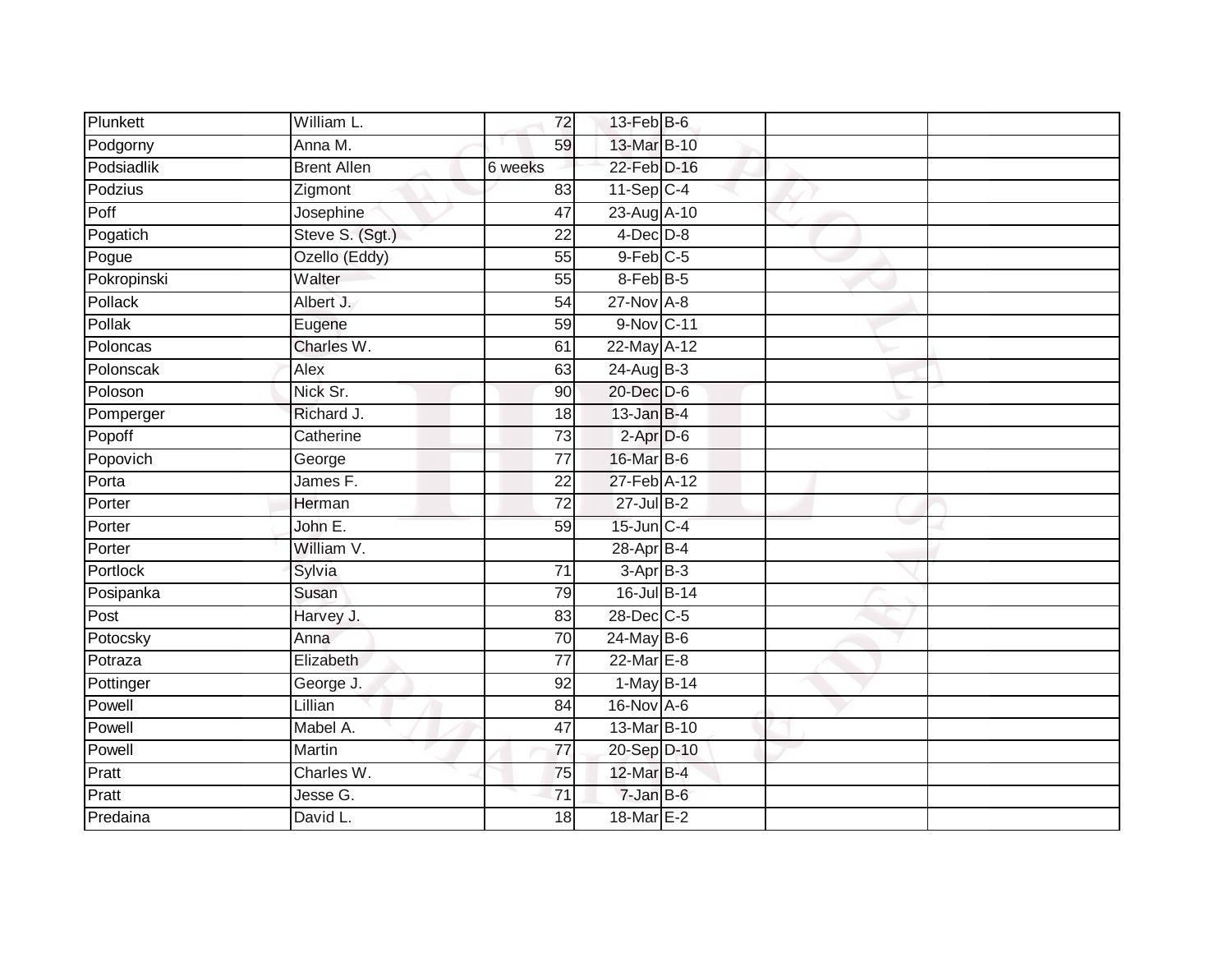| | | | | | | |
|---|---|---|---|---|---|---|
| Plunkett | William L. | 72 | 13-Feb | B-6 | | |
| Podgorny | Anna M. | 59 | 13-Mar | B-10 | | |
| Podsiadlik | Brent Allen | 6 weeks | 22-Feb | D-16 | | |
| Podzius | Zigmont | 83 | 11-Sep | C-4 | | |
| Poff | Josephine | 47 | 23-Aug | A-10 | | |
| Pogatich | Steve S. (Sgt.) | 22 | 4-Dec | D-8 | | |
| Pogue | Ozello (Eddy) | 55 | 9-Feb | C-5 | | |
| Pokropinski | Walter | 55 | 8-Feb | B-5 | | |
| Pollack | Albert J. | 54 | 27-Nov | A-8 | | |
| Pollak | Eugene | 59 | 9-Nov | C-11 | | |
| Poloncas | Charles W. | 61 | 22-May | A-12 | | |
| Polonscak | Alex | 63 | 24-Aug | B-3 | | |
| Poloson | Nick Sr. | 90 | 20-Dec | D-6 | | |
| Pomperger | Richard J. | 18 | 13-Jan | B-4 | | |
| Popoff | Catherine | 73 | 2-Apr | D-6 | | |
| Popovich | George | 77 | 16-Mar | B-6 | | |
| Porta | James F. | 22 | 27-Feb | A-12 | | |
| Porter | Herman | 72 | 27-Jul | B-2 | | |
| Porter | John E. | 59 | 15-Jun | C-4 | | |
| Porter | William V. | | 28-Apr | B-4 | | |
| Portlock | Sylvia | 71 | 3-Apr | B-3 | | |
| Posipanka | Susan | 79 | 16-Jul | B-14 | | |
| Post | Harvey J. | 83 | 28-Dec | C-5 | | |
| Potocsky | Anna | 70 | 24-May | B-6 | | |
| Potraza | Elizabeth | 77 | 22-Mar | E-8 | | |
| Pottinger | George J. | 92 | 1-May | B-14 | | |
| Powell | Lillian | 84 | 16-Nov | A-6 | | |
| Powell | Mabel A. | 47 | 13-Mar | B-10 | | |
| Powell | Martin | 77 | 20-Sep | D-10 | | |
| Pratt | Charles W. | 75 | 12-Mar | B-4 | | |
| Pratt | Jesse G. | 71 | 7-Jan | B-6 | | |
| Predaina | David L. | 18 | 18-Mar | E-2 | | |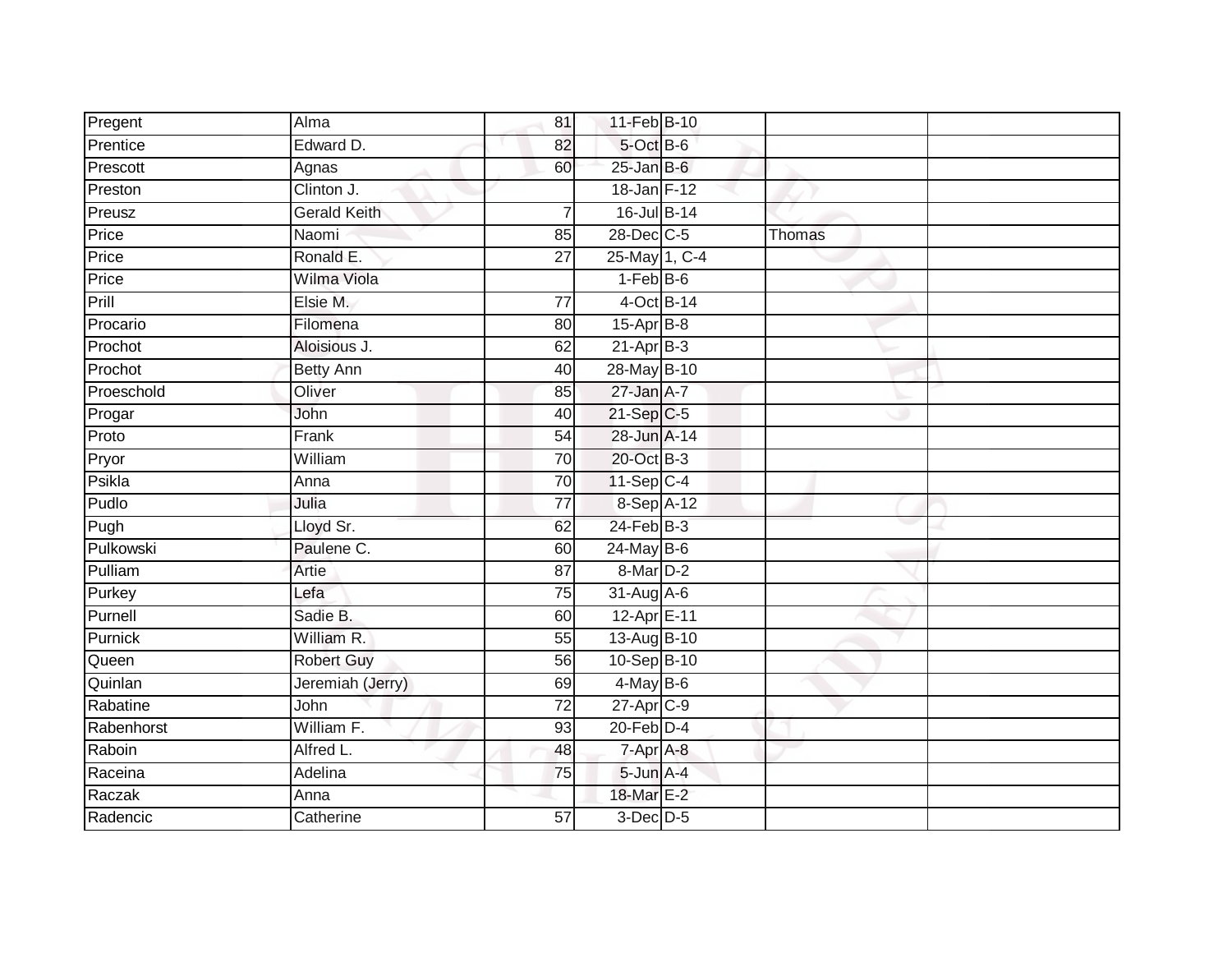| | | | | | | |
|---|---|---|---|---|---|---|
| Pregent | Alma | 81 | 11-Feb | B-10 | | |
| Prentice | Edward D. | 82 | 5-Oct | B-6 | | |
| Prescott | Agnas | 60 | 25-Jan | B-6 | | |
| Preston | Clinton J. | | 18-Jan | F-12 | | |
| Preusz | Gerald Keith | 7 | 16-Jul | B-14 | | |
| Price | Naomi | 85 | 28-Dec | C-5 | Thomas | |
| Price | Ronald E. | 27 | 25-May | 1, C-4 | | |
| Price | Wilma Viola | | 1-Feb | B-6 | | |
| Prill | Elsie M. | 77 | 4-Oct | B-14 | | |
| Procario | Filomena | 80 | 15-Apr | B-8 | | |
| Prochot | Aloisious J. | 62 | 21-Apr | B-3 | | |
| Prochot | Betty Ann | 40 | 28-May | B-10 | | |
| Proeschold | Oliver | 85 | 27-Jan | A-7 | | |
| Progar | John | 40 | 21-Sep | C-5 | | |
| Proto | Frank | 54 | 28-Jun | A-14 | | |
| Pryor | William | 70 | 20-Oct | B-3 | | |
| Psikla | Anna | 70 | 11-Sep | C-4 | | |
| Pudlo | Julia | 77 | 8-Sep | A-12 | | |
| Pugh | Lloyd Sr. | 62 | 24-Feb | B-3 | | |
| Pulkowski | Paulene C. | 60 | 24-May | B-6 | | |
| Pulliam | Artie | 87 | 8-Mar | D-2 | | |
| Purkey | Lefa | 75 | 31-Aug | A-6 | | |
| Purnell | Sadie B. | 60 | 12-Apr | E-11 | | |
| Purnick | William R. | 55 | 13-Aug | B-10 | | |
| Queen | Robert Guy | 56 | 10-Sep | B-10 | | |
| Quinlan | Jeremiah (Jerry) | 69 | 4-May | B-6 | | |
| Rabatine | John | 72 | 27-Apr | C-9 | | |
| Rabenhorst | William F. | 93 | 20-Feb | D-4 | | |
| Raboin | Alfred L. | 48 | 7-Apr | A-8 | | |
| Raceina | Adelina | 75 | 5-Jun | A-4 | | |
| Raczak | Anna | | 18-Mar | E-2 | | |
| Radencic | Catherine | 57 | 3-Dec | D-5 | | |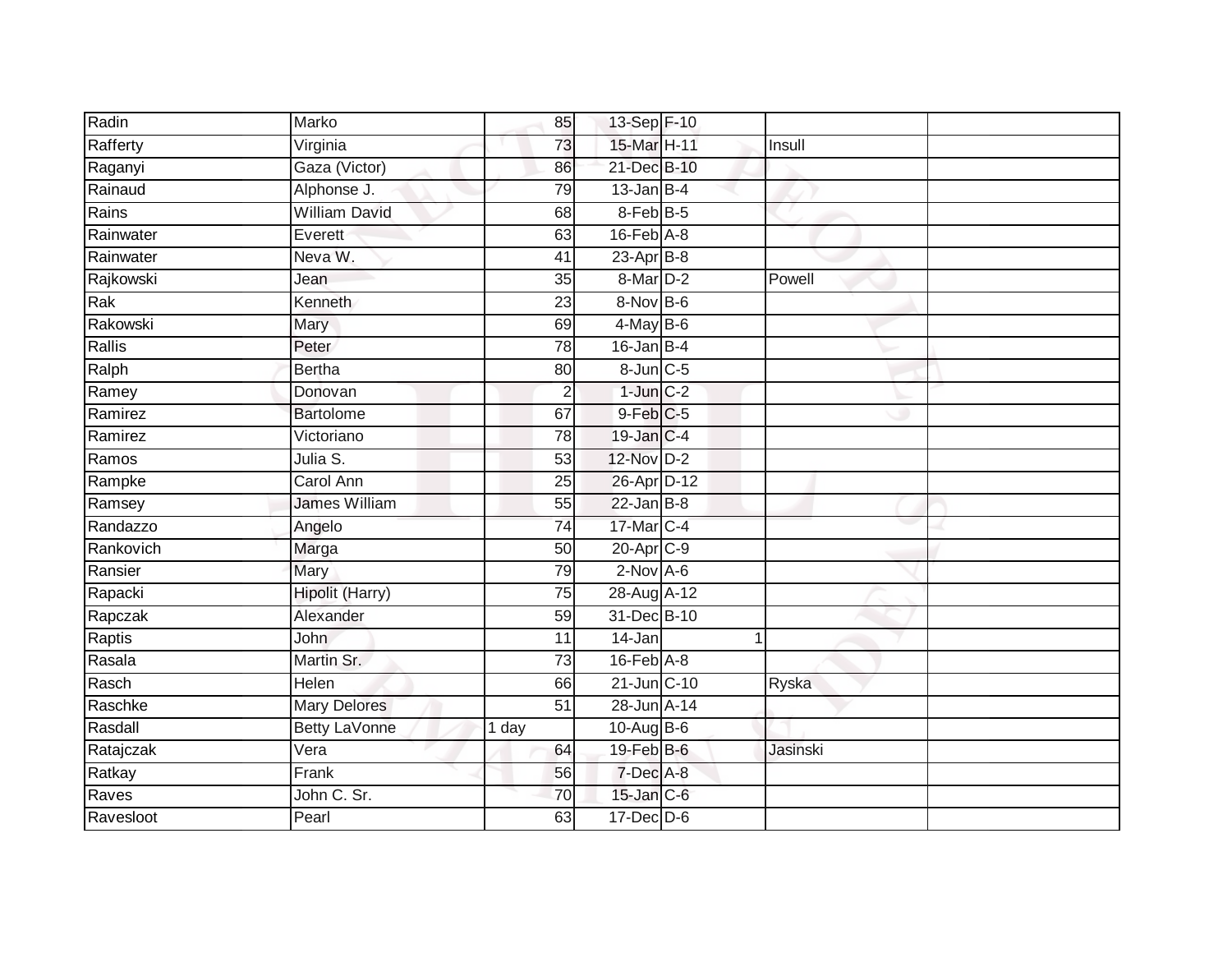| | | | | | | |
|---|---|---|---|---|---|---|
| Radin | Marko | 85 | 13-Sep | F-10 | | |
| Rafferty | Virginia | 73 | 15-Mar | H-11 | Insull | |
| Raganyi | Gaza (Victor) | 86 | 21-Dec | B-10 | | |
| Rainaud | Alphonse J. | 79 | 13-Jan | B-4 | | |
| Rains | William David | 68 | 8-Feb | B-5 | | |
| Rainwater | Everett | 63 | 16-Feb | A-8 | | |
| Rainwater | Neva W. | 41 | 23-Apr | B-8 | | |
| Rajkowski | Jean | 35 | 8-Mar | D-2 | Powell | |
| Rak | Kenneth | 23 | 8-Nov | B-6 | | |
| Rakowski | Mary | 69 | 4-May | B-6 | | |
| Rallis | Peter | 78 | 16-Jan | B-4 | | |
| Ralph | Bertha | 80 | 8-Jun | C-5 | | |
| Ramey | Donovan | 2 | 1-Jun | C-2 | | |
| Ramirez | Bartolome | 67 | 9-Feb | C-5 | | |
| Ramirez | Victoriano | 78 | 19-Jan | C-4 | | |
| Ramos | Julia S. | 53 | 12-Nov | D-2 | | |
| Rampke | Carol Ann | 25 | 26-Apr | D-12 | | |
| Ramsey | James William | 55 | 22-Jan | B-8 | | |
| Randazzo | Angelo | 74 | 17-Mar | C-4 | | |
| Rankovich | Marga | 50 | 20-Apr | C-9 | | |
| Ransier | Mary | 79 | 2-Nov | A-6 | | |
| Rapacki | Hipolit (Harry) | 75 | 28-Aug | A-12 | | |
| Rapczak | Alexander | 59 | 31-Dec | B-10 | | |
| Raptis | John | 11 | 14-Jan | 1 | | |
| Rasala | Martin Sr. | 73 | 16-Feb | A-8 | | |
| Rasch | Helen | 66 | 21-Jun | C-10 | Ryska | |
| Raschke | Mary Delores | 51 | 28-Jun | A-14 | | |
| Rasdall | Betty LaVonne | 1 day | 10-Aug | B-6 | | |
| Ratajczak | Vera | 64 | 19-Feb | B-6 | Jasinski | |
| Ratkay | Frank | 56 | 7-Dec | A-8 | | |
| Raves | John C. Sr. | 70 | 15-Jan | C-6 | | |
| Ravesloot | Pearl | 63 | 17-Dec | D-6 | | |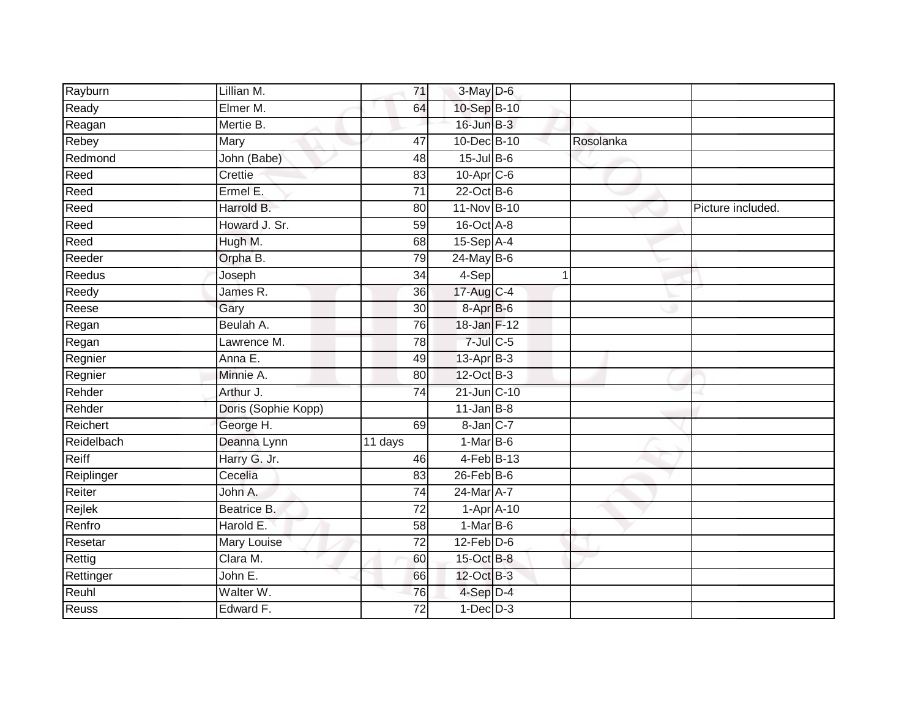| | | | | | | |
|---|---|---|---|---|---|---|
| Rayburn | Lillian M. | 71 | 3-May | D-6 | | |
| Ready | Elmer M. | 64 | 10-Sep | B-10 | | |
| Reagan | Mertie B. | | 16-Jun | B-3 | | |
| Rebey | Mary | 47 | 10-Dec | B-10 | Rosolanka | |
| Redmond | John (Babe) | 48 | 15-Jul | B-6 | | |
| Reed | Crettie | 83 | 10-Apr | C-6 | | |
| Reed | Ermel E. | 71 | 22-Oct | B-6 | | |
| Reed | Harrold B. | 80 | 11-Nov | B-10 | | Picture included. |
| Reed | Howard J. Sr. | 59 | 16-Oct | A-8 | | |
| Reed | Hugh M. | 68 | 15-Sep | A-4 | | |
| Reeder | Orpha B. | 79 | 24-May | B-6 | | |
| Reedus | Joseph | 34 | 4-Sep | 1 | | |
| Reedy | James R. | 36 | 17-Aug | C-4 | | |
| Reese | Gary | 30 | 8-Apr | B-6 | | |
| Regan | Beulah A. | 76 | 18-Jan | F-12 | | |
| Regan | Lawrence M. | 78 | 7-Jul | C-5 | | |
| Regnier | Anna E. | 49 | 13-Apr | B-3 | | |
| Regnier | Minnie A. | 80 | 12-Oct | B-3 | | |
| Rehder | Arthur J. | 74 | 21-Jun | C-10 | | |
| Rehder | Doris (Sophie Kopp) | | 11-Jan | B-8 | | |
| Reichert | George H. | 69 | 8-Jan | C-7 | | |
| Reidelbach | Deanna Lynn | 11 days | 1-Mar | B-6 | | |
| Reiff | Harry G. Jr. | 46 | 4-Feb | B-13 | | |
| Reiplinger | Cecelia | 83 | 26-Feb | B-6 | | |
| Reiter | John A. | 74 | 24-Mar | A-7 | | |
| Rejlek | Beatrice B. | 72 | 1-Apr | A-10 | | |
| Renfro | Harold E. | 58 | 1-Mar | B-6 | | |
| Resetar | Mary Louise | 72 | 12-Feb | D-6 | | |
| Rettig | Clara M. | 60 | 15-Oct | B-8 | | |
| Rettinger | John E. | 66 | 12-Oct | B-3 | | |
| Reuhl | Walter W. | 76 | 4-Sep | D-4 | | |
| Reuss | Edward F. | 72 | 1-Dec | D-3 | | |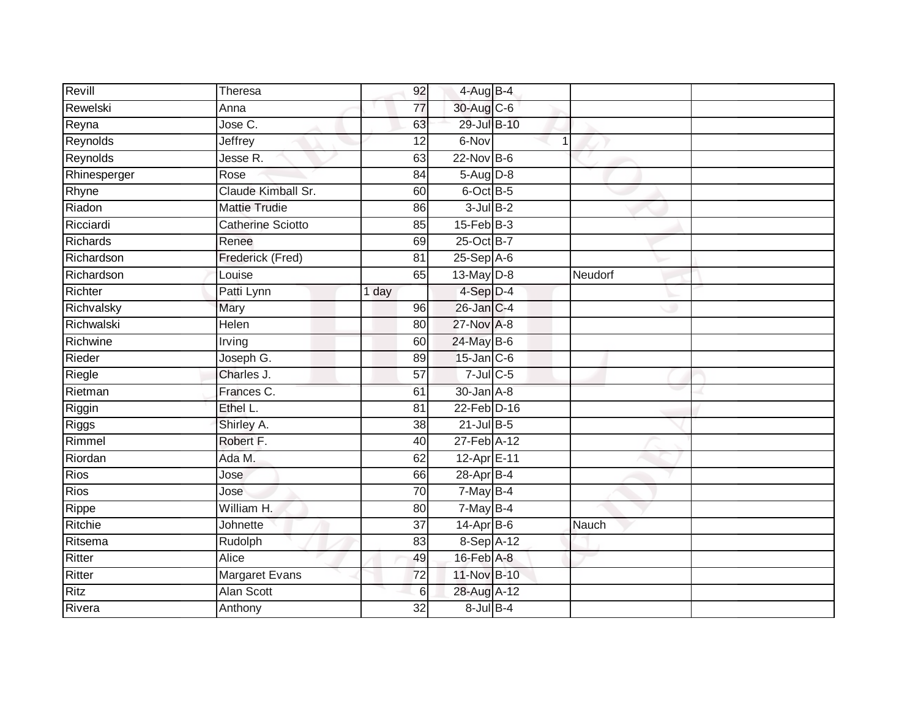| | | | | | | |
|---|---|---|---|---|---|---|
| Revill | Theresa | 92 | 4-Aug | B-4 | | |
| Rewelski | Anna | 77 | 30-Aug | C-6 | | |
| Reyna | Jose C. | 63 | 29-Jul | B-10 | | |
| Reynolds | Jeffrey | 12 | 6-Nov | 1 | | |
| Reynolds | Jesse R. | 63 | 22-Nov | B-6 | | |
| Rhinesperger | Rose | 84 | 5-Aug | D-8 | | |
| Rhyne | Claude Kimball Sr. | 60 | 6-Oct | B-5 | | |
| Riadon | Mattie Trudie | 86 | 3-Jul | B-2 | | |
| Ricciardi | Catherine Sciotto | 85 | 15-Feb | B-3 | | |
| Richards | Renee | 69 | 25-Oct | B-7 | | |
| Richardson | Frederick (Fred) | 81 | 25-Sep | A-6 | | |
| Richardson | Louise | 65 | 13-May | D-8 | Neudorf | |
| Richter | Patti Lynn | 1 day | 4-Sep | D-4 | | |
| Richvalsky | Mary | 96 | 26-Jan | C-4 | | |
| Richwalski | Helen | 80 | 27-Nov | A-8 | | |
| Richwine | Irving | 60 | 24-May | B-6 | | |
| Rieder | Joseph G. | 89 | 15-Jan | C-6 | | |
| Riegle | Charles J. | 57 | 7-Jul | C-5 | | |
| Rietman | Frances C. | 61 | 30-Jan | A-8 | | |
| Riggin | Ethel L. | 81 | 22-Feb | D-16 | | |
| Riggs | Shirley A. | 38 | 21-Jul | B-5 | | |
| Rimmel | Robert F. | 40 | 27-Feb | A-12 | | |
| Riordan | Ada M. | 62 | 12-Apr | E-11 | | |
| Rios | Jose | 66 | 28-Apr | B-4 | | |
| Rios | Jose | 70 | 7-May | B-4 | | |
| Rippe | William H. | 80 | 7-May | B-4 | | |
| Ritchie | Johnette | 37 | 14-Apr | B-6 | Nauch | |
| Ritsema | Rudolph | 83 | 8-Sep | A-12 | | |
| Ritter | Alice | 49 | 16-Feb | A-8 | | |
| Ritter | Margaret Evans | 72 | 11-Nov | B-10 | | |
| Ritz | Alan Scott | 6 | 28-Aug | A-12 | | |
| Rivera | Anthony | 32 | 8-Jul | B-4 | | |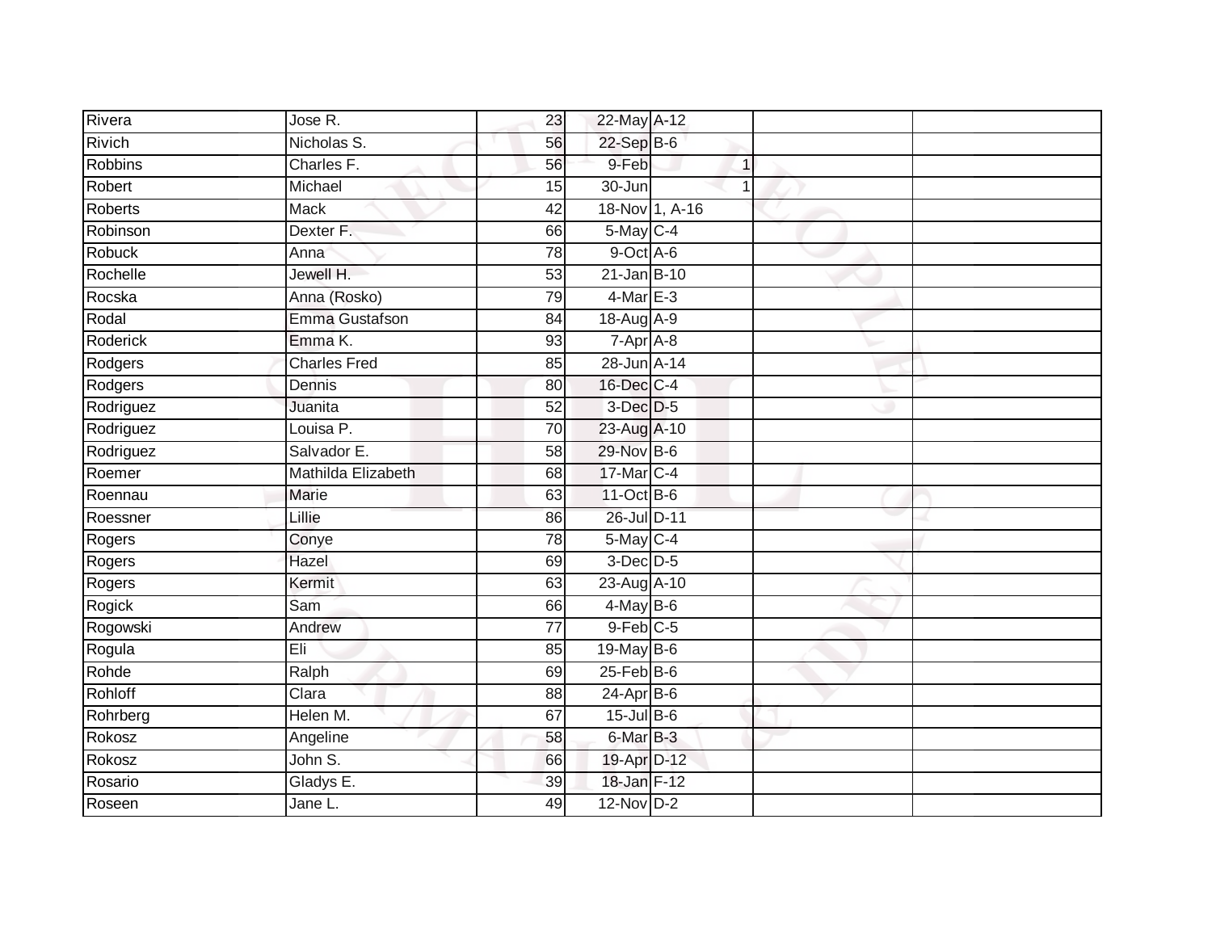| | | | | | | |
|---|---|---|---|---|---|---|
| Rivera | Jose R. | 23 | 22-May | A-12 | | |
| Rivich | Nicholas S. | 56 | 22-Sep | B-6 | | |
| Robbins | Charles F. | 56 | 9-Feb | 1 | | |
| Robert | Michael | 15 | 30-Jun | 1 | | |
| Roberts | Mack | 42 | 18-Nov | 1, A-16 | | |
| Robinson | Dexter F. | 66 | 5-May | C-4 | | |
| Robuck | Anna | 78 | 9-Oct | A-6 | | |
| Rochelle | Jewell H. | 53 | 21-Jan | B-10 | | |
| Rocska | Anna (Rosko) | 79 | 4-Mar | E-3 | | |
| Rodal | Emma Gustafson | 84 | 18-Aug | A-9 | | |
| Roderick | Emma K. | 93 | 7-Apr | A-8 | | |
| Rodgers | Charles Fred | 85 | 28-Jun | A-14 | | |
| Rodgers | Dennis | 80 | 16-Dec | C-4 | | |
| Rodriguez | Juanita | 52 | 3-Dec | D-5 | | |
| Rodriguez | Louisa P. | 70 | 23-Aug | A-10 | | |
| Rodriguez | Salvador E. | 58 | 29-Nov | B-6 | | |
| Roemer | Mathilda Elizabeth | 68 | 17-Mar | C-4 | | |
| Roennau | Marie | 63 | 11-Oct | B-6 | | |
| Roessner | Lillie | 86 | 26-Jul | D-11 | | |
| Rogers | Conye | 78 | 5-May | C-4 | | |
| Rogers | Hazel | 69 | 3-Dec | D-5 | | |
| Rogers | Kermit | 63 | 23-Aug | A-10 | | |
| Rogick | Sam | 66 | 4-May | B-6 | | |
| Rogowski | Andrew | 77 | 9-Feb | C-5 | | |
| Rogula | Eli | 85 | 19-May | B-6 | | |
| Rohde | Ralph | 69 | 25-Feb | B-6 | | |
| Rohloff | Clara | 88 | 24-Apr | B-6 | | |
| Rohrberg | Helen M. | 67 | 15-Jul | B-6 | | |
| Rokosz | Angeline | 58 | 6-Mar | B-3 | | |
| Rokosz | John S. | 66 | 19-Apr | D-12 | | |
| Rosario | Gladys E. | 39 | 18-Jan | F-12 | | |
| Roseen | Jane L. | 49 | 12-Nov | D-2 | | |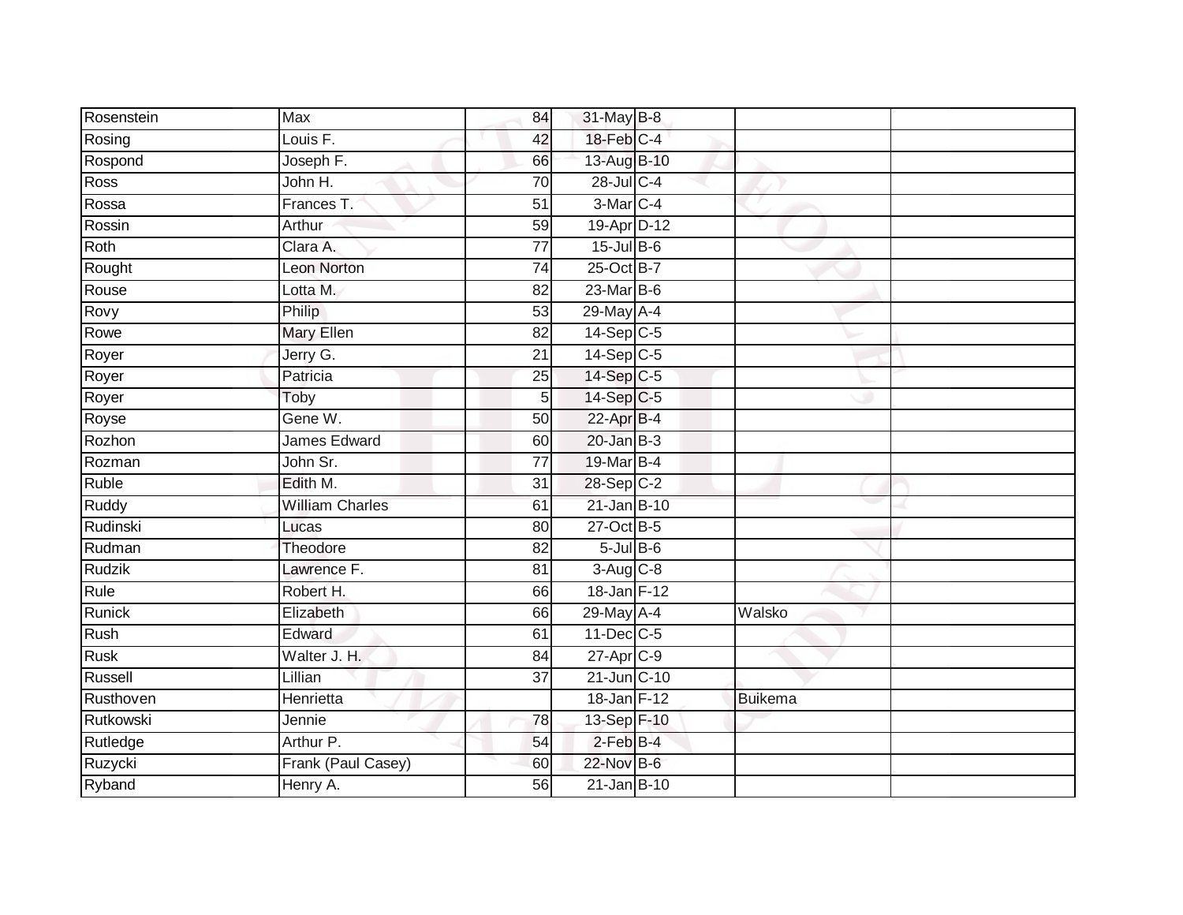| Rosenstein | Max | 84 | 31-May | B-8 | | |
|---|---|---|---|---|---|---|
| Rosing | Louis F. | 42 | 18-Feb | C-4 | | |
| Rospond | Joseph F. | 66 | 13-Aug | B-10 | | |
| Ross | John H. | 70 | 28-Jul | C-4 | | |
| Rossa | Frances T. | 51 | 3-Mar | C-4 | | |
| Rossin | Arthur | 59 | 19-Apr | D-12 | | |
| Roth | Clara A. | 77 | 15-Jul | B-6 | | |
| Rought | Leon Norton | 74 | 25-Oct | B-7 | | |
| Rouse | Lotta M. | 82 | 23-Mar | B-6 | | |
| Rovy | Philip | 53 | 29-May | A-4 | | |
| Rowe | Mary Ellen | 82 | 14-Sep | C-5 | | |
| Royer | Jerry G. | 21 | 14-Sep | C-5 | | |
| Royer | Patricia | 25 | 14-Sep | C-5 | | |
| Royer | Toby | 5 | 14-Sep | C-5 | | |
| Royse | Gene W. | 50 | 22-Apr | B-4 | | |
| Rozhon | James Edward | 60 | 20-Jan | B-3 | | |
| Rozman | John Sr. | 77 | 19-Mar | B-4 | | |
| Ruble | Edith M. | 31 | 28-Sep | C-2 | | |
| Ruddy | William Charles | 61 | 21-Jan | B-10 | | |
| Rudinski | Lucas | 80 | 27-Oct | B-5 | | |
| Rudman | Theodore | 82 | 5-Jul | B-6 | | |
| Rudzik | Lawrence F. | 81 | 3-Aug | C-8 | | |
| Rule | Robert H. | 66 | 18-Jan | F-12 | | |
| Runick | Elizabeth | 66 | 29-May | A-4 | Walsko | |
| Rush | Edward | 61 | 11-Dec | C-5 | | |
| Rusk | Walter J. H. | 84 | 27-Apr | C-9 | | |
| Russell | Lillian | 37 | 21-Jun | C-10 | | |
| Rusthoven | Henrietta | | 18-Jan | F-12 | Buikema | |
| Rutkowski | Jennie | 78 | 13-Sep | F-10 | | |
| Rutledge | Arthur P. | 54 | 2-Feb | B-4 | | |
| Ruzycki | Frank (Paul Casey) | 60 | 22-Nov | B-6 | | |
| Ryband | Henry A. | 56 | 21-Jan | B-10 | | |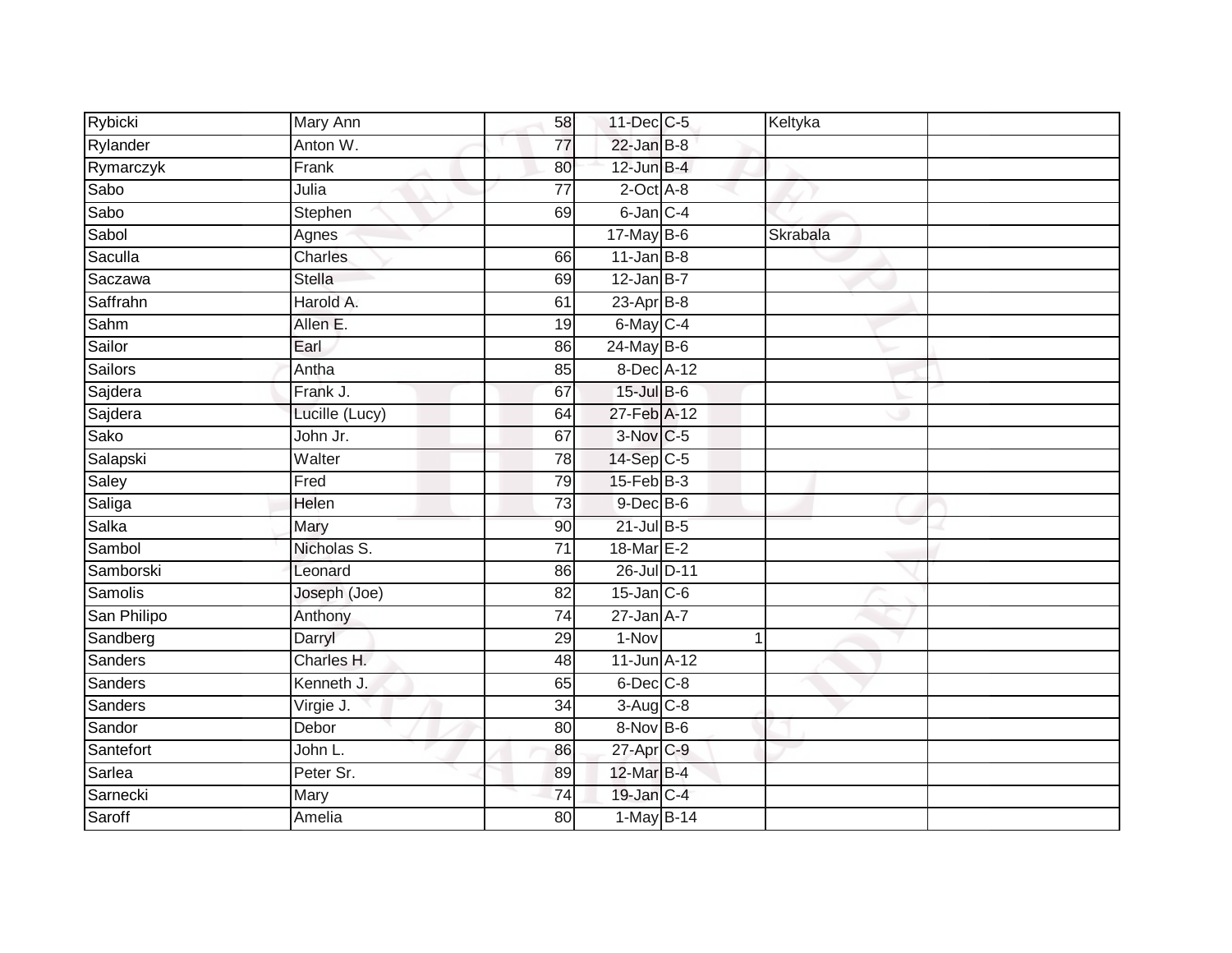| Rybicki | Mary Ann | 58 | 11-Dec | C-5 | Keltyka | |
|---|---|---|---|---|---|---|
| Rylander | Anton W. | 77 | 22-Jan | B-8 | | |
| Rymarczyk | Frank | 80 | 12-Jun | B-4 | | |
| Sabo | Julia | 77 | 2-Oct | A-8 | | |
| Sabo | Stephen | 69 | 6-Jan | C-4 | | |
| Sabol | Agnes | | 17-May | B-6 | Skrabala | |
| Saculla | Charles | 66 | 11-Jan | B-8 | | |
| Saczawa | Stella | 69 | 12-Jan | B-7 | | |
| Saffrahn | Harold A. | 61 | 23-Apr | B-8 | | |
| Sahm | Allen E. | 19 | 6-May | C-4 | | |
| Sailor | Earl | 86 | 24-May | B-6 | | |
| Sailors | Antha | 85 | 8-Dec | A-12 | | |
| Sajdera | Frank J. | 67 | 15-Jul | B-6 | | |
| Sajdera | Lucille (Lucy) | 64 | 27-Feb | A-12 | | |
| Sako | John Jr. | 67 | 3-Nov | C-5 | | |
| Salapski | Walter | 78 | 14-Sep | C-5 | | |
| Saley | Fred | 79 | 15-Feb | B-3 | | |
| Saliga | Helen | 73 | 9-Dec | B-6 | | |
| Salka | Mary | 90 | 21-Jul | B-5 | | |
| Sambol | Nicholas S. | 71 | 18-Mar | E-2 | | |
| Samborski | Leonard | 86 | 26-Jul | D-11 | | |
| Samolis | Joseph (Joe) | 82 | 15-Jan | C-6 | | |
| San Philipo | Anthony | 74 | 27-Jan | A-7 | | |
| Sandberg | Darryl | 29 | 1-Nov | 1 | | |
| Sanders | Charles H. | 48 | 11-Jun | A-12 | | |
| Sanders | Kenneth J. | 65 | 6-Dec | C-8 | | |
| Sanders | Virgie J. | 34 | 3-Aug | C-8 | | |
| Sandor | Debor | 80 | 8-Nov | B-6 | | |
| Santefort | John L. | 86 | 27-Apr | C-9 | | |
| Sarlea | Peter Sr. | 89 | 12-Mar | B-4 | | |
| Sarnecki | Mary | 74 | 19-Jan | C-4 | | |
| Saroff | Amelia | 80 | 1-May | B-14 | | |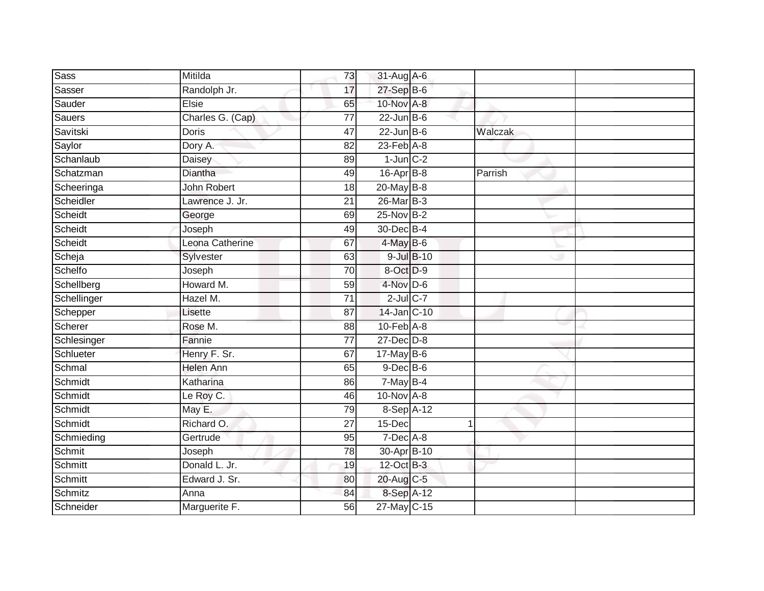| | | | | | | |
|---|---|---|---|---|---|---|
| Sass | Mitilda | 73 | 31-Aug | A-6 | | |
| Sasser | Randolph Jr. | 17 | 27-Sep | B-6 | | |
| Sauder | Elsie | 65 | 10-Nov | A-8 | | |
| Sauers | Charles G. (Cap) | 77 | 22-Jun | B-6 | | |
| Savitski | Doris | 47 | 22-Jun | B-6 | Walczak | |
| Saylor | Dory A. | 82 | 23-Feb | A-8 | | |
| Schanlaub | Daisey | 89 | 1-Jun | C-2 | | |
| Schatzman | Diantha | 49 | 16-Apr | B-8 | Parrish | |
| Scheeringa | John Robert | 18 | 20-May | B-8 | | |
| Scheidler | Lawrence J. Jr. | 21 | 26-Mar | B-3 | | |
| Scheidt | George | 69 | 25-Nov | B-2 | | |
| Scheidt | Joseph | 49 | 30-Dec | B-4 | | |
| Scheidt | Leona Catherine | 67 | 4-May | B-6 | | |
| Scheja | Sylvester | 63 | 9-Jul | B-10 | | |
| Schelfo | Joseph | 70 | 8-Oct | D-9 | | |
| Schellberg | Howard M. | 59 | 4-Nov | D-6 | | |
| Schellinger | Hazel M. | 71 | 2-Jul | C-7 | | |
| Schepper | Lisette | 87 | 14-Jan | C-10 | | |
| Scherer | Rose M. | 88 | 10-Feb | A-8 | | |
| Schlesinger | Fannie | 77 | 27-Dec | D-8 | | |
| Schlueter | Henry F. Sr. | 67 | 17-May | B-6 | | |
| Schmal | Helen Ann | 65 | 9-Dec | B-6 | | |
| Schmidt | Katharina | 86 | 7-May | B-4 | | |
| Schmidt | Le Roy C. | 46 | 10-Nov | A-8 | | |
| Schmidt | May E. | 79 | 8-Sep | A-12 | | |
| Schmidt | Richard O. | 27 | 15-Dec | 1 | | |
| Schmieding | Gertrude | 95 | 7-Dec | A-8 | | |
| Schmit | Joseph | 78 | 30-Apr | B-10 | | |
| Schmitt | Donald L. Jr. | 19 | 12-Oct | B-3 | | |
| Schmitt | Edward J. Sr. | 80 | 20-Aug | C-5 | | |
| Schmitz | Anna | 84 | 8-Sep | A-12 | | |
| Schneider | Marguerite F. | 56 | 27-May | C-15 | | |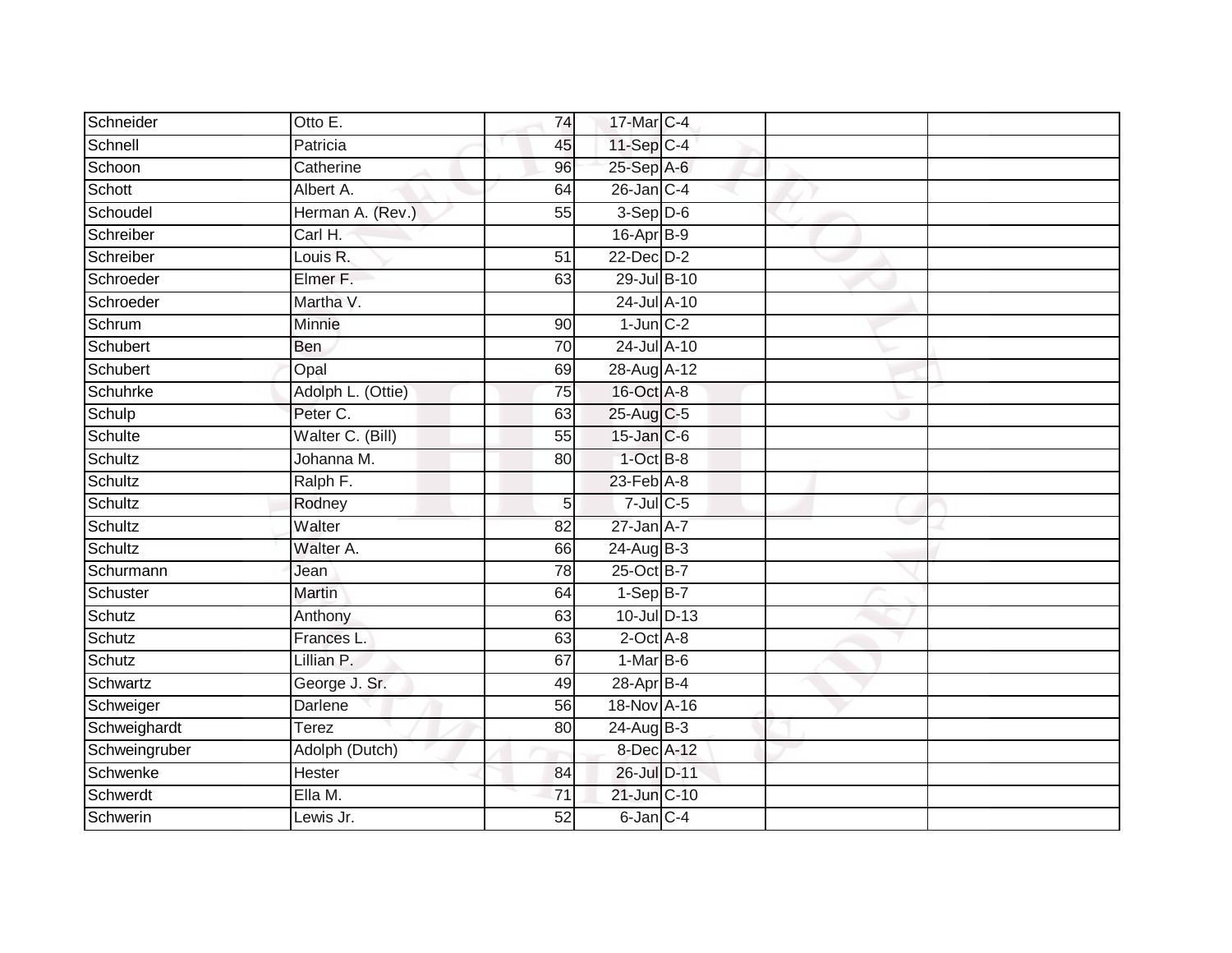| Schneider | Otto E. | 74 | 17-Mar | C-4 | | |
|---|---|---|---|---|---|---|
| Schnell | Patricia | 45 | 11-Sep | C-4 | | |
| Schoon | Catherine | 96 | 25-Sep | A-6 | | |
| Schott | Albert A. | 64 | 26-Jan | C-4 | | |
| Schoudel | Herman A. (Rev.) | 55 | 3-Sep | D-6 | | |
| Schreiber | Carl H. | | 16-Apr | B-9 | | |
| Schreiber | Louis R. | 51 | 22-Dec | D-2 | | |
| Schroeder | Elmer F. | 63 | 29-Jul | B-10 | | |
| Schroeder | Martha V. | | 24-Jul | A-10 | | |
| Schrum | Minnie | 90 | 1-Jun | C-2 | | |
| Schubert | Ben | 70 | 24-Jul | A-10 | | |
| Schubert | Opal | 69 | 28-Aug | A-12 | | |
| Schuhrke | Adolph L. (Ottie) | 75 | 16-Oct | A-8 | | |
| Schulp | Peter C. | 63 | 25-Aug | C-5 | | |
| Schulte | Walter C. (Bill) | 55 | 15-Jan | C-6 | | |
| Schultz | Johanna M. | 80 | 1-Oct | B-8 | | |
| Schultz | Ralph F. | | 23-Feb | A-8 | | |
| Schultz | Rodney | 5 | 7-Jul | C-5 | | |
| Schultz | Walter | 82 | 27-Jan | A-7 | | |
| Schultz | Walter A. | 66 | 24-Aug | B-3 | | |
| Schurmann | Jean | 78 | 25-Oct | B-7 | | |
| Schuster | Martin | 64 | 1-Sep | B-7 | | |
| Schutz | Anthony | 63 | 10-Jul | D-13 | | |
| Schutz | Frances L. | 63 | 2-Oct | A-8 | | |
| Schutz | Lillian P. | 67 | 1-Mar | B-6 | | |
| Schwartz | George J. Sr. | 49 | 28-Apr | B-4 | | |
| Schweiger | Darlene | 56 | 18-Nov | A-16 | | |
| Schweighardt | Terez | 80 | 24-Aug | B-3 | | |
| Schweingruber | Adolph (Dutch) | | 8-Dec | A-12 | | |
| Schwenke | Hester | 84 | 26-Jul | D-11 | | |
| Schwerdt | Ella M. | 71 | 21-Jun | C-10 | | |
| Schwerin | Lewis Jr. | 52 | 6-Jan | C-4 | | |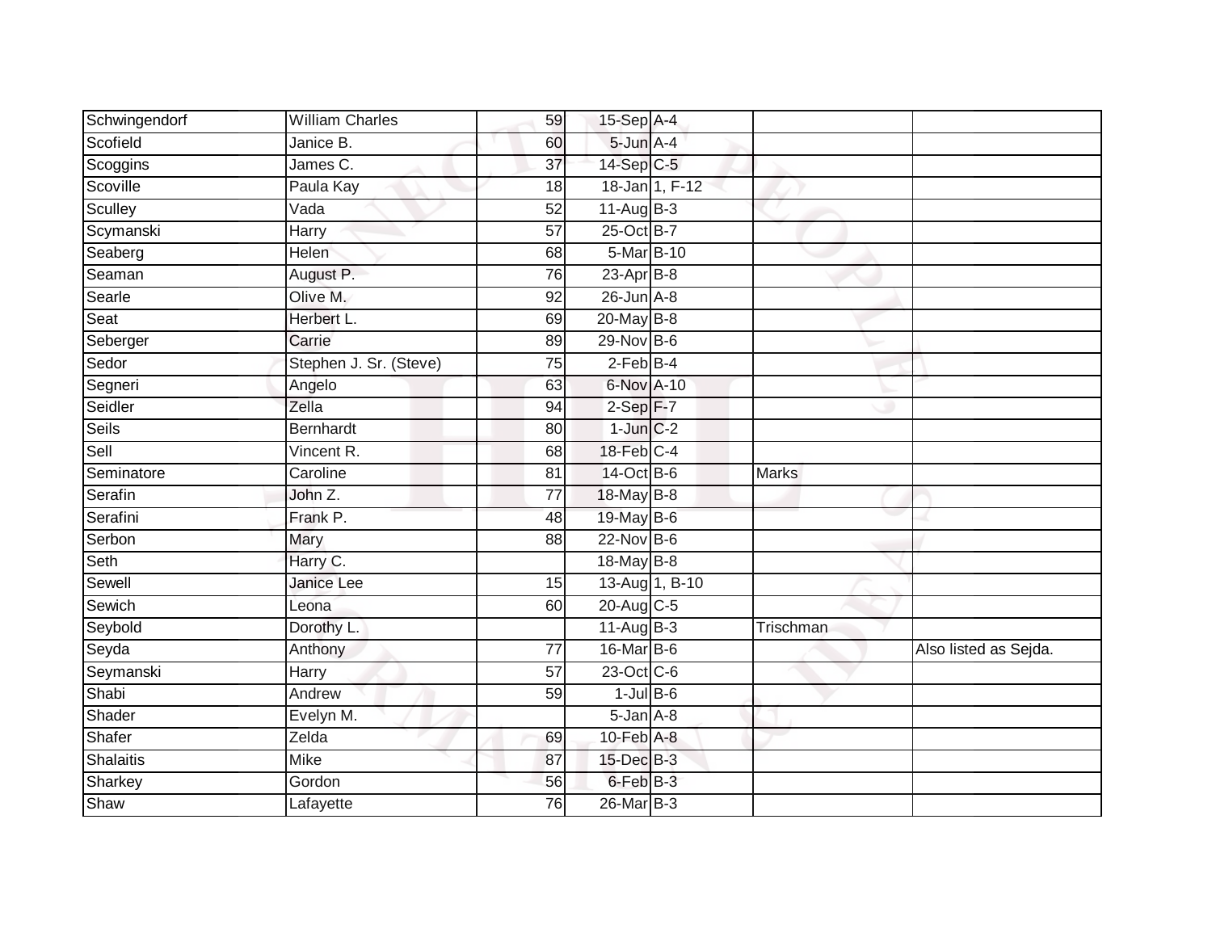| | | | | | | |
|---|---|---|---|---|---|---|
| Schwingendorf | William Charles | 59 | 15-Sep | A-4 | | |
| Scofield | Janice B. | 60 | 5-Jun | A-4 | | |
| Scoggins | James C. | 37 | 14-Sep | C-5 | | |
| Scoville | Paula Kay | 18 | 18-Jan | 1, F-12 | | |
| Sculley | Vada | 52 | 11-Aug | B-3 | | |
| Scymanski | Harry | 57 | 25-Oct | B-7 | | |
| Seaberg | Helen | 68 | 5-Mar | B-10 | | |
| Seaman | August P. | 76 | 23-Apr | B-8 | | |
| Searle | Olive M. | 92 | 26-Jun | A-8 | | |
| Seat | Herbert L. | 69 | 20-May | B-8 | | |
| Seberger | Carrie | 89 | 29-Nov | B-6 | | |
| Sedor | Stephen J. Sr. (Steve) | 75 | 2-Feb | B-4 | | |
| Segneri | Angelo | 63 | 6-Nov | A-10 | | |
| Seidler | Zella | 94 | 2-Sep | F-7 | | |
| Seils | Bernhardt | 80 | 1-Jun | C-2 | | |
| Sell | Vincent R. | 68 | 18-Feb | C-4 | | |
| Seminatore | Caroline | 81 | 14-Oct | B-6 | Marks | |
| Serafin | John Z. | 77 | 18-May | B-8 | | |
| Serafini | Frank P. | 48 | 19-May | B-6 | | |
| Serbon | Mary | 88 | 22-Nov | B-6 | | |
| Seth | Harry C. | | 18-May | B-8 | | |
| Sewell | Janice Lee | 15 | 13-Aug | 1, B-10 | | |
| Sewich | Leona | 60 | 20-Aug | C-5 | | |
| Seybold | Dorothy L. | | 11-Aug | B-3 | Trischman | |
| Seyda | Anthony | 77 | 16-Mar | B-6 | | Also listed as Sejda. |
| Seymanski | Harry | 57 | 23-Oct | C-6 | | |
| Shabi | Andrew | 59 | 1-Jul | B-6 | | |
| Shader | Evelyn M. | | 5-Jan | A-8 | | |
| Shafer | Zelda | 69 | 10-Feb | A-8 | | |
| Shalaitis | Mike | 87 | 15-Dec | B-3 | | |
| Sharkey | Gordon | 56 | 6-Feb | B-3 | | |
| Shaw | Lafayette | 76 | 26-Mar | B-3 | | |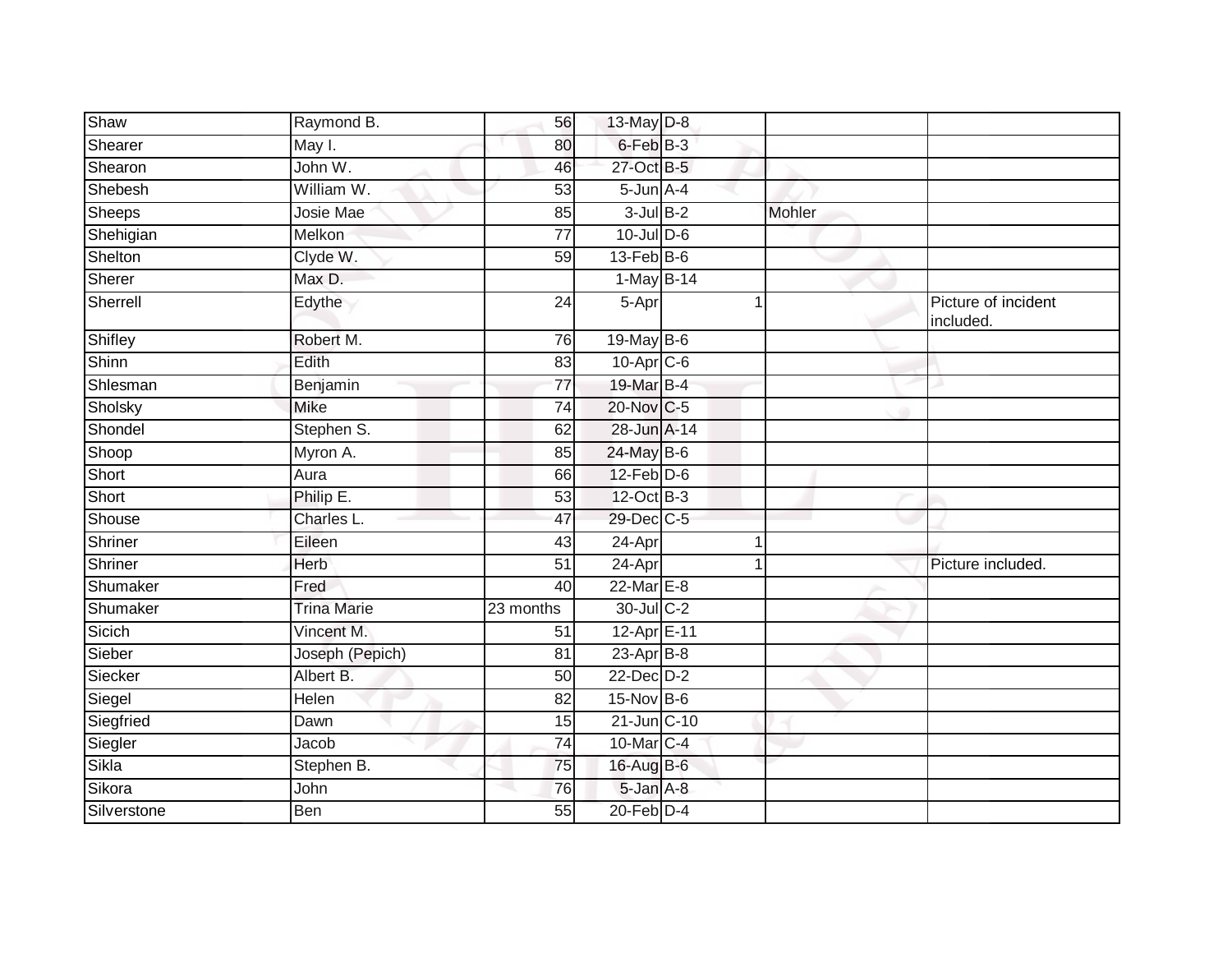| Shaw | Raymond B. | 56 | 13-May | D-8 | | | |
|---|---|---|---|---|---|---|---|
| Shearer | May I. | 80 | 6-Feb | B-3 | | | |
| Shearon | John W. | 46 | 27-Oct | B-5 | | | |
| Shebesh | William W. | 53 | 5-Jun | A-4 | | | |
| Sheeps | Josie Mae | 85 | 3-Jul | B-2 | | Mohler | |
| Shehigian | Melkon | 77 | 10-Jul | D-6 | | | |
| Shelton | Clyde W. | 59 | 13-Feb | B-6 | | | |
| Sherer | Max D. | | 1-May | B-14 | | | |
| Sherrell | Edythe | 24 | 5-Apr | | 1 | | Picture of incident included. |
| Shifley | Robert M. | 76 | 19-May | B-6 | | | |
| Shinn | Edith | 83 | 10-Apr | C-6 | | | |
| Shlesman | Benjamin | 77 | 19-Mar | B-4 | | | |
| Sholsky | Mike | 74 | 20-Nov | C-5 | | | |
| Shondel | Stephen S. | 62 | 28-Jun | A-14 | | | |
| Shoop | Myron A. | 85 | 24-May | B-6 | | | |
| Short | Aura | 66 | 12-Feb | D-6 | | | |
| Short | Philip E. | 53 | 12-Oct | B-3 | | | |
| Shouse | Charles L. | 47 | 29-Dec | C-5 | | | |
| Shriner | Eileen | 43 | 24-Apr | | 1 | | |
| Shriner | Herb | 51 | 24-Apr | | 1 | | Picture included. |
| Shumaker | Fred | 40 | 22-Mar | E-8 | | | |
| Shumaker | Trina Marie | 23 months | 30-Jul | C-2 | | | |
| Sicich | Vincent M. | 51 | 12-Apr | E-11 | | | |
| Sieber | Joseph (Pepich) | 81 | 23-Apr | B-8 | | | |
| Siecker | Albert B. | 50 | 22-Dec | D-2 | | | |
| Siegel | Helen | 82 | 15-Nov | B-6 | | | |
| Siegfried | Dawn | 15 | 21-Jun | C-10 | | | |
| Siegler | Jacob | 74 | 10-Mar | C-4 | | | |
| Sikla | Stephen B. | 75 | 16-Aug | B-6 | | | |
| Sikora | John | 76 | 5-Jan | A-8 | | | |
| Silverstone | Ben | 55 | 20-Feb | D-4 | | | |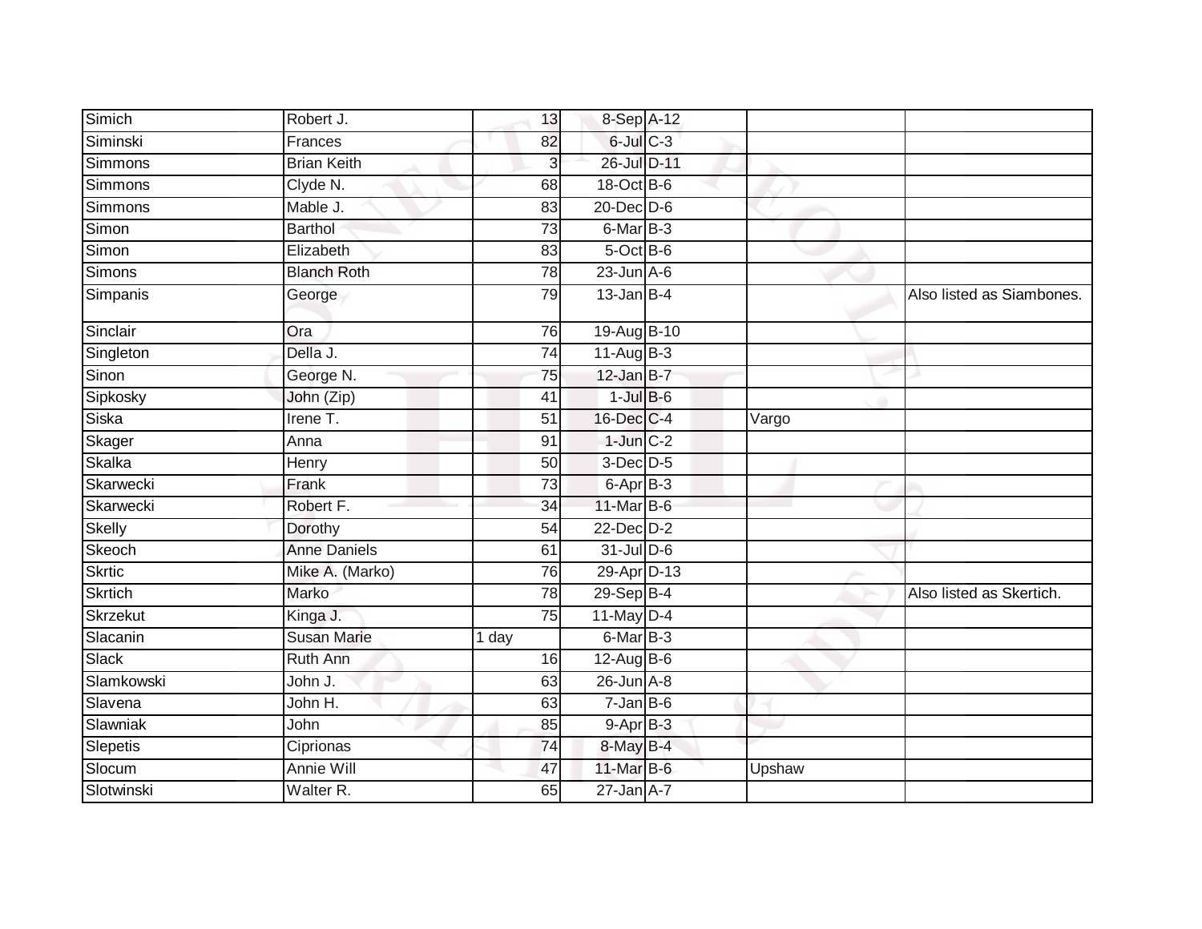| | | | | | | |
|---|---|---|---|---|---|---|
| Simich | Robert J. | 13 | 8-Sep | A-12 | | |
| Siminski | Frances | 82 | 6-Jul | C-3 | | |
| Simmons | Brian Keith | 3 | 26-Jul | D-11 | | |
| Simmons | Clyde N. | 68 | 18-Oct | B-6 | | |
| Simmons | Mable J. | 83 | 20-Dec | D-6 | | |
| Simon | Barthol | 73 | 6-Mar | B-3 | | |
| Simon | Elizabeth | 83 | 5-Oct | B-6 | | |
| Simons | Blanch Roth | 78 | 23-Jun | A-6 | | |
| Simpanis | George | 79 | 13-Jan | B-4 | | Also listed as Siambones. |
| Sinclair | Ora | 76 | 19-Aug | B-10 | | |
| Singleton | Della J. | 74 | 11-Aug | B-3 | | |
| Sinon | George N. | 75 | 12-Jan | B-7 | | |
| Sipkosky | John (Zip) | 41 | 1-Jul | B-6 | | |
| Siska | Irene T. | 51 | 16-Dec | C-4 | Vargo | |
| Skager | Anna | 91 | 1-Jun | C-2 | | |
| Skalka | Henry | 50 | 3-Dec | D-5 | | |
| Skarwecki | Frank | 73 | 6-Apr | B-3 | | |
| Skarwecki | Robert F. | 34 | 11-Mar | B-6 | | |
| Skelly | Dorothy | 54 | 22-Dec | D-2 | | |
| Skeoch | Anne Daniels | 61 | 31-Jul | D-6 | | |
| Skrtic | Mike A. (Marko) | 76 | 29-Apr | D-13 | | |
| Skrtich | Marko | 78 | 29-Sep | B-4 | | Also listed as Skertich. |
| Skrzekut | Kinga J. | 75 | 11-May | D-4 | | |
| Slacanin | Susan Marie | 1 day | 6-Mar | B-3 | | |
| Slack | Ruth Ann | 16 | 12-Aug | B-6 | | |
| Slamkowski | John J. | 63 | 26-Jun | A-8 | | |
| Slavena | John H. | 63 | 7-Jan | B-6 | | |
| Slawniak | John | 85 | 9-Apr | B-3 | | |
| Slepetis | Ciprionas | 74 | 8-May | B-4 | | |
| Slocum | Annie Will | 47 | 11-Mar | B-6 | Upshaw | |
| Slotwinski | Walter R. | 65 | 27-Jan | A-7 | | |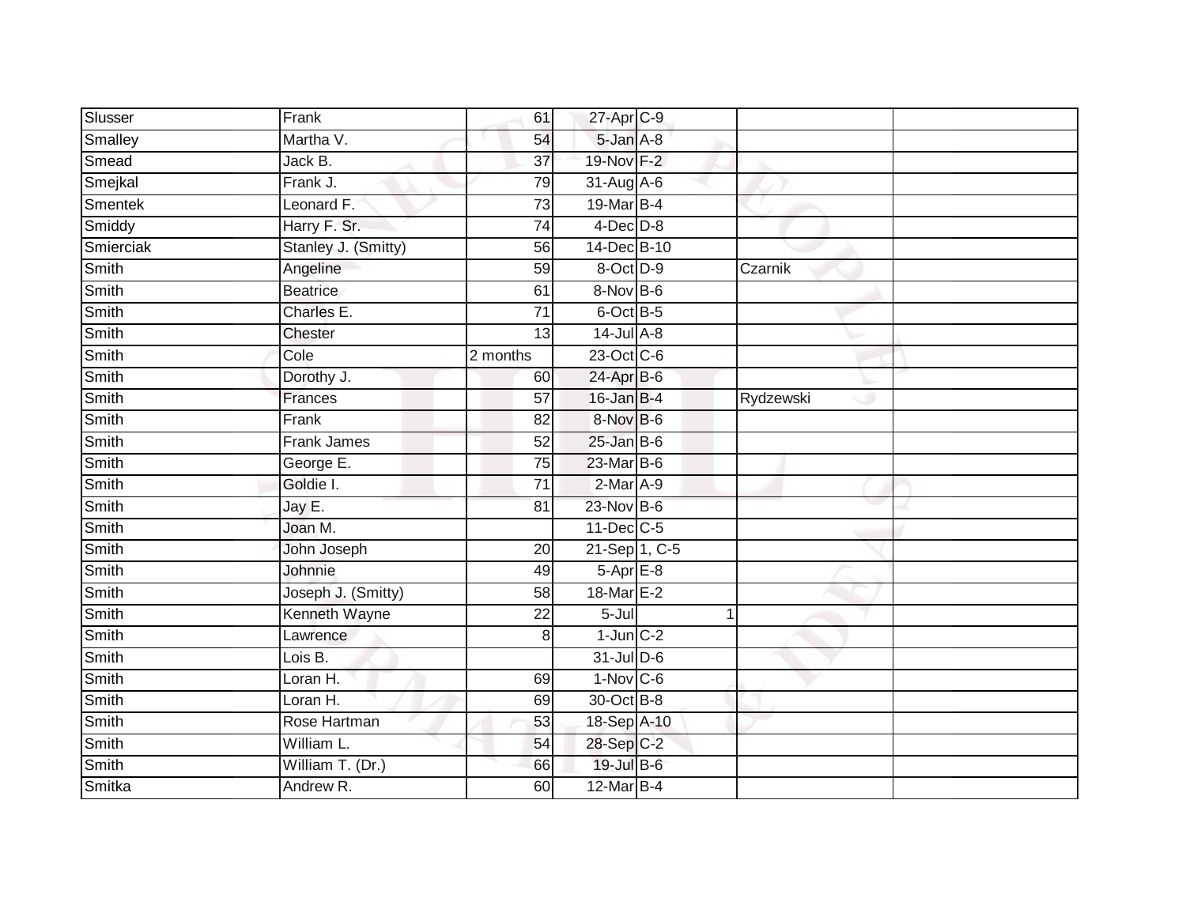| | | | | | | |
|---|---|---|---|---|---|---|
| Slusser | Frank | 61 | 27-Apr | C-9 | | |
| Smalley | Martha V. | 54 | 5-Jan | A-8 | | |
| Smead | Jack B. | 37 | 19-Nov | F-2 | | |
| Smejkal | Frank J. | 79 | 31-Aug | A-6 | | |
| Smentek | Leonard F. | 73 | 19-Mar | B-4 | | |
| Smiddy | Harry F. Sr. | 74 | 4-Dec | D-8 | | |
| Smierciak | Stanley J. (Smitty) | 56 | 14-Dec | B-10 | | |
| Smith | Angeline | 59 | 8-Oct | D-9 | Czarnik | |
| Smith | Beatrice | 61 | 8-Nov | B-6 | | |
| Smith | Charles E. | 71 | 6-Oct | B-5 | | |
| Smith | Chester | 13 | 14-Jul | A-8 | | |
| Smith | Cole | 2 months | 23-Oct | C-6 | | |
| Smith | Dorothy J. | 60 | 24-Apr | B-6 | | |
| Smith | Frances | 57 | 16-Jan | B-4 | Rydzewski | |
| Smith | Frank | 82 | 8-Nov | B-6 | | |
| Smith | Frank James | 52 | 25-Jan | B-6 | | |
| Smith | George E. | 75 | 23-Mar | B-6 | | |
| Smith | Goldie I. | 71 | 2-Mar | A-9 | | |
| Smith | Jay E. | 81 | 23-Nov | B-6 | | |
| Smith | Joan M. | | 11-Dec | C-5 | | |
| Smith | John Joseph | 20 | 21-Sep | 1, C-5 | | |
| Smith | Johnnie | 49 | 5-Apr | E-8 | | |
| Smith | Joseph J. (Smitty) | 58 | 18-Mar | E-2 | | |
| Smith | Kenneth Wayne | 22 | 5-Jul | 1 | | |
| Smith | Lawrence | 8 | 1-Jun | C-2 | | |
| Smith | Lois B. | | 31-Jul | D-6 | | |
| Smith | Loran H. | 69 | 1-Nov | C-6 | | |
| Smith | Loran H. | 69 | 30-Oct | B-8 | | |
| Smith | Rose Hartman | 53 | 18-Sep | A-10 | | |
| Smith | William L. | 54 | 28-Sep | C-2 | | |
| Smith | William T. (Dr.) | 66 | 19-Jul | B-6 | | |
| Smitka | Andrew R. | 60 | 12-Mar | B-4 | | |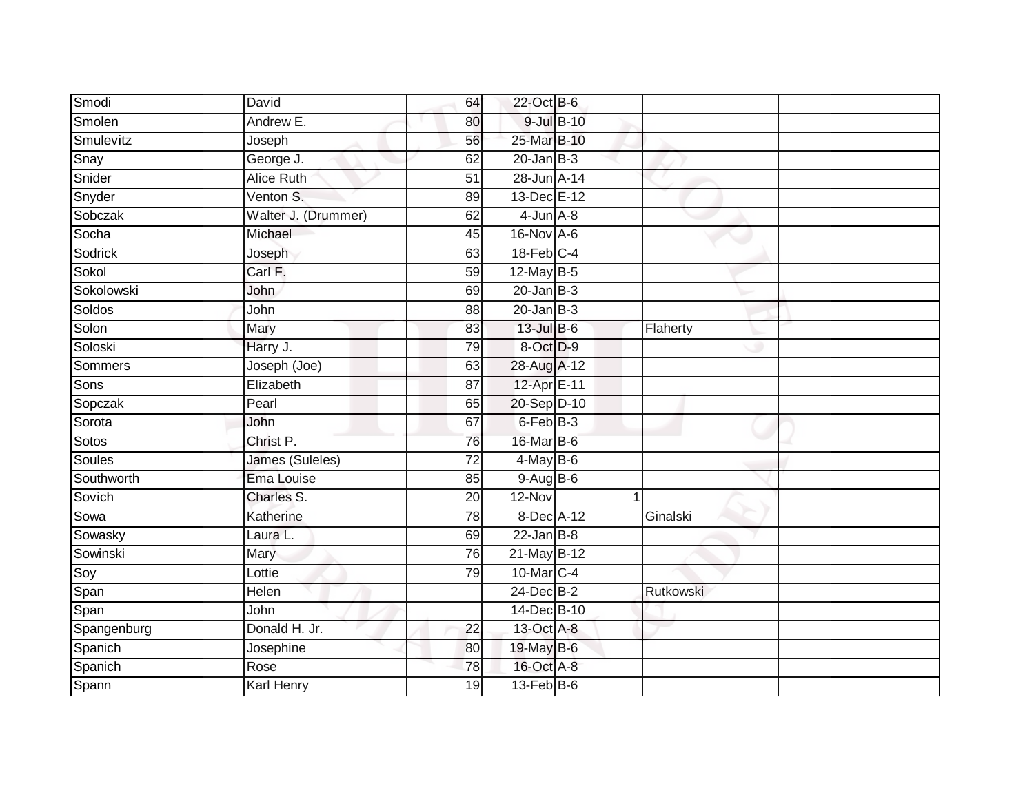| | | | | | | |
|---|---|---|---|---|---|---|
| Smodi | David | 64 | 22-Oct | B-6 | | |
| Smolen | Andrew E. | 80 | 9-Jul | B-10 | | |
| Smulevitz | Joseph | 56 | 25-Mar | B-10 | | |
| Snay | George J. | 62 | 20-Jan | B-3 | | |
| Snider | Alice Ruth | 51 | 28-Jun | A-14 | | |
| Snyder | Venton S. | 89 | 13-Dec | E-12 | | |
| Sobczak | Walter J. (Drummer) | 62 | 4-Jun | A-8 | | |
| Socha | Michael | 45 | 16-Nov | A-6 | | |
| Sodrick | Joseph | 63 | 18-Feb | C-4 | | |
| Sokol | Carl F. | 59 | 12-May | B-5 | | |
| Sokolowski | John | 69 | 20-Jan | B-3 | | |
| Soldos | John | 88 | 20-Jan | B-3 | | |
| Solon | Mary | 83 | 13-Jul | B-6 | Flaherty | |
| Soloski | Harry J. | 79 | 8-Oct | D-9 | | |
| Sommers | Joseph (Joe) | 63 | 28-Aug | A-12 | | |
| Sons | Elizabeth | 87 | 12-Apr | E-11 | | |
| Sopczak | Pearl | 65 | 20-Sep | D-10 | | |
| Sorota | John | 67 | 6-Feb | B-3 | | |
| Sotos | Christ P. | 76 | 16-Mar | B-6 | | |
| Soules | James (Suleles) | 72 | 4-May | B-6 | | |
| Southworth | Ema Louise | 85 | 9-Aug | B-6 | | |
| Sovich | Charles S. | 20 | 12-Nov | 1 | | |
| Sowa | Katherine | 78 | 8-Dec | A-12 | Ginalski | |
| Sowasky | Laura L. | 69 | 22-Jan | B-8 | | |
| Sowinski | Mary | 76 | 21-May | B-12 | | |
| Soy | Lottie | 79 | 10-Mar | C-4 | | |
| Span | Helen | | 24-Dec | B-2 | Rutkowski | |
| Span | John | | 14-Dec | B-10 | | |
| Spangenburg | Donald H. Jr. | 22 | 13-Oct | A-8 | | |
| Spanich | Josephine | 80 | 19-May | B-6 | | |
| Spanich | Rose | 78 | 16-Oct | A-8 | | |
| Spann | Karl Henry | 19 | 13-Feb | B-6 | | |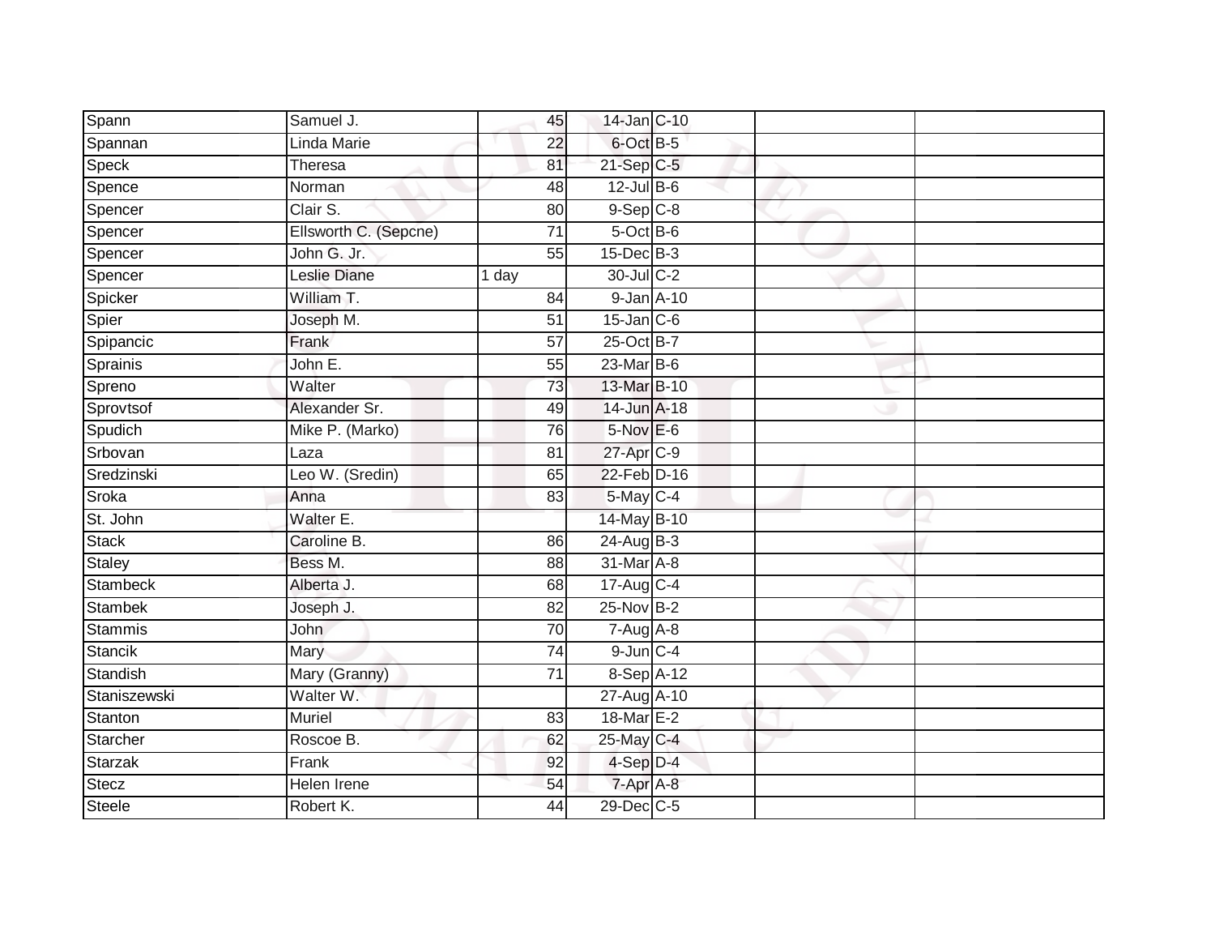| Spann | Samuel J. | 45 | 14-Jan | C-10 | | |
|---|---|---|---|---|---|---|
| Spannan | Linda Marie | 22 | 6-Oct | B-5 | | |
| Speck | Theresa | 81 | 21-Sep | C-5 | | |
| Spence | Norman | 48 | 12-Jul | B-6 | | |
| Spencer | Clair S. | 80 | 9-Sep | C-8 | | |
| Spencer | Ellsworth C. (Sepcne) | 71 | 5-Oct | B-6 | | |
| Spencer | John G. Jr. | 55 | 15-Dec | B-3 | | |
| Spencer | Leslie Diane | 1 day | 30-Jul | C-2 | | |
| Spicker | William T. | 84 | 9-Jan | A-10 | | |
| Spier | Joseph M. | 51 | 15-Jan | C-6 | | |
| Spipancic | Frank | 57 | 25-Oct | B-7 | | |
| Sprainis | John E. | 55 | 23-Mar | B-6 | | |
| Spreno | Walter | 73 | 13-Mar | B-10 | | |
| Sprovtsof | Alexander Sr. | 49 | 14-Jun | A-18 | | |
| Spudich | Mike P. (Marko) | 76 | 5-Nov | E-6 | | |
| Srbovan | Laza | 81 | 27-Apr | C-9 | | |
| Sredzinski | Leo W. (Sredin) | 65 | 22-Feb | D-16 | | |
| Sroka | Anna | 83 | 5-May | C-4 | | |
| St. John | Walter E. | | 14-May | B-10 | | |
| Stack | Caroline B. | 86 | 24-Aug | B-3 | | |
| Staley | Bess M. | 88 | 31-Mar | A-8 | | |
| Stambeck | Alberta J. | 68 | 17-Aug | C-4 | | |
| Stambek | Joseph J. | 82 | 25-Nov | B-2 | | |
| Stammis | John | 70 | 7-Aug | A-8 | | |
| Stancik | Mary | 74 | 9-Jun | C-4 | | |
| Standish | Mary (Granny) | 71 | 8-Sep | A-12 | | |
| Staniszewski | Walter W. | | 27-Aug | A-10 | | |
| Stanton | Muriel | 83 | 18-Mar | E-2 | | |
| Starcher | Roscoe B. | 62 | 25-May | C-4 | | |
| Starzak | Frank | 92 | 4-Sep | D-4 | | |
| Stecz | Helen Irene | 54 | 7-Apr | A-8 | | |
| Steele | Robert K. | 44 | 29-Dec | C-5 | | |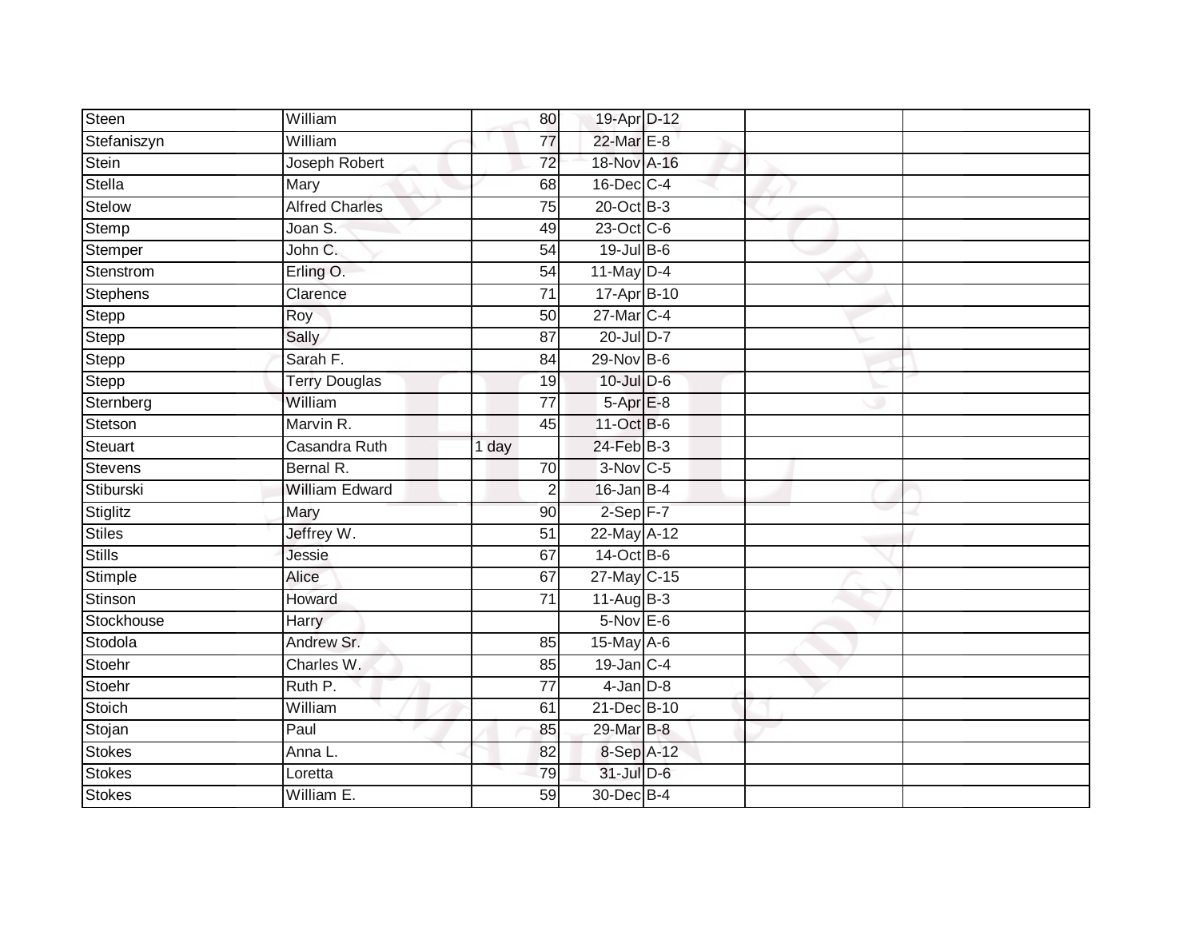| | | | | | | |
|---|---|---|---|---|---|---|
| Steen | William | 80 | 19-Apr | D-12 | | |
| Stefaniszyn | William | 77 | 22-Mar | E-8 | | |
| Stein | Joseph Robert | 72 | 18-Nov | A-16 | | |
| Stella | Mary | 68 | 16-Dec | C-4 | | |
| Stelow | Alfred Charles | 75 | 20-Oct | B-3 | | |
| Stemp | Joan S. | 49 | 23-Oct | C-6 | | |
| Stemper | John C. | 54 | 19-Jul | B-6 | | |
| Stenstrom | Erling O. | 54 | 11-May | D-4 | | |
| Stephens | Clarence | 71 | 17-Apr | B-10 | | |
| Stepp | Roy | 50 | 27-Mar | C-4 | | |
| Stepp | Sally | 87 | 20-Jul | D-7 | | |
| Stepp | Sarah F. | 84 | 29-Nov | B-6 | | |
| Stepp | Terry Douglas | 19 | 10-Jul | D-6 | | |
| Sternberg | William | 77 | 5-Apr | E-8 | | |
| Stetson | Marvin R. | 45 | 11-Oct | B-6 | | |
| Steuart | Casandra Ruth | 1 day | 24-Feb | B-3 | | |
| Stevens | Bernal R. | 70 | 3-Nov | C-5 | | |
| Stiburski | William Edward | 2 | 16-Jan | B-4 | | |
| Stiglitz | Mary | 90 | 2-Sep | F-7 | | |
| Stiles | Jeffrey W. | 51 | 22-May | A-12 | | |
| Stills | Jessie | 67 | 14-Oct | B-6 | | |
| Stimple | Alice | 67 | 27-May | C-15 | | |
| Stinson | Howard | 71 | 11-Aug | B-3 | | |
| Stockhouse | Harry | | 5-Nov | E-6 | | |
| Stodola | Andrew Sr. | 85 | 15-May | A-6 | | |
| Stoehr | Charles W. | 85 | 19-Jan | C-4 | | |
| Stoehr | Ruth P. | 77 | 4-Jan | D-8 | | |
| Stoich | William | 61 | 21-Dec | B-10 | | |
| Stojan | Paul | 85 | 29-Mar | B-8 | | |
| Stokes | Anna L. | 82 | 8-Sep | A-12 | | |
| Stokes | Loretta | 79 | 31-Jul | D-6 | | |
| Stokes | William E. | 59 | 30-Dec | B-4 | | |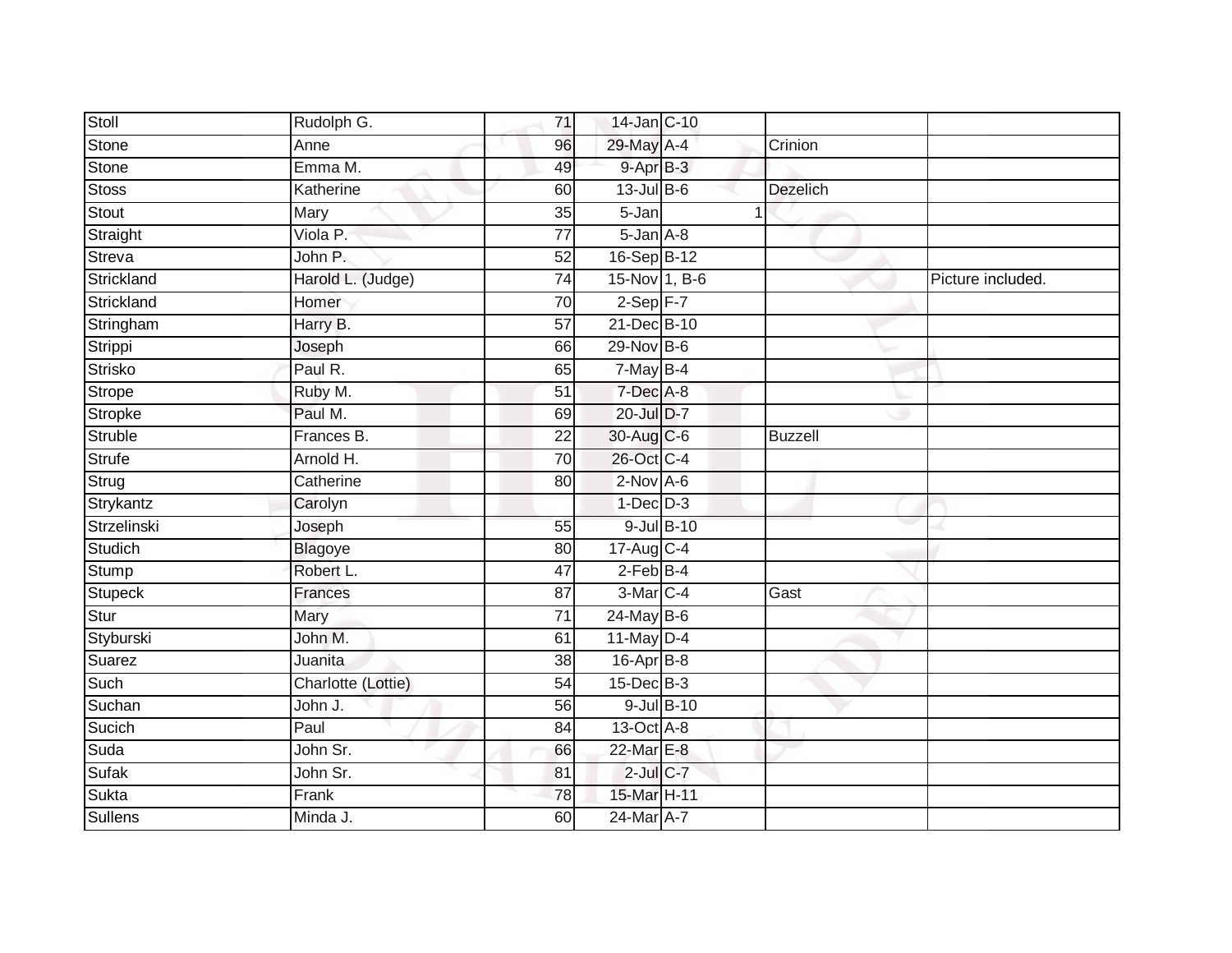| Stoll | Rudolph G. | 71 | 14-Jan | C-10 | | |
|---|---|---|---|---|---|---|
| Stone | Anne | 96 | 29-May | A-4 | Crinion | |
| Stone | Emma M. | 49 | 9-Apr | B-3 | | |
| Stoss | Katherine | 60 | 13-Jul | B-6 | Dezelich | |
| Stout | Mary | 35 | 5-Jan | 1 | | |
| Straight | Viola P. | 77 | 5-Jan | A-8 | | |
| Streva | John P. | 52 | 16-Sep | B-12 | | |
| Strickland | Harold L. (Judge) | 74 | 15-Nov | 1, B-6 | | Picture included. |
| Strickland | Homer | 70 | 2-Sep | F-7 | | |
| Stringham | Harry B. | 57 | 21-Dec | B-10 | | |
| Strippi | Joseph | 66 | 29-Nov | B-6 | | |
| Strisko | Paul R. | 65 | 7-May | B-4 | | |
| Strope | Ruby M. | 51 | 7-Dec | A-8 | | |
| Stropke | Paul M. | 69 | 20-Jul | D-7 | | |
| Struble | Frances B. | 22 | 30-Aug | C-6 | Buzzell | |
| Strufe | Arnold H. | 70 | 26-Oct | C-4 | | |
| Strug | Catherine | 80 | 2-Nov | A-6 | | |
| Strykantz | Carolyn | | 1-Dec | D-3 | | |
| Strzelinski | Joseph | 55 | 9-Jul | B-10 | | |
| Studich | Blagoye | 80 | 17-Aug | C-4 | | |
| Stump | Robert L. | 47 | 2-Feb | B-4 | | |
| Stupeck | Frances | 87 | 3-Mar | C-4 | Gast | |
| Stur | Mary | 71 | 24-May | B-6 | | |
| Styburski | John M. | 61 | 11-May | D-4 | | |
| Suarez | Juanita | 38 | 16-Apr | B-8 | | |
| Such | Charlotte (Lottie) | 54 | 15-Dec | B-3 | | |
| Suchan | John J. | 56 | 9-Jul | B-10 | | |
| Sucich | Paul | 84 | 13-Oct | A-8 | | |
| Suda | John Sr. | 66 | 22-Mar | E-8 | | |
| Sufak | John Sr. | 81 | 2-Jul | C-7 | | |
| Sukta | Frank | 78 | 15-Mar | H-11 | | |
| Sullens | Minda J. | 60 | 24-Mar | A-7 | | |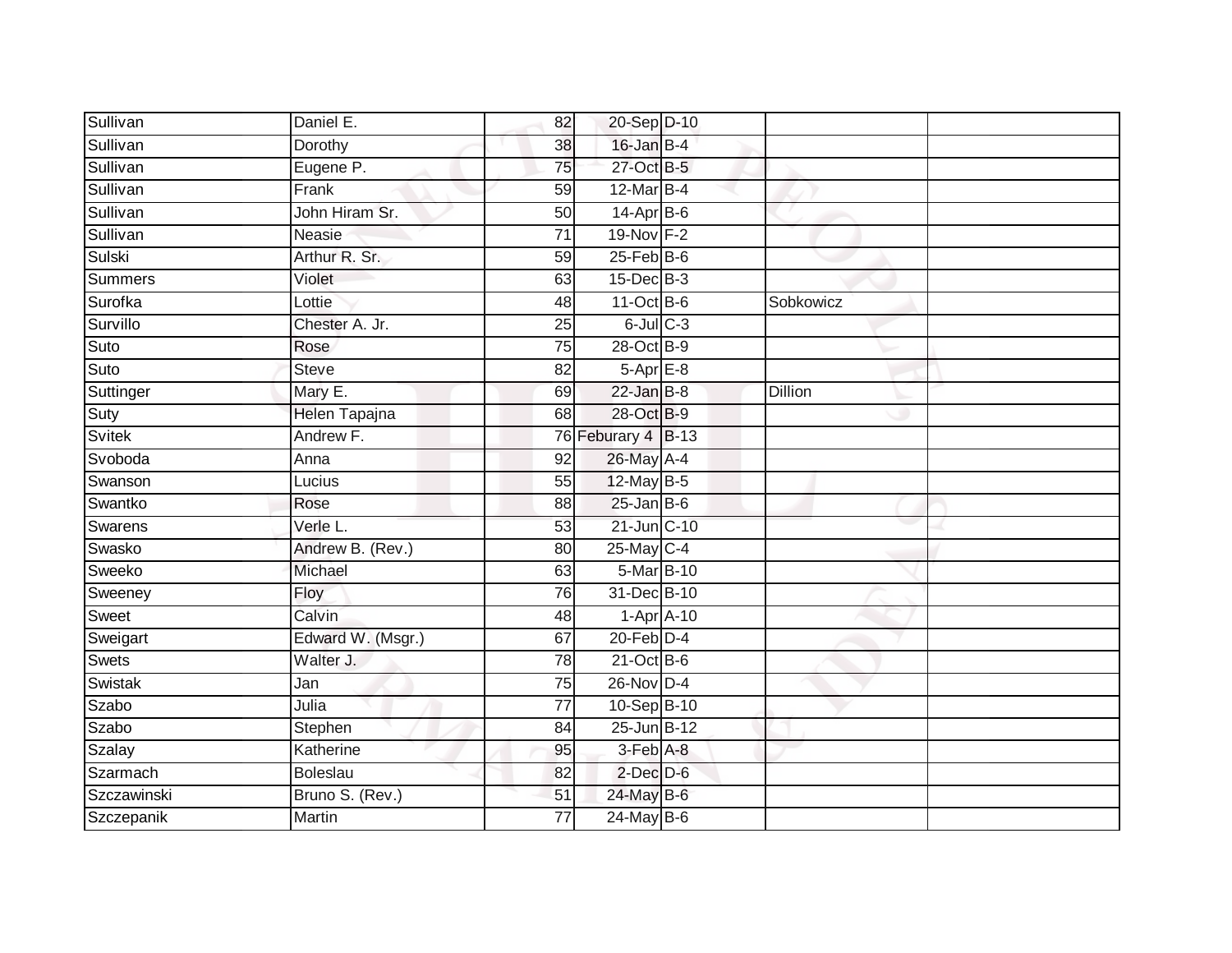| | | | | | | |
|---|---|---|---|---|---|---|
| Sullivan | Daniel E. | 82 | 20-Sep | D-10 | | |
| Sullivan | Dorothy | 38 | 16-Jan | B-4 | | |
| Sullivan | Eugene P. | 75 | 27-Oct | B-5 | | |
| Sullivan | Frank | 59 | 12-Mar | B-4 | | |
| Sullivan | John Hiram Sr. | 50 | 14-Apr | B-6 | | |
| Sullivan | Neasie | 71 | 19-Nov | F-2 | | |
| Sulski | Arthur R. Sr. | 59 | 25-Feb | B-6 | | |
| Summers | Violet | 63 | 15-Dec | B-3 | | |
| Surofka | Lottie | 48 | 11-Oct | B-6 | Sobkowicz | |
| Survillo | Chester A. Jr. | 25 | 6-Jul | C-3 | | |
| Suto | Rose | 75 | 28-Oct | B-9 | | |
| Suto | Steve | 82 | 5-Apr | E-8 | | |
| Suttinger | Mary E. | 69 | 22-Jan | B-8 | Dillion | |
| Suty | Helen Tapajna | 68 | 28-Oct | B-9 | | |
| Svitek | Andrew F. | 76 | Feburary 4 | B-13 | | |
| Svoboda | Anna | 92 | 26-May | A-4 | | |
| Swanson | Lucius | 55 | 12-May | B-5 | | |
| Swantko | Rose | 88 | 25-Jan | B-6 | | |
| Swarens | Verle L. | 53 | 21-Jun | C-10 | | |
| Swasko | Andrew B. (Rev.) | 80 | 25-May | C-4 | | |
| Sweeko | Michael | 63 | 5-Mar | B-10 | | |
| Sweeney | Floy | 76 | 31-Dec | B-10 | | |
| Sweet | Calvin | 48 | 1-Apr | A-10 | | |
| Sweigart | Edward W. (Msgr.) | 67 | 20-Feb | D-4 | | |
| Swets | Walter J. | 78 | 21-Oct | B-6 | | |
| Swistak | Jan | 75 | 26-Nov | D-4 | | |
| Szabo | Julia | 77 | 10-Sep | B-10 | | |
| Szabo | Stephen | 84 | 25-Jun | B-12 | | |
| Szalay | Katherine | 95 | 3-Feb | A-8 | | |
| Szarmach | Boleslau | 82 | 2-Dec | D-6 | | |
| Szczawinski | Bruno S. (Rev.) | 51 | 24-May | B-6 | | |
| Szczepanik | Martin | 77 | 24-May | B-6 | | |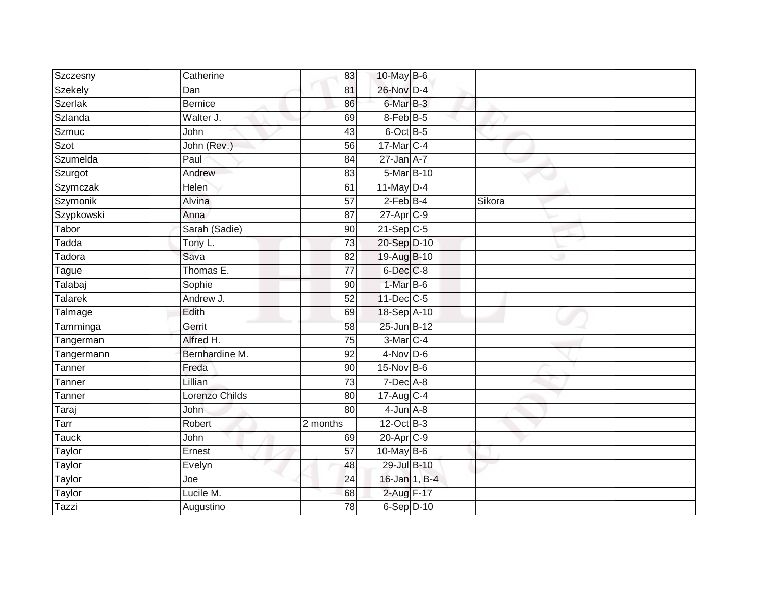| | | | | | | |
|---|---|---|---|---|---|---|
| Szczesny | Catherine | 83 | 10-May | B-6 | | |
| Szekely | Dan | 81 | 26-Nov | D-4 | | |
| Szerlak | Bernice | 86 | 6-Mar | B-3 | | |
| Szlanda | Walter J. | 69 | 8-Feb | B-5 | | |
| Szmuc | John | 43 | 6-Oct | B-5 | | |
| Szot | John (Rev.) | 56 | 17-Mar | C-4 | | |
| Szumelda | Paul | 84 | 27-Jan | A-7 | | |
| Szurgot | Andrew | 83 | 5-Mar | B-10 | | |
| Szymczak | Helen | 61 | 11-May | D-4 | | |
| Szymonik | Alvina | 57 | 2-Feb | B-4 | Sikora | |
| Szypkowski | Anna | 87 | 27-Apr | C-9 | | |
| Tabor | Sarah (Sadie) | 90 | 21-Sep | C-5 | | |
| Tadda | Tony L. | 73 | 20-Sep | D-10 | | |
| Tadora | Sava | 82 | 19-Aug | B-10 | | |
| Tague | Thomas E. | 77 | 6-Dec | C-8 | | |
| Talabaj | Sophie | 90 | 1-Mar | B-6 | | |
| Talarek | Andrew J. | 52 | 11-Dec | C-5 | | |
| Talmage | Edith | 69 | 18-Sep | A-10 | | |
| Tamminga | Gerrit | 58 | 25-Jun | B-12 | | |
| Tangerman | Alfred H. | 75 | 3-Mar | C-4 | | |
| Tangermann | Bernhardine M. | 92 | 4-Nov | D-6 | | |
| Tanner | Freda | 90 | 15-Nov | B-6 | | |
| Tanner | Lillian | 73 | 7-Dec | A-8 | | |
| Tanner | Lorenzo Childs | 80 | 17-Aug | C-4 | | |
| Taraj | John | 80 | 4-Jun | A-8 | | |
| Tarr | Robert | 2 months | 12-Oct | B-3 | | |
| Tauck | John | 69 | 20-Apr | C-9 | | |
| Taylor | Ernest | 57 | 10-May | B-6 | | |
| Taylor | Evelyn | 48 | 29-Jul | B-10 | | |
| Taylor | Joe | 24 | 16-Jan | 1, B-4 | | |
| Taylor | Lucile M. | 68 | 2-Aug | F-17 | | |
| Tazzi | Augustino | 78 | 6-Sep | D-10 | | |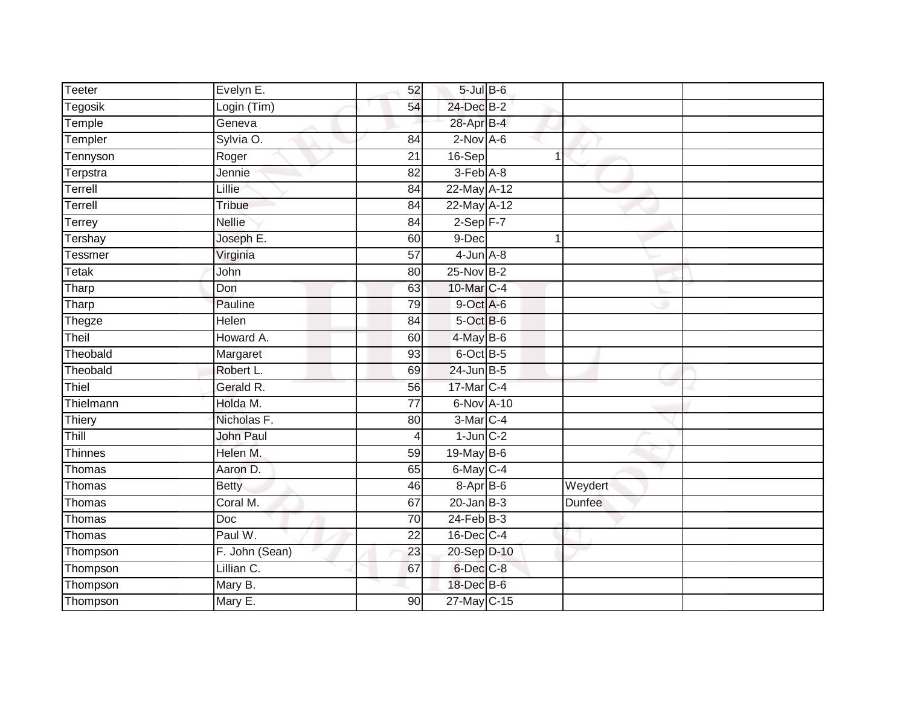| | | | | | | |
|---|---|---|---|---|---|---|
| Teeter | Evelyn E. | 52 | 5-Jul | B-6 | | |
| Tegosik | Login (Tim) | 54 | 24-Dec | B-2 | | |
| Temple | Geneva | | 28-Apr | B-4 | | |
| Templer | Sylvia O. | 84 | 2-Nov | A-6 | | |
| Tennyson | Roger | 21 | 16-Sep | 1 | | |
| Terpstra | Jennie | 82 | 3-Feb | A-8 | | |
| Terrell | Lillie | 84 | 22-May | A-12 | | |
| Terrell | Tribue | 84 | 22-May | A-12 | | |
| Terrey | Nellie | 84 | 2-Sep | F-7 | | |
| Tershay | Joseph E. | 60 | 9-Dec | 1 | | |
| Tessmer | Virginia | 57 | 4-Jun | A-8 | | |
| Tetak | John | 80 | 25-Nov | B-2 | | |
| Tharp | Don | 63 | 10-Mar | C-4 | | |
| Tharp | Pauline | 79 | 9-Oct | A-6 | | |
| Thegze | Helen | 84 | 5-Oct | B-6 | | |
| Theil | Howard A. | 60 | 4-May | B-6 | | |
| Theobald | Margaret | 93 | 6-Oct | B-5 | | |
| Theobald | Robert L. | 69 | 24-Jun | B-5 | | |
| Thiel | Gerald R. | 56 | 17-Mar | C-4 | | |
| Thielmann | Holda M. | 77 | 6-Nov | A-10 | | |
| Thiery | Nicholas F. | 80 | 3-Mar | C-4 | | |
| Thill | John Paul | 4 | 1-Jun | C-2 | | |
| Thinnes | Helen M. | 59 | 19-May | B-6 | | |
| Thomas | Aaron D. | 65 | 6-May | C-4 | | |
| Thomas | Betty | 46 | 8-Apr | B-6 | Weydert | |
| Thomas | Coral M. | 67 | 20-Jan | B-3 | Dunfee | |
| Thomas | Doc | 70 | 24-Feb | B-3 | | |
| Thomas | Paul W. | 22 | 16-Dec | C-4 | | |
| Thompson | F. John (Sean) | 23 | 20-Sep | D-10 | | |
| Thompson | Lillian C. | 67 | 6-Dec | C-8 | | |
| Thompson | Mary B. | | 18-Dec | B-6 | | |
| Thompson | Mary E. | 90 | 27-May | C-15 | | |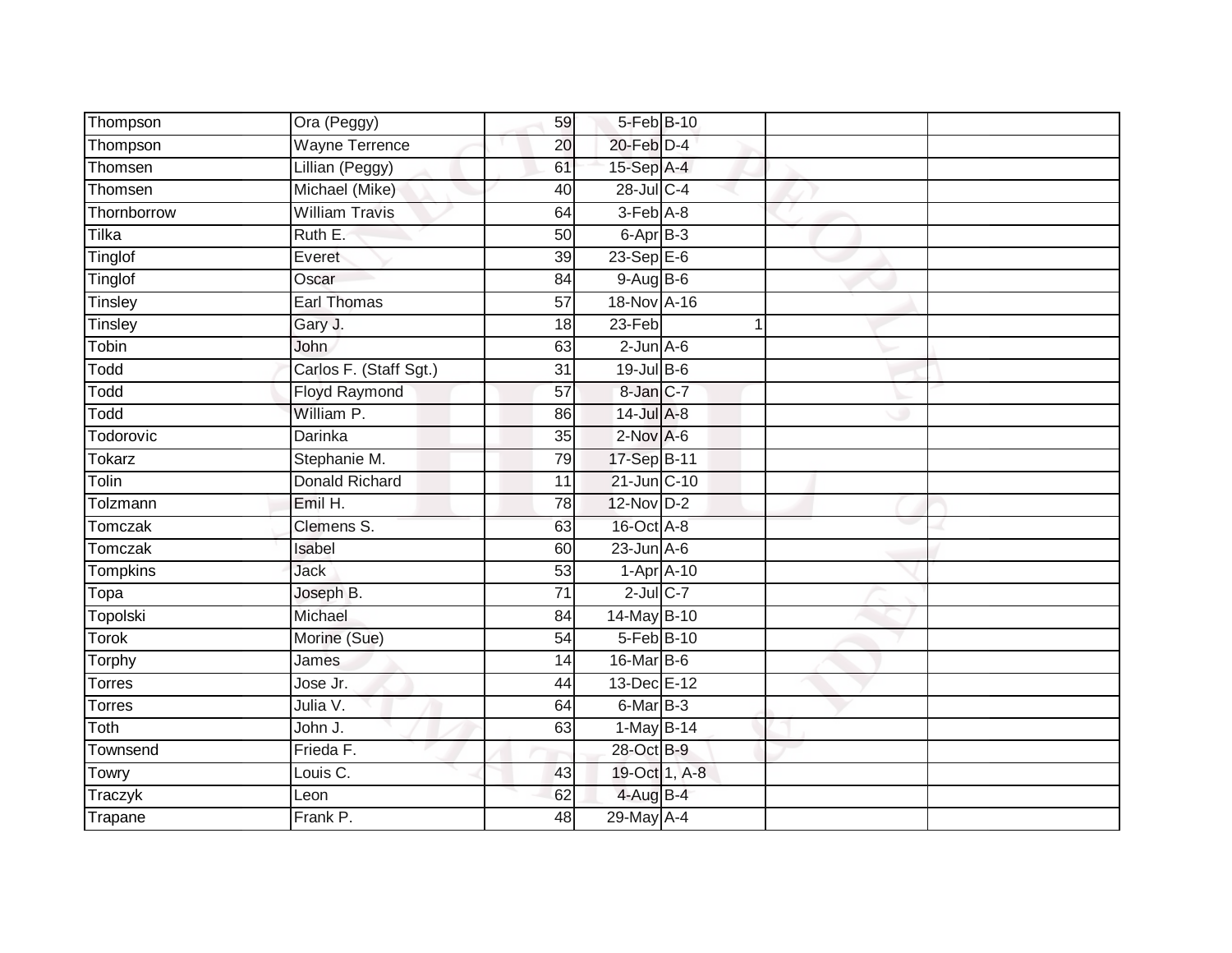| | | | | | | |
|---|---|---|---|---|---|---|
| Thompson | Ora (Peggy) | 59 | 5-Feb | B-10 | | |
| Thompson | Wayne Terrence | 20 | 20-Feb | D-4 | | |
| Thomsen | Lillian (Peggy) | 61 | 15-Sep | A-4 | | |
| Thomsen | Michael (Mike) | 40 | 28-Jul | C-4 | | |
| Thornborrow | William Travis | 64 | 3-Feb | A-8 | | |
| Tilka | Ruth E. | 50 | 6-Apr | B-3 | | |
| Tinglof | Everet | 39 | 23-Sep | E-6 | | |
| Tinglof | Oscar | 84 | 9-Aug | B-6 | | |
| Tinsley | Earl Thomas | 57 | 18-Nov | A-16 | | |
| Tinsley | Gary J. | 18 | 23-Feb | 1 | | |
| Tobin | John | 63 | 2-Jun | A-6 | | |
| Todd | Carlos F. (Staff Sgt.) | 31 | 19-Jul | B-6 | | |
| Todd | Floyd Raymond | 57 | 8-Jan | C-7 | | |
| Todd | William P. | 86 | 14-Jul | A-8 | | |
| Todorovic | Darinka | 35 | 2-Nov | A-6 | | |
| Tokarz | Stephanie M. | 79 | 17-Sep | B-11 | | |
| Tolin | Donald Richard | 11 | 21-Jun | C-10 | | |
| Tolzmann | Emil H. | 78 | 12-Nov | D-2 | | |
| Tomczak | Clemens S. | 63 | 16-Oct | A-8 | | |
| Tomczak | Isabel | 60 | 23-Jun | A-6 | | |
| Tompkins | Jack | 53 | 1-Apr | A-10 | | |
| Topa | Joseph B. | 71 | 2-Jul | C-7 | | |
| Topolski | Michael | 84 | 14-May | B-10 | | |
| Torok | Morine (Sue) | 54 | 5-Feb | B-10 | | |
| Torphy | James | 14 | 16-Mar | B-6 | | |
| Torres | Jose Jr. | 44 | 13-Dec | E-12 | | |
| Torres | Julia V. | 64 | 6-Mar | B-3 | | |
| Toth | John J. | 63 | 1-May | B-14 | | |
| Townsend | Frieda F. | | 28-Oct | B-9 | | |
| Towry | Louis C. | 43 | 19-Oct | 1, A-8 | | |
| Traczyk | Leon | 62 | 4-Aug | B-4 | | |
| Trapane | Frank P. | 48 | 29-May | A-4 | | |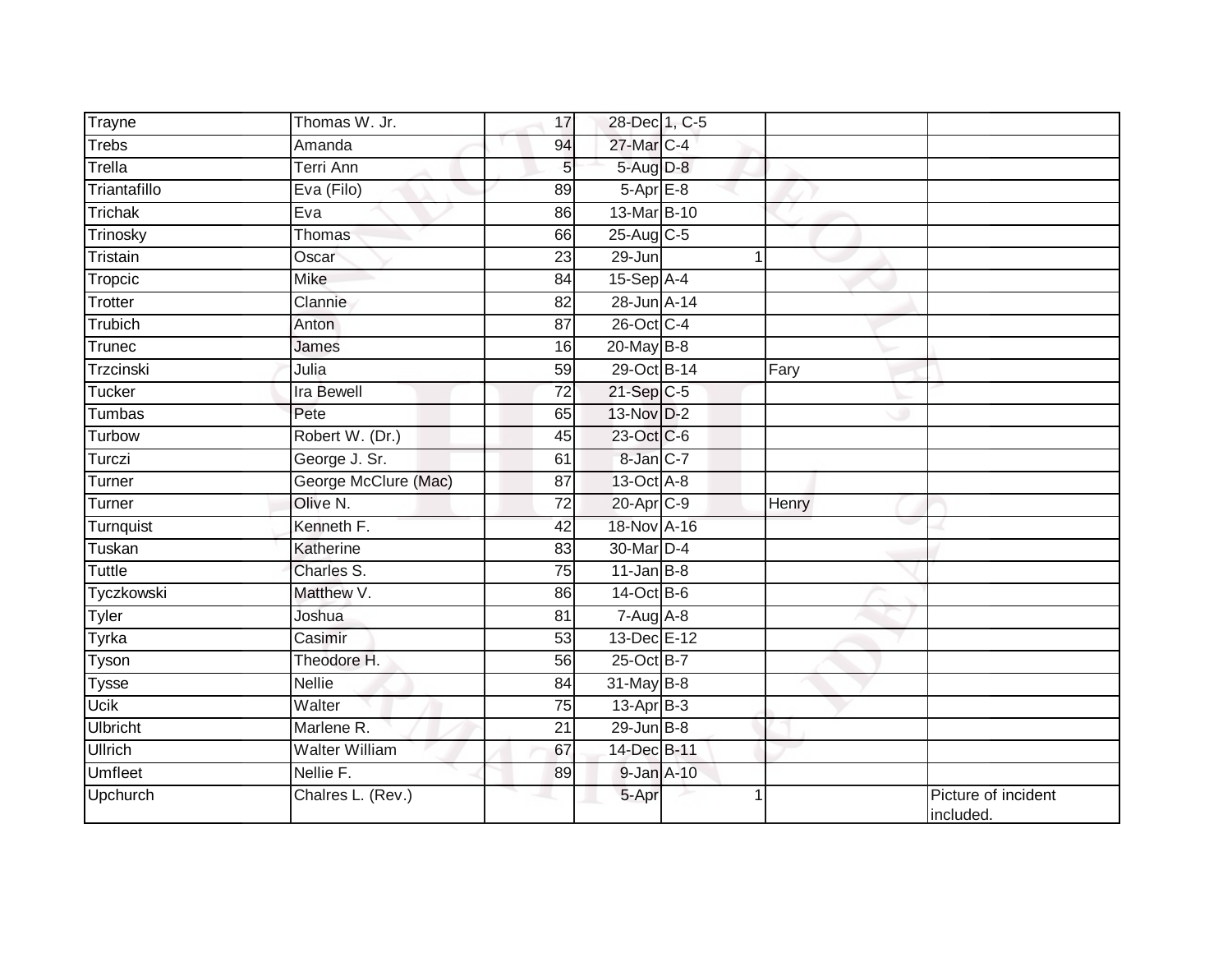| | | | | | | |
|---|---|---|---|---|---|---|
| Trayne | Thomas W. Jr. | 17 | 28-Dec | 1, C-5 | | |
| Trebs | Amanda | 94 | 27-Mar | C-4 | | |
| Trella | Terri Ann | 5 | 5-Aug | D-8 | | |
| Triantafillo | Eva (Filo) | 89 | 5-Apr | E-8 | | |
| Trichak | Eva | 86 | 13-Mar | B-10 | | |
| Trinosky | Thomas | 66 | 25-Aug | C-5 | | |
| Tristain | Oscar | 23 | 29-Jun | 1 | | |
| Tropcic | Mike | 84 | 15-Sep | A-4 | | |
| Trotter | Clannie | 82 | 28-Jun | A-14 | | |
| Trubich | Anton | 87 | 26-Oct | C-4 | | |
| Trunec | James | 16 | 20-May | B-8 | | |
| Trzcinski | Julia | 59 | 29-Oct | B-14 | Fary | |
| Tucker | Ira Bewell | 72 | 21-Sep | C-5 | | |
| Tumbas | Pete | 65 | 13-Nov | D-2 | | |
| Turbow | Robert W. (Dr.) | 45 | 23-Oct | C-6 | | |
| Turczi | George J. Sr. | 61 | 8-Jan | C-7 | | |
| Turner | George McClure (Mac) | 87 | 13-Oct | A-8 | | |
| Turner | Olive N. | 72 | 20-Apr | C-9 | Henry | |
| Turnquist | Kenneth F. | 42 | 18-Nov | A-16 | | |
| Tuskan | Katherine | 83 | 30-Mar | D-4 | | |
| Tuttle | Charles S. | 75 | 11-Jan | B-8 | | |
| Tyczkowski | Matthew V. | 86 | 14-Oct | B-6 | | |
| Tyler | Joshua | 81 | 7-Aug | A-8 | | |
| Tyrka | Casimir | 53 | 13-Dec | E-12 | | |
| Tyson | Theodore H. | 56 | 25-Oct | B-7 | | |
| Tysse | Nellie | 84 | 31-May | B-8 | | |
| Ucik | Walter | 75 | 13-Apr | B-3 | | |
| Ulbricht | Marlene R. | 21 | 29-Jun | B-8 | | |
| Ullrich | Walter William | 67 | 14-Dec | B-11 | | |
| Umfleet | Nellie F. | 89 | 9-Jan | A-10 | | |
| Upchurch | Chalres L. (Rev.) | | 5-Apr | 1 | | Picture of incident included. |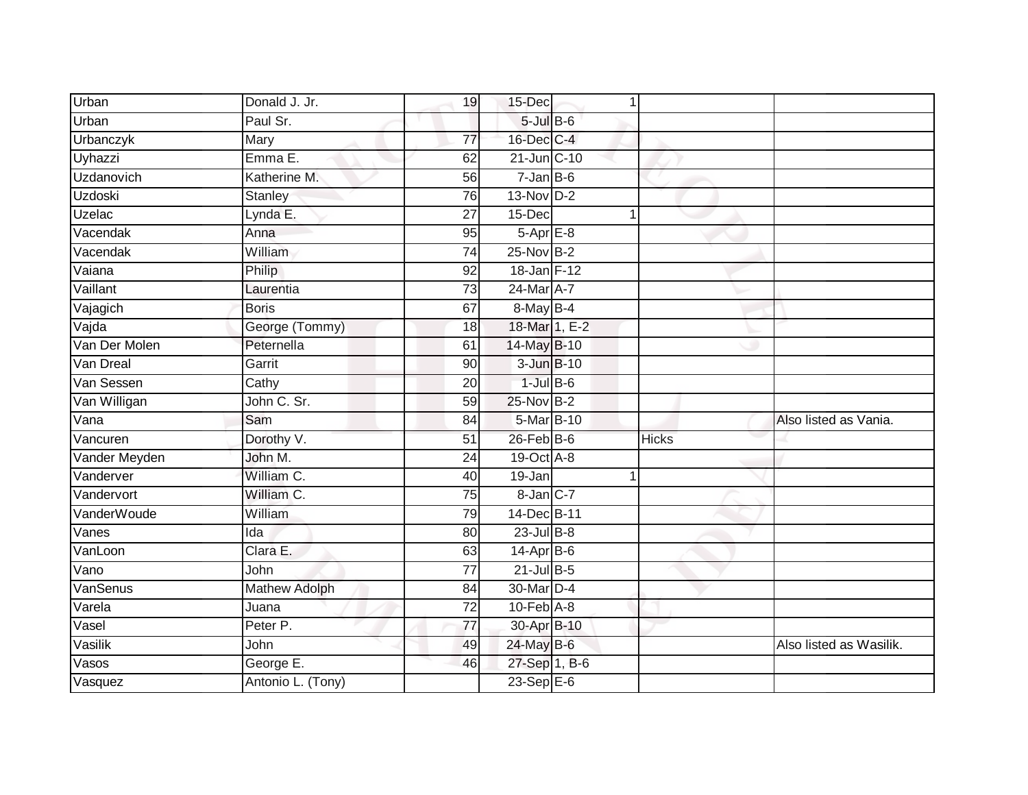| | | | | | | |
|---|---|---|---|---|---|---|
| Urban | Donald J. Jr. | 19 | 15-Dec | 1 | | |
| Urban | Paul Sr. | | 5-Jul | B-6 | | |
| Urbanczyk | Mary | 77 | 16-Dec | C-4 | | |
| Uyhazzi | Emma E. | 62 | 21-Jun | C-10 | | |
| Uzdanovich | Katherine M. | 56 | 7-Jan | B-6 | | |
| Uzdoski | Stanley | 76 | 13-Nov | D-2 | | |
| Uzelac | Lynda E. | 27 | 15-Dec | 1 | | |
| Vacendak | Anna | 95 | 5-Apr | E-8 | | |
| Vacendak | William | 74 | 25-Nov | B-2 | | |
| Vaiana | Philip | 92 | 18-Jan | F-12 | | |
| Vaillant | Laurentia | 73 | 24-Mar | A-7 | | |
| Vajagich | Boris | 67 | 8-May | B-4 | | |
| Vajda | George (Tommy) | 18 | 18-Mar | 1, E-2 | | |
| Van Der Molen | Peternella | 61 | 14-May | B-10 | | |
| Van Dreal | Garrit | 90 | 3-Jun | B-10 | | |
| Van Sessen | Cathy | 20 | 1-Jul | B-6 | | |
| Van Willigan | John C. Sr. | 59 | 25-Nov | B-2 | | |
| Vana | Sam | 84 | 5-Mar | B-10 | | Also listed as Vania. |
| Vancuren | Dorothy V. | 51 | 26-Feb | B-6 | Hicks | |
| Vander Meyden | John M. | 24 | 19-Oct | A-8 | | |
| Vanderver | William C. | 40 | 19-Jan | 1 | | |
| Vandervort | William C. | 75 | 8-Jan | C-7 | | |
| VanderWoude | William | 79 | 14-Dec | B-11 | | |
| Vanes | Ida | 80 | 23-Jul | B-8 | | |
| VanLoon | Clara E. | 63 | 14-Apr | B-6 | | |
| Vano | John | 77 | 21-Jul | B-5 | | |
| VanSenus | Mathew Adolph | 84 | 30-Mar | D-4 | | |
| Varela | Juana | 72 | 10-Feb | A-8 | | |
| Vasel | Peter P. | 77 | 30-Apr | B-10 | | |
| Vasilik | John | 49 | 24-May | B-6 | | Also listed as Wasilik. |
| Vasos | George E. | 46 | 27-Sep | 1, B-6 | | |
| Vasquez | Antonio L. (Tony) | | 23-Sep | E-6 | | |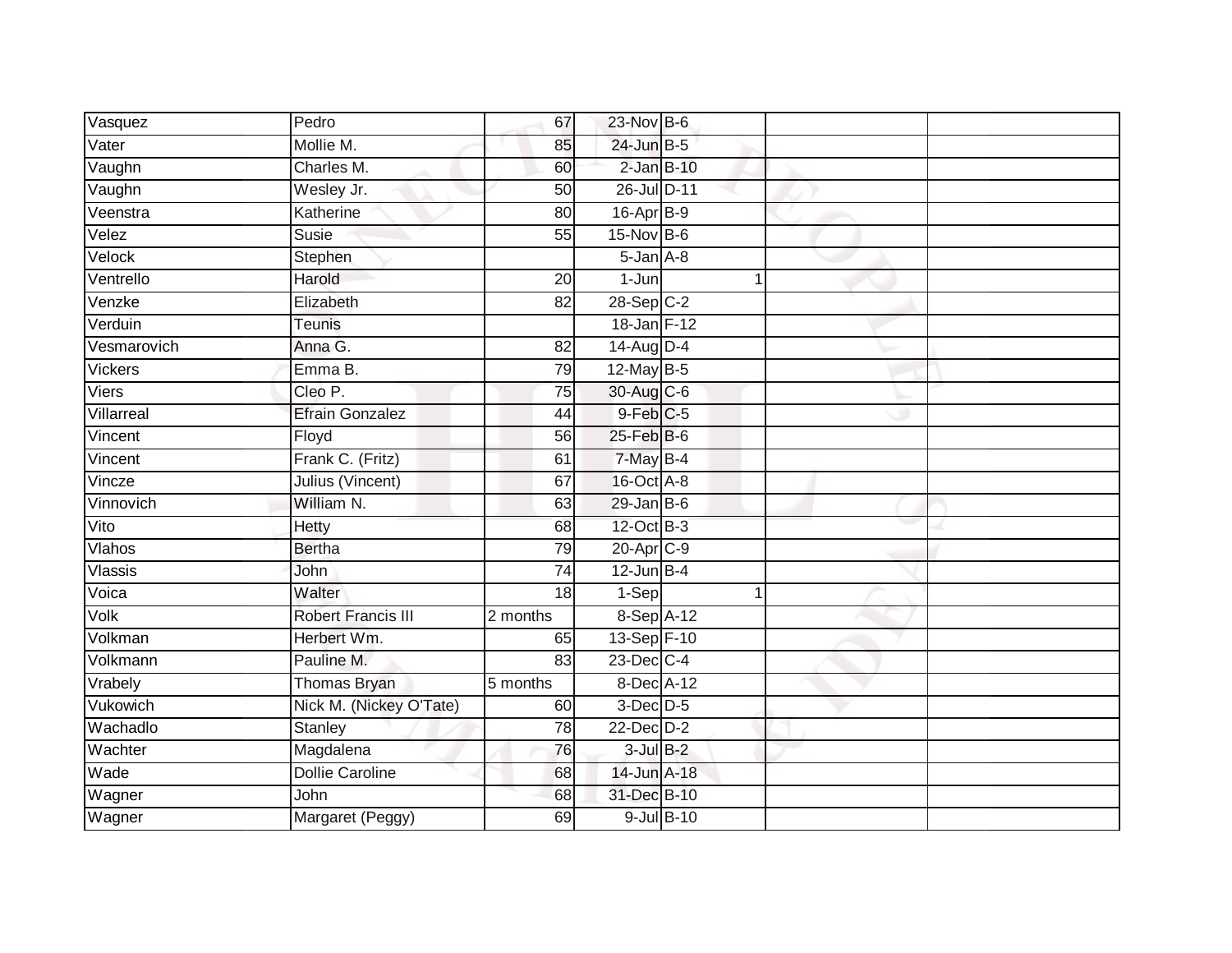| Vasquez | Pedro | 67 | 23-Nov | B-6 | | | |
|---|---|---|---|---|---|---|---|
| Vater | Mollie M. | 85 | 24-Jun | B-5 | | | |
| Vaughn | Charles M. | 60 | 2-Jan | B-10 | | | |
| Vaughn | Wesley Jr. | 50 | 26-Jul | D-11 | | | |
| Veenstra | Katherine | 80 | 16-Apr | B-9 | | | |
| Velez | Susie | 55 | 15-Nov | B-6 | | | |
| Velock | Stephen | | 5-Jan | A-8 | | | |
| Ventrello | Harold | 20 | 1-Jun | | 1 | | |
| Venzke | Elizabeth | 82 | 28-Sep | C-2 | | | |
| Verduin | Teunis | | 18-Jan | F-12 | | | |
| Vesmarovich | Anna G. | 82 | 14-Aug | D-4 | | | |
| Vickers | Emma B. | 79 | 12-May | B-5 | | | |
| Viers | Cleo P. | 75 | 30-Aug | C-6 | | | |
| Villarreal | Efrain Gonzalez | 44 | 9-Feb | C-5 | | | |
| Vincent | Floyd | 56 | 25-Feb | B-6 | | | |
| Vincent | Frank C. (Fritz) | 61 | 7-May | B-4 | | | |
| Vincze | Julius (Vincent) | 67 | 16-Oct | A-8 | | | |
| Vinnovich | William N. | 63 | 29-Jan | B-6 | | | |
| Vito | Hetty | 68 | 12-Oct | B-3 | | | |
| Vlahos | Bertha | 79 | 20-Apr | C-9 | | | |
| Vlassis | John | 74 | 12-Jun | B-4 | | | |
| Voica | Walter | 18 | 1-Sep | | 1 | | |
| Volk | Robert Francis III | 2 months | 8-Sep | A-12 | | | |
| Volkman | Herbert Wm. | 65 | 13-Sep | F-10 | | | |
| Volkmann | Pauline M. | 83 | 23-Dec | C-4 | | | |
| Vrabely | Thomas Bryan | 5 months | 8-Dec | A-12 | | | |
| Vukowich | Nick M. (Nickey O'Tate) | 60 | 3-Dec | D-5 | | | |
| Wachadlo | Stanley | 78 | 22-Dec | D-2 | | | |
| Wachter | Magdalena | 76 | 3-Jul | B-2 | | | |
| Wade | Dollie Caroline | 68 | 14-Jun | A-18 | | | |
| Wagner | John | 68 | 31-Dec | B-10 | | | |
| Wagner | Margaret (Peggy) | 69 | 9-Jul | B-10 | | | |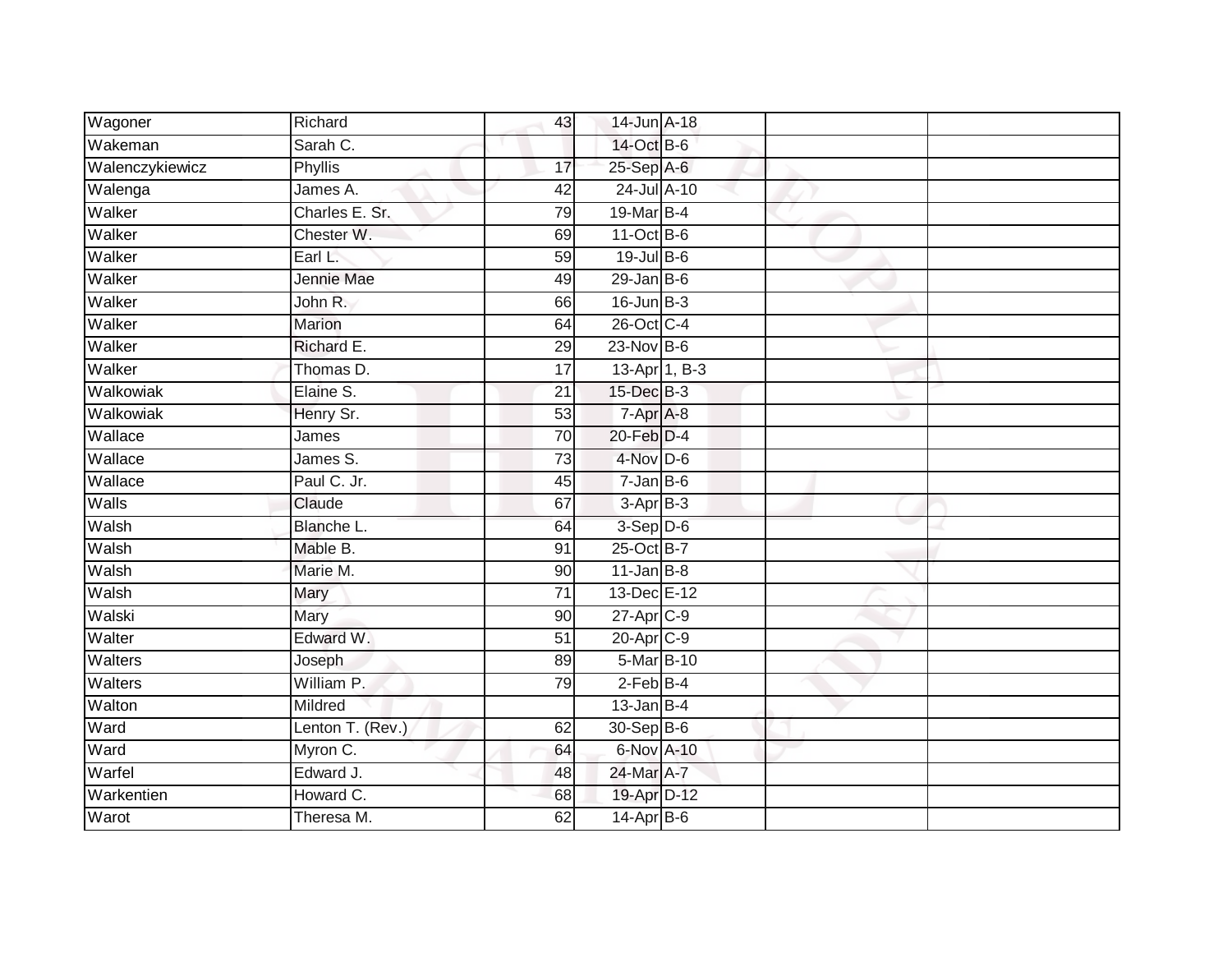| | | | | | | |
|---|---|---|---|---|---|---|
| Wagoner | Richard | 43 | 14-Jun | A-18 | | |
| Wakeman | Sarah C. | | 14-Oct | B-6 | | |
| Walenczykiewicz | Phyllis | 17 | 25-Sep | A-6 | | |
| Walenga | James A. | 42 | 24-Jul | A-10 | | |
| Walker | Charles E. Sr. | 79 | 19-Mar | B-4 | | |
| Walker | Chester W. | 69 | 11-Oct | B-6 | | |
| Walker | Earl L. | 59 | 19-Jul | B-6 | | |
| Walker | Jennie Mae | 49 | 29-Jan | B-6 | | |
| Walker | John R. | 66 | 16-Jun | B-3 | | |
| Walker | Marion | 64 | 26-Oct | C-4 | | |
| Walker | Richard E. | 29 | 23-Nov | B-6 | | |
| Walker | Thomas D. | 17 | 13-Apr | 1, B-3 | | |
| Walkowiak | Elaine S. | 21 | 15-Dec | B-3 | | |
| Walkowiak | Henry Sr. | 53 | 7-Apr | A-8 | | |
| Wallace | James | 70 | 20-Feb | D-4 | | |
| Wallace | James S. | 73 | 4-Nov | D-6 | | |
| Wallace | Paul C. Jr. | 45 | 7-Jan | B-6 | | |
| Walls | Claude | 67 | 3-Apr | B-3 | | |
| Walsh | Blanche L. | 64 | 3-Sep | D-6 | | |
| Walsh | Mable B. | 91 | 25-Oct | B-7 | | |
| Walsh | Marie M. | 90 | 11-Jan | B-8 | | |
| Walsh | Mary | 71 | 13-Dec | E-12 | | |
| Walski | Mary | 90 | 27-Apr | C-9 | | |
| Walter | Edward W. | 51 | 20-Apr | C-9 | | |
| Walters | Joseph | 89 | 5-Mar | B-10 | | |
| Walters | William P. | 79 | 2-Feb | B-4 | | |
| Walton | Mildred | | 13-Jan | B-4 | | |
| Ward | Lenton T. (Rev.) | 62 | 30-Sep | B-6 | | |
| Ward | Myron C. | 64 | 6-Nov | A-10 | | |
| Warfel | Edward J. | 48 | 24-Mar | A-7 | | |
| Warkentien | Howard C. | 68 | 19-Apr | D-12 | | |
| Warot | Theresa M. | 62 | 14-Apr | B-6 | | |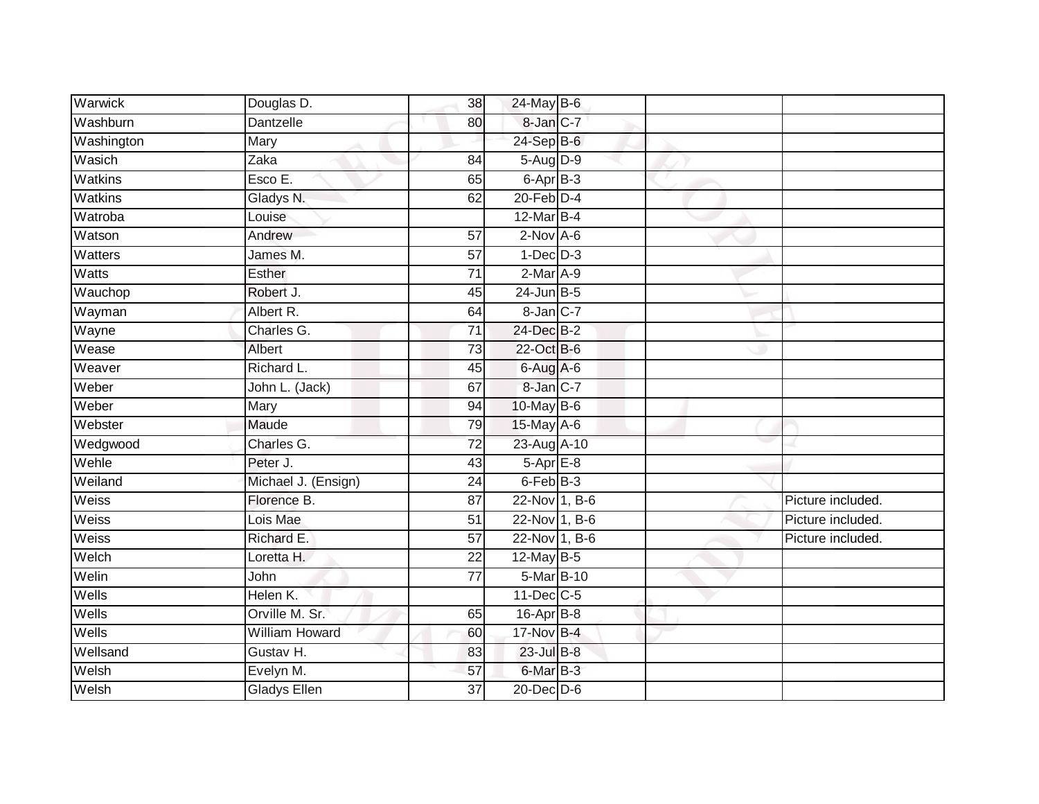| | | | | | | |
|---|---|---|---|---|---|---|
| Warwick | Douglas D. | 38 | 24-May | B-6 | | |
| Washburn | Dantzelle | 80 | 8-Jan | C-7 | | |
| Washington | Mary | | 24-Sep | B-6 | | |
| Wasich | Zaka | 84 | 5-Aug | D-9 | | |
| Watkins | Esco E. | 65 | 6-Apr | B-3 | | |
| Watkins | Gladys N. | 62 | 20-Feb | D-4 | | |
| Watroba | Louise | | 12-Mar | B-4 | | |
| Watson | Andrew | 57 | 2-Nov | A-6 | | |
| Watters | James M. | 57 | 1-Dec | D-3 | | |
| Watts | Esther | 71 | 2-Mar | A-9 | | |
| Wauchop | Robert J. | 45 | 24-Jun | B-5 | | |
| Wayman | Albert R. | 64 | 8-Jan | C-7 | | |
| Wayne | Charles G. | 71 | 24-Dec | B-2 | | |
| Wease | Albert | 73 | 22-Oct | B-6 | | |
| Weaver | Richard L. | 45 | 6-Aug | A-6 | | |
| Weber | John L. (Jack) | 67 | 8-Jan | C-7 | | |
| Weber | Mary | 94 | 10-May | B-6 | | |
| Webster | Maude | 79 | 15-May | A-6 | | |
| Wedgwood | Charles G. | 72 | 23-Aug | A-10 | | |
| Wehle | Peter J. | 43 | 5-Apr | E-8 | | |
| Weiland | Michael J. (Ensign) | 24 | 6-Feb | B-3 | | |
| Weiss | Florence B. | 87 | 22-Nov | 1, B-6 | | Picture included. |
| Weiss | Lois Mae | 51 | 22-Nov | 1, B-6 | | Picture included. |
| Weiss | Richard E. | 57 | 22-Nov | 1, B-6 | | Picture included. |
| Welch | Loretta H. | 22 | 12-May | B-5 | | |
| Welin | John | 77 | 5-Mar | B-10 | | |
| Wells | Helen K. | | 11-Dec | C-5 | | |
| Wells | Orville M. Sr. | 65 | 16-Apr | B-8 | | |
| Wells | William Howard | 60 | 17-Nov | B-4 | | |
| Wellsand | Gustav H. | 83 | 23-Jul | B-8 | | |
| Welsh | Evelyn M. | 57 | 6-Mar | B-3 | | |
| Welsh | Gladys Ellen | 37 | 20-Dec | D-6 | | |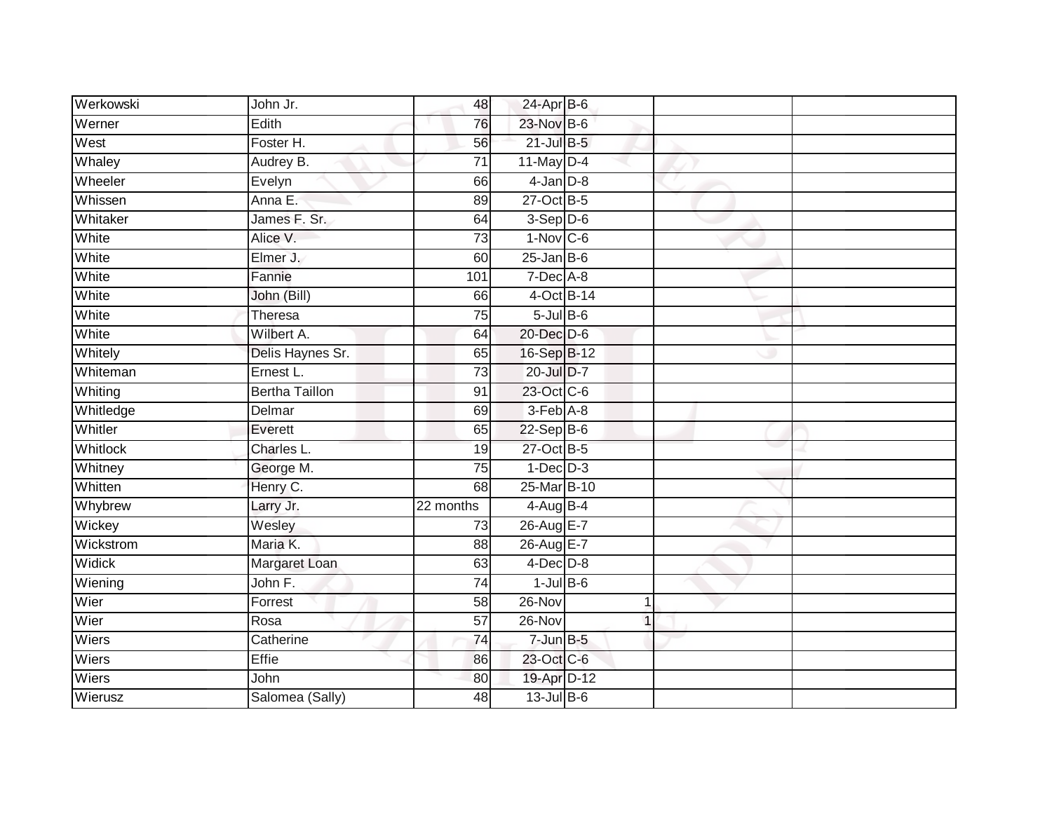| | | | | | | |
|---|---|---|---|---|---|---|
| Werkowski | John Jr. | 48 | 24-Apr | B-6 | | |
| Werner | Edith | 76 | 23-Nov | B-6 | | |
| West | Foster H. | 56 | 21-Jul | B-5 | | |
| Whaley | Audrey B. | 71 | 11-May | D-4 | | |
| Wheeler | Evelyn | 66 | 4-Jan | D-8 | | |
| Whissen | Anna E. | 89 | 27-Oct | B-5 | | |
| Whitaker | James F. Sr. | 64 | 3-Sep | D-6 | | |
| White | Alice V. | 73 | 1-Nov | C-6 | | |
| White | Elmer J. | 60 | 25-Jan | B-6 | | |
| White | Fannie | 101 | 7-Dec | A-8 | | |
| White | John (Bill) | 66 | 4-Oct | B-14 | | |
| White | Theresa | 75 | 5-Jul | B-6 | | |
| White | Wilbert A. | 64 | 20-Dec | D-6 | | |
| Whitely | Delis Haynes Sr. | 65 | 16-Sep | B-12 | | |
| Whiteman | Ernest L. | 73 | 20-Jul | D-7 | | |
| Whiting | Bertha Taillon | 91 | 23-Oct | C-6 | | |
| Whitledge | Delmar | 69 | 3-Feb | A-8 | | |
| Whitler | Everett | 65 | 22-Sep | B-6 | | |
| Whitlock | Charles L. | 19 | 27-Oct | B-5 | | |
| Whitney | George M. | 75 | 1-Dec | D-3 | | |
| Whitten | Henry C. | 68 | 25-Mar | B-10 | | |
| Whybrew | Larry Jr. | 22 months | 4-Aug | B-4 | | |
| Wickey | Wesley | 73 | 26-Aug | E-7 | | |
| Wickstrom | Maria K. | 88 | 26-Aug | E-7 | | |
| Widick | Margaret Loan | 63 | 4-Dec | D-8 | | |
| Wiening | John F. | 74 | 1-Jul | B-6 | | |
| Wier | Forrest | 58 | 26-Nov | 1 | | |
| Wier | Rosa | 57 | 26-Nov | 1 | | |
| Wiers | Catherine | 74 | 7-Jun | B-5 | | |
| Wiers | Effie | 86 | 23-Oct | C-6 | | |
| Wiers | John | 80 | 19-Apr | D-12 | | |
| Wierusz | Salomea (Sally) | 48 | 13-Jul | B-6 | | |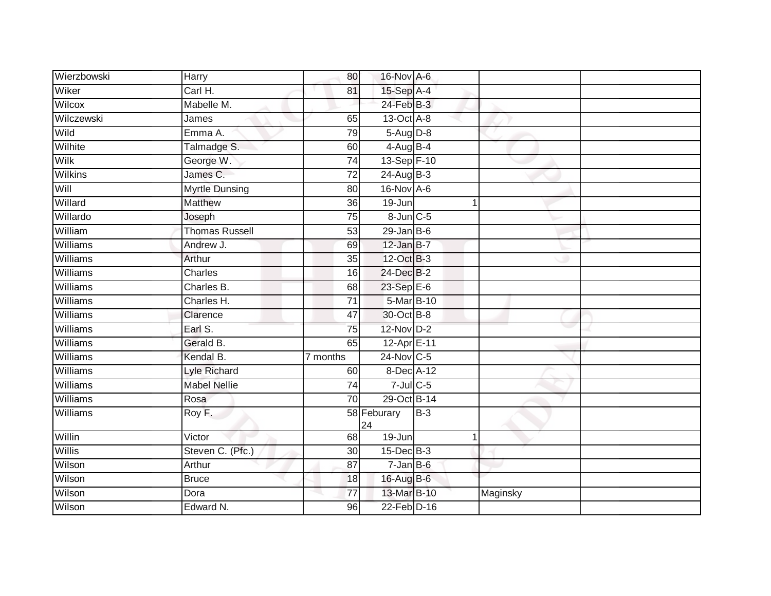| | | | | | | | |
|---|---|---|---|---|---|---|---|
| Wierzbowski | Harry | 80 | 16-Nov | A-6 | | | |
| Wiker | Carl H. | 81 | 15-Sep | A-4 | | | |
| Wilcox | Mabelle M. | | 24-Feb | B-3 | | | |
| Wilczewski | James | 65 | 13-Oct | A-8 | | | |
| Wild | Emma A. | 79 | 5-Aug | D-8 | | | |
| Wilhite | Talmadge S. | 60 | 4-Aug | B-4 | | | |
| Wilk | George W. | 74 | 13-Sep | F-10 | | | |
| Wilkins | James C. | 72 | 24-Aug | B-3 | | | |
| Will | Myrtle Dunsing | 80 | 16-Nov | A-6 | | | |
| Willard | Matthew | 36 | 19-Jun | | 1 | | |
| Willardo | Joseph | 75 | 8-Jun | C-5 | | | |
| William | Thomas Russell | 53 | 29-Jan | B-6 | | | |
| Williams | Andrew J. | 69 | 12-Jan | B-7 | | | |
| Williams | Arthur | 35 | 12-Oct | B-3 | | | |
| Williams | Charles | 16 | 24-Dec | B-2 | | | |
| Williams | Charles B. | 68 | 23-Sep | E-6 | | | |
| Williams | Charles H. | 71 | 5-Mar | B-10 | | | |
| Williams | Clarence | 47 | 30-Oct | B-8 | | | |
| Williams | Earl S. | 75 | 12-Nov | D-2 | | | |
| Williams | Gerald B. | 65 | 12-Apr | E-11 | | | |
| Williams | Kendal B. | 7 months | 24-Nov | C-5 | | | |
| Williams | Lyle Richard | 60 | 8-Dec | A-12 | | | |
| Williams | Mabel Nellie | 74 | 7-Jul | C-5 | | | |
| Williams | Rosa | 70 | 29-Oct | B-14 | | | |
| Williams | Roy F. | 58 | Feburary 24 | B-3 | | | |
| Willin | Victor | 68 | 19-Jun | | 1 | | |
| Willis | Steven C. (Pfc.) | 30 | 15-Dec | B-3 | | | |
| Wilson | Arthur | 87 | 7-Jan | B-6 | | | |
| Wilson | Bruce | 18 | 16-Aug | B-6 | | | |
| Wilson | Dora | 77 | 13-Mar | B-10 | | Maginsky | |
| Wilson | Edward N. | 96 | 22-Feb | D-16 | | | |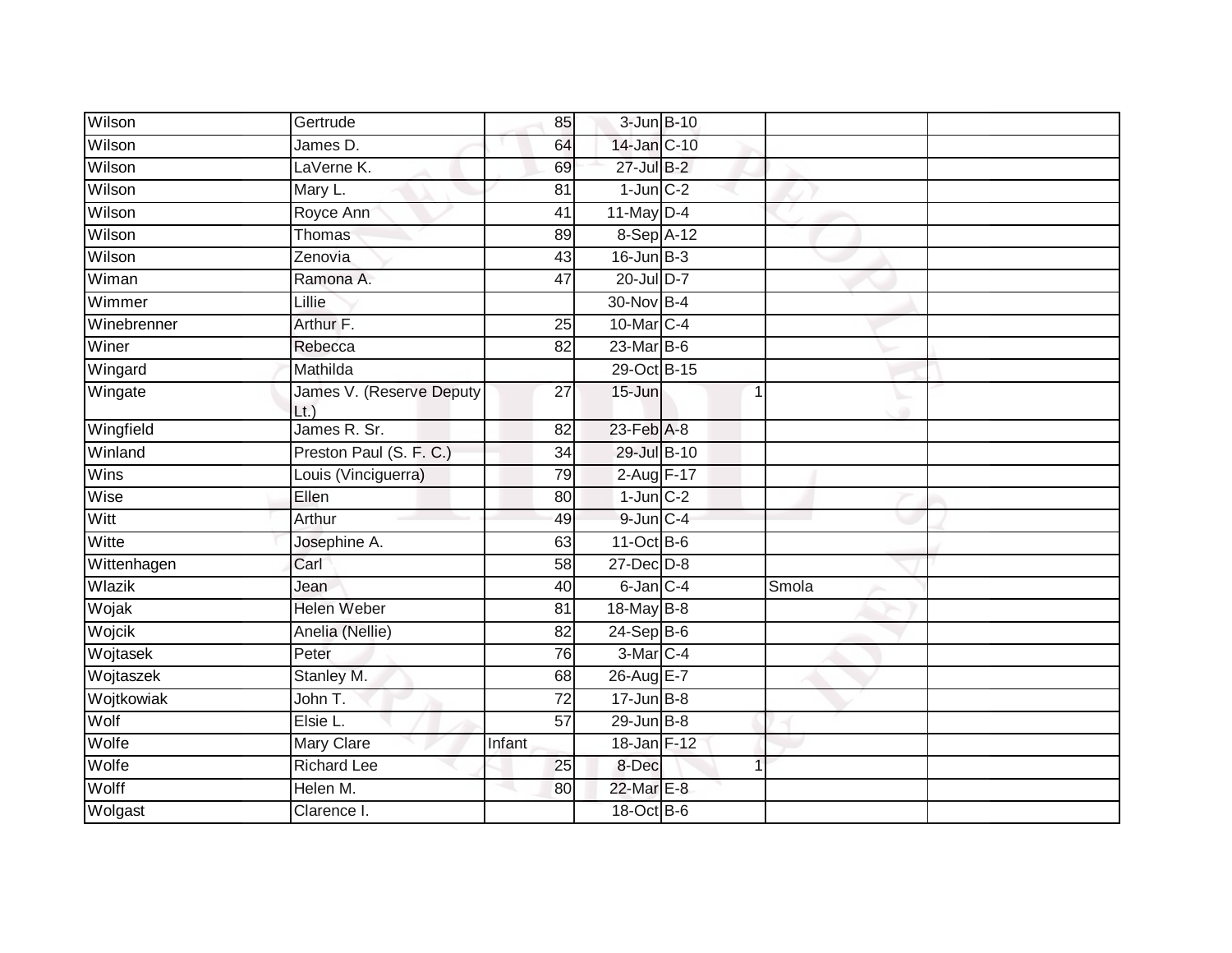| | | | | | | | |
|---|---|---|---|---|---|---|---|
| Wilson | Gertrude | 85 | 3-Jun | B-10 | | | |
| Wilson | James D. | 64 | 14-Jan | C-10 | | | |
| Wilson | LaVerne K. | 69 | 27-Jul | B-2 | | | |
| Wilson | Mary L. | 81 | 1-Jun | C-2 | | | |
| Wilson | Royce Ann | 41 | 11-May | D-4 | | | |
| Wilson | Thomas | 89 | 8-Sep | A-12 | | | |
| Wilson | Zenovia | 43 | 16-Jun | B-3 | | | |
| Wiman | Ramona A. | 47 | 20-Jul | D-7 | | | |
| Wimmer | Lillie | | 30-Nov | B-4 | | | |
| Winebrenner | Arthur F. | 25 | 10-Mar | C-4 | | | |
| Winer | Rebecca | 82 | 23-Mar | B-6 | | | |
| Wingard | Mathilda | | 29-Oct | B-15 | | | |
| Wingate | James V. (Reserve Deputy Lt.) | 27 | 15-Jun | | 1 | | |
| Wingfield | James R. Sr. | 82 | 23-Feb | A-8 | | | |
| Winland | Preston Paul (S. F. C.) | 34 | 29-Jul | B-10 | | | |
| Wins | Louis (Vinciguerra) | 79 | 2-Aug | F-17 | | | |
| Wise | Ellen | 80 | 1-Jun | C-2 | | | |
| Witt | Arthur | 49 | 9-Jun | C-4 | | | |
| Witte | Josephine A. | 63 | 11-Oct | B-6 | | | |
| Wittenhagen | Carl | 58 | 27-Dec | D-8 | | | |
| Wlazik | Jean | 40 | 6-Jan | C-4 | | Smola | |
| Wojak | Helen Weber | 81 | 18-May | B-8 | | | |
| Wojcik | Anelia (Nellie) | 82 | 24-Sep | B-6 | | | |
| Wojtasek | Peter | 76 | 3-Mar | C-4 | | | |
| Wojtaszek | Stanley M. | 68 | 26-Aug | E-7 | | | |
| Wojtkowiak | John T. | 72 | 17-Jun | B-8 | | | |
| Wolf | Elsie L. | 57 | 29-Jun | B-8 | | | |
| Wolfe | Mary Clare | Infant | 18-Jan | F-12 | | | |
| Wolfe | Richard Lee | 25 | 8-Dec | | 1 | | |
| Wolff | Helen M. | 80 | 22-Mar | E-8 | | | |
| Wolgast | Clarence I. | | 18-Oct | B-6 | | | |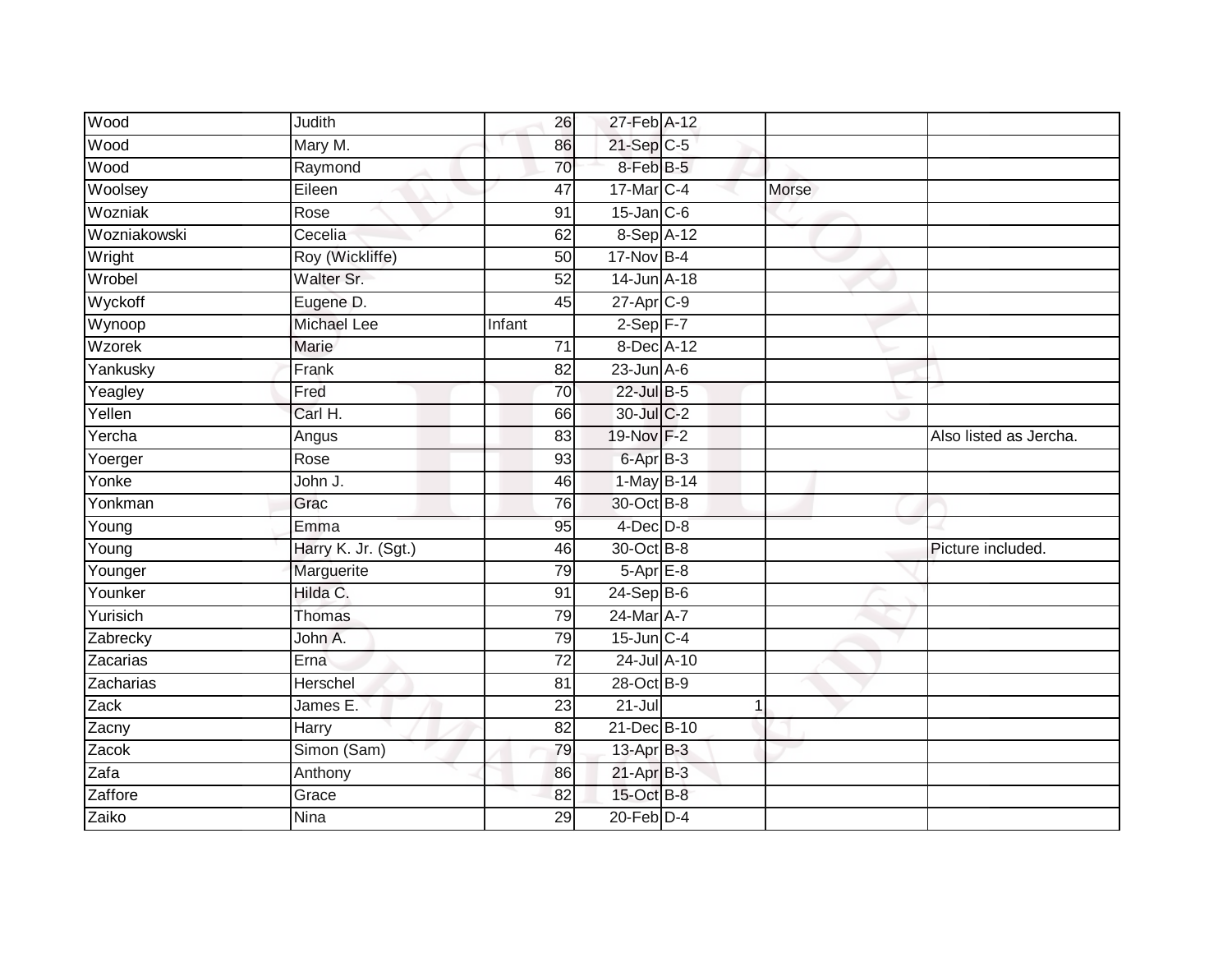| | | | | | | |
|---|---|---|---|---|---|---|
| Wood | Judith | 26 | 27-Feb | A-12 | | |
| Wood | Mary M. | 86 | 21-Sep | C-5 | | |
| Wood | Raymond | 70 | 8-Feb | B-5 | | |
| Woolsey | Eileen | 47 | 17-Mar | C-4 | Morse | |
| Wozniak | Rose | 91 | 15-Jan | C-6 | | |
| Wozniakowski | Cecelia | 62 | 8-Sep | A-12 | | |
| Wright | Roy (Wickliffe) | 50 | 17-Nov | B-4 | | |
| Wrobel | Walter Sr. | 52 | 14-Jun | A-18 | | |
| Wyckoff | Eugene D. | 45 | 27-Apr | C-9 | | |
| Wynoop | Michael Lee | Infant | 2-Sep | F-7 | | |
| Wzorek | Marie | 71 | 8-Dec | A-12 | | |
| Yankusky | Frank | 82 | 23-Jun | A-6 | | |
| Yeagley | Fred | 70 | 22-Jul | B-5 | | |
| Yellen | Carl H. | 66 | 30-Jul | C-2 | | |
| Yercha | Angus | 83 | 19-Nov | F-2 | | Also listed as Jercha. |
| Yoerger | Rose | 93 | 6-Apr | B-3 | | |
| Yonke | John J. | 46 | 1-May | B-14 | | |
| Yonkman | Grac | 76 | 30-Oct | B-8 | | |
| Young | Emma | 95 | 4-Dec | D-8 | | |
| Young | Harry K. Jr. (Sgt.) | 46 | 30-Oct | B-8 | | Picture included. |
| Younger | Marguerite | 79 | 5-Apr | E-8 | | |
| Younker | Hilda C. | 91 | 24-Sep | B-6 | | |
| Yurisich | Thomas | 79 | 24-Mar | A-7 | | |
| Zabrecky | John A. | 79 | 15-Jun | C-4 | | |
| Zacarias | Erna | 72 | 24-Jul | A-10 | | |
| Zacharias | Herschel | 81 | 28-Oct | B-9 | | |
| Zack | James E. | 23 | 21-Jul | 1 | | |
| Zacny | Harry | 82 | 21-Dec | B-10 | | |
| Zacok | Simon (Sam) | 79 | 13-Apr | B-3 | | |
| Zafa | Anthony | 86 | 21-Apr | B-3 | | |
| Zaffore | Grace | 82 | 15-Oct | B-8 | | |
| Zaiko | Nina | 29 | 20-Feb | D-4 | | |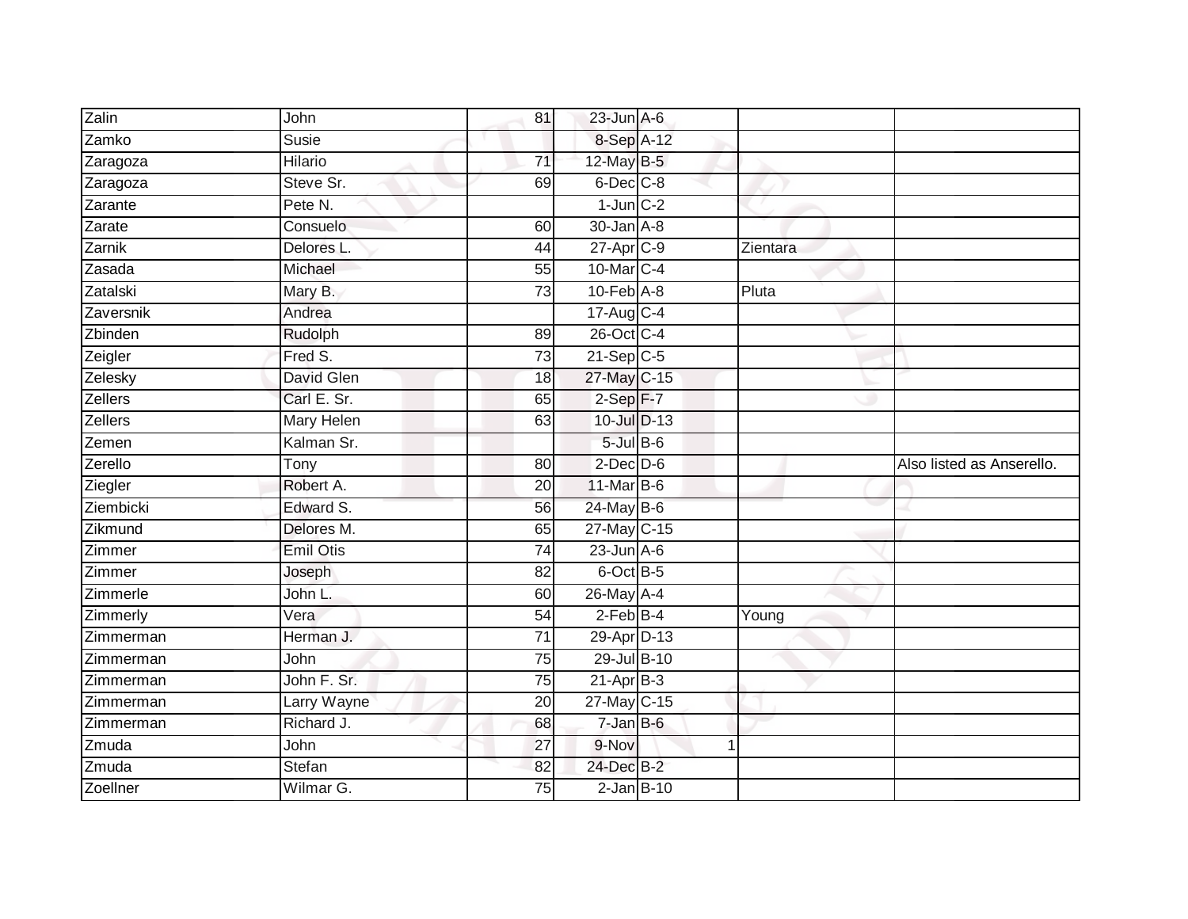| Zalin | John | 81 | 23-Jun | A-6 | | |
|---|---|---|---|---|---|---|
| Zamko | Susie | | 8-Sep | A-12 | | |
| Zaragoza | Hilario | 71 | 12-May | B-5 | | |
| Zaragoza | Steve Sr. | 69 | 6-Dec | C-8 | | |
| Zarante | Pete N. | | 1-Jun | C-2 | | |
| Zarate | Consuelo | 60 | 30-Jan | A-8 | | |
| Zarnik | Delores L. | 44 | 27-Apr | C-9 | Zientara | |
| Zasada | Michael | 55 | 10-Mar | C-4 | | |
| Zatalski | Mary B. | 73 | 10-Feb | A-8 | Pluta | |
| Zaversnik | Andrea | | 17-Aug | C-4 | | |
| Zbinden | Rudolph | 89 | 26-Oct | C-4 | | |
| Zeigler | Fred S. | 73 | 21-Sep | C-5 | | |
| Zelesky | David Glen | 18 | 27-May | C-15 | | |
| Zellers | Carl E. Sr. | 65 | 2-Sep | F-7 | | |
| Zellers | Mary Helen | 63 | 10-Jul | D-13 | | |
| Zemen | Kalman Sr. | | 5-Jul | B-6 | | |
| Zerello | Tony | 80 | 2-Dec | D-6 | | Also listed as Anserello. |
| Ziegler | Robert A. | 20 | 11-Mar | B-6 | | |
| Ziembicki | Edward S. | 56 | 24-May | B-6 | | |
| Zikmund | Delores M. | 65 | 27-May | C-15 | | |
| Zimmer | Emil Otis | 74 | 23-Jun | A-6 | | |
| Zimmer | Joseph | 82 | 6-Oct | B-5 | | |
| Zimmerle | John L. | 60 | 26-May | A-4 | | |
| Zimmerly | Vera | 54 | 2-Feb | B-4 | Young | |
| Zimmerman | Herman J. | 71 | 29-Apr | D-13 | | |
| Zimmerman | John | 75 | 29-Jul | B-10 | | |
| Zimmerman | John F. Sr. | 75 | 21-Apr | B-3 | | |
| Zimmerman | Larry Wayne | 20 | 27-May | C-15 | | |
| Zimmerman | Richard J. | 68 | 7-Jan | B-6 | | |
| Zmuda | John | 27 | 9-Nov | 1 | | |
| Zmuda | Stefan | 82 | 24-Dec | B-2 | | |
| Zoellner | Wilmar G. | 75 | 2-Jan | B-10 | | |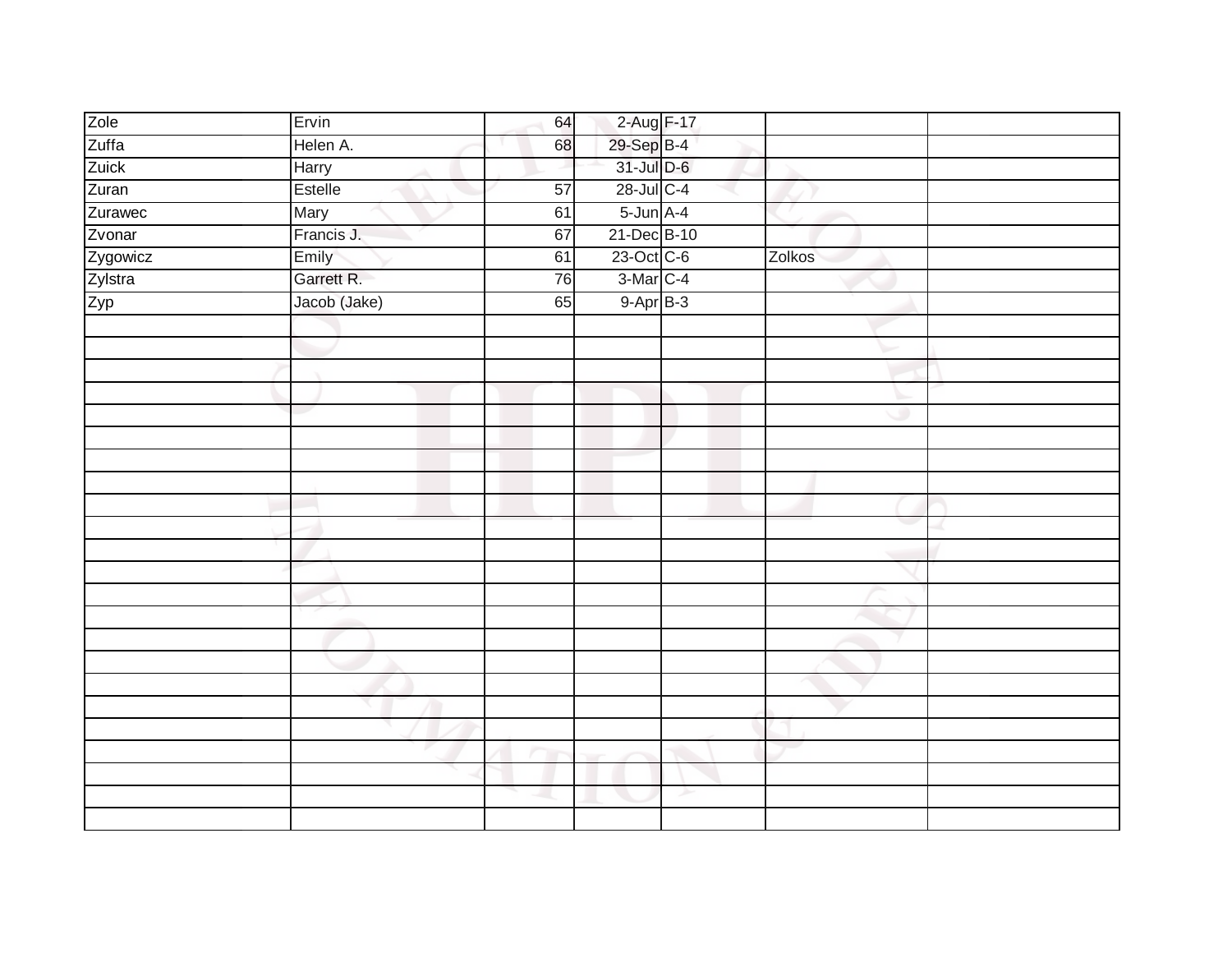| | | | | | | |
|---|---|---|---|---|---|---|
| Zole | Ervin | 64 | 2-Aug | F-17 | | |
| Zuffa | Helen A. | 68 | 29-Sep | B-4 | | |
| Zuick | Harry | | 31-Jul | D-6 | | |
| Zuran | Estelle | 57 | 28-Jul | C-4 | | |
| Zurawec | Mary | 61 | 5-Jun | A-4 | | |
| Zvonar | Francis J. | 67 | 21-Dec | B-10 | | |
| Zygowicz | Emily | 61 | 23-Oct | C-6 | Zolkos | |
| Zylstra | Garrett R. | 76 | 3-Mar | C-4 | | |
| Zyp | Jacob (Jake) | 65 | 9-Apr | B-3 | | |